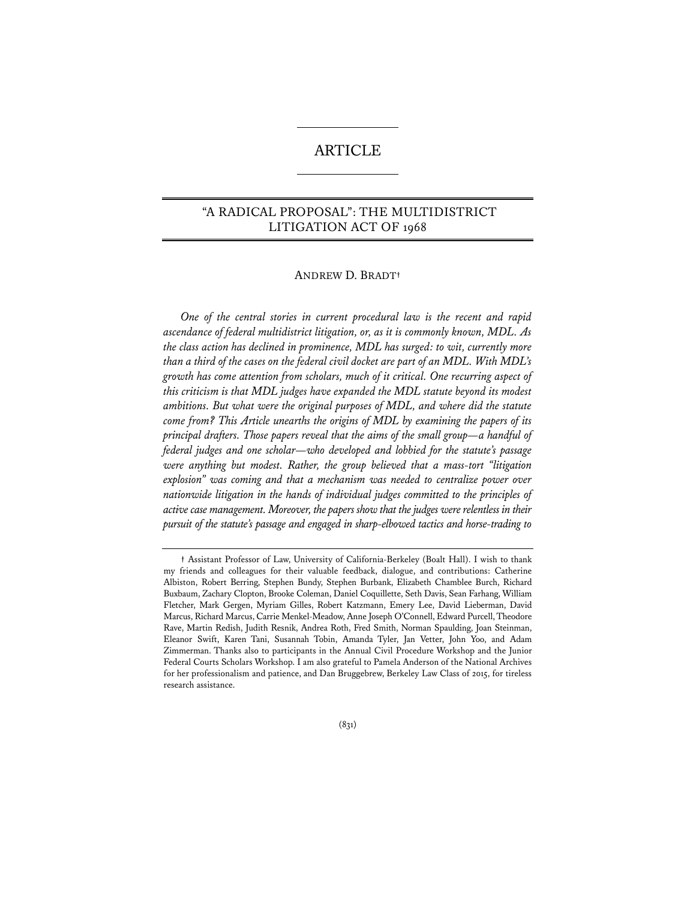# ARTICLE

## "A RADICAL PROPOSAL": THE MULTIDISTRICT LITIGATION ACT OF 1968

ANDREW D. BRADT†

*One of the central stories in current procedural law is the recent and rapid ascendance of federal multidistrict litigation, or, as it is commonly known, MDL. As the class action has declined in prominence, MDL has surged: to wit, currently more than a third of the cases on the federal civil docket are part of an MDL. With MDL's growth has come attention from scholars, much of it critical. One recurring aspect of this criticism is that MDL judges have expanded the MDL statute beyond its modest ambitions. But what were the original purposes of MDL, and where did the statute come from? This Article unearths the origins of MDL by examining the papers of its principal drafters. Those papers reveal that the aims of the small group—a handful of federal judges and one scholar—who developed and lobbied for the statute's passage were anything but modest. Rather, the group believed that a mass-tort "litigation explosion" was coming and that a mechanism was needed to centralize power over nationwide litigation in the hands of individual judges committed to the principles of active case management. Moreover, the papers show that the judges were relentless in their pursuit of the statute's passage and engaged in sharp-elbowed tactics and horse-trading to*

---

† Assistant Professor of Law, University of California-Berkeley (Boalt Hall). I wish to thank my friends and colleagues for their valuable feedback, dialogue, and contributions: Catherine Albiston, Robert Berring, Stephen Bundy, Stephen Burbank, Elizabeth Chamblee Burch, Richard Buxbaum, Zachary Clopton, Brooke Coleman, Daniel Coquillette, Seth Davis, Sean Farhang, William Fletcher, Mark Gergen, Myriam Gilles, Robert Katzmann, Emery Lee, David Lieberman, David Marcus, Richard Marcus, Carrie Menkel-Meadow, Anne Joseph O'Connell, Edward Purcell, Theodore Rave, Martin Redish, Judith Resnik, Andrea Roth, Fred Smith, Norman Spaulding, Joan Steinman, Eleanor Swift, Karen Tani, Susannah Tobin, Amanda Tyler, Jan Vetter, John Yoo, and Adam Zimmerman. Thanks also to participants in the Annual Civil Procedure Workshop and the Junior Federal Courts Scholars Workshop. I am also grateful to Pamela Anderson of the National Archives for her professionalism and patience, and Dan Bruggebrew, Berkeley Law Class of 2015, for tireless research assistance.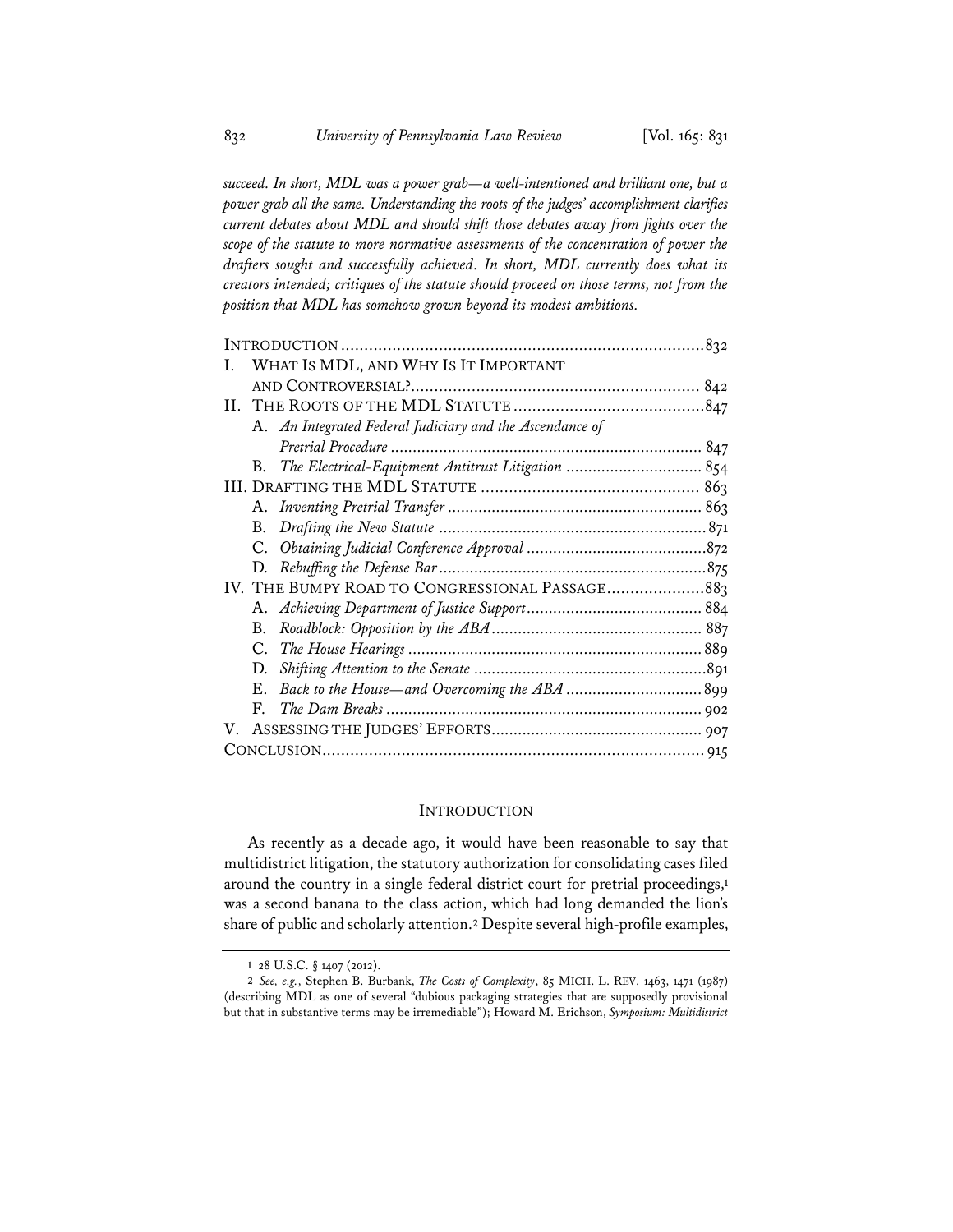*succeed. In short, MDL was a power grab—a well-intentioned and brilliant one, but a power grab all the same. Understanding the roots of the judges' accomplishment clarifies current debates about MDL and should shift those debates away from fights over the scope of the statute to more normative assessments of the concentration of power the drafters sought and successfully achieved. In short, MDL currently does what its creators intended; critiques of the statute should proceed on those terms, not from the position that MDL has somehow grown beyond its modest ambitions.*

| | |
|---|---|
| INTRODUCTION | 832 |
| I. WHAT IS MDL, AND WHY IS IT IMPORTANT AND CONTROVERSIAL? | 842 |
| II. THE ROOTS OF THE MDL STATUTE | 847 |
| A. *An Integrated Federal Judiciary and the Ascendance of Pretrial Procedure* | 847 |
| B. *The Electrical-Equipment Antitrust Litigation* | 854 |
| III. DRAFTING THE MDL STATUTE | 863 |
| A. *Inventing Pretrial Transfer* | 863 |
| B. *Drafting the New Statute* | 871 |
| C. *Obtaining Judicial Conference Approval* | 872 |
| D. *Rebuffing the Defense Bar* | 875 |
| IV. THE BUMPY ROAD TO CONGRESSIONAL PASSAGE | 883 |
| A. *Achieving Department of Justice Support* | 884 |
| B. *Roadblock: Opposition by the ABA* | 887 |
| C. *The House Hearings* | 889 |
| D. *Shifting Attention to the Senate* | 891 |
| E. *Back to the House—and Overcoming the ABA* | 899 |
| F. *The Dam Breaks* | 902 |
| V. ASSESSING THE JUDGES' EFFORTS | 907 |
| CONCLUSION | 915 |

## INTRODUCTION

As recently as a decade ago, it would have been reasonable to say that multidistrict litigation, the statutory authorization for consolidating cases filed around the country in a single federal district court for pretrial proceedings,[1] was a second banana to the class action, which had long demanded the lion's share of public and scholarly attention.[2] Despite several high-profile examples,

---

1 28 U.S.C. § 1407 (2012).

2 *See, e.g.*, Stephen B. Burbank, *The Costs of Complexity*, 85 MICH. L. REV. 1463, 1471 (1987) (describing MDL as one of several "dubious packaging strategies that are supposedly provisional but that in substantive terms may be irremediable"); Howard M. Erichson, *Symposium: Multidistrict*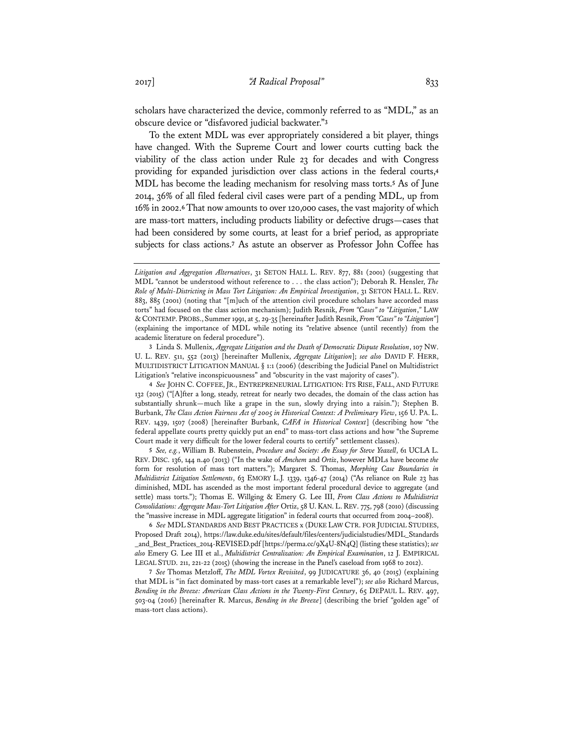scholars have characterized the device, commonly referred to as "MDL," as an obscure device or "disfavored judicial backwater."[3]

To the extent MDL was ever appropriately considered a bit player, things have changed. With the Supreme Court and lower courts cutting back the viability of the class action under Rule 23 for decades and with Congress providing for expanded jurisdiction over class actions in the federal courts,[4] MDL has become the leading mechanism for resolving mass torts.[5] As of June 2014, 36% of all filed federal civil cases were part of a pending MDL, up from 16% in 2002.[6] That now amounts to over 120,000 cases, the vast majority of which are mass-tort matters, including products liability or defective drugs—cases that had been considered by some courts, at least for a brief period, as appropriate subjects for class actions.[7] As astute an observer as Professor John Coffee has

---

*Litigation and Aggregation Alternatives*, 31 SETON HALL L. REV. 877, 881 (2001) (suggesting that MDL "cannot be understood without reference to . . . the class action"); Deborah R. Hensler, *The Role of Multi-Districting in Mass Tort Litigation: An Empirical Investigation*, 31 SETON HALL L. REV. 883, 885 (2001) (noting that "[m]uch of the attention civil procedure scholars have accorded mass torts" had focused on the class action mechanism); Judith Resnik, *From "Cases" to "Litigation*,*"* LAW & CONTEMP. PROBS., Summer 1991, at 5, 29-35 [hereinafter Judith Resnik, *From "Cases" to "Litigation"*] (explaining the importance of MDL while noting its "relative absence (until recently) from the academic literature on federal procedure").

3 Linda S. Mullenix, *Aggregate Litigation and the Death of Democratic Dispute Resolution*, 107 NW. U. L. REV. 511, 552 (2013) [hereinafter Mullenix, *Aggregate Litigation*]; *see also* DAVID F. HERR, MULTIDISTRICT LITIGATION MANUAL § 1:1 (2006) (describing the Judicial Panel on Multidistrict Litigation's "relative inconspicuousness" and "obscurity in the vast majority of cases").

4 *See* JOHN C. COFFEE, JR., ENTREPRENEURIAL LITIGATION: ITS RISE, FALL, AND FUTURE 132 (2015) ("[A]fter a long, steady, retreat for nearly two decades, the domain of the class action has substantially shrunk—much like a grape in the sun, slowly drying into a raisin."); Stephen B. Burbank, *The Class Action Fairness Act of 2005 in Historical Context: A Preliminary View*, 156 U. PA. L. REV. 1439, 1507 (2008) [hereinafter Burbank, *CAFA in Historical Context*] (describing how "the federal appellate courts pretty quickly put an end" to mass-tort class actions and how "the Supreme Court made it very difficult for the lower federal courts to certify" settlement classes).

5 *See, e.g.*, William B. Rubenstein, *Procedure and Society: An Essay for Steve Yeazell*, 61 UCLA L. REV. DISC. 136, 144 n.40 (2013) ("In the wake of *Amchem* and *Ortiz*, however MDLs have become *the* form for resolution of mass tort matters."); Margaret S. Thomas, *Morphing Case Boundaries in Multidistrict Litigation Settlements*, 63 EMORY L.J. 1339, 1346-47 (2014) ("As reliance on Rule 23 has diminished, MDL has ascended as the most important federal procedural device to aggregate (and settle) mass torts."); Thomas E. Willging & Emery G. Lee III, *From Class Actions to Multidistrict Consolidations: Aggregate Mass-Tort Litigation After* Ortiz, 58 U. KAN. L. REV. 775, 798 (2010) (discussing the "massive increase in MDL aggregate litigation" in federal courts that occurred from 2004–2008).

6 *See* MDL STANDARDS AND BEST PRACTICES x (DUKE LAW CTR. FOR JUDICIAL STUDIES, Proposed Draft 2014), https://law.duke.edu/sites/default/files/centers/judicialstudies/MDL_Standards_and_Best_Practices_2014-REVISED.pdf [https://perma.cc/9X4U-8N4Q] (listing these statistics); *see also* Emery G. Lee III et al., *Multidistrict Centralization: An Empirical Examination*, 12 J. EMPIRICAL LEGAL STUD. 211, 221-22 (2015) (showing the increase in the Panel's caseload from 1968 to 2012).

7 *See* Thomas Metzloff, *The MDL Vortex Revisited*, 99 JUDICATURE 36, 40 (2015) (explaining that MDL is "in fact dominated by mass-tort cases at a remarkable level"); *see also* Richard Marcus, *Bending in the Breeze: American Class Actions in the Twenty-First Century*, 65 DEPAUL L. REV. 497, 503-04 (2016) [hereinafter R. Marcus, *Bending in the Breeze*] (describing the brief "golden age" of mass-tort class actions).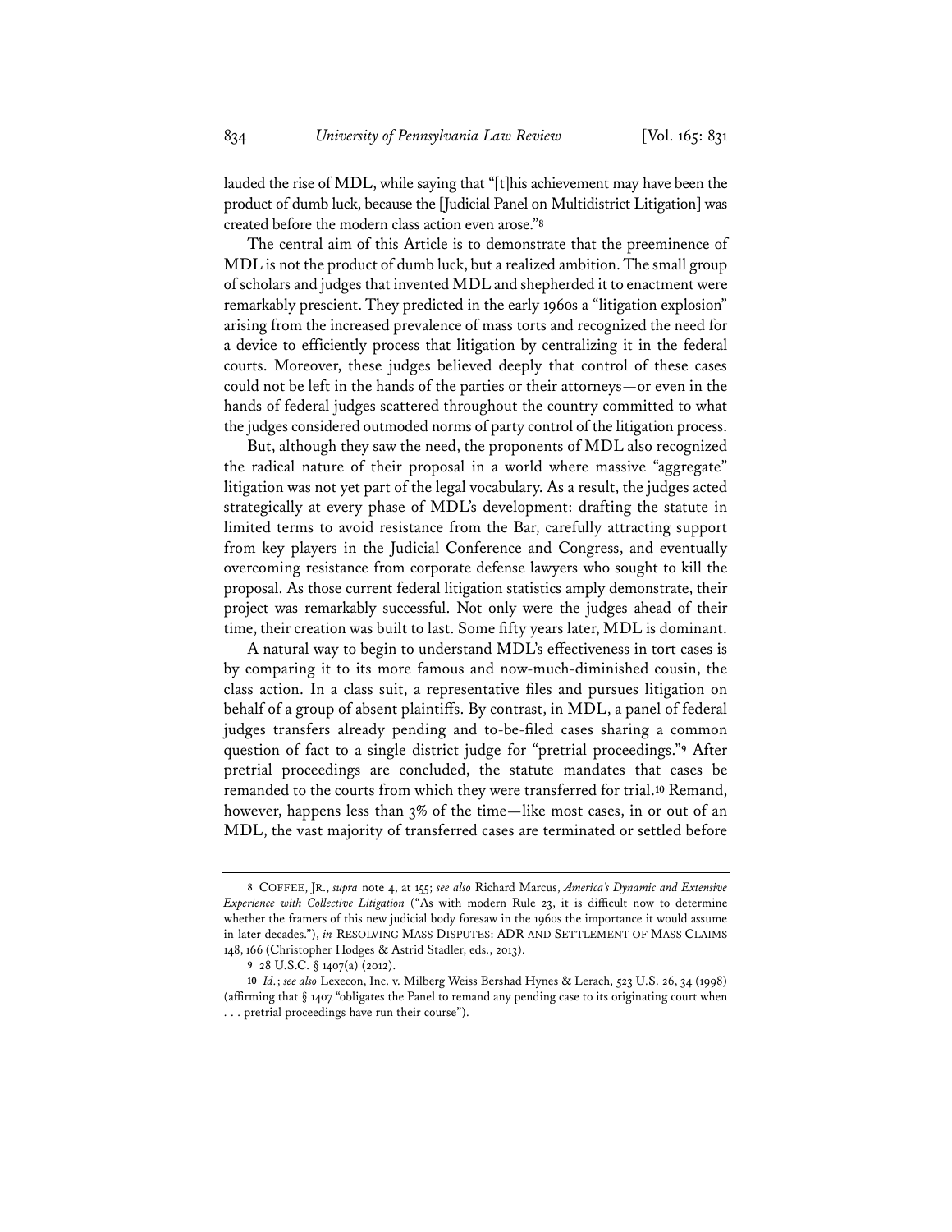lauded the rise of MDL, while saying that "[t]his achievement may have been the product of dumb luck, because the [Judicial Panel on Multidistrict Litigation] was created before the modern class action even arose."[8]

The central aim of this Article is to demonstrate that the preeminence of MDL is not the product of dumb luck, but a realized ambition. The small group of scholars and judges that invented MDL and shepherded it to enactment were remarkably prescient. They predicted in the early 1960s a "litigation explosion" arising from the increased prevalence of mass torts and recognized the need for a device to efficiently process that litigation by centralizing it in the federal courts. Moreover, these judges believed deeply that control of these cases could not be left in the hands of the parties or their attorneys—or even in the hands of federal judges scattered throughout the country committed to what the judges considered outmoded norms of party control of the litigation process.

But, although they saw the need, the proponents of MDL also recognized the radical nature of their proposal in a world where massive "aggregate" litigation was not yet part of the legal vocabulary. As a result, the judges acted strategically at every phase of MDL's development: drafting the statute in limited terms to avoid resistance from the Bar, carefully attracting support from key players in the Judicial Conference and Congress, and eventually overcoming resistance from corporate defense lawyers who sought to kill the proposal. As those current federal litigation statistics amply demonstrate, their project was remarkably successful. Not only were the judges ahead of their time, their creation was built to last. Some fifty years later, MDL is dominant.

A natural way to begin to understand MDL's effectiveness in tort cases is by comparing it to its more famous and now-much-diminished cousin, the class action. In a class suit, a representative files and pursues litigation on behalf of a group of absent plaintiffs. By contrast, in MDL, a panel of federal judges transfers already pending and to-be-filed cases sharing a common question of fact to a single district judge for "pretrial proceedings."[9] After pretrial proceedings are concluded, the statute mandates that cases be remanded to the courts from which they were transferred for trial.[10] Remand, however, happens less than 3% of the time—like most cases, in or out of an MDL, the vast majority of transferred cases are terminated or settled before

---

[8] COFFEE, JR., *supra* note 4, at 155; *see also* Richard Marcus, *America's Dynamic and Extensive Experience with Collective Litigation* ("As with modern Rule 23, it is difficult now to determine whether the framers of this new judicial body foresaw in the 1960s the importance it would assume in later decades."), *in* RESOLVING MASS DISPUTES: ADR AND SETTLEMENT OF MASS CLAIMS 148, 166 (Christopher Hodges & Astrid Stadler, eds., 2013).

[9] 28 U.S.C. § 1407(a) (2012).

[10] *Id.*; *see also* Lexecon, Inc. v. Milberg Weiss Bershad Hynes & Lerach, 523 U.S. 26, 34 (1998) (affirming that § 1407 "obligates the Panel to remand any pending case to its originating court when . . . pretrial proceedings have run their course").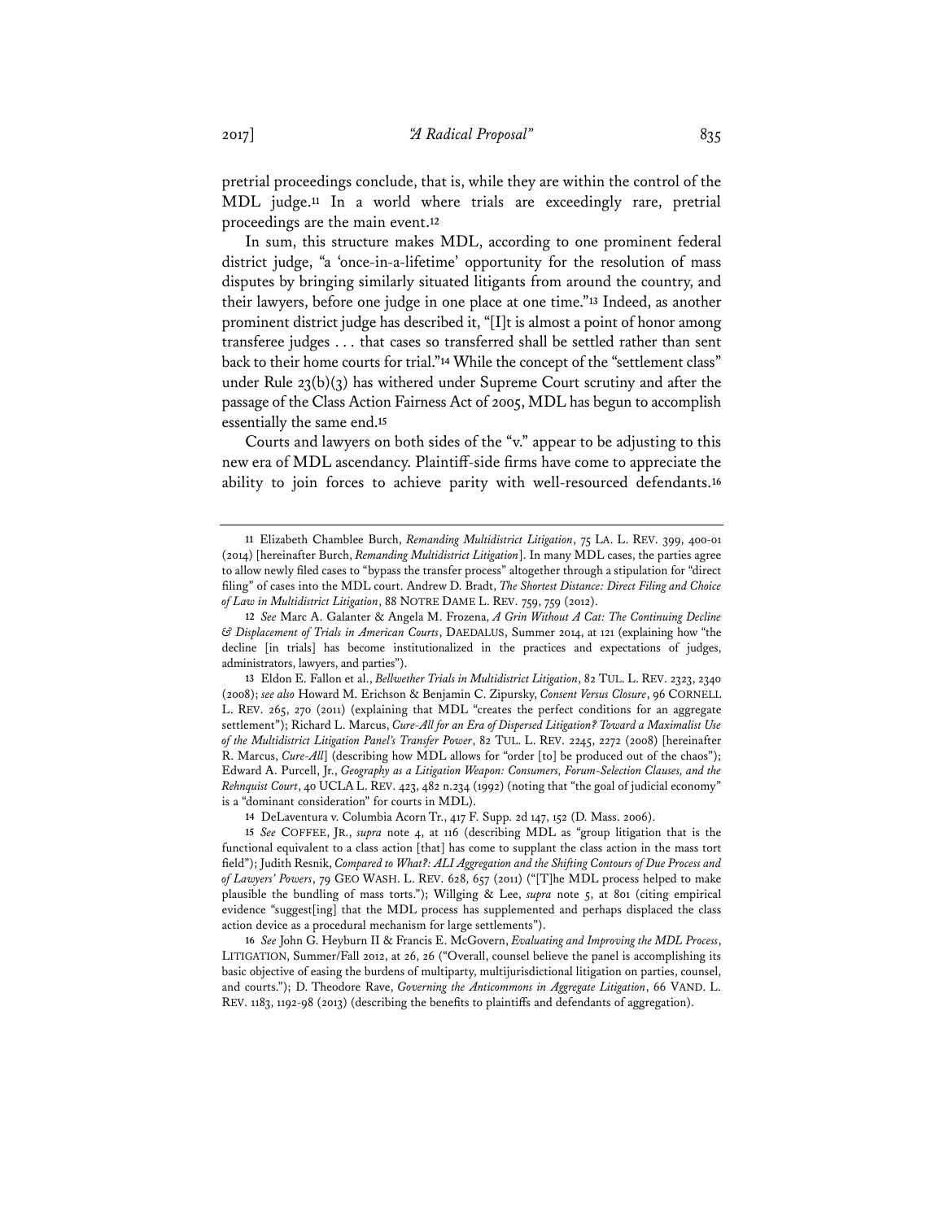pretrial proceedings conclude, that is, while they are within the control of the MDL judge.[11] In a world where trials are exceedingly rare, pretrial proceedings are the main event.[12]

In sum, this structure makes MDL, according to one prominent federal district judge, "a 'once-in-a-lifetime' opportunity for the resolution of mass disputes by bringing similarly situated litigants from around the country, and their lawyers, before one judge in one place at one time."[13] Indeed, as another prominent district judge has described it, "[I]t is almost a point of honor among transferee judges . . . that cases so transferred shall be settled rather than sent back to their home courts for trial."[14] While the concept of the "settlement class" under Rule 23(b)(3) has withered under Supreme Court scrutiny and after the passage of the Class Action Fairness Act of 2005, MDL has begun to accomplish essentially the same end.[15]

Courts and lawyers on both sides of the "v." appear to be adjusting to this new era of MDL ascendancy. Plaintiff-side firms have come to appreciate the ability to join forces to achieve parity with well-resourced defendants.[16]

---

11 Elizabeth Chamblee Burch, *Remanding Multidistrict Litigation*, 75 LA. L. REV. 399, 400-01 (2014) [hereinafter Burch, *Remanding Multidistrict Litigation*]. In many MDL cases, the parties agree to allow newly filed cases to "bypass the transfer process" altogether through a stipulation for "direct filing" of cases into the MDL court. Andrew D. Bradt, *The Shortest Distance: Direct Filing and Choice of Law in Multidistrict Litigation*, 88 NOTRE DAME L. REV. 759, 759 (2012).

12 *See* Marc A. Galanter & Angela M. Frozena, *A Grin Without A Cat: The Continuing Decline & Displacement of Trials in American Courts*, DAEDALUS, Summer 2014, at 121 (explaining how "the decline [in trials] has become institutionalized in the practices and expectations of judges, administrators, lawyers, and parties").

13 Eldon E. Fallon et al., *Bellwether Trials in Multidistrict Litigation*, 82 TUL. L. REV. 2323, 2340 (2008); *see also* Howard M. Erichson & Benjamin C. Zipursky, *Consent Versus Closure*, 96 CORNELL L. REV. 265, 270 (2011) (explaining that MDL "creates the perfect conditions for an aggregate settlement"); Richard L. Marcus, *Cure-All for an Era of Dispersed Litigation? Toward a Maximalist Use of the Multidistrict Litigation Panel's Transfer Power*, 82 TUL. L. REV. 2245, 2272 (2008) [hereinafter R. Marcus, *Cure-All*] (describing how MDL allows for "order [to] be produced out of the chaos"); Edward A. Purcell, Jr., *Geography as a Litigation Weapon: Consumers, Forum-Selection Clauses, and the Rehnquist Court*, 40 UCLA L. REV. 423, 482 n.234 (1992) (noting that "the goal of judicial economy" is a "dominant consideration" for courts in MDL).

14 DeLaventura v. Columbia Acorn Tr., 417 F. Supp. 2d 147, 152 (D. Mass. 2006).

15 *See* COFFEE, JR., *supra* note 4, at 116 (describing MDL as "group litigation that is the functional equivalent to a class action [that] has come to supplant the class action in the mass tort field"); Judith Resnik, *Compared to What?: ALI Aggregation and the Shifting Contours of Due Process and of Lawyers' Powers*, 79 GEO WASH. L. REV. 628, 657 (2011) ("[T]he MDL process helped to make plausible the bundling of mass torts."); Willging & Lee, *supra* note 5, at 801 (citing empirical evidence "suggest[ing] that the MDL process has supplemented and perhaps displaced the class action device as a procedural mechanism for large settlements").

16 *See* John G. Heyburn II & Francis E. McGovern, *Evaluating and Improving the MDL Process*, LITIGATION, Summer/Fall 2012, at 26, 26 ("Overall, counsel believe the panel is accomplishing its basic objective of easing the burdens of multiparty, multijurisdictional litigation on parties, counsel, and courts."); D. Theodore Rave, *Governing the Anticommons in Aggregate Litigation*, 66 VAND. L. REV. 1183, 1192-98 (2013) (describing the benefits to plaintiffs and defendants of aggregation).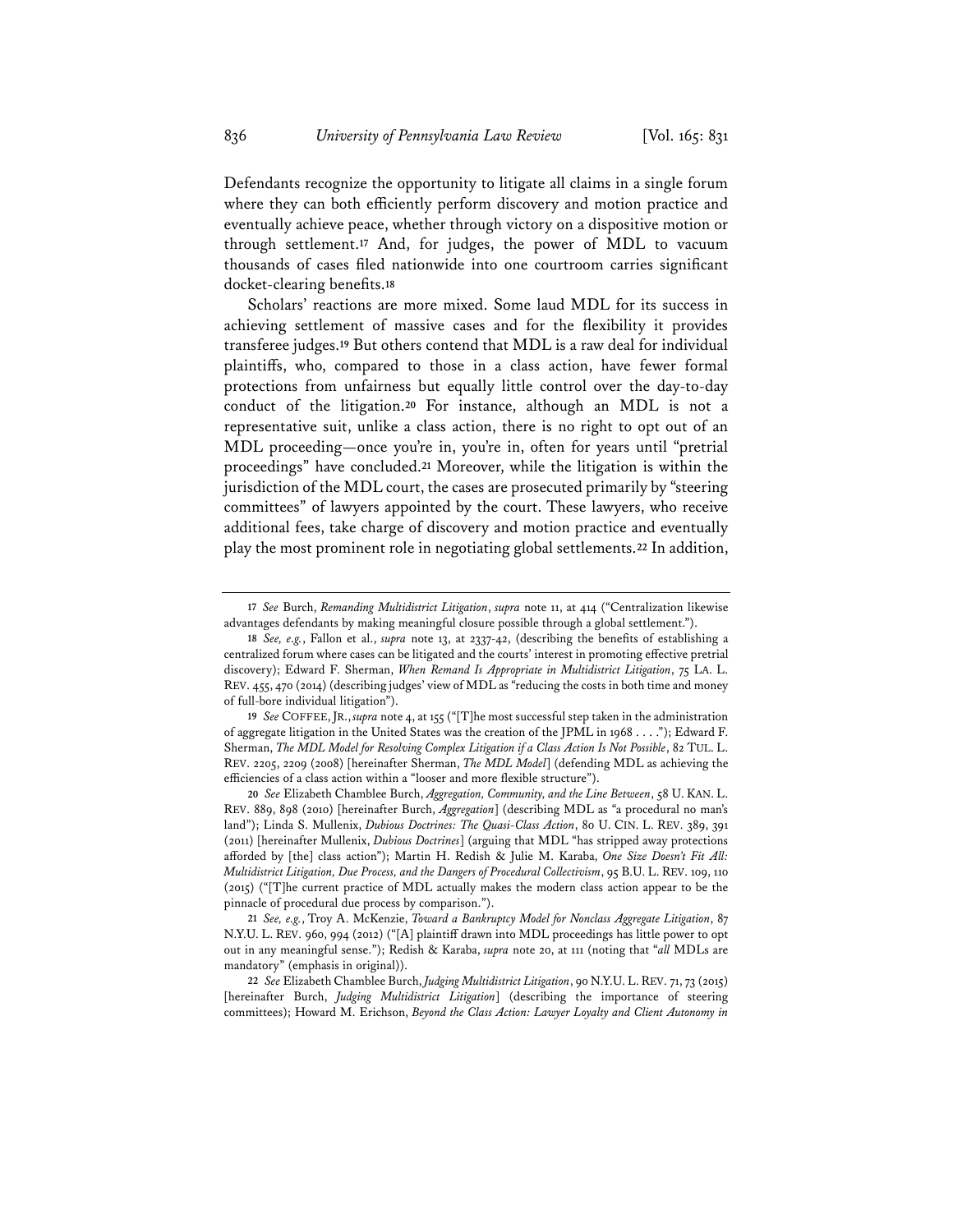Defendants recognize the opportunity to litigate all claims in a single forum where they can both efficiently perform discovery and motion practice and eventually achieve peace, whether through victory on a dispositive motion or through settlement.[17] And, for judges, the power of MDL to vacuum thousands of cases filed nationwide into one courtroom carries significant docket-clearing benefits.[18]

Scholars' reactions are more mixed. Some laud MDL for its success in achieving settlement of massive cases and for the flexibility it provides transferee judges.[19] But others contend that MDL is a raw deal for individual plaintiffs, who, compared to those in a class action, have fewer formal protections from unfairness but equally little control over the day-to-day conduct of the litigation.[20] For instance, although an MDL is not a representative suit, unlike a class action, there is no right to opt out of an MDL proceeding—once you're in, you're in, often for years until "pretrial proceedings" have concluded.[21] Moreover, while the litigation is within the jurisdiction of the MDL court, the cases are prosecuted primarily by "steering committees" of lawyers appointed by the court. These lawyers, who receive additional fees, take charge of discovery and motion practice and eventually play the most prominent role in negotiating global settlements.[22] In addition,

---

17 *See* Burch, *Remanding Multidistrict Litigation*, *supra* note 11, at 414 ("Centralization likewise advantages defendants by making meaningful closure possible through a global settlement.").

18 *See, e.g.*, Fallon et al., *supra* note 13, at 2337-42, (describing the benefits of establishing a centralized forum where cases can be litigated and the courts' interest in promoting effective pretrial discovery); Edward F. Sherman, *When Remand Is Appropriate in Multidistrict Litigation*, 75 LA. L. REV. 455, 470 (2014) (describing judges' view of MDL as "reducing the costs in both time and money of full-bore individual litigation").

19 *See* COFFEE, JR., *supra* note 4, at 155 ("[T]he most successful step taken in the administration of aggregate litigation in the United States was the creation of the JPML in 1968 . . . ."); Edward F. Sherman, *The MDL Model for Resolving Complex Litigation if a Class Action Is Not Possible*, 82 TUL. L. REV. 2205, 2209 (2008) [hereinafter Sherman, *The MDL Model*] (defending MDL as achieving the efficiencies of a class action within a "looser and more flexible structure").

20 *See* Elizabeth Chamblee Burch, *Aggregation, Community, and the Line Between*, 58 U. KAN. L. REV. 889, 898 (2010) [hereinafter Burch, *Aggregation*] (describing MDL as "a procedural no man's land"); Linda S. Mullenix, *Dubious Doctrines: The Quasi-Class Action*, 80 U. CIN. L. REV. 389, 391 (2011) [hereinafter Mullenix, *Dubious Doctrines*] (arguing that MDL "has stripped away protections afforded by [the] class action"); Martin H. Redish & Julie M. Karaba, *One Size Doesn't Fit All: Multidistrict Litigation, Due Process, and the Dangers of Procedural Collectivism*, 95 B.U. L. REV. 109, 110 (2015) ("[T]he current practice of MDL actually makes the modern class action appear to be the pinnacle of procedural due process by comparison.").

21 *See, e.g.*, Troy A. McKenzie, *Toward a Bankruptcy Model for Nonclass Aggregate Litigation*, 87 N.Y.U. L. REV. 960, 994 (2012) ("[A] plaintiff drawn into MDL proceedings has little power to opt out in any meaningful sense."); Redish & Karaba, *supra* note 20, at 111 (noting that "*all* MDLs are mandatory" (emphasis in original)).

22 *See* Elizabeth Chamblee Burch, *Judging Multidistrict Litigation*, 90 N.Y.U. L. REV. 71, 73 (2015) [hereinafter Burch, *Judging Multidistrict Litigation*] (describing the importance of steering committees); Howard M. Erichson, *Beyond the Class Action: Lawyer Loyalty and Client Autonomy in*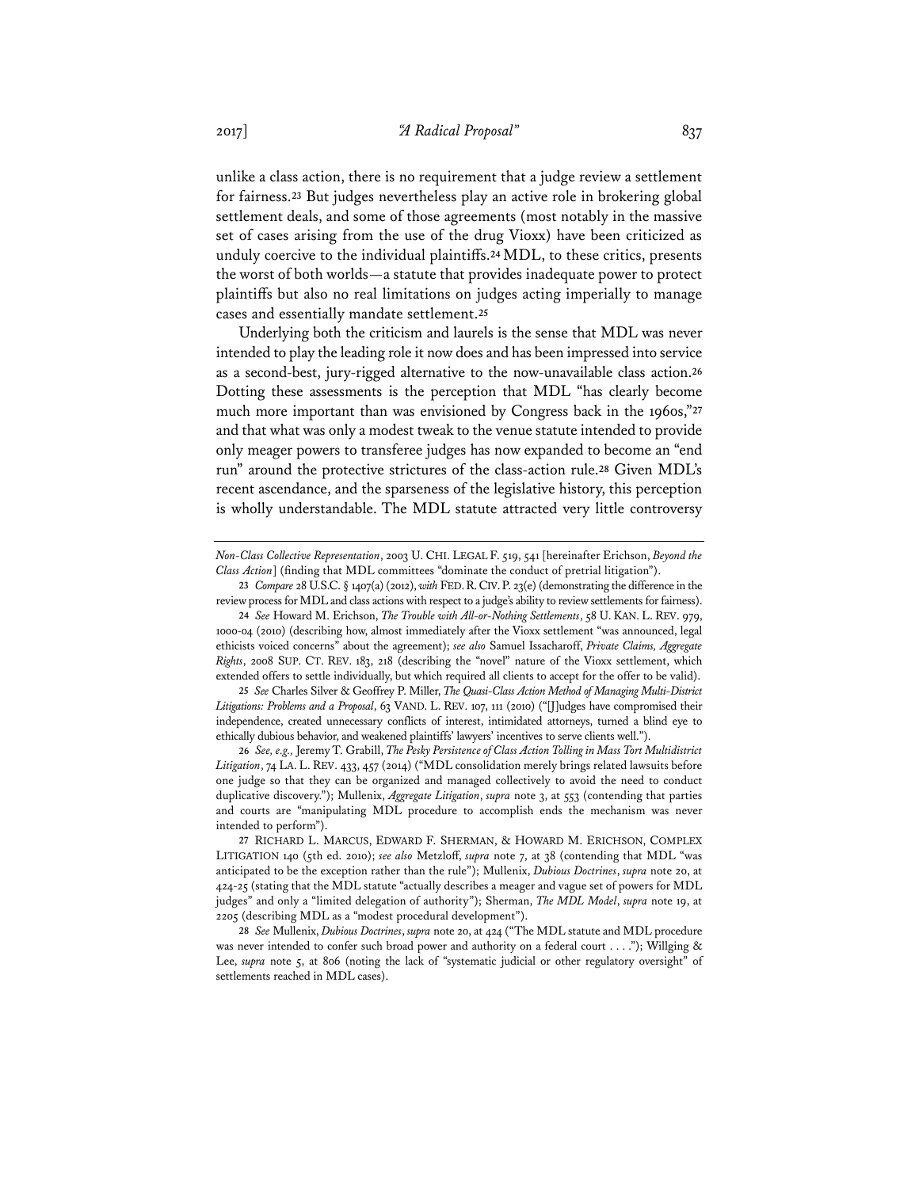unlike a class action, there is no requirement that a judge review a settlement for fairness.[23] But judges nevertheless play an active role in brokering global settlement deals, and some of those agreements (most notably in the massive set of cases arising from the use of the drug Vioxx) have been criticized as unduly coercive to the individual plaintiffs.[24] MDL, to these critics, presents the worst of both worlds—a statute that provides inadequate power to protect plaintiffs but also no real limitations on judges acting imperially to manage cases and essentially mandate settlement.[25]

Underlying both the criticism and laurels is the sense that MDL was never intended to play the leading role it now does and has been impressed into service as a second-best, jury-rigged alternative to the now-unavailable class action.[26] Dotting these assessments is the perception that MDL "has clearly become much more important than was envisioned by Congress back in the 1960s,"[27] and that what was only a modest tweak to the venue statute intended to provide only meager powers to transferee judges has now expanded to become an "end run" around the protective strictures of the class-action rule.[28] Given MDL's recent ascendance, and the sparseness of the legislative history, this perception is wholly understandable. The MDL statute attracted very little controversy

---

*Non-Class Collective Representation*, 2003 U. CHI. LEGAL F. 519, 541 [hereinafter Erichson, *Beyond the Class Action*] (finding that MDL committees "dominate the conduct of pretrial litigation").

23 *Compare* 28 U.S.C. § 1407(a) (2012), *with* FED. R. CIV. P. 23(e) (demonstrating the difference in the review process for MDL and class actions with respect to a judge's ability to review settlements for fairness).

24 *See* Howard M. Erichson, *The Trouble with All-or-Nothing Settlements*, 58 U. KAN. L. REV. 979, 1000-04 (2010) (describing how, almost immediately after the Vioxx settlement "was announced, legal ethicists voiced concerns" about the agreement); *see also* Samuel Issacharoff, *Private Claims, Aggregate Rights*, 2008 SUP. CT. REV. 183, 218 (describing the "novel" nature of the Vioxx settlement, which extended offers to settle individually, but which required all clients to accept for the offer to be valid).

25 *See* Charles Silver & Geoffrey P. Miller, *The Quasi-Class Action Method of Managing Multi-District Litigations: Problems and a Proposal*, 63 VAND. L. REV. 107, 111 (2010) ("[J]udges have compromised their independence, created unnecessary conflicts of interest, intimidated attorneys, turned a blind eye to ethically dubious behavior, and weakened plaintiffs' lawyers' incentives to serve clients well.").

26 *See, e.g.*, Jeremy T. Grabill, *The Pesky Persistence of Class Action Tolling in Mass Tort Multidistrict Litigation*, 74 LA. L. REV. 433, 457 (2014) ("MDL consolidation merely brings related lawsuits before one judge so that they can be organized and managed collectively to avoid the need to conduct duplicative discovery."); Mullenix, *Aggregate Litigation*, *supra* note 3, at 553 (contending that parties and courts are "manipulating MDL procedure to accomplish ends the mechanism was never intended to perform").

27 RICHARD L. MARCUS, EDWARD F. SHERMAN, & HOWARD M. ERICHSON, COMPLEX LITIGATION 140 (5th ed. 2010); *see also* Metzloff, *supra* note 7, at 38 (contending that MDL "was anticipated to be the exception rather than the rule"); Mullenix, *Dubious Doctrines*, *supra* note 20, at 424-25 (stating that the MDL statute "actually describes a meager and vague set of powers for MDL judges" and only a "limited delegation of authority"); Sherman, *The MDL Model*, *supra* note 19, at 2205 (describing MDL as a "modest procedural development").

28 *See* Mullenix, *Dubious Doctrines*, *supra* note 20, at 424 ("The MDL statute and MDL procedure was never intended to confer such broad power and authority on a federal court . . . ."); Willging & Lee, *supra* note 5, at 806 (noting the lack of "systematic judicial or other regulatory oversight" of settlements reached in MDL cases).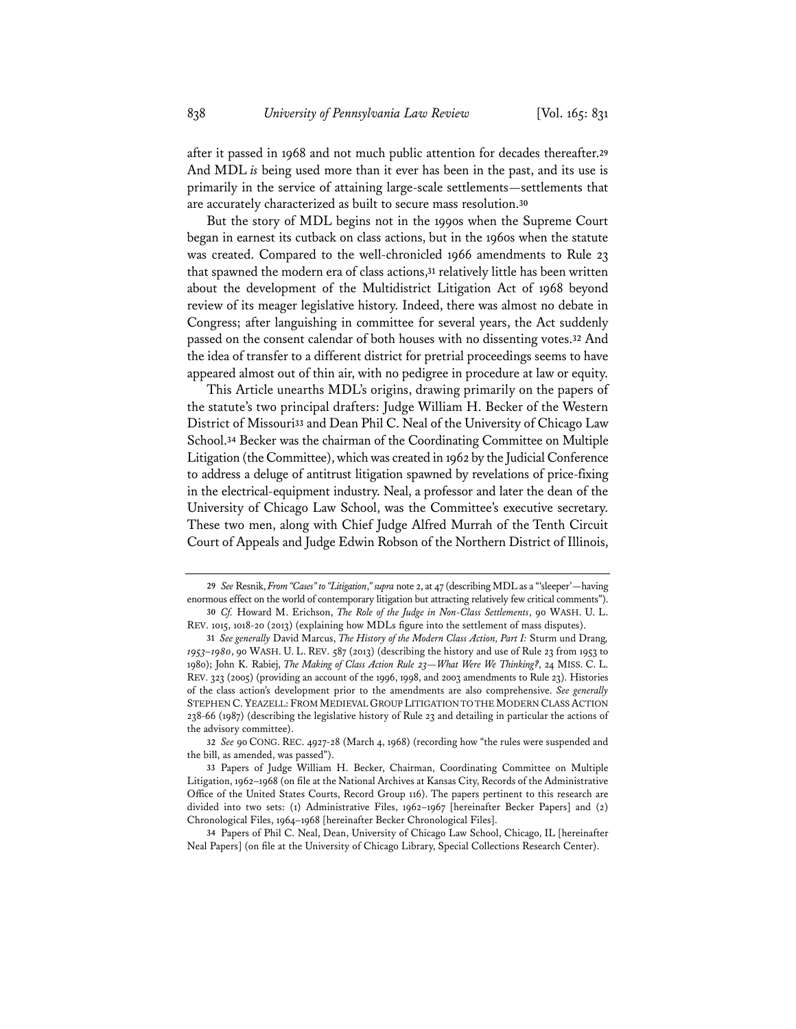after it passed in 1968 and not much public attention for decades thereafter.[29] And MDL *is* being used more than it ever has been in the past, and its use is primarily in the service of attaining large-scale settlements—settlements that are accurately characterized as built to secure mass resolution.[30]

But the story of MDL begins not in the 1990s when the Supreme Court began in earnest its cutback on class actions, but in the 1960s when the statute was created. Compared to the well-chronicled 1966 amendments to Rule 23 that spawned the modern era of class actions,[31] relatively little has been written about the development of the Multidistrict Litigation Act of 1968 beyond review of its meager legislative history. Indeed, there was almost no debate in Congress; after languishing in committee for several years, the Act suddenly passed on the consent calendar of both houses with no dissenting votes.[32] And the idea of transfer to a different district for pretrial proceedings seems to have appeared almost out of thin air, with no pedigree in procedure at law or equity.

This Article unearths MDL's origins, drawing primarily on the papers of the statute's two principal drafters: Judge William H. Becker of the Western District of Missouri[33] and Dean Phil C. Neal of the University of Chicago Law School.[34] Becker was the chairman of the Coordinating Committee on Multiple Litigation (the Committee), which was created in 1962 by the Judicial Conference to address a deluge of antitrust litigation spawned by revelations of price-fixing in the electrical-equipment industry. Neal, a professor and later the dean of the University of Chicago Law School, was the Committee's executive secretary. These two men, along with Chief Judge Alfred Murrah of the Tenth Circuit Court of Appeals and Judge Edwin Robson of the Northern District of Illinois,

---

29 *See* Resnik, *From "Cases" to "Litigation," supra* note 2, at 47 (describing MDL as a "'sleeper'—having enormous effect on the world of contemporary litigation but attracting relatively few critical comments").

30 *Cf.* Howard M. Erichson, *The Role of the Judge in Non-Class Settlements*, 90 WASH. U. L. REV. 1015, 1018-20 (2013) (explaining how MDLs figure into the settlement of mass disputes).

31 *See generally* David Marcus, *The History of the Modern Class Action, Part I:* Sturm und Drang*, 1953–1980*, 90 WASH. U. L. REV. 587 (2013) (describing the history and use of Rule 23 from 1953 to 1980); John K. Rabiej, *The Making of Class Action Rule 23—What Were We Thinking?*, 24 MISS. C. L. REV. 323 (2005) (providing an account of the 1996, 1998, and 2003 amendments to Rule 23). Histories of the class action's development prior to the amendments are also comprehensive. *See generally* STEPHEN C. YEAZELL: FROM MEDIEVAL GROUP LITIGATION TO THE MODERN CLASS ACTION 238-66 (1987) (describing the legislative history of Rule 23 and detailing in particular the actions of the advisory committee).

32 *See* 90 CONG. REC. 4927-28 (March 4, 1968) (recording how "the rules were suspended and the bill, as amended, was passed").

33 Papers of Judge William H. Becker, Chairman, Coordinating Committee on Multiple Litigation, 1962–1968 (on file at the National Archives at Kansas City, Records of the Administrative Office of the United States Courts, Record Group 116). The papers pertinent to this research are divided into two sets: (1) Administrative Files, 1962–1967 [hereinafter Becker Papers] and (2) Chronological Files, 1964–1968 [hereinafter Becker Chronological Files].

34 Papers of Phil C. Neal, Dean, University of Chicago Law School, Chicago, IL [hereinafter Neal Papers] (on file at the University of Chicago Library, Special Collections Research Center).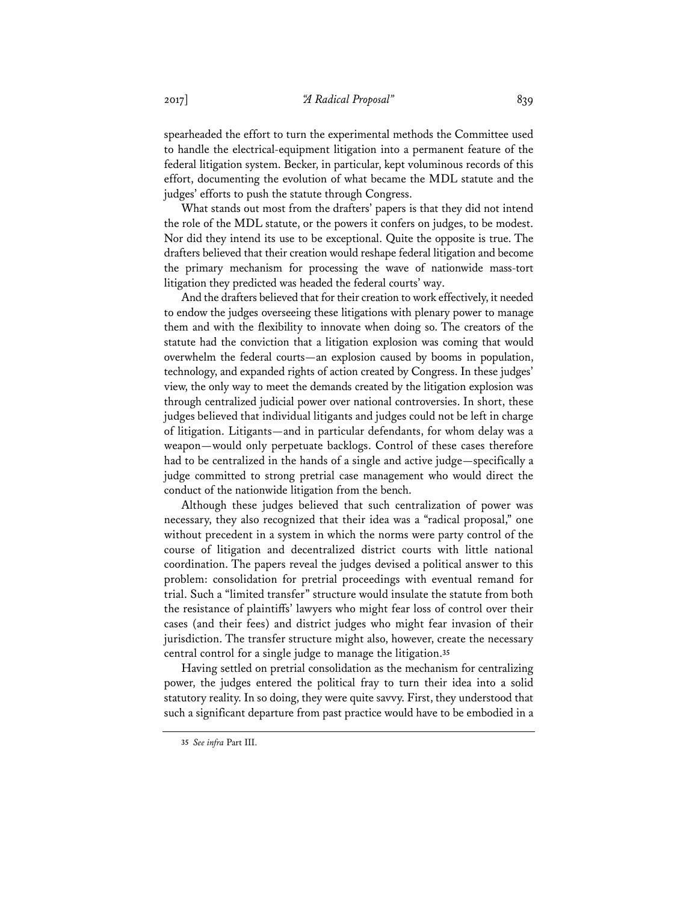spearheaded the effort to turn the experimental methods the Committee used to handle the electrical-equipment litigation into a permanent feature of the federal litigation system. Becker, in particular, kept voluminous records of this effort, documenting the evolution of what became the MDL statute and the judges' efforts to push the statute through Congress.

What stands out most from the drafters' papers is that they did not intend the role of the MDL statute, or the powers it confers on judges, to be modest. Nor did they intend its use to be exceptional. Quite the opposite is true. The drafters believed that their creation would reshape federal litigation and become the primary mechanism for processing the wave of nationwide mass-tort litigation they predicted was headed the federal courts' way.

And the drafters believed that for their creation to work effectively, it needed to endow the judges overseeing these litigations with plenary power to manage them and with the flexibility to innovate when doing so. The creators of the statute had the conviction that a litigation explosion was coming that would overwhelm the federal courts—an explosion caused by booms in population, technology, and expanded rights of action created by Congress. In these judges' view, the only way to meet the demands created by the litigation explosion was through centralized judicial power over national controversies. In short, these judges believed that individual litigants and judges could not be left in charge of litigation. Litigants—and in particular defendants, for whom delay was a weapon—would only perpetuate backlogs. Control of these cases therefore had to be centralized in the hands of a single and active judge—specifically a judge committed to strong pretrial case management who would direct the conduct of the nationwide litigation from the bench.

Although these judges believed that such centralization of power was necessary, they also recognized that their idea was a "radical proposal," one without precedent in a system in which the norms were party control of the course of litigation and decentralized district courts with little national coordination. The papers reveal the judges devised a political answer to this problem: consolidation for pretrial proceedings with eventual remand for trial. Such a "limited transfer" structure would insulate the statute from both the resistance of plaintiffs' lawyers who might fear loss of control over their cases (and their fees) and district judges who might fear invasion of their jurisdiction. The transfer structure might also, however, create the necessary central control for a single judge to manage the litigation.[35]

Having settled on pretrial consolidation as the mechanism for centralizing power, the judges entered the political fray to turn their idea into a solid statutory reality. In so doing, they were quite savvy. First, they understood that such a significant departure from past practice would have to be embodied in a

[35] *See infra* Part III.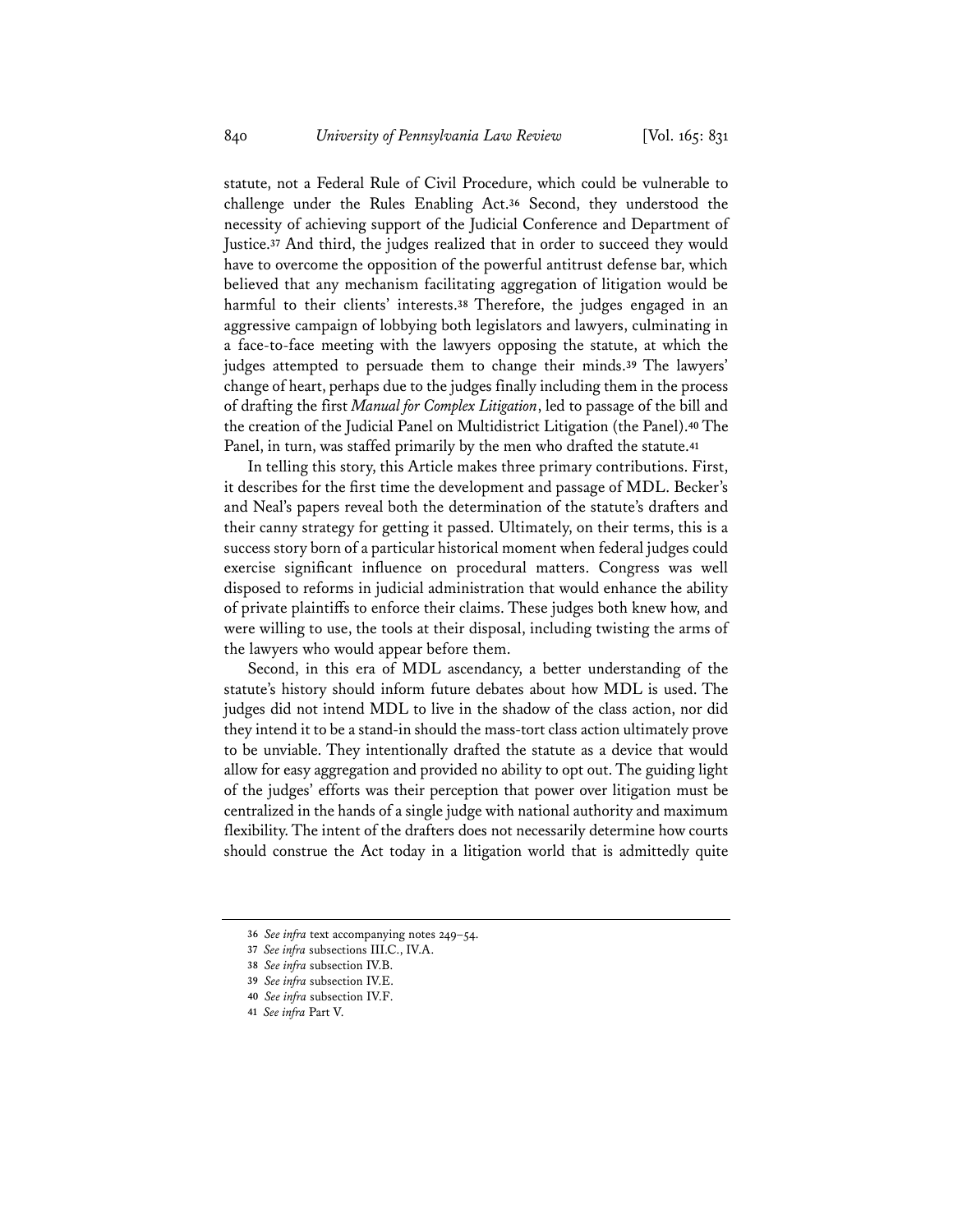statute, not a Federal Rule of Civil Procedure, which could be vulnerable to challenge under the Rules Enabling Act.[36] Second, they understood the necessity of achieving support of the Judicial Conference and Department of Justice.[37] And third, the judges realized that in order to succeed they would have to overcome the opposition of the powerful antitrust defense bar, which believed that any mechanism facilitating aggregation of litigation would be harmful to their clients' interests.[38] Therefore, the judges engaged in an aggressive campaign of lobbying both legislators and lawyers, culminating in a face-to-face meeting with the lawyers opposing the statute, at which the judges attempted to persuade them to change their minds.[39] The lawyers' change of heart, perhaps due to the judges finally including them in the process of drafting the first *Manual for Complex Litigation*, led to passage of the bill and the creation of the Judicial Panel on Multidistrict Litigation (the Panel).[40] The Panel, in turn, was staffed primarily by the men who drafted the statute.[41]

In telling this story, this Article makes three primary contributions. First, it describes for the first time the development and passage of MDL. Becker's and Neal's papers reveal both the determination of the statute's drafters and their canny strategy for getting it passed. Ultimately, on their terms, this is a success story born of a particular historical moment when federal judges could exercise significant influence on procedural matters. Congress was well disposed to reforms in judicial administration that would enhance the ability of private plaintiffs to enforce their claims. These judges both knew how, and were willing to use, the tools at their disposal, including twisting the arms of the lawyers who would appear before them.

Second, in this era of MDL ascendancy, a better understanding of the statute's history should inform future debates about how MDL is used. The judges did not intend MDL to live in the shadow of the class action, nor did they intend it to be a stand-in should the mass-tort class action ultimately prove to be unviable. They intentionally drafted the statute as a device that would allow for easy aggregation and provided no ability to opt out. The guiding light of the judges' efforts was their perception that power over litigation must be centralized in the hands of a single judge with national authority and maximum flexibility. The intent of the drafters does not necessarily determine how courts should construe the Act today in a litigation world that is admittedly quite

---

36 *See infra* text accompanying notes 249–54.

37 *See infra* subsections III.C., IV.A.

38 *See infra* subsection IV.B.

39 *See infra* subsection IV.E.

40 *See infra* subsection IV.F.

41 *See infra* Part V.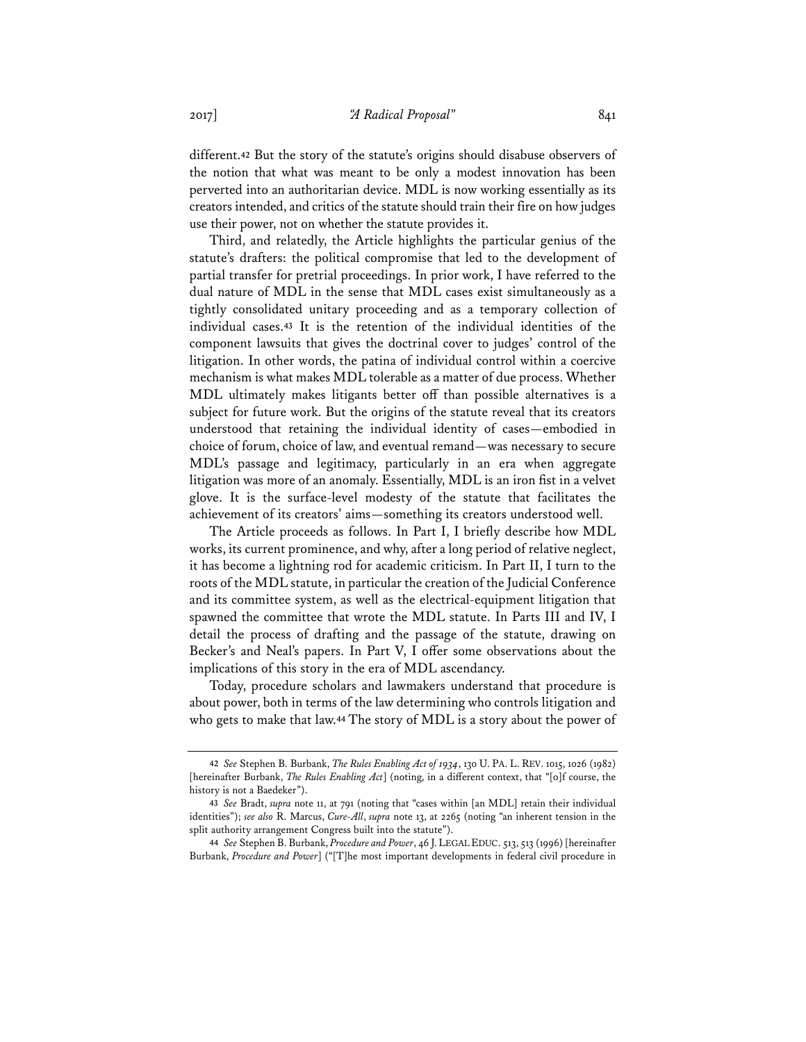different.[42] But the story of the statute's origins should disabuse observers of the notion that what was meant to be only a modest innovation has been perverted into an authoritarian device. MDL is now working essentially as its creators intended, and critics of the statute should train their fire on how judges use their power, not on whether the statute provides it.

Third, and relatedly, the Article highlights the particular genius of the statute's drafters: the political compromise that led to the development of partial transfer for pretrial proceedings. In prior work, I have referred to the dual nature of MDL in the sense that MDL cases exist simultaneously as a tightly consolidated unitary proceeding and as a temporary collection of individual cases.[43] It is the retention of the individual identities of the component lawsuits that gives the doctrinal cover to judges' control of the litigation. In other words, the patina of individual control within a coercive mechanism is what makes MDL tolerable as a matter of due process. Whether MDL ultimately makes litigants better off than possible alternatives is a subject for future work. But the origins of the statute reveal that its creators understood that retaining the individual identity of cases—embodied in choice of forum, choice of law, and eventual remand—was necessary to secure MDL's passage and legitimacy, particularly in an era when aggregate litigation was more of an anomaly. Essentially, MDL is an iron fist in a velvet glove. It is the surface-level modesty of the statute that facilitates the achievement of its creators' aims—something its creators understood well.

The Article proceeds as follows. In Part I, I briefly describe how MDL works, its current prominence, and why, after a long period of relative neglect, it has become a lightning rod for academic criticism. In Part II, I turn to the roots of the MDL statute, in particular the creation of the Judicial Conference and its committee system, as well as the electrical-equipment litigation that spawned the committee that wrote the MDL statute. In Parts III and IV, I detail the process of drafting and the passage of the statute, drawing on Becker's and Neal's papers. In Part V, I offer some observations about the implications of this story in the era of MDL ascendancy.

Today, procedure scholars and lawmakers understand that procedure is about power, both in terms of the law determining who controls litigation and who gets to make that law.[44] The story of MDL is a story about the power of

---

42 *See* Stephen B. Burbank, *The Rules Enabling Act of 1934*, 130 U. PA. L. REV. 1015, 1026 (1982) [hereinafter Burbank, *The Rules Enabling Act*] (noting, in a different context, that "[o]f course, the history is not a Baedeker").

43 *See* Bradt, *supra* note 11, at 791 (noting that "cases within [an MDL] retain their individual identities"); *see also* R. Marcus, *Cure-All*, *supra* note 13, at 2265 (noting "an inherent tension in the split authority arrangement Congress built into the statute").

44 *See* Stephen B. Burbank, *Procedure and Power*, 46 J. LEGAL EDUC. 513, 513 (1996) [hereinafter Burbank, *Procedure and Power*] ("[T]he most important developments in federal civil procedure in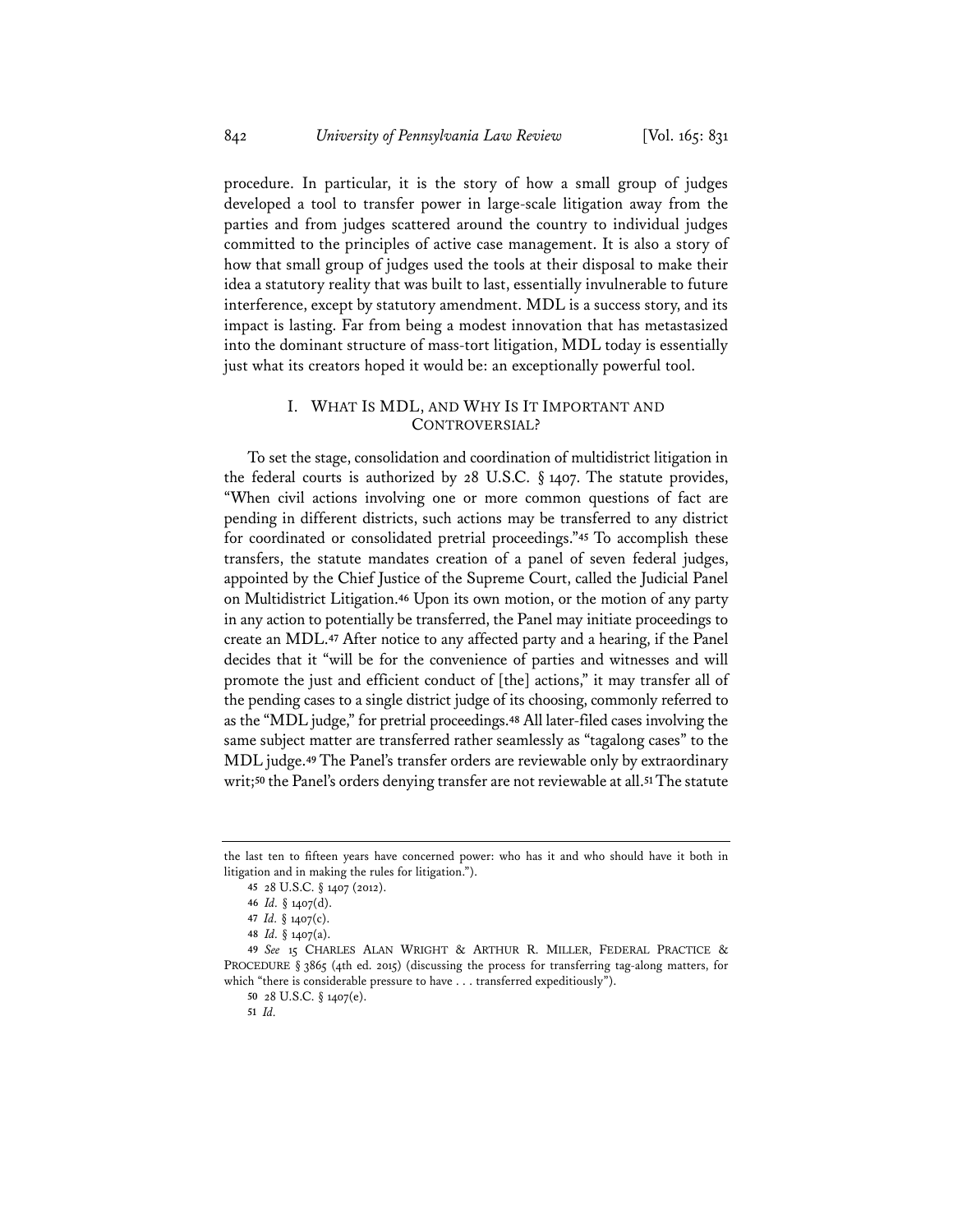procedure. In particular, it is the story of how a small group of judges developed a tool to transfer power in large-scale litigation away from the parties and from judges scattered around the country to individual judges committed to the principles of active case management. It is also a story of how that small group of judges used the tools at their disposal to make their idea a statutory reality that was built to last, essentially invulnerable to future interference, except by statutory amendment. MDL is a success story, and its impact is lasting. Far from being a modest innovation that has metastasized into the dominant structure of mass-tort litigation, MDL today is essentially just what its creators hoped it would be: an exceptionally powerful tool.

## I. What Is MDL, and Why Is It Important and Controversial?

To set the stage, consolidation and coordination of multidistrict litigation in the federal courts is authorized by 28 U.S.C. § 1407. The statute provides, "When civil actions involving one or more common questions of fact are pending in different districts, such actions may be transferred to any district for coordinated or consolidated pretrial proceedings."[45] To accomplish these transfers, the statute mandates creation of a panel of seven federal judges, appointed by the Chief Justice of the Supreme Court, called the Judicial Panel on Multidistrict Litigation.[46] Upon its own motion, or the motion of any party in any action to potentially be transferred, the Panel may initiate proceedings to create an MDL.[47] After notice to any affected party and a hearing, if the Panel decides that it "will be for the convenience of parties and witnesses and will promote the just and efficient conduct of [the] actions," it may transfer all of the pending cases to a single district judge of its choosing, commonly referred to as the "MDL judge," for pretrial proceedings.[48] All later-filed cases involving the same subject matter are transferred rather seamlessly as "tagalong cases" to the MDL judge.[49] The Panel's transfer orders are reviewable only by extraordinary writ;[50] the Panel's orders denying transfer are not reviewable at all.[51] The statute

---

the last ten to fifteen years have concerned power: who has it and who should have it both in litigation and in making the rules for litigation.").

45 28 U.S.C. § 1407 (2012).

46 *Id.* § 1407(d).

47 *Id.* § 1407(c).

48 *Id.* § 1407(a).

49 *See* 15 Charles Alan Wright & Arthur R. Miller, Federal Practice & Procedure § 3865 (4th ed. 2015) (discussing the process for transferring tag-along matters, for which "there is considerable pressure to have . . . transferred expeditiously").

50 28 U.S.C. § 1407(e).

51 *Id.*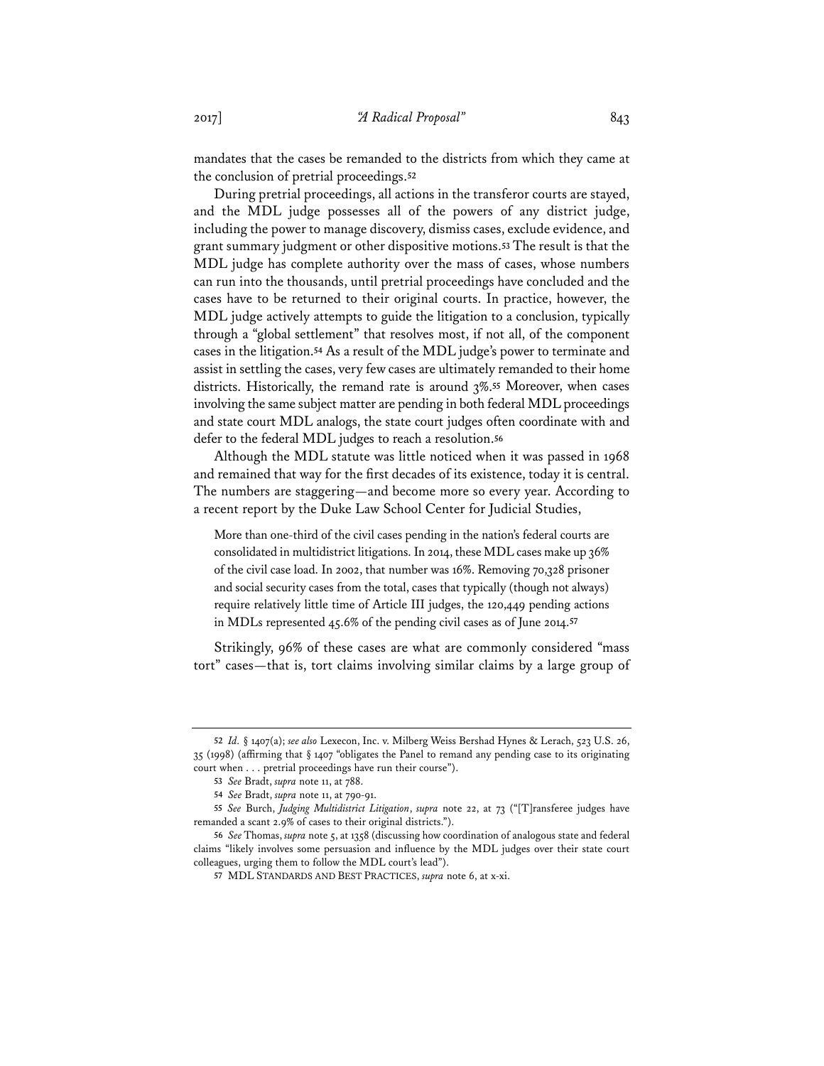mandates that the cases be remanded to the districts from which they came at the conclusion of pretrial proceedings.[52]

During pretrial proceedings, all actions in the transferor courts are stayed, and the MDL judge possesses all of the powers of any district judge, including the power to manage discovery, dismiss cases, exclude evidence, and grant summary judgment or other dispositive motions.[53] The result is that the MDL judge has complete authority over the mass of cases, whose numbers can run into the thousands, until pretrial proceedings have concluded and the cases have to be returned to their original courts. In practice, however, the MDL judge actively attempts to guide the litigation to a conclusion, typically through a "global settlement" that resolves most, if not all, of the component cases in the litigation.[54] As a result of the MDL judge's power to terminate and assist in settling the cases, very few cases are ultimately remanded to their home districts. Historically, the remand rate is around 3%.[55] Moreover, when cases involving the same subject matter are pending in both federal MDL proceedings and state court MDL analogs, the state court judges often coordinate with and defer to the federal MDL judges to reach a resolution.[56]

Although the MDL statute was little noticed when it was passed in 1968 and remained that way for the first decades of its existence, today it is central. The numbers are staggering—and become more so every year. According to a recent report by the Duke Law School Center for Judicial Studies,

> More than one-third of the civil cases pending in the nation's federal courts are consolidated in multidistrict litigations. In 2014, these MDL cases make up 36% of the civil case load. In 2002, that number was 16%. Removing 70,328 prisoner and social security cases from the total, cases that typically (though not always) require relatively little time of Article III judges, the 120,449 pending actions in MDLs represented 45.6% of the pending civil cases as of June 2014.[57]

Strikingly, 96% of these cases are what are commonly considered "mass tort" cases—that is, tort claims involving similar claims by a large group of

---

[52] *Id.* § 1407(a); *see also* Lexecon, Inc. v. Milberg Weiss Bershad Hynes & Lerach, 523 U.S. 26, 35 (1998) (affirming that § 1407 "obligates the Panel to remand any pending case to its originating court when . . . pretrial proceedings have run their course").

[53] *See* Bradt, *supra* note 11, at 788.

[54] *See* Bradt, *supra* note 11, at 790-91.

[55] *See* Burch, *Judging Multidistrict Litigation*, *supra* note 22, at 73 ("[T]ransferee judges have remanded a scant 2.9% of cases to their original districts.").

[56] *See* Thomas, *supra* note 5, at 1358 (discussing how coordination of analogous state and federal claims "likely involves some persuasion and influence by the MDL judges over their state court colleagues, urging them to follow the MDL court's lead").

[57] MDL STANDARDS AND BEST PRACTICES, *supra* note 6, at x-xi.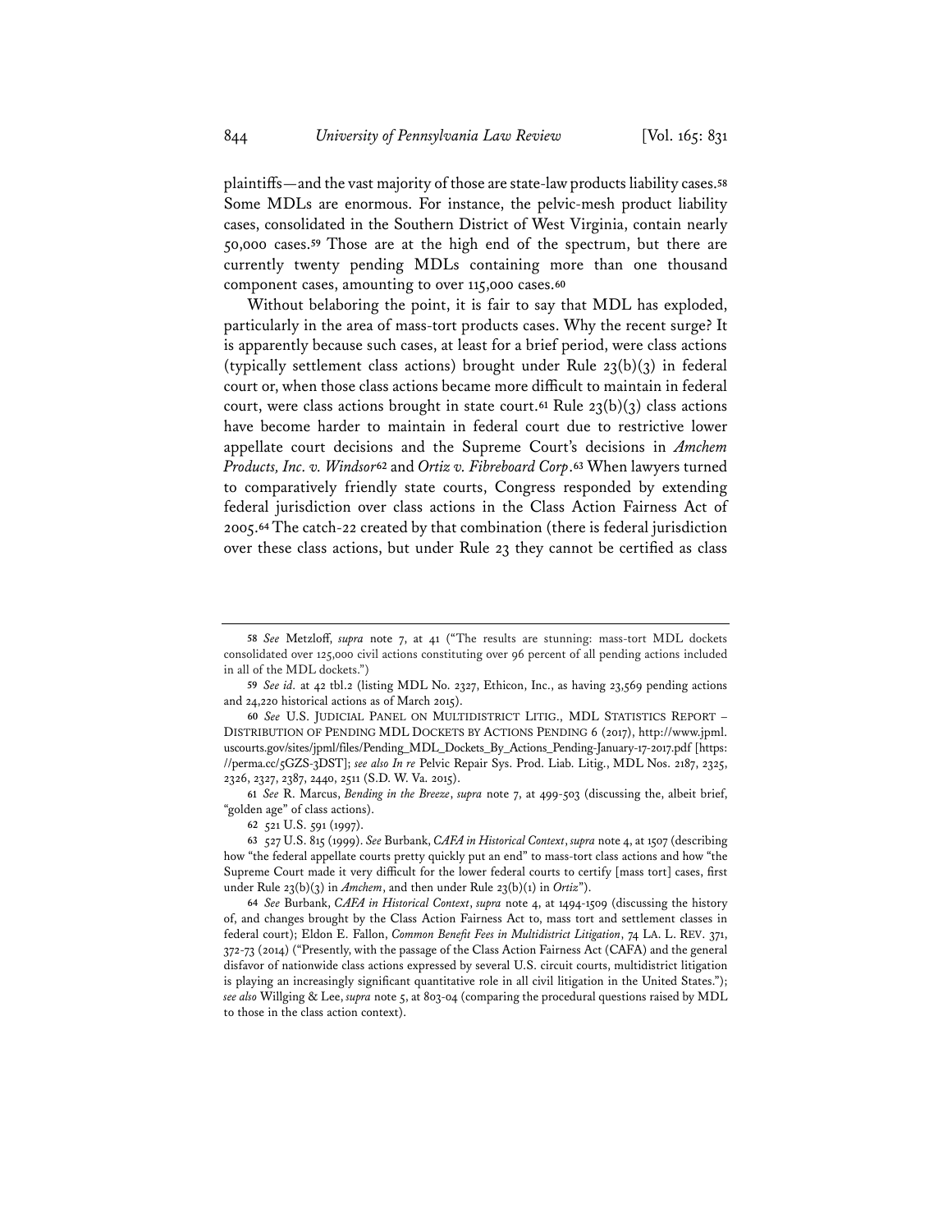plaintiffs—and the vast majority of those are state-law products liability cases.[58] Some MDLs are enormous. For instance, the pelvic-mesh product liability cases, consolidated in the Southern District of West Virginia, contain nearly 50,000 cases.[59] Those are at the high end of the spectrum, but there are currently twenty pending MDLs containing more than one thousand component cases, amounting to over 115,000 cases.[60]

Without belaboring the point, it is fair to say that MDL has exploded, particularly in the area of mass-tort products cases. Why the recent surge? It is apparently because such cases, at least for a brief period, were class actions (typically settlement class actions) brought under Rule 23(b)(3) in federal court or, when those class actions became more difficult to maintain in federal court, were class actions brought in state court.[61] Rule 23(b)(3) class actions have become harder to maintain in federal court due to restrictive lower appellate court decisions and the Supreme Court's decisions in *Amchem Products, Inc. v. Windsor*[62] and *Ortiz v. Fibreboard Corp*.[63] When lawyers turned to comparatively friendly state courts, Congress responded by extending federal jurisdiction over class actions in the Class Action Fairness Act of 2005.[64] The catch-22 created by that combination (there is federal jurisdiction over these class actions, but under Rule 23 they cannot be certified as class

---

58 *See* Metzloff, *supra* note 7, at 41 ("The results are stunning: mass-tort MDL dockets consolidated over 125,000 civil actions constituting over 96 percent of all pending actions included in all of the MDL dockets.")

59 *See id.* at 42 tbl.2 (listing MDL No. 2327, Ethicon, Inc., as having 23,569 pending actions and 24,220 historical actions as of March 2015).

60 *See* U.S. JUDICIAL PANEL ON MULTIDISTRICT LITIG., MDL STATISTICS REPORT – DISTRIBUTION OF PENDING MDL DOCKETS BY ACTIONS PENDING 6 (2017), http://www.jpml.uscourts.gov/sites/jpml/files/Pending_MDL_Dockets_By_Actions_Pending-January-17-2017.pdf [https://perma.cc/5GZS-3DST]; *see also In re* Pelvic Repair Sys. Prod. Liab. Litig., MDL Nos. 2187, 2325, 2326, 2327, 2387, 2440, 2511 (S.D. W. Va. 2015).

61 *See* R. Marcus, *Bending in the Breeze*, *supra* note 7, at 499-503 (discussing the, albeit brief, "golden age" of class actions).

62 521 U.S. 591 (1997).

63 527 U.S. 815 (1999). *See* Burbank, *CAFA in Historical Context*, *supra* note 4, at 1507 (describing how "the federal appellate courts pretty quickly put an end" to mass-tort class actions and how "the Supreme Court made it very difficult for the lower federal courts to certify [mass tort] cases, first under Rule 23(b)(3) in *Amchem*, and then under Rule 23(b)(1) in *Ortiz*").

64 *See* Burbank, *CAFA in Historical Context*, *supra* note 4, at 1494-1509 (discussing the history of, and changes brought by the Class Action Fairness Act to, mass tort and settlement classes in federal court); Eldon E. Fallon, *Common Benefit Fees in Multidistrict Litigation*, 74 LA. L. REV. 371, 372-73 (2014) ("Presently, with the passage of the Class Action Fairness Act (CAFA) and the general disfavor of nationwide class actions expressed by several U.S. circuit courts, multidistrict litigation is playing an increasingly significant quantitative role in all civil litigation in the United States."); *see also* Willging & Lee, *supra* note 5, at 803-04 (comparing the procedural questions raised by MDL to those in the class action context).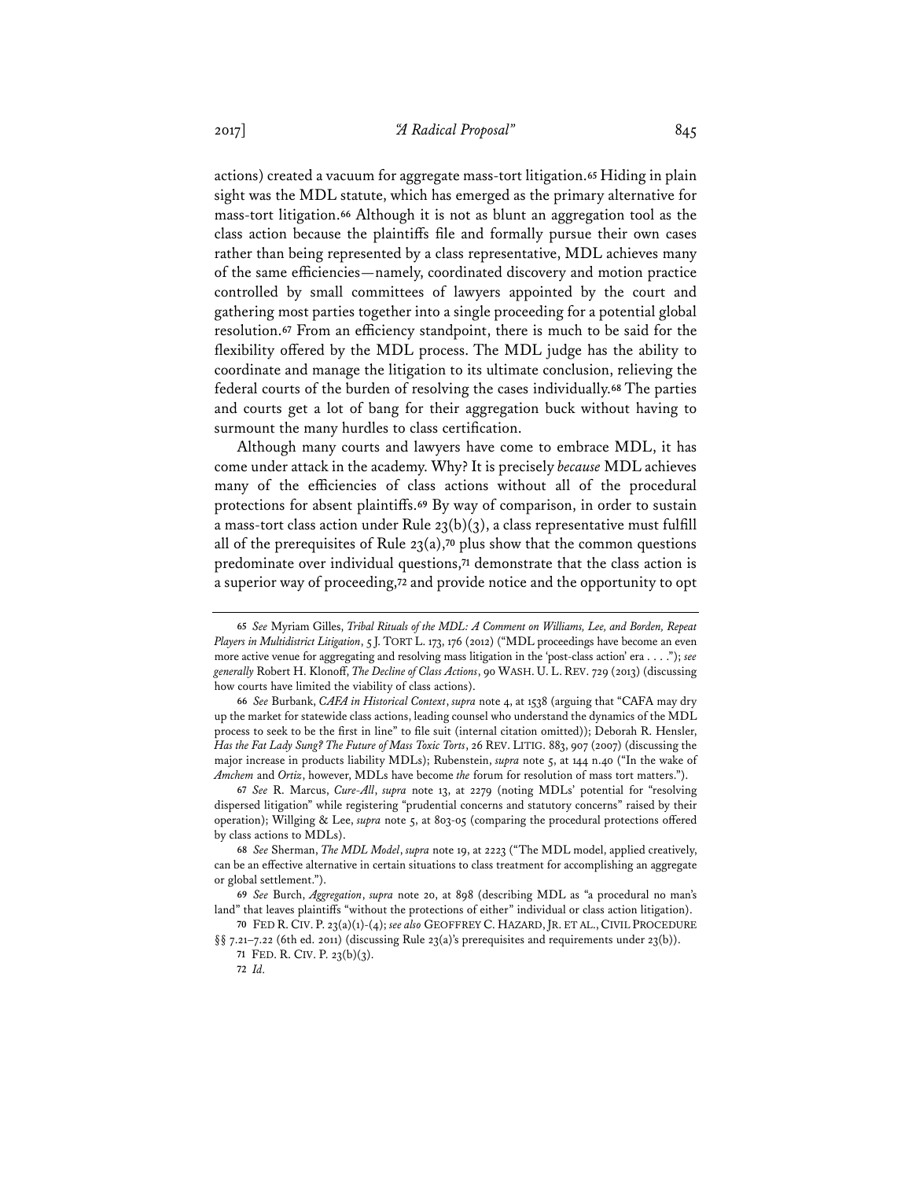actions) created a vacuum for aggregate mass-tort litigation.[65] Hiding in plain sight was the MDL statute, which has emerged as the primary alternative for mass-tort litigation.[66] Although it is not as blunt an aggregation tool as the class action because the plaintiffs file and formally pursue their own cases rather than being represented by a class representative, MDL achieves many of the same efficiencies—namely, coordinated discovery and motion practice controlled by small committees of lawyers appointed by the court and gathering most parties together into a single proceeding for a potential global resolution.[67] From an efficiency standpoint, there is much to be said for the flexibility offered by the MDL process. The MDL judge has the ability to coordinate and manage the litigation to its ultimate conclusion, relieving the federal courts of the burden of resolving the cases individually.[68] The parties and courts get a lot of bang for their aggregation buck without having to surmount the many hurdles to class certification.

Although many courts and lawyers have come to embrace MDL, it has come under attack in the academy. Why? It is precisely *because* MDL achieves many of the efficiencies of class actions without all of the procedural protections for absent plaintiffs.[69] By way of comparison, in order to sustain a mass-tort class action under Rule 23(b)(3), a class representative must fulfill all of the prerequisites of Rule 23(a),[70] plus show that the common questions predominate over individual questions,[71] demonstrate that the class action is a superior way of proceeding,[72] and provide notice and the opportunity to opt

---

[65] *See* Myriam Gilles, *Tribal Rituals of the MDL: A Comment on Williams, Lee, and Borden, Repeat Players in Multidistrict Litigation*, 5 J. TORT L. 173, 176 (2012) ("MDL proceedings have become an even more active venue for aggregating and resolving mass litigation in the 'post-class action' era . . . ."); *see generally* Robert H. Klonoff, *The Decline of Class Actions*, 90 WASH. U. L. REV. 729 (2013) (discussing how courts have limited the viability of class actions).

[66] *See* Burbank, *CAFA in Historical Context*, *supra* note 4, at 1538 (arguing that "CAFA may dry up the market for statewide class actions, leading counsel who understand the dynamics of the MDL process to seek to be the first in line" to file suit (internal citation omitted)); Deborah R. Hensler, *Has the Fat Lady Sung? The Future of Mass Toxic Torts*, 26 REV. LITIG. 883, 907 (2007) (discussing the major increase in products liability MDLs); Rubenstein, *supra* note 5, at 144 n.40 ("In the wake of *Amchem* and *Ortiz*, however, MDLs have become *the* forum for resolution of mass tort matters.").

[67] *See* R. Marcus, *Cure-All*, *supra* note 13, at 2279 (noting MDLs' potential for "resolving dispersed litigation" while registering "prudential concerns and statutory concerns" raised by their operation); Willging & Lee, *supra* note 5, at 803-05 (comparing the procedural protections offered by class actions to MDLs).

[68] *See* Sherman, *The MDL Model*, *supra* note 19, at 2223 ("The MDL model, applied creatively, can be an effective alternative in certain situations to class treatment for accomplishing an aggregate or global settlement.").

[69] *See* Burch, *Aggregation*, *supra* note 20, at 898 (describing MDL as "a procedural no man's land" that leaves plaintiffs "without the protections of either" individual or class action litigation).

[70] FED R. CIV. P. 23(a)(1)-(4); *see also* GEOFFREY C. HAZARD, JR. ET AL., CIVIL PROCEDURE §§ 7.21–7.22 (6th ed. 2011) (discussing Rule 23(a)'s prerequisites and requirements under 23(b)).

[71] FED. R. CIV. P. 23(b)(3).

[72] *Id.*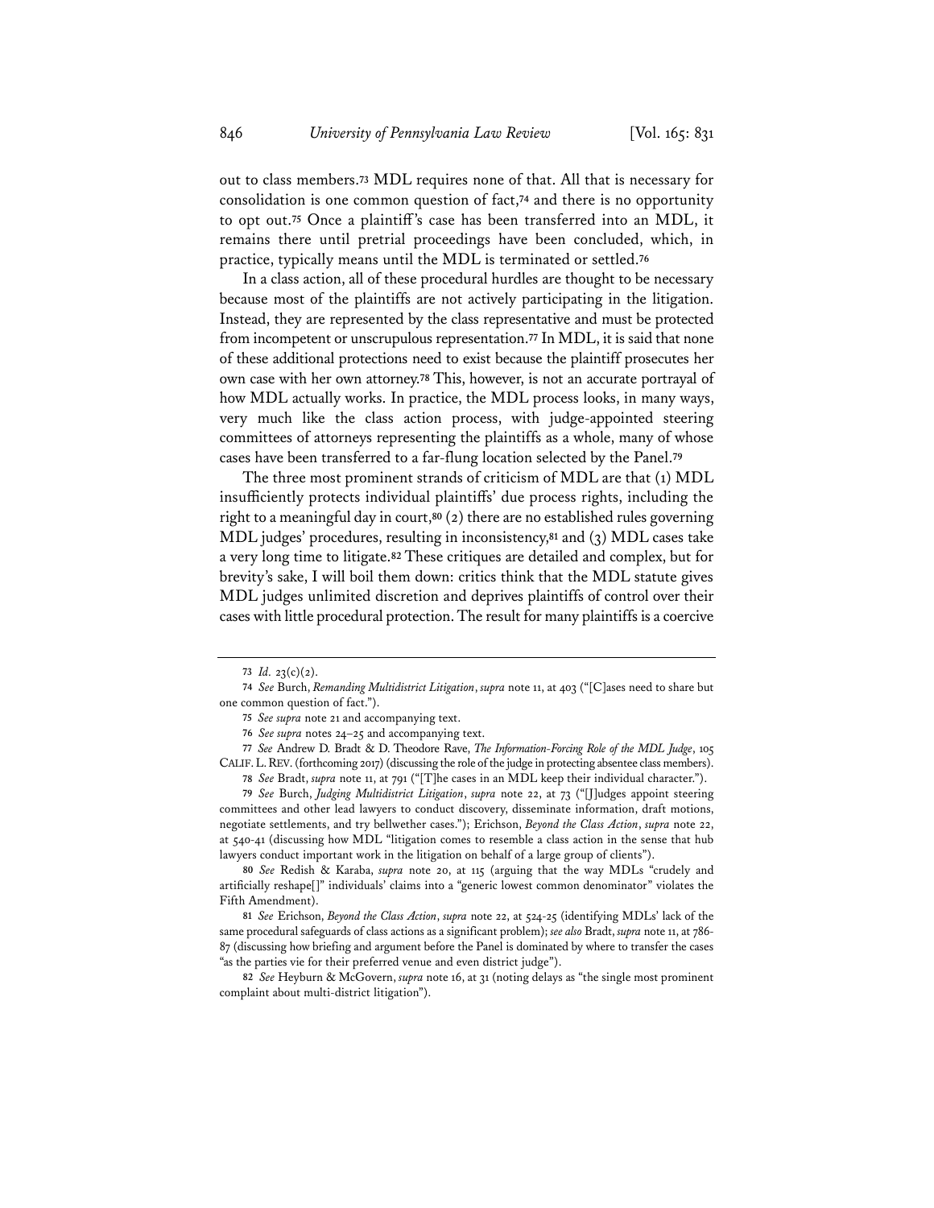out to class members.[73] MDL requires none of that. All that is necessary for consolidation is one common question of fact,[74] and there is no opportunity to opt out.[75] Once a plaintiff's case has been transferred into an MDL, it remains there until pretrial proceedings have been concluded, which, in practice, typically means until the MDL is terminated or settled.[76]

In a class action, all of these procedural hurdles are thought to be necessary because most of the plaintiffs are not actively participating in the litigation. Instead, they are represented by the class representative and must be protected from incompetent or unscrupulous representation.[77] In MDL, it is said that none of these additional protections need to exist because the plaintiff prosecutes her own case with her own attorney.[78] This, however, is not an accurate portrayal of how MDL actually works. In practice, the MDL process looks, in many ways, very much like the class action process, with judge-appointed steering committees of attorneys representing the plaintiffs as a whole, many of whose cases have been transferred to a far-flung location selected by the Panel.[79]

The three most prominent strands of criticism of MDL are that (1) MDL insufficiently protects individual plaintiffs' due process rights, including the right to a meaningful day in court,[80] (2) there are no established rules governing MDL judges' procedures, resulting in inconsistency,[81] and (3) MDL cases take a very long time to litigate.[82] These critiques are detailed and complex, but for brevity's sake, I will boil them down: critics think that the MDL statute gives MDL judges unlimited discretion and deprives plaintiffs of control over their cases with little procedural protection. The result for many plaintiffs is a coercive

---

73 *Id.* 23(c)(2).

74 *See* Burch, *Remanding Multidistrict Litigation*, *supra* note 11, at 403 ("[C]ases need to share but one common question of fact.").

75 *See supra* note 21 and accompanying text.

76 *See supra* notes 24–25 and accompanying text.

77 *See* Andrew D. Bradt & D. Theodore Rave, *The Information-Forcing Role of the MDL Judge*, 105 CALIF. L. REV. (forthcoming 2017) (discussing the role of the judge in protecting absentee class members).

78 *See* Bradt, *supra* note 11, at 791 ("[T]he cases in an MDL keep their individual character.").

79 *See* Burch, *Judging Multidistrict Litigation*, *supra* note 22, at 73 ("[J]udges appoint steering committees and other lead lawyers to conduct discovery, disseminate information, draft motions, negotiate settlements, and try bellwether cases."); Erichson, *Beyond the Class Action*, *supra* note 22, at 540-41 (discussing how MDL "litigation comes to resemble a class action in the sense that hub lawyers conduct important work in the litigation on behalf of a large group of clients").

80 *See* Redish & Karaba, *supra* note 20, at 115 (arguing that the way MDLs "crudely and artificially reshape[]" individuals' claims into a "generic lowest common denominator" violates the Fifth Amendment).

81 *See* Erichson, *Beyond the Class Action*, *supra* note 22, at 524-25 (identifying MDLs' lack of the same procedural safeguards of class actions as a significant problem); *see also* Bradt, *supra* note 11, at 786-87 (discussing how briefing and argument before the Panel is dominated by where to transfer the cases "as the parties vie for their preferred venue and even district judge").

82 *See* Heyburn & McGovern, *supra* note 16, at 31 (noting delays as "the single most prominent complaint about multi-district litigation").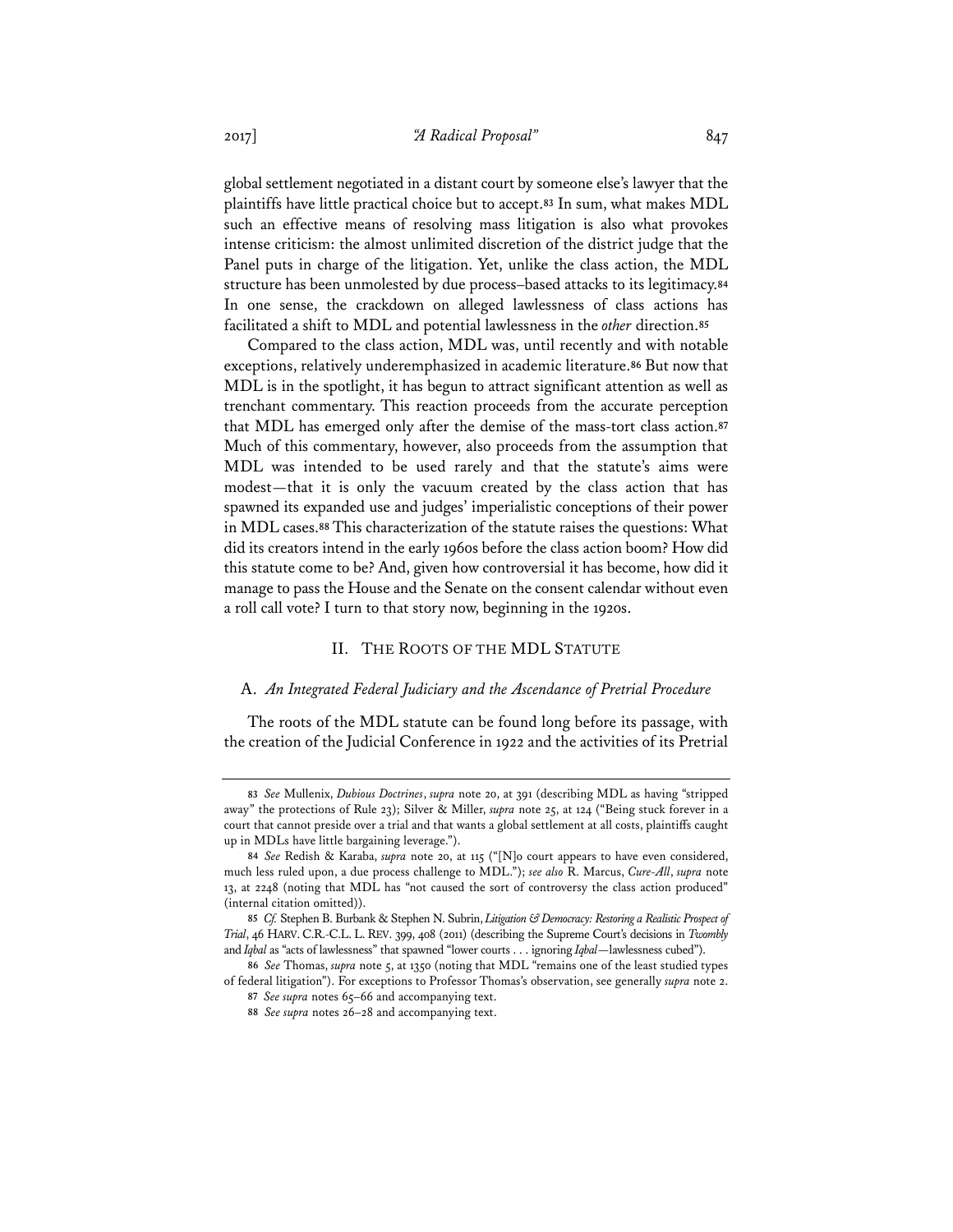global settlement negotiated in a distant court by someone else's lawyer that the plaintiffs have little practical choice but to accept.[83] In sum, what makes MDL such an effective means of resolving mass litigation is also what provokes intense criticism: the almost unlimited discretion of the district judge that the Panel puts in charge of the litigation. Yet, unlike the class action, the MDL structure has been unmolested by due process–based attacks to its legitimacy.[84] In one sense, the crackdown on alleged lawlessness of class actions has facilitated a shift to MDL and potential lawlessness in the *other* direction.[85]

Compared to the class action, MDL was, until recently and with notable exceptions, relatively underemphasized in academic literature.[86] But now that MDL is in the spotlight, it has begun to attract significant attention as well as trenchant commentary. This reaction proceeds from the accurate perception that MDL has emerged only after the demise of the mass-tort class action.[87] Much of this commentary, however, also proceeds from the assumption that MDL was intended to be used rarely and that the statute's aims were modest—that it is only the vacuum created by the class action that has spawned its expanded use and judges' imperialistic conceptions of their power in MDL cases.[88] This characterization of the statute raises the questions: What did its creators intend in the early 1960s before the class action boom? How did this statute come to be? And, given how controversial it has become, how did it manage to pass the House and the Senate on the consent calendar without even a roll call vote? I turn to that story now, beginning in the 1920s.

## II. The Roots of the MDL Statute

### A. *An Integrated Federal Judiciary and the Ascendance of Pretrial Procedure*

The roots of the MDL statute can be found long before its passage, with the creation of the Judicial Conference in 1922 and the activities of its Pretrial

---

83 *See* Mullenix, *Dubious Doctrines*, *supra* note 20, at 391 (describing MDL as having "stripped away" the protections of Rule 23); Silver & Miller, *supra* note 25, at 124 ("Being stuck forever in a court that cannot preside over a trial and that wants a global settlement at all costs, plaintiffs caught up in MDLs have little bargaining leverage.").

84 *See* Redish & Karaba, *supra* note 20, at 115 ("[N]o court appears to have even considered, much less ruled upon, a due process challenge to MDL."); *see also* R. Marcus, *Cure-All*, *supra* note 13, at 2248 (noting that MDL has "not caused the sort of controversy the class action produced" (internal citation omitted)).

85 *Cf.* Stephen B. Burbank & Stephen N. Subrin, *Litigation & Democracy: Restoring a Realistic Prospect of Trial*, 46 HARV. C.R.-C.L. L. REV. 399, 408 (2011) (describing the Supreme Court's decisions in *Twombly* and *Iqbal* as "acts of lawlessness" that spawned "lower courts . . . ignoring *Iqbal*—lawlessness cubed").

86 *See* Thomas, *supra* note 5, at 1350 (noting that MDL "remains one of the least studied types of federal litigation"). For exceptions to Professor Thomas's observation, see generally *supra* note 2.

87 *See supra* notes 65–66 and accompanying text.

88 *See supra* notes 26–28 and accompanying text.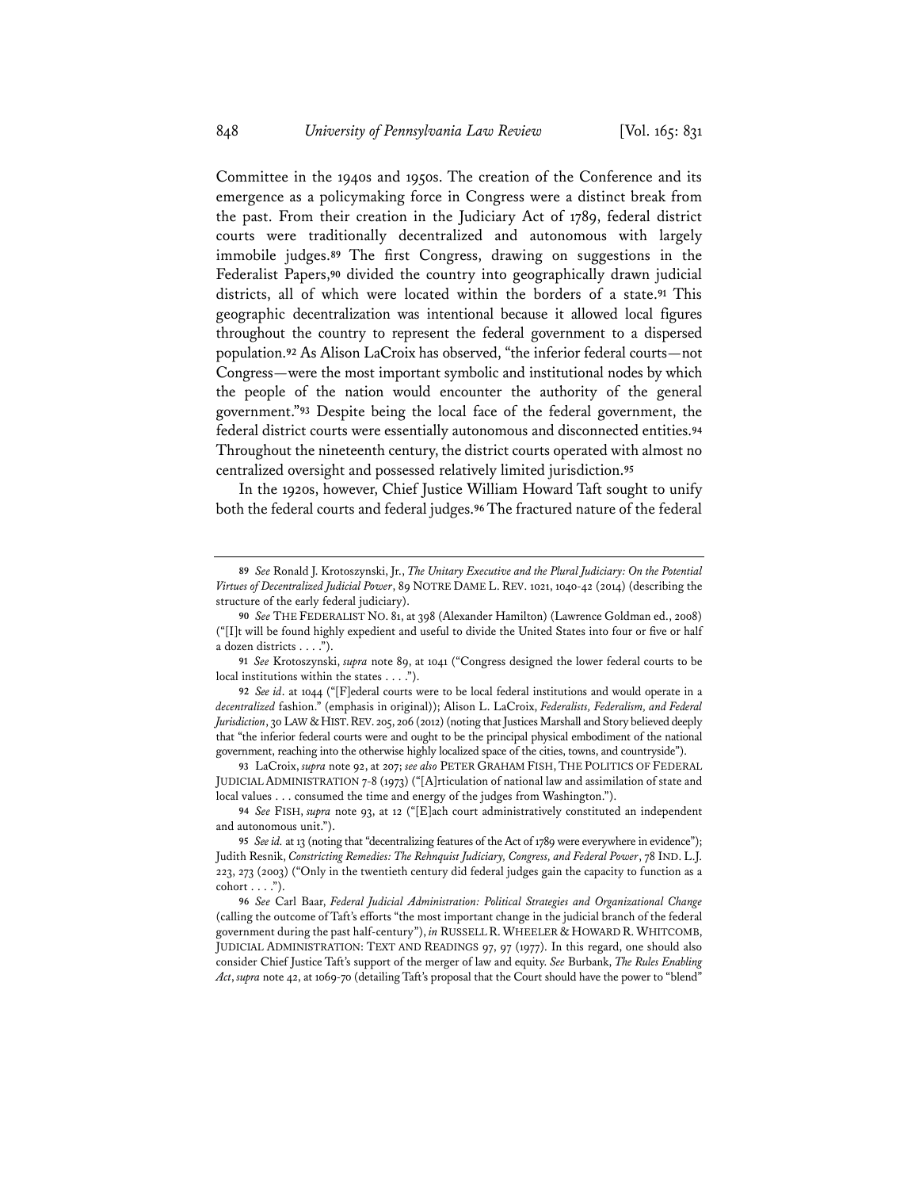Committee in the 1940s and 1950s. The creation of the Conference and its emergence as a policymaking force in Congress were a distinct break from the past. From their creation in the Judiciary Act of 1789, federal district courts were traditionally decentralized and autonomous with largely immobile judges.[89] The first Congress, drawing on suggestions in the Federalist Papers,[90] divided the country into geographically drawn judicial districts, all of which were located within the borders of a state.[91] This geographic decentralization was intentional because it allowed local figures throughout the country to represent the federal government to a dispersed population.[92] As Alison LaCroix has observed, "the inferior federal courts—not Congress—were the most important symbolic and institutional nodes by which the people of the nation would encounter the authority of the general government."[93] Despite being the local face of the federal government, the federal district courts were essentially autonomous and disconnected entities.[94] Throughout the nineteenth century, the district courts operated with almost no centralized oversight and possessed relatively limited jurisdiction.[95]

In the 1920s, however, Chief Justice William Howard Taft sought to unify both the federal courts and federal judges.[96] The fractured nature of the federal

---

[89] *See* Ronald J. Krotoszynski, Jr., *The Unitary Executive and the Plural Judiciary: On the Potential Virtues of Decentralized Judicial Power*, 89 NOTRE DAME L. REV. 1021, 1040-42 (2014) (describing the structure of the early federal judiciary).

[90] *See* THE FEDERALIST NO. 81, at 398 (Alexander Hamilton) (Lawrence Goldman ed., 2008) ("[I]t will be found highly expedient and useful to divide the United States into four or five or half a dozen districts . . . .").

[91] *See* Krotoszynski, *supra* note 89, at 1041 ("Congress designed the lower federal courts to be local institutions within the states . . . .").

[92] *See id*. at 1044 ("[F]ederal courts were to be local federal institutions and would operate in a *decentralized* fashion." (emphasis in original)); Alison L. LaCroix, *Federalists, Federalism, and Federal Jurisdiction*, 30 LAW & HIST. REV. 205, 206 (2012) (noting that Justices Marshall and Story believed deeply that "the inferior federal courts were and ought to be the principal physical embodiment of the national government, reaching into the otherwise highly localized space of the cities, towns, and countryside").

[93] LaCroix, *supra* note 92, at 207; *see also* PETER GRAHAM FISH, THE POLITICS OF FEDERAL JUDICIAL ADMINISTRATION 7-8 (1973) ("[A]rticulation of national law and assimilation of state and local values . . . consumed the time and energy of the judges from Washington.").

[94] *See* FISH, *supra* note 93, at 12 ("[E]ach court administratively constituted an independent and autonomous unit.").

[95] *See id.* at 13 (noting that "decentralizing features of the Act of 1789 were everywhere in evidence"); Judith Resnik, *Constricting Remedies: The Rehnquist Judiciary, Congress, and Federal Power*, 78 IND. L.J. 223, 273 (2003) ("Only in the twentieth century did federal judges gain the capacity to function as a cohort . . . .").

[96] *See* Carl Baar, *Federal Judicial Administration: Political Strategies and Organizational Change* (calling the outcome of Taft's efforts "the most important change in the judicial branch of the federal government during the past half-century"), *in* RUSSELL R. WHEELER & HOWARD R. WHITCOMB, JUDICIAL ADMINISTRATION: TEXT AND READINGS 97, 97 (1977). In this regard, one should also consider Chief Justice Taft's support of the merger of law and equity. *See* Burbank, *The Rules Enabling Act*, *supra* note 42, at 1069-70 (detailing Taft's proposal that the Court should have the power to "blend"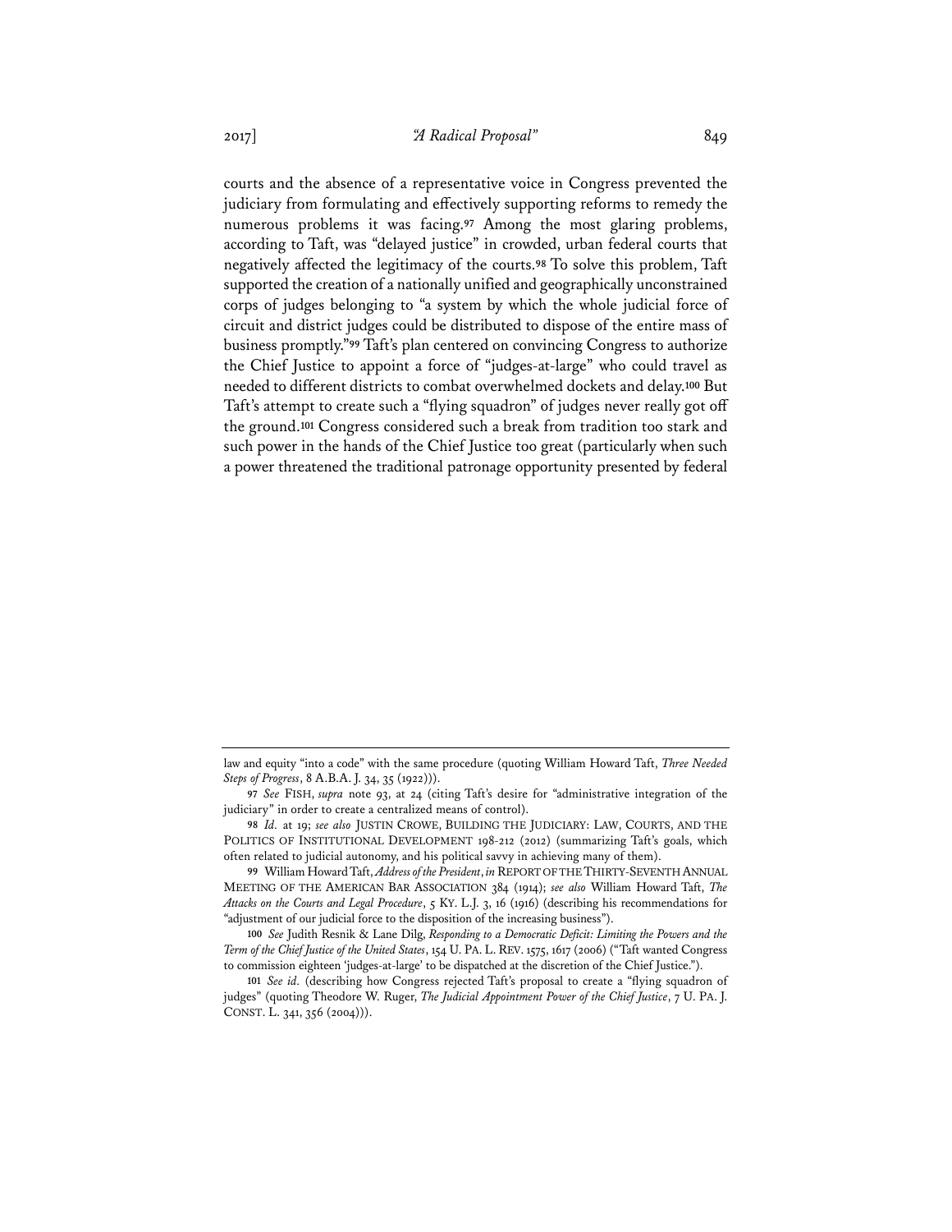courts and the absence of a representative voice in Congress prevented the judiciary from formulating and effectively supporting reforms to remedy the numerous problems it was facing.[97] Among the most glaring problems, according to Taft, was "delayed justice" in crowded, urban federal courts that negatively affected the legitimacy of the courts.[98] To solve this problem, Taft supported the creation of a nationally unified and geographically unconstrained corps of judges belonging to "a system by which the whole judicial force of circuit and district judges could be distributed to dispose of the entire mass of business promptly."[99] Taft's plan centered on convincing Congress to authorize the Chief Justice to appoint a force of "judges-at-large" who could travel as needed to different districts to combat overwhelmed dockets and delay.[100] But Taft's attempt to create such a "flying squadron" of judges never really got off the ground.[101] Congress considered such a break from tradition too stark and such power in the hands of the Chief Justice too great (particularly when such a power threatened the traditional patronage opportunity presented by federal

---

law and equity "into a code" with the same procedure (quoting William Howard Taft, *Three Needed Steps of Progress*, 8 A.B.A. J. 34, 35 (1922))).

[97] *See* FISH, *supra* note 93, at 24 (citing Taft's desire for "administrative integration of the judiciary" in order to create a centralized means of control).

[98] *Id.* at 19; *see also* JUSTIN CROWE, BUILDING THE JUDICIARY: LAW, COURTS, AND THE POLITICS OF INSTITUTIONAL DEVELOPMENT 198-212 (2012) (summarizing Taft's goals, which often related to judicial autonomy, and his political savvy in achieving many of them).

[99] William Howard Taft, *Address of the President*, *in* REPORT OF THE THIRTY-SEVENTH ANNUAL MEETING OF THE AMERICAN BAR ASSOCIATION 384 (1914); *see also* William Howard Taft, *The Attacks on the Courts and Legal Procedure*, 5 KY. L.J. 3, 16 (1916) (describing his recommendations for "adjustment of our judicial force to the disposition of the increasing business").

[100] *See* Judith Resnik & Lane Dilg, *Responding to a Democratic Deficit: Limiting the Powers and the Term of the Chief Justice of the United States*, 154 U. PA. L. REV. 1575, 1617 (2006) ("Taft wanted Congress to commission eighteen 'judges-at-large' to be dispatched at the discretion of the Chief Justice.").

[101] *See id.* (describing how Congress rejected Taft's proposal to create a "flying squadron of judges" (quoting Theodore W. Ruger, *The Judicial Appointment Power of the Chief Justice*, 7 U. PA. J. CONST. L. 341, 356 (2004))).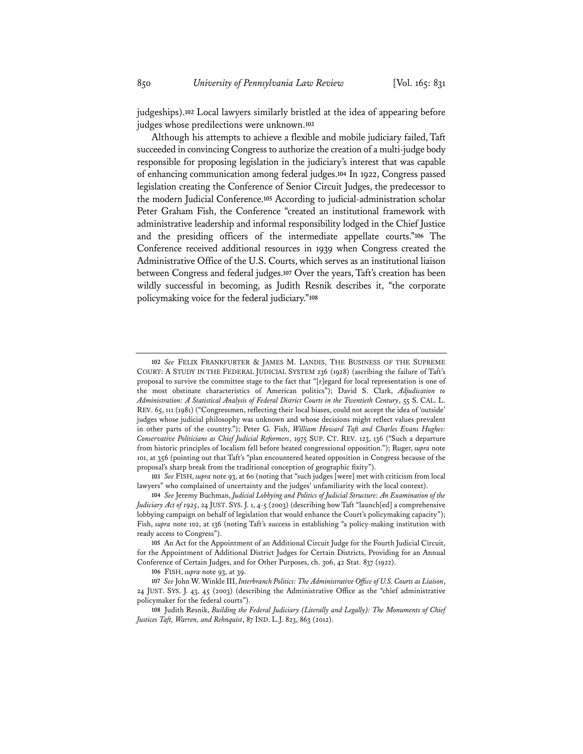judgeships).[102] Local lawyers similarly bristled at the idea of appearing before judges whose predilections were unknown.[103]

Although his attempts to achieve a flexible and mobile judiciary failed, Taft succeeded in convincing Congress to authorize the creation of a multi-judge body responsible for proposing legislation in the judiciary's interest that was capable of enhancing communication among federal judges.[104] In 1922, Congress passed legislation creating the Conference of Senior Circuit Judges, the predecessor to the modern Judicial Conference.[105] According to judicial-administration scholar Peter Graham Fish, the Conference "created an institutional framework with administrative leadership and informal responsibility lodged in the Chief Justice and the presiding officers of the intermediate appellate courts."[106] The Conference received additional resources in 1939 when Congress created the Administrative Office of the U.S. Courts, which serves as an institutional liaison between Congress and federal judges.[107] Over the years, Taft's creation has been wildly successful in becoming, as Judith Resnik describes it, "the corporate policymaking voice for the federal judiciary."[108]

---

102 *See* FELIX FRANKFURTER & JAMES M. LANDIS, THE BUSINESS OF THE SUPREME COURT: A STUDY IN THE FEDERAL JUDICIAL SYSTEM 236 (1928) (ascribing the failure of Taft's proposal to survive the committee stage to the fact that "[r]egard for local representation is one of the most obstinate characteristics of American politics"); David S. Clark, *Adjudication to Administration: A Statistical Analysis of Federal District Courts in the Twentieth Century*, 55 S. CAL. L. REV. 65, 111 (1981) ("Congressmen, reflecting their local biases, could not accept the idea of 'outside' judges whose judicial philosophy was unknown and whose decisions might reflect values prevalent in other parts of the country."); Peter G. Fish, *William Howard Taft and Charles Evans Hughes: Conservative Politicians as Chief Judicial Reformers*, 1975 SUP. CT. REV. 123, 136 ("Such a departure from historic principles of localism fell before heated congressional opposition."); Ruger, *supra* note 101, at 356 (pointing out that Taft's "plan encountered heated opposition in Congress because of the proposal's sharp break from the traditional conception of geographic fixity").

103 *See* FISH, *supra* note 93, at 60 (noting that "such judges [were] met with criticism from local lawyers" who complained of uncertainty and the judges' unfamiliarity with the local context).

104 *See* Jeremy Buchman, *Judicial Lobbying and Politics of Judicial Structure: An Examination of the Judiciary Act of 1925*, 24 JUST. SYS. J. 1, 4-5 (2003) (describing how Taft "launch[ed] a comprehensive lobbying campaign on behalf of legislation that would enhance the Court's policymaking capacity"); Fish, *supra* note 102, at 136 (noting Taft's success in establishing "a policy-making institution with ready access to Congress").

105 An Act for the Appointment of an Additional Circuit Judge for the Fourth Judicial Circuit, for the Appointment of Additional District Judges for Certain Districts, Providing for an Annual Conference of Certain Judges, and for Other Purposes, ch. 306, 42 Stat. 837 (1922).

106 FISH, *supra* note 93, at 39.

107 *See* John W. Winkle III, *Interbranch Politics: The Administrative Office of U.S. Courts as Liaison*, 24 JUST. SYS. J. 43, 45 (2003) (describing the Administrative Office as the "chief administrative policymaker for the federal courts").

108 Judith Resnik, *Building the Federal Judiciary (Literally and Legally): The Monuments of Chief Justices Taft, Warren, and Rehnquist*, 87 IND. L.J. 823, 863 (2012).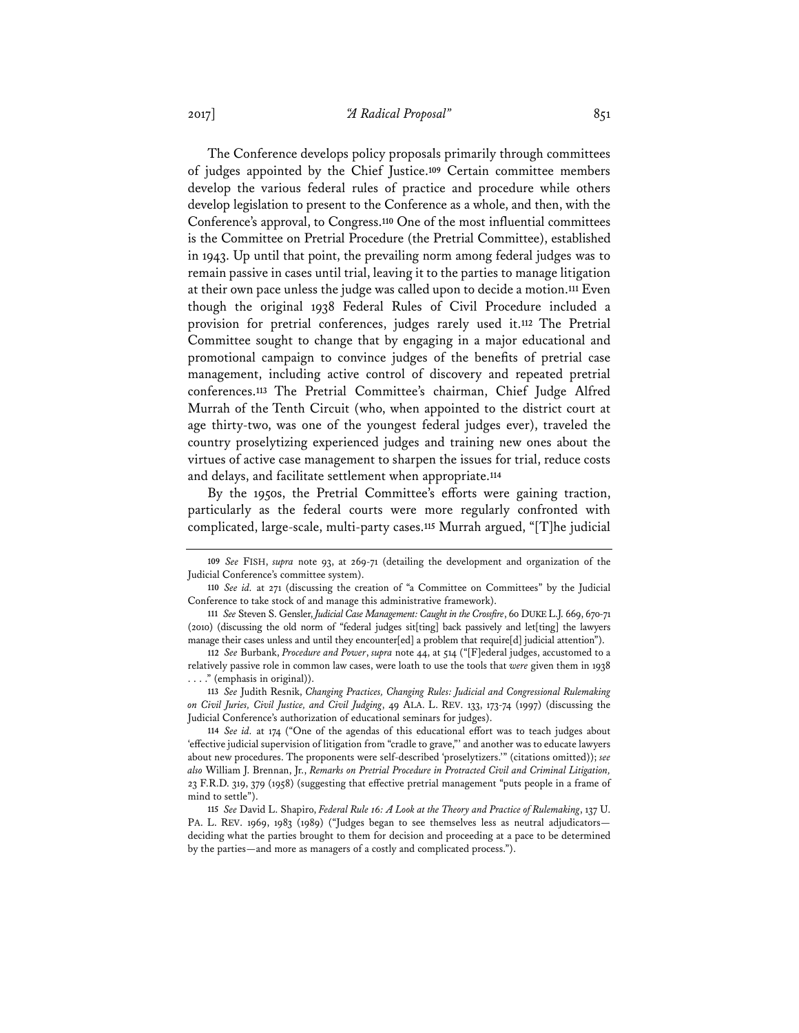The Conference develops policy proposals primarily through committees of judges appointed by the Chief Justice.[109] Certain committee members develop the various federal rules of practice and procedure while others develop legislation to present to the Conference as a whole, and then, with the Conference's approval, to Congress.[110] One of the most influential committees is the Committee on Pretrial Procedure (the Pretrial Committee), established in 1943. Up until that point, the prevailing norm among federal judges was to remain passive in cases until trial, leaving it to the parties to manage litigation at their own pace unless the judge was called upon to decide a motion.[111] Even though the original 1938 Federal Rules of Civil Procedure included a provision for pretrial conferences, judges rarely used it.[112] The Pretrial Committee sought to change that by engaging in a major educational and promotional campaign to convince judges of the benefits of pretrial case management, including active control of discovery and repeated pretrial conferences.[113] The Pretrial Committee's chairman, Chief Judge Alfred Murrah of the Tenth Circuit (who, when appointed to the district court at age thirty-two, was one of the youngest federal judges ever), traveled the country proselytizing experienced judges and training new ones about the virtues of active case management to sharpen the issues for trial, reduce costs and delays, and facilitate settlement when appropriate.[114]

By the 1950s, the Pretrial Committee's efforts were gaining traction, particularly as the federal courts were more regularly confronted with complicated, large-scale, multi-party cases.[115] Murrah argued, "[T]he judicial

---

[109] *See* FISH, *supra* note 93, at 269-71 (detailing the development and organization of the Judicial Conference's committee system).

[110] *See id.* at 271 (discussing the creation of "a Committee on Committees" by the Judicial Conference to take stock of and manage this administrative framework).

[111] *See* Steven S. Gensler, *Judicial Case Management: Caught in the Crossfire*, 60 DUKE L.J. 669, 670-71 (2010) (discussing the old norm of "federal judges sit[ting] back passively and let[ting] the lawyers manage their cases unless and until they encounter[ed] a problem that require[d] judicial attention").

[112] *See* Burbank, *Procedure and Power*, *supra* note 44, at 514 ("[F]ederal judges, accustomed to a relatively passive role in common law cases, were loath to use the tools that *were* given them in 1938 . . . ." (emphasis in original)).

[113] *See* Judith Resnik, *Changing Practices, Changing Rules: Judicial and Congressional Rulemaking on Civil Juries, Civil Justice, and Civil Judging*, 49 ALA. L. REV. 133, 173-74 (1997) (discussing the Judicial Conference's authorization of educational seminars for judges).

[114] *See id.* at 174 ("One of the agendas of this educational effort was to teach judges about 'effective judicial supervision of litigation from "cradle to grave,"' and another was to educate lawyers about new procedures. The proponents were self-described 'proselytizers.'" (citations omitted)); *see also* William J. Brennan, Jr., *Remarks on Pretrial Procedure in Protracted Civil and Criminal Litigation,* 23 F.R.D. 319, 379 (1958) (suggesting that effective pretrial management "puts people in a frame of mind to settle").

[115] *See* David L. Shapiro, *Federal Rule 16: A Look at the Theory and Practice of Rulemaking*, 137 U. PA. L. REV. 1969, 1983 (1989) ("Judges began to see themselves less as neutral adjudicators—deciding what the parties brought to them for decision and proceeding at a pace to be determined by the parties—and more as managers of a costly and complicated process.").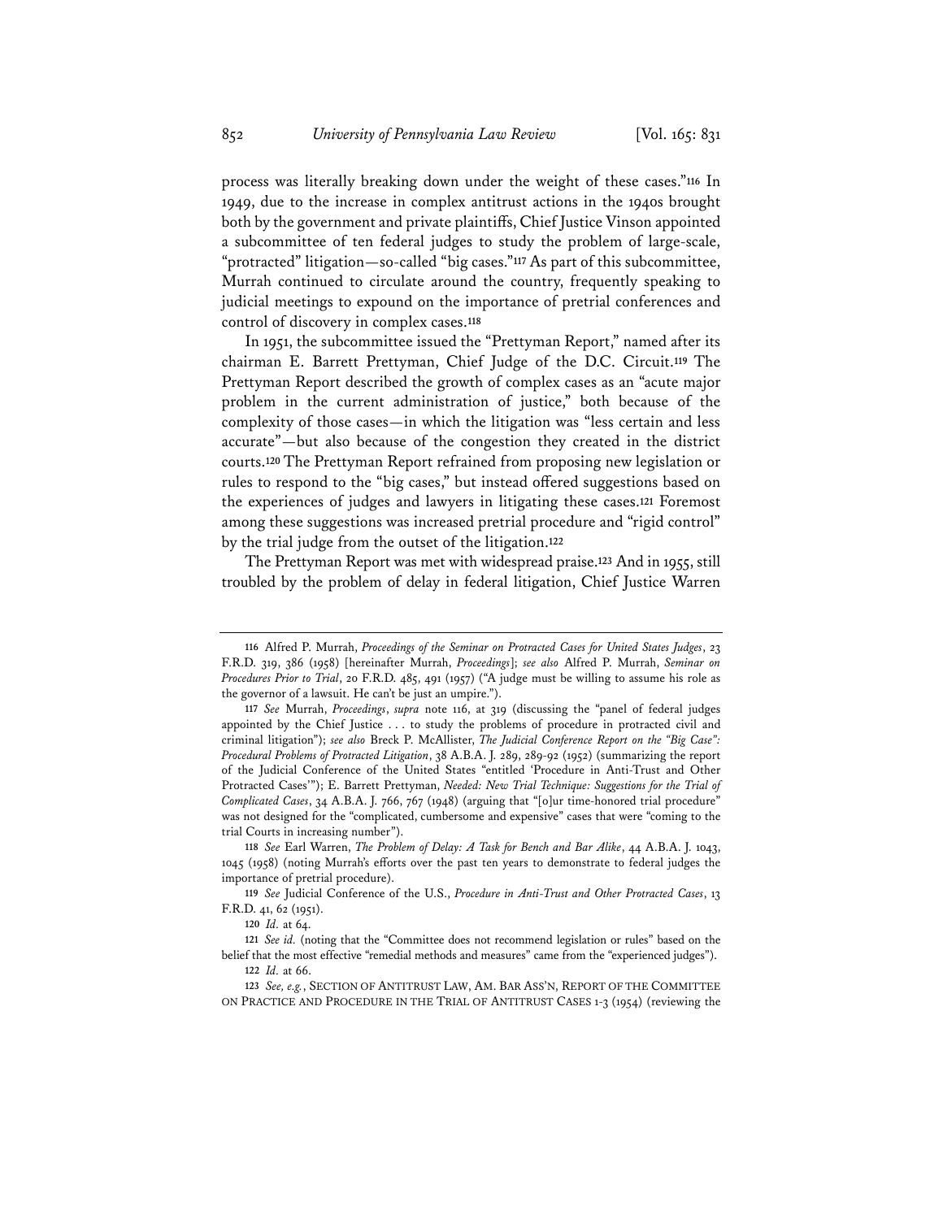process was literally breaking down under the weight of these cases."[116] In 1949, due to the increase in complex antitrust actions in the 1940s brought both by the government and private plaintiffs, Chief Justice Vinson appointed a subcommittee of ten federal judges to study the problem of large-scale, "protracted" litigation—so-called "big cases."[117] As part of this subcommittee, Murrah continued to circulate around the country, frequently speaking to judicial meetings to expound on the importance of pretrial conferences and control of discovery in complex cases.[118]

In 1951, the subcommittee issued the "Prettyman Report," named after its chairman E. Barrett Prettyman, Chief Judge of the D.C. Circuit.[119] The Prettyman Report described the growth of complex cases as an "acute major problem in the current administration of justice," both because of the complexity of those cases—in which the litigation was "less certain and less accurate"—but also because of the congestion they created in the district courts.[120] The Prettyman Report refrained from proposing new legislation or rules to respond to the "big cases," but instead offered suggestions based on the experiences of judges and lawyers in litigating these cases.[121] Foremost among these suggestions was increased pretrial procedure and "rigid control" by the trial judge from the outset of the litigation.[122]

The Prettyman Report was met with widespread praise.[123] And in 1955, still troubled by the problem of delay in federal litigation, Chief Justice Warren

---

116 Alfred P. Murrah, *Proceedings of the Seminar on Protracted Cases for United States Judges*, 23 F.R.D. 319, 386 (1958) [hereinafter Murrah, *Proceedings*]; *see also* Alfred P. Murrah, *Seminar on Procedures Prior to Trial*, 20 F.R.D. 485, 491 (1957) ("A judge must be willing to assume his role as the governor of a lawsuit. He can't be just an umpire.").

117 *See* Murrah, *Proceedings*, *supra* note 116, at 319 (discussing the "panel of federal judges appointed by the Chief Justice . . . to study the problems of procedure in protracted civil and criminal litigation"); *see also* Breck P. McAllister, *The Judicial Conference Report on the "Big Case": Procedural Problems of Protracted Litigation*, 38 A.B.A. J. 289, 289-92 (1952) (summarizing the report of the Judicial Conference of the United States "entitled 'Procedure in Anti-Trust and Other Protracted Cases'"); E. Barrett Prettyman, *Needed: New Trial Technique: Suggestions for the Trial of Complicated Cases*, 34 A.B.A. J. 766, 767 (1948) (arguing that "[o]ur time-honored trial procedure" was not designed for the "complicated, cumbersome and expensive" cases that were "coming to the trial Courts in increasing number").

118 *See* Earl Warren, *The Problem of Delay: A Task for Bench and Bar Alike*, 44 A.B.A. J. 1043, 1045 (1958) (noting Murrah's efforts over the past ten years to demonstrate to federal judges the importance of pretrial procedure).

119 *See* Judicial Conference of the U.S., *Procedure in Anti-Trust and Other Protracted Cases*, 13 F.R.D. 41, 62 (1951).

120 *Id.* at 64.

121 *See id.* (noting that the "Committee does not recommend legislation or rules" based on the belief that the most effective "remedial methods and measures" came from the "experienced judges").

122 *Id.* at 66.

123 *See, e.g.*, SECTION OF ANTITRUST LAW, AM. BAR ASS'N, REPORT OF THE COMMITTEE ON PRACTICE AND PROCEDURE IN THE TRIAL OF ANTITRUST CASES 1-3 (1954) (reviewing the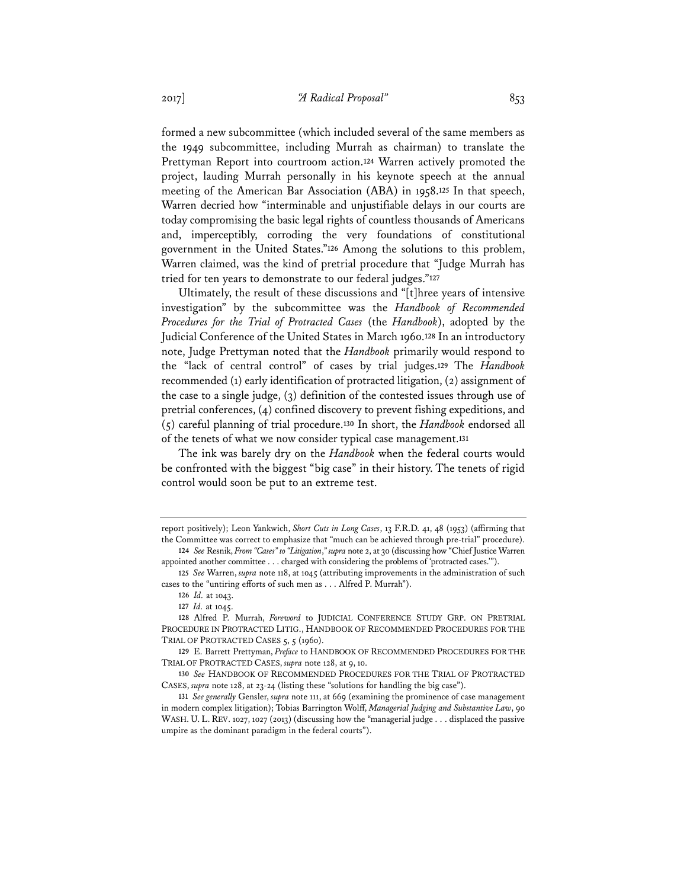formed a new subcommittee (which included several of the same members as the 1949 subcommittee, including Murrah as chairman) to translate the Prettyman Report into courtroom action.[124] Warren actively promoted the project, lauding Murrah personally in his keynote speech at the annual meeting of the American Bar Association (ABA) in 1958.[125] In that speech, Warren decried how "interminable and unjustifiable delays in our courts are today compromising the basic legal rights of countless thousands of Americans and, imperceptibly, corroding the very foundations of constitutional government in the United States."[126] Among the solutions to this problem, Warren claimed, was the kind of pretrial procedure that "Judge Murrah has tried for ten years to demonstrate to our federal judges."[127]

Ultimately, the result of these discussions and "[t]hree years of intensive investigation" by the subcommittee was the *Handbook of Recommended Procedures for the Trial of Protracted Cases* (the *Handbook*), adopted by the Judicial Conference of the United States in March 1960.[128] In an introductory note, Judge Prettyman noted that the *Handbook* primarily would respond to the "lack of central control" of cases by trial judges.[129] The *Handbook* recommended (1) early identification of protracted litigation, (2) assignment of the case to a single judge, (3) definition of the contested issues through use of pretrial conferences, (4) confined discovery to prevent fishing expeditions, and (5) careful planning of trial procedure.[130] In short, the *Handbook* endorsed all of the tenets of what we now consider typical case management.[131]

The ink was barely dry on the *Handbook* when the federal courts would be confronted with the biggest "big case" in their history. The tenets of rigid control would soon be put to an extreme test.

---

report positively); Leon Yankwich, *Short Cuts in Long Cases*, 13 F.R.D. 41, 48 (1953) (affirming that the Committee was correct to emphasize that "much can be achieved through pre-trial" procedure).

124 *See* Resnik, *From "Cases" to "Litigation," supra* note 2, at 30 (discussing how "Chief Justice Warren appointed another committee . . . charged with considering the problems of 'protracted cases.'").

125 *See* Warren, *supra* note 118, at 1045 (attributing improvements in the administration of such cases to the "untiring efforts of such men as . . . Alfred P. Murrah").

126 *Id.* at 1043.

127 *Id.* at 1045.

128 Alfred P. Murrah, *Foreword* to JUDICIAL CONFERENCE STUDY GRP. ON PRETRIAL PROCEDURE IN PROTRACTED LITIG., HANDBOOK OF RECOMMENDED PROCEDURES FOR THE TRIAL OF PROTRACTED CASES 5, 5 (1960).

129 E. Barrett Prettyman, *Preface* to HANDBOOK OF RECOMMENDED PROCEDURES FOR THE TRIAL OF PROTRACTED CASES, *supra* note 128, at 9, 10.

130 *See* HANDBOOK OF RECOMMENDED PROCEDURES FOR THE TRIAL OF PROTRACTED CASES, *supra* note 128, at 23-24 (listing these "solutions for handling the big case").

131 *See generally* Gensler, *supra* note 111, at 669 (examining the prominence of case management in modern complex litigation); Tobias Barrington Wolff, *Managerial Judging and Substantive Law*, 90 WASH. U. L. REV. 1027, 1027 (2013) (discussing how the "managerial judge . . . displaced the passive umpire as the dominant paradigm in the federal courts").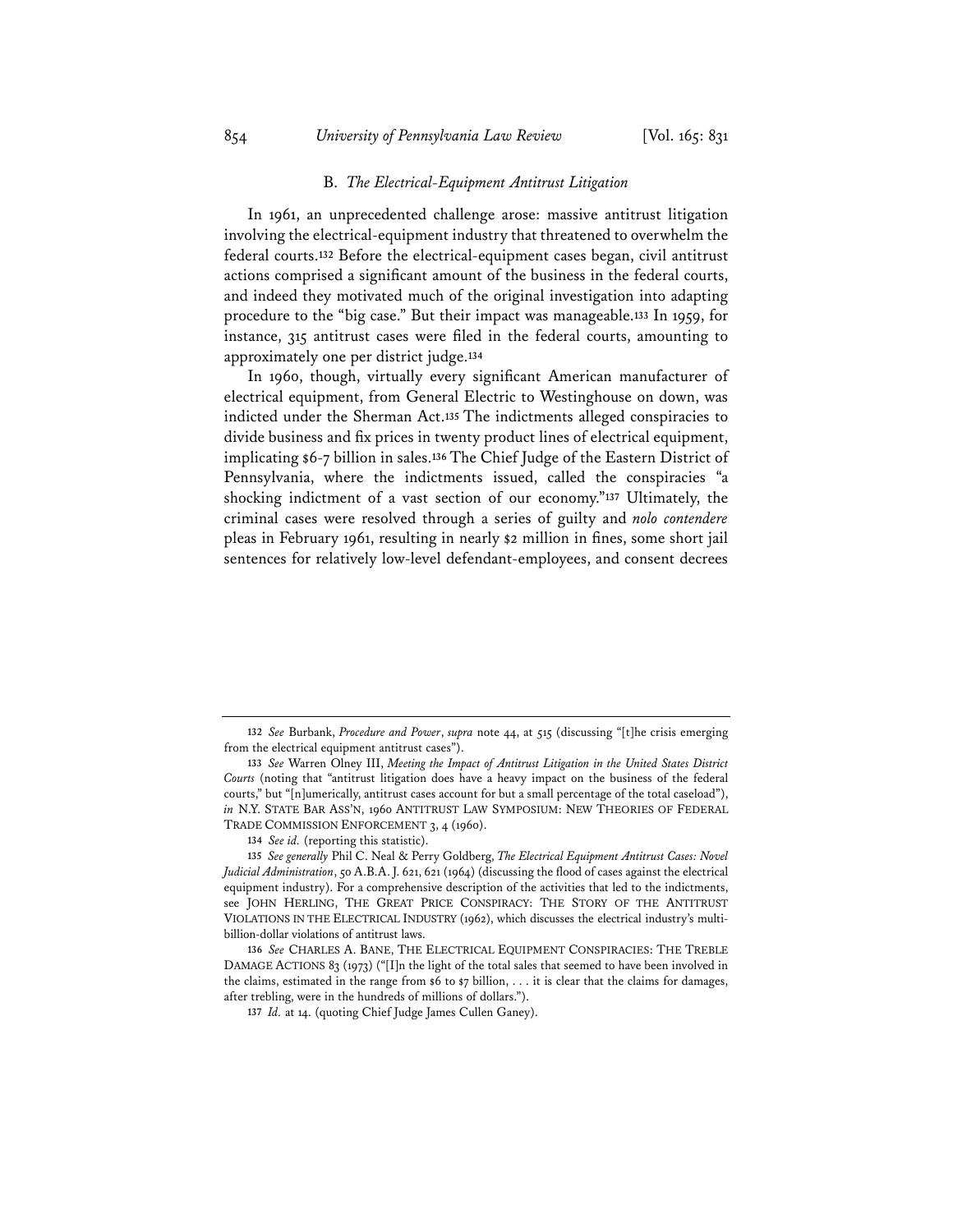### B. *The Electrical-Equipment Antitrust Litigation*

In 1961, an unprecedented challenge arose: massive antitrust litigation involving the electrical-equipment industry that threatened to overwhelm the federal courts.[132] Before the electrical-equipment cases began, civil antitrust actions comprised a significant amount of the business in the federal courts, and indeed they motivated much of the original investigation into adapting procedure to the "big case." But their impact was manageable.[133] In 1959, for instance, 315 antitrust cases were filed in the federal courts, amounting to approximately one per district judge.[134]

In 1960, though, virtually every significant American manufacturer of electrical equipment, from General Electric to Westinghouse on down, was indicted under the Sherman Act.[135] The indictments alleged conspiracies to divide business and fix prices in twenty product lines of electrical equipment, implicating $6-7 billion in sales.[136] The Chief Judge of the Eastern District of Pennsylvania, where the indictments issued, called the conspiracies "a shocking indictment of a vast section of our economy."[137] Ultimately, the criminal cases were resolved through a series of guilty and *nolo contendere* pleas in February 1961, resulting in nearly $2 million in fines, some short jail sentences for relatively low-level defendant-employees, and consent decrees

---

132 *See* Burbank, *Procedure and Power*, *supra* note 44, at 515 (discussing "[t]he crisis emerging from the electrical equipment antitrust cases").

133 *See* Warren Olney III, *Meeting the Impact of Antitrust Litigation in the United States District Courts* (noting that "antitrust litigation does have a heavy impact on the business of the federal courts," but "[n]umerically, antitrust cases account for but a small percentage of the total caseload"), *in* N.Y. STATE BAR ASS'N, 1960 ANTITRUST LAW SYMPOSIUM: NEW THEORIES OF FEDERAL TRADE COMMISSION ENFORCEMENT 3, 4 (1960).

134 *See id.* (reporting this statistic).

135 *See generally* Phil C. Neal & Perry Goldberg, *The Electrical Equipment Antitrust Cases: Novel Judicial Administration*, 50 A.B.A. J. 621, 621 (1964) (discussing the flood of cases against the electrical equipment industry). For a comprehensive description of the activities that led to the indictments, see JOHN HERLING, THE GREAT PRICE CONSPIRACY: THE STORY OF THE ANTITRUST VIOLATIONS IN THE ELECTRICAL INDUSTRY (1962), which discusses the electrical industry's multi-billion-dollar violations of antitrust laws.

136 *See* CHARLES A. BANE, THE ELECTRICAL EQUIPMENT CONSPIRACIES: THE TREBLE DAMAGE ACTIONS 83 (1973) ("[I]n the light of the total sales that seemed to have been involved in the claims, estimated in the range from $6 to $7 billion, . . . it is clear that the claims for damages, after trebling, were in the hundreds of millions of dollars.").

137 *Id.* at 14. (quoting Chief Judge James Cullen Ganey).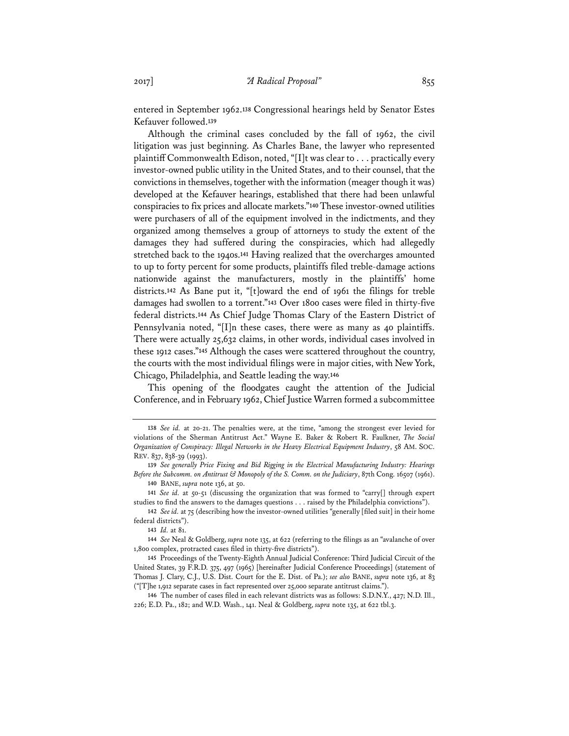entered in September 1962.[138] Congressional hearings held by Senator Estes Kefauver followed.[139]

Although the criminal cases concluded by the fall of 1962, the civil litigation was just beginning. As Charles Bane, the lawyer who represented plaintiff Commonwealth Edison, noted, "[I]t was clear to . . . practically every investor-owned public utility in the United States, and to their counsel, that the convictions in themselves, together with the information (meager though it was) developed at the Kefauver hearings, established that there had been unlawful conspiracies to fix prices and allocate markets."[140] These investor-owned utilities were purchasers of all of the equipment involved in the indictments, and they organized among themselves a group of attorneys to study the extent of the damages they had suffered during the conspiracies, which had allegedly stretched back to the 1940s.[141] Having realized that the overcharges amounted to up to forty percent for some products, plaintiffs filed treble-damage actions nationwide against the manufacturers, mostly in the plaintiffs' home districts.[142] As Bane put it, "[t]oward the end of 1961 the filings for treble damages had swollen to a torrent."[143] Over 1800 cases were filed in thirty-five federal districts.[144] As Chief Judge Thomas Clary of the Eastern District of Pennsylvania noted, "[I]n these cases, there were as many as 40 plaintiffs. There were actually 25,632 claims, in other words, individual cases involved in these 1912 cases."[145] Although the cases were scattered throughout the country, the courts with the most individual filings were in major cities, with New York, Chicago, Philadelphia, and Seattle leading the way.[146]

This opening of the floodgates caught the attention of the Judicial Conference, and in February 1962, Chief Justice Warren formed a subcommittee

---

138 *See id.* at 20-21. The penalties were, at the time, "among the strongest ever levied for violations of the Sherman Antitrust Act." Wayne E. Baker & Robert R. Faulkner, *The Social Organization of Conspiracy: Illegal Networks in the Heavy Electrical Equipment Industry*, 58 AM. SOC. REV. 837, 838-39 (1993).

139 *See generally Price Fixing and Bid Rigging in the Electrical Manufacturing Industry: Hearings Before the Subcomm. on Antitrust & Monopoly of the S. Comm. on the Judiciary*, 87th Cong. 16507 (1961).

140 BANE, *supra* note 136, at 50.

141 *See id.* at 50-51 (discussing the organization that was formed to "carry[] through expert studies to find the answers to the damages questions . . . raised by the Philadelphia convictions").

142 *See id.* at 75 (describing how the investor-owned utilities "generally [filed suit] in their home federal districts").

143 *Id.* at 81.

144 *See* Neal & Goldberg, *supra* note 135, at 622 (referring to the filings as an "avalanche of over 1,800 complex, protracted cases filed in thirty-five districts").

145 Proceedings of the Twenty-Eighth Annual Judicial Conference: Third Judicial Circuit of the United States, 39 F.R.D. 375, 497 (1965) [hereinafter Judicial Conference Proceedings] (statement of Thomas J. Clary, C.J., U.S. Dist. Court for the E. Dist. of Pa.); *see also* BANE, *supra* note 136, at 83 ("[T]he 1,912 separate cases in fact represented over 25,000 separate antitrust claims.").

146 The number of cases filed in each relevant districts was as follows: S.D.N.Y., 427; N.D. Ill., 226; E.D. Pa., 182; and W.D. Wash., 141. Neal & Goldberg, *supra* note 135, at 622 tbl.3.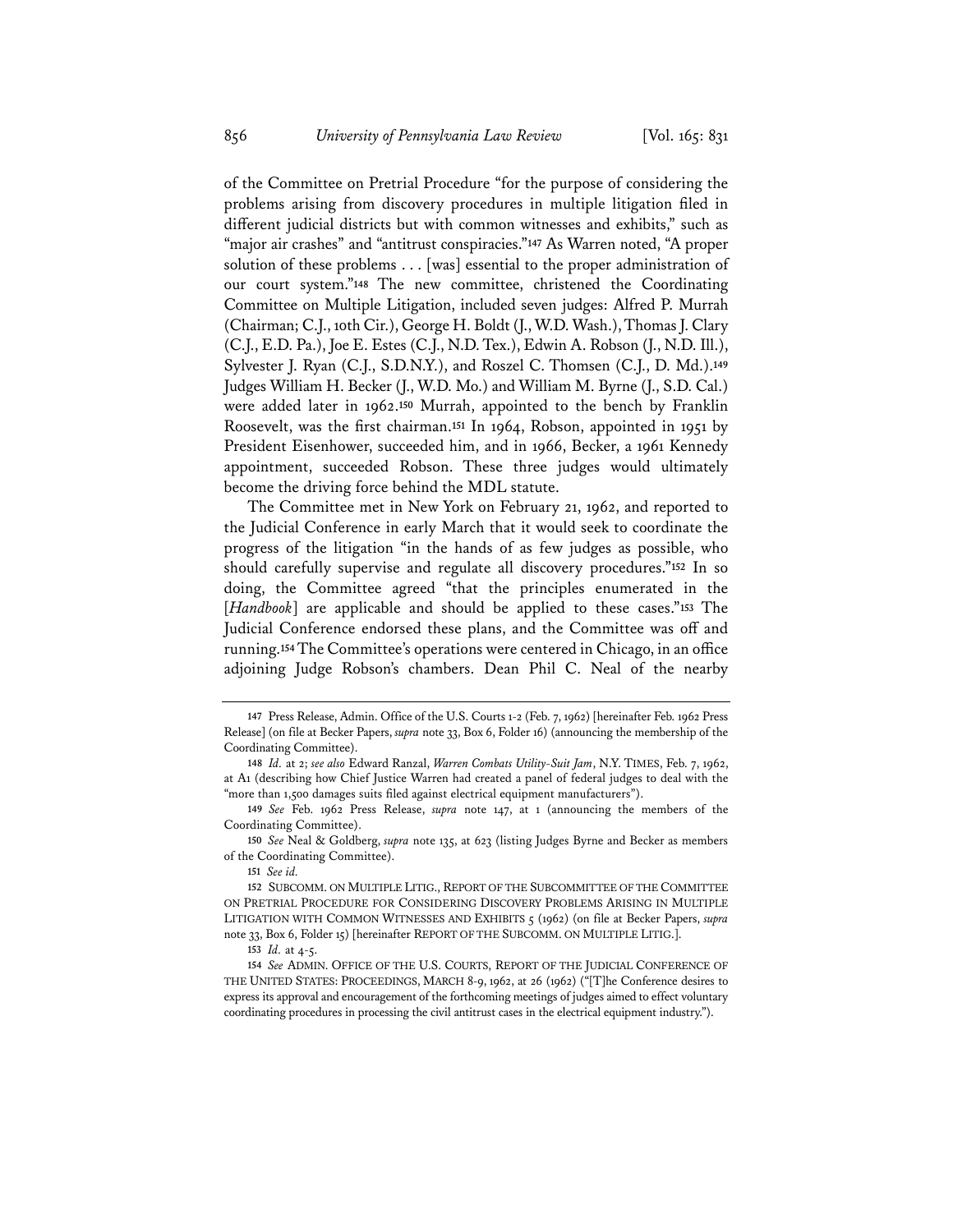of the Committee on Pretrial Procedure "for the purpose of considering the problems arising from discovery procedures in multiple litigation filed in different judicial districts but with common witnesses and exhibits," such as "major air crashes" and "antitrust conspiracies."[147] As Warren noted, "A proper solution of these problems . . . [was] essential to the proper administration of our court system."[148] The new committee, christened the Coordinating Committee on Multiple Litigation, included seven judges: Alfred P. Murrah (Chairman; C.J., 10th Cir.), George H. Boldt (J., W.D. Wash.), Thomas J. Clary (C.J., E.D. Pa.), Joe E. Estes (C.J., N.D. Tex.), Edwin A. Robson (J., N.D. Ill.), Sylvester J. Ryan (C.J., S.D.N.Y.), and Roszel C. Thomsen (C.J., D. Md.).[149] Judges William H. Becker (J., W.D. Mo.) and William M. Byrne (J., S.D. Cal.) were added later in 1962.[150] Murrah, appointed to the bench by Franklin Roosevelt, was the first chairman.[151] In 1964, Robson, appointed in 1951 by President Eisenhower, succeeded him, and in 1966, Becker, a 1961 Kennedy appointment, succeeded Robson. These three judges would ultimately become the driving force behind the MDL statute.

The Committee met in New York on February 21, 1962, and reported to the Judicial Conference in early March that it would seek to coordinate the progress of the litigation "in the hands of as few judges as possible, who should carefully supervise and regulate all discovery procedures."[152] In so doing, the Committee agreed "that the principles enumerated in the [*Handbook*] are applicable and should be applied to these cases."[153] The Judicial Conference endorsed these plans, and the Committee was off and running.[154] The Committee's operations were centered in Chicago, in an office adjoining Judge Robson's chambers. Dean Phil C. Neal of the nearby

---

147 Press Release, Admin. Office of the U.S. Courts 1-2 (Feb. 7, 1962) [hereinafter Feb. 1962 Press Release] (on file at Becker Papers, *supra* note 33, Box 6, Folder 16) (announcing the membership of the Coordinating Committee).

148 *Id.* at 2; *see also* Edward Ranzal, *Warren Combats Utility-Suit Jam*, N.Y. TIMES, Feb. 7, 1962, at A1 (describing how Chief Justice Warren had created a panel of federal judges to deal with the "more than 1,500 damages suits filed against electrical equipment manufacturers").

149 *See* Feb. 1962 Press Release, *supra* note 147, at 1 (announcing the members of the Coordinating Committee).

150 *See* Neal & Goldberg, *supra* note 135, at 623 (listing Judges Byrne and Becker as members of the Coordinating Committee).

151 *See id.*

152 SUBCOMM. ON MULTIPLE LITIG., REPORT OF THE SUBCOMMITTEE OF THE COMMITTEE ON PRETRIAL PROCEDURE FOR CONSIDERING DISCOVERY PROBLEMS ARISING IN MULTIPLE LITIGATION WITH COMMON WITNESSES AND EXHIBITS 5 (1962) (on file at Becker Papers, *supra* note 33, Box 6, Folder 15) [hereinafter REPORT OF THE SUBCOMM. ON MULTIPLE LITIG.].

153 *Id.* at 4-5.

154 *See* ADMIN. OFFICE OF THE U.S. COURTS, REPORT OF THE JUDICIAL CONFERENCE OF THE UNITED STATES: PROCEEDINGS, MARCH 8-9, 1962, at 26 (1962) ("[T]he Conference desires to express its approval and encouragement of the forthcoming meetings of judges aimed to effect voluntary coordinating procedures in processing the civil antitrust cases in the electrical equipment industry.").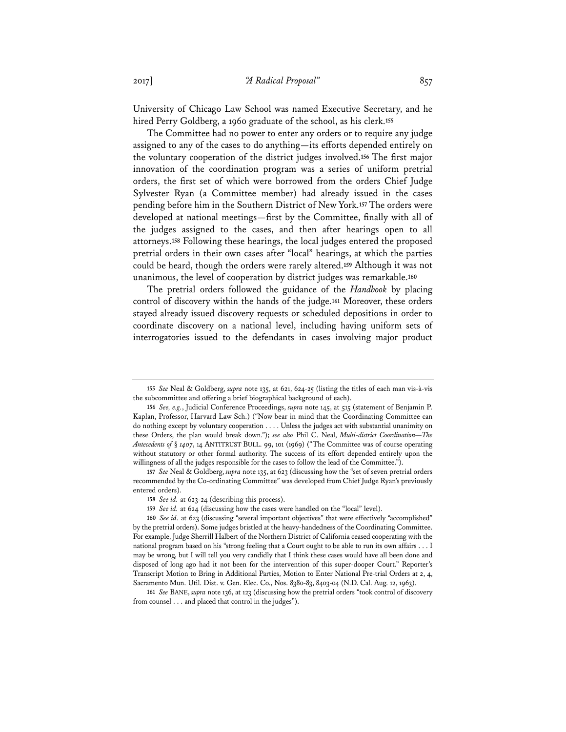University of Chicago Law School was named Executive Secretary, and he hired Perry Goldberg, a 1960 graduate of the school, as his clerk.[155]

The Committee had no power to enter any orders or to require any judge assigned to any of the cases to do anything—its efforts depended entirely on the voluntary cooperation of the district judges involved.[156] The first major innovation of the coordination program was a series of uniform pretrial orders, the first set of which were borrowed from the orders Chief Judge Sylvester Ryan (a Committee member) had already issued in the cases pending before him in the Southern District of New York.[157] The orders were developed at national meetings—first by the Committee, finally with all of the judges assigned to the cases, and then after hearings open to all attorneys.[158] Following these hearings, the local judges entered the proposed pretrial orders in their own cases after "local" hearings, at which the parties could be heard, though the orders were rarely altered.[159] Although it was not unanimous, the level of cooperation by district judges was remarkable.[160]

The pretrial orders followed the guidance of the *Handbook* by placing control of discovery within the hands of the judge.[161] Moreover, these orders stayed already issued discovery requests or scheduled depositions in order to coordinate discovery on a national level, including having uniform sets of interrogatories issued to the defendants in cases involving major product

---

155 *See* Neal & Goldberg, *supra* note 135, at 621, 624-25 (listing the titles of each man vis-à-vis the subcommittee and offering a brief biographical background of each).

156 *See, e.g.*, Judicial Conference Proceedings, *supra* note 145, at 515 (statement of Benjamin P. Kaplan, Professor, Harvard Law Sch.) ("Now bear in mind that the Coordinating Committee can do nothing except by voluntary cooperation . . . . Unless the judges act with substantial unanimity on these Orders, the plan would break down."); *see also* Phil C. Neal, *Multi-district Coordination—The Antecedents of § 1407*, 14 ANTITRUST BULL. 99, 101 (1969) ("The Committee was of course operating without statutory or other formal authority. The success of its effort depended entirely upon the willingness of all the judges responsible for the cases to follow the lead of the Committee.").

157 *See* Neal & Goldberg, *supra* note 135, at 623 (discussing how the "set of seven pretrial orders recommended by the Co-ordinating Committee" was developed from Chief Judge Ryan's previously entered orders).

158 *See id.* at 623-24 (describing this process).

159 *See id.* at 624 (discussing how the cases were handled on the "local" level).

160 *See id.* at 623 (discussing "several important objectives" that were effectively "accomplished" by the pretrial orders). Some judges bristled at the heavy-handedness of the Coordinating Committee. For example, Judge Sherrill Halbert of the Northern District of California ceased cooperating with the national program based on his "strong feeling that a Court ought to be able to run its own affairs . . . I may be wrong, but I will tell you very candidly that I think these cases would have all been done and disposed of long ago had it not been for the intervention of this super-dooper Court." Reporter's Transcript Motion to Bring in Additional Parties, Motion to Enter National Pre-trial Orders at 2, 4, Sacramento Mun. Util. Dist. v. Gen. Elec. Co., Nos. 8380-83, 8403-04 (N.D. Cal. Aug. 12, 1963).

161 *See* BANE, *supra* note 136, at 123 (discussing how the pretrial orders "took control of discovery from counsel . . . and placed that control in the judges").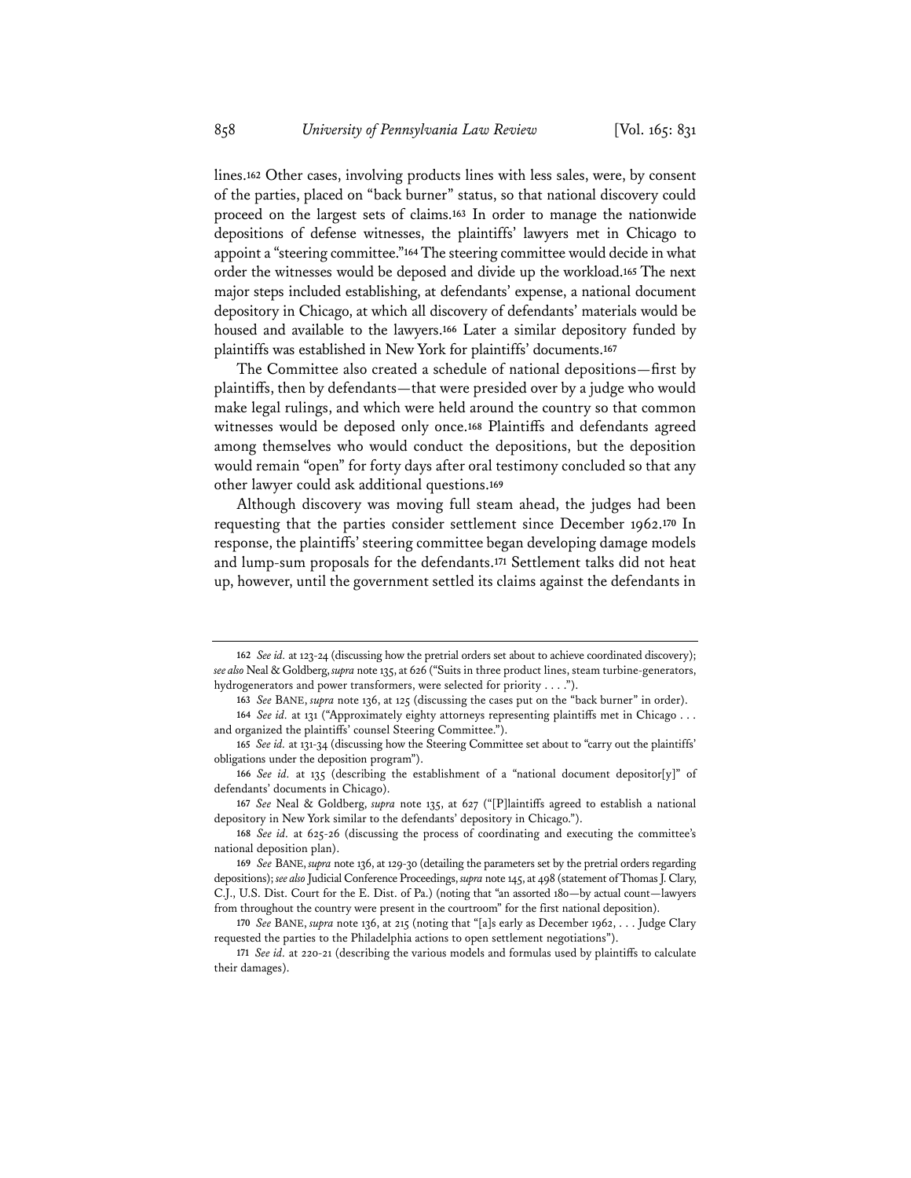lines.[162] Other cases, involving products lines with less sales, were, by consent of the parties, placed on "back burner" status, so that national discovery could proceed on the largest sets of claims.[163] In order to manage the nationwide depositions of defense witnesses, the plaintiffs' lawyers met in Chicago to appoint a "steering committee."[164] The steering committee would decide in what order the witnesses would be deposed and divide up the workload.[165] The next major steps included establishing, at defendants' expense, a national document depository in Chicago, at which all discovery of defendants' materials would be housed and available to the lawyers.[166] Later a similar depository funded by plaintiffs was established in New York for plaintiffs' documents.[167]

The Committee also created a schedule of national depositions—first by plaintiffs, then by defendants—that were presided over by a judge who would make legal rulings, and which were held around the country so that common witnesses would be deposed only once.[168] Plaintiffs and defendants agreed among themselves who would conduct the depositions, but the deposition would remain "open" for forty days after oral testimony concluded so that any other lawyer could ask additional questions.[169]

Although discovery was moving full steam ahead, the judges had been requesting that the parties consider settlement since December 1962.[170] In response, the plaintiffs' steering committee began developing damage models and lump-sum proposals for the defendants.[171] Settlement talks did not heat up, however, until the government settled its claims against the defendants in

---

162 *See id.* at 123-24 (discussing how the pretrial orders set about to achieve coordinated discovery); *see also* Neal & Goldberg, *supra* note 135, at 626 ("Suits in three product lines, steam turbine-generators, hydrogenerators and power transformers, were selected for priority . . . .").

163 *See* BANE, *supra* note 136, at 125 (discussing the cases put on the "back burner" in order).

164 *See id.* at 131 ("Approximately eighty attorneys representing plaintiffs met in Chicago . . . and organized the plaintiffs' counsel Steering Committee.").

165 *See id.* at 131-34 (discussing how the Steering Committee set about to "carry out the plaintiffs' obligations under the deposition program").

166 *See id.* at 135 (describing the establishment of a "national document depositor[y]" of defendants' documents in Chicago).

167 *See* Neal & Goldberg, *supra* note 135, at 627 ("[P]laintiffs agreed to establish a national depository in New York similar to the defendants' depository in Chicago.").

168 *See id.* at 625-26 (discussing the process of coordinating and executing the committee's national deposition plan).

169 *See* BANE, *supra* note 136, at 129-30 (detailing the parameters set by the pretrial orders regarding depositions); *see also* Judicial Conference Proceedings, *supra* note 145, at 498 (statement of Thomas J. Clary, C.J., U.S. Dist. Court for the E. Dist. of Pa.) (noting that "an assorted 180—by actual count—lawyers from throughout the country were present in the courtroom" for the first national deposition).

170 *See* BANE, *supra* note 136, at 215 (noting that "[a]s early as December 1962, . . . Judge Clary requested the parties to the Philadelphia actions to open settlement negotiations").

171 *See id.* at 220-21 (describing the various models and formulas used by plaintiffs to calculate their damages).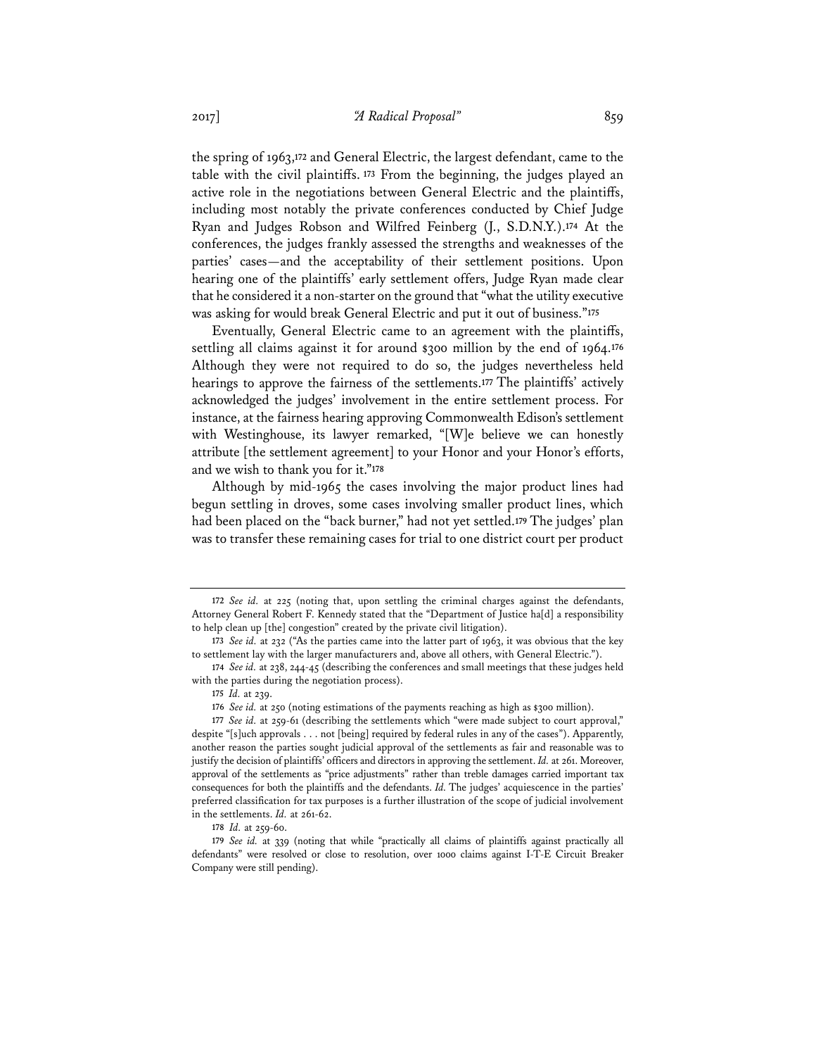the spring of 1963,[172] and General Electric, the largest defendant, came to the table with the civil plaintiffs.[173] From the beginning, the judges played an active role in the negotiations between General Electric and the plaintiffs, including most notably the private conferences conducted by Chief Judge Ryan and Judges Robson and Wilfred Feinberg (J., S.D.N.Y.).[174] At the conferences, the judges frankly assessed the strengths and weaknesses of the parties' cases—and the acceptability of their settlement positions. Upon hearing one of the plaintiffs' early settlement offers, Judge Ryan made clear that he considered it a non-starter on the ground that "what the utility executive was asking for would break General Electric and put it out of business."[175]

Eventually, General Electric came to an agreement with the plaintiffs, settling all claims against it for around $300 million by the end of 1964.[176] Although they were not required to do so, the judges nevertheless held hearings to approve the fairness of the settlements.[177] The plaintiffs' actively acknowledged the judges' involvement in the entire settlement process. For instance, at the fairness hearing approving Commonwealth Edison's settlement with Westinghouse, its lawyer remarked, "[W]e believe we can honestly attribute [the settlement agreement] to your Honor and your Honor's efforts, and we wish to thank you for it."[178]

Although by mid-1965 the cases involving the major product lines had begun settling in droves, some cases involving smaller product lines, which had been placed on the "back burner," had not yet settled.[179] The judges' plan was to transfer these remaining cases for trial to one district court per product

---

172 *See id.* at 225 (noting that, upon settling the criminal charges against the defendants, Attorney General Robert F. Kennedy stated that the "Department of Justice ha[d] a responsibility to help clean up [the] congestion" created by the private civil litigation).

173 *See id.* at 232 ("As the parties came into the latter part of 1963, it was obvious that the key to settlement lay with the larger manufacturers and, above all others, with General Electric.").

174 *See id.* at 238, 244-45 (describing the conferences and small meetings that these judges held with the parties during the negotiation process).

175 *Id.* at 239.

176 *See id.* at 250 (noting estimations of the payments reaching as high as $300 million).

177 *See id.* at 259-61 (describing the settlements which "were made subject to court approval," despite "[s]uch approvals . . . not [being] required by federal rules in any of the cases"). Apparently, another reason the parties sought judicial approval of the settlements as fair and reasonable was to justify the decision of plaintiffs' officers and directors in approving the settlement. *Id.* at 261. Moreover, approval of the settlements as "price adjustments" rather than treble damages carried important tax consequences for both the plaintiffs and the defendants. *Id.* The judges' acquiescence in the parties' preferred classification for tax purposes is a further illustration of the scope of judicial involvement in the settlements. *Id.* at 261-62.

178 *Id.* at 259-60.

179 *See id.* at 339 (noting that while "practically all claims of plaintiffs against practically all defendants" were resolved or close to resolution, over 1000 claims against I-T-E Circuit Breaker Company were still pending).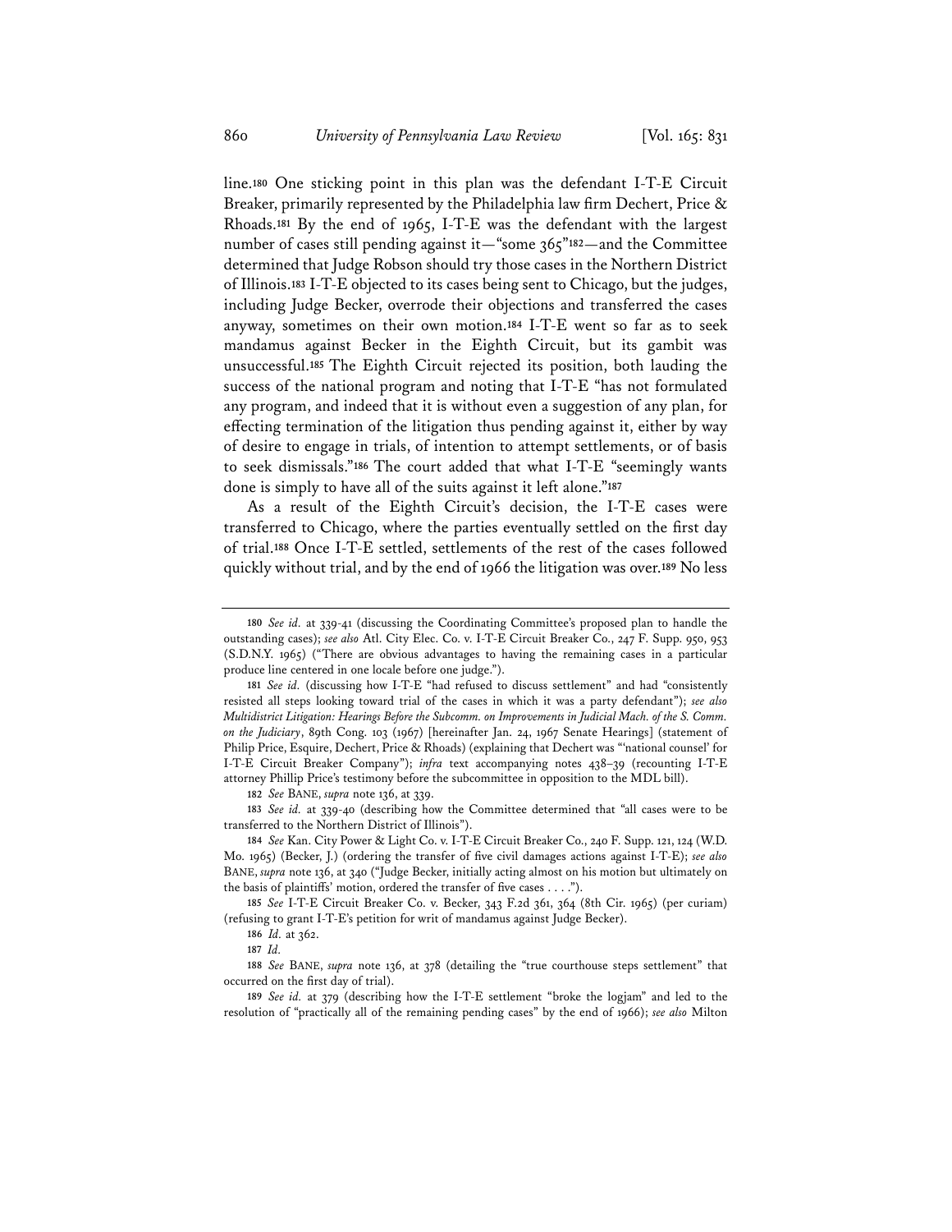line.[180] One sticking point in this plan was the defendant I-T-E Circuit Breaker, primarily represented by the Philadelphia law firm Dechert, Price & Rhoads.[181] By the end of 1965, I-T-E was the defendant with the largest number of cases still pending against it—"some 365"[182]—and the Committee determined that Judge Robson should try those cases in the Northern District of Illinois.[183] I-T-E objected to its cases being sent to Chicago, but the judges, including Judge Becker, overrode their objections and transferred the cases anyway, sometimes on their own motion.[184] I-T-E went so far as to seek mandamus against Becker in the Eighth Circuit, but its gambit was unsuccessful.[185] The Eighth Circuit rejected its position, both lauding the success of the national program and noting that I-T-E "has not formulated any program, and indeed that it is without even a suggestion of any plan, for effecting termination of the litigation thus pending against it, either by way of desire to engage in trials, of intention to attempt settlements, or of basis to seek dismissals."[186] The court added that what I-T-E "seemingly wants done is simply to have all of the suits against it left alone."[187]

As a result of the Eighth Circuit's decision, the I-T-E cases were transferred to Chicago, where the parties eventually settled on the first day of trial.[188] Once I-T-E settled, settlements of the rest of the cases followed quickly without trial, and by the end of 1966 the litigation was over.[189] No less

---

[180] *See id.* at 339-41 (discussing the Coordinating Committee's proposed plan to handle the outstanding cases); *see also* Atl. City Elec. Co. v. I-T-E Circuit Breaker Co., 247 F. Supp. 950, 953 (S.D.N.Y. 1965) ("There are obvious advantages to having the remaining cases in a particular produce line centered in one locale before one judge.").

[181] *See id.* (discussing how I-T-E "had refused to discuss settlement" and had "consistently resisted all steps looking toward trial of the cases in which it was a party defendant"); *see also Multidistrict Litigation: Hearings Before the Subcomm. on Improvements in Judicial Mach. of the S. Comm. on the Judiciary*, 89th Cong. 103 (1967) [hereinafter Jan. 24, 1967 Senate Hearings] (statement of Philip Price, Esquire, Dechert, Price & Rhoads) (explaining that Dechert was "'national counsel' for I-T-E Circuit Breaker Company"); *infra* text accompanying notes 438–39 (recounting I-T-E attorney Phillip Price's testimony before the subcommittee in opposition to the MDL bill).

[182] *See* BANE, *supra* note 136, at 339.

[183] *See id.* at 339-40 (describing how the Committee determined that "all cases were to be transferred to the Northern District of Illinois").

[184] *See* Kan. City Power & Light Co. v. I-T-E Circuit Breaker Co., 240 F. Supp. 121, 124 (W.D. Mo. 1965) (Becker, J.) (ordering the transfer of five civil damages actions against I-T-E); *see also* BANE, *supra* note 136, at 340 ("Judge Becker, initially acting almost on his motion but ultimately on the basis of plaintiffs' motion, ordered the transfer of five cases . . . .").

[185] *See* I-T-E Circuit Breaker Co. v. Becker, 343 F.2d 361, 364 (8th Cir. 1965) (per curiam) (refusing to grant I-T-E's petition for writ of mandamus against Judge Becker).

[186] *Id.* at 362.

[187] *Id.*

[188] *See* BANE, *supra* note 136, at 378 (detailing the "true courthouse steps settlement" that occurred on the first day of trial).

[189] *See id.* at 379 (describing how the I-T-E settlement "broke the logjam" and led to the resolution of "practically all of the remaining pending cases" by the end of 1966); *see also* Milton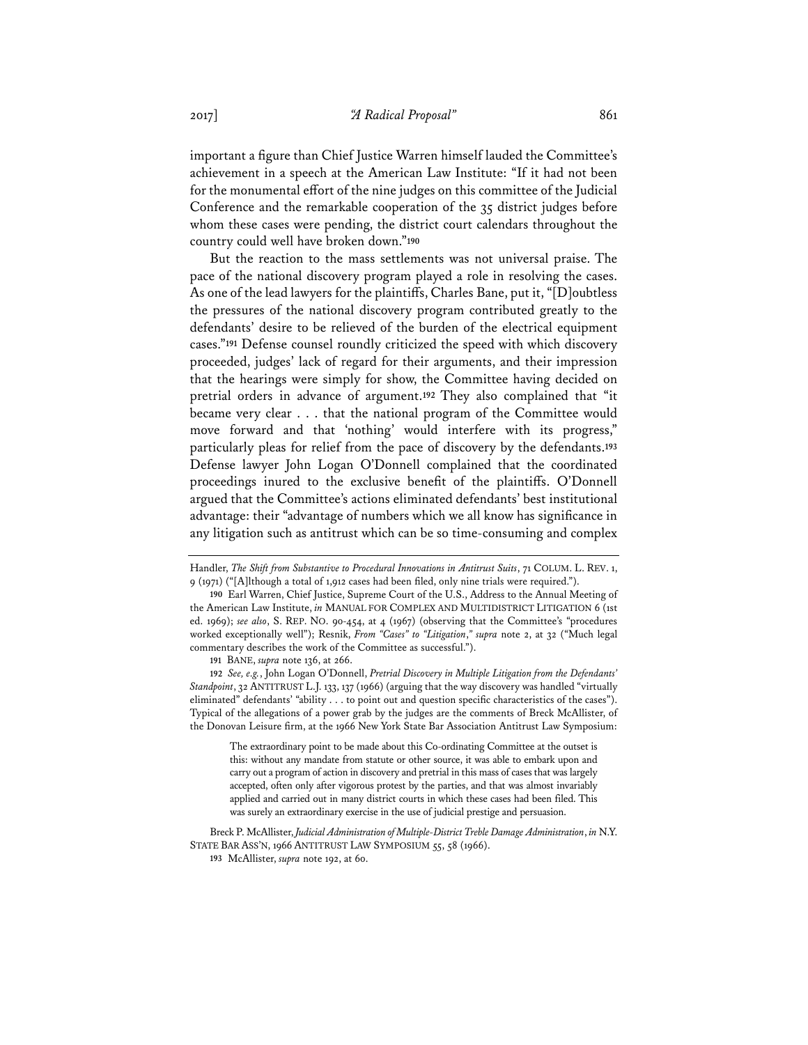important a figure than Chief Justice Warren himself lauded the Committee's achievement in a speech at the American Law Institute: "If it had not been for the monumental effort of the nine judges on this committee of the Judicial Conference and the remarkable cooperation of the 35 district judges before whom these cases were pending, the district court calendars throughout the country could well have broken down."[190]

But the reaction to the mass settlements was not universal praise. The pace of the national discovery program played a role in resolving the cases. As one of the lead lawyers for the plaintiffs, Charles Bane, put it, "[D]oubtless the pressures of the national discovery program contributed greatly to the defendants' desire to be relieved of the burden of the electrical equipment cases."[191] Defense counsel roundly criticized the speed with which discovery proceeded, judges' lack of regard for their arguments, and their impression that the hearings were simply for show, the Committee having decided on pretrial orders in advance of argument.[192] They also complained that "it became very clear . . . that the national program of the Committee would move forward and that 'nothing' would interfere with its progress," particularly pleas for relief from the pace of discovery by the defendants.[193] Defense lawyer John Logan O'Donnell complained that the coordinated proceedings inured to the exclusive benefit of the plaintiffs. O'Donnell argued that the Committee's actions eliminated defendants' best institutional advantage: their "advantage of numbers which we all know has significance in any litigation such as antitrust which can be so time-consuming and complex

---

Handler, *The Shift from Substantive to Procedural Innovations in Antitrust Suits*, 71 COLUM. L. REV. 1, 9 (1971) ("[A]lthough a total of 1,912 cases had been filed, only nine trials were required.").

190 Earl Warren, Chief Justice, Supreme Court of the U.S., Address to the Annual Meeting of the American Law Institute, *in* MANUAL FOR COMPLEX AND MULTIDISTRICT LITIGATION 6 (1st ed. 1969); *see also*, S. REP. NO. 90-454, at 4 (1967) (observing that the Committee's "procedures worked exceptionally well"); Resnik, *From "Cases" to "Litigation*,*" supra* note 2, at 32 ("Much legal commentary describes the work of the Committee as successful.").

191 BANE, *supra* note 136, at 266.

192 *See, e.g.*, John Logan O'Donnell, *Pretrial Discovery in Multiple Litigation from the Defendants' Standpoint*, 32 ANTITRUST L.J. 133, 137 (1966) (arguing that the way discovery was handled "virtually eliminated" defendants' "ability . . . to point out and question specific characteristics of the cases"). Typical of the allegations of a power grab by the judges are the comments of Breck McAllister, of the Donovan Leisure firm, at the 1966 New York State Bar Association Antitrust Law Symposium:

> The extraordinary point to be made about this Co-ordinating Committee at the outset is this: without any mandate from statute or other source, it was able to embark upon and carry out a program of action in discovery and pretrial in this mass of cases that was largely accepted, often only after vigorous protest by the parties, and that was almost invariably applied and carried out in many district courts in which these cases had been filed. This was surely an extraordinary exercise in the use of judicial prestige and persuasion.

Breck P. McAllister, *Judicial Administration of Multiple-District Treble Damage Administration*, *in* N.Y. STATE BAR ASS'N, 1966 ANTITRUST LAW SYMPOSIUM 55, 58 (1966).

193 McAllister, *supra* note 192, at 60.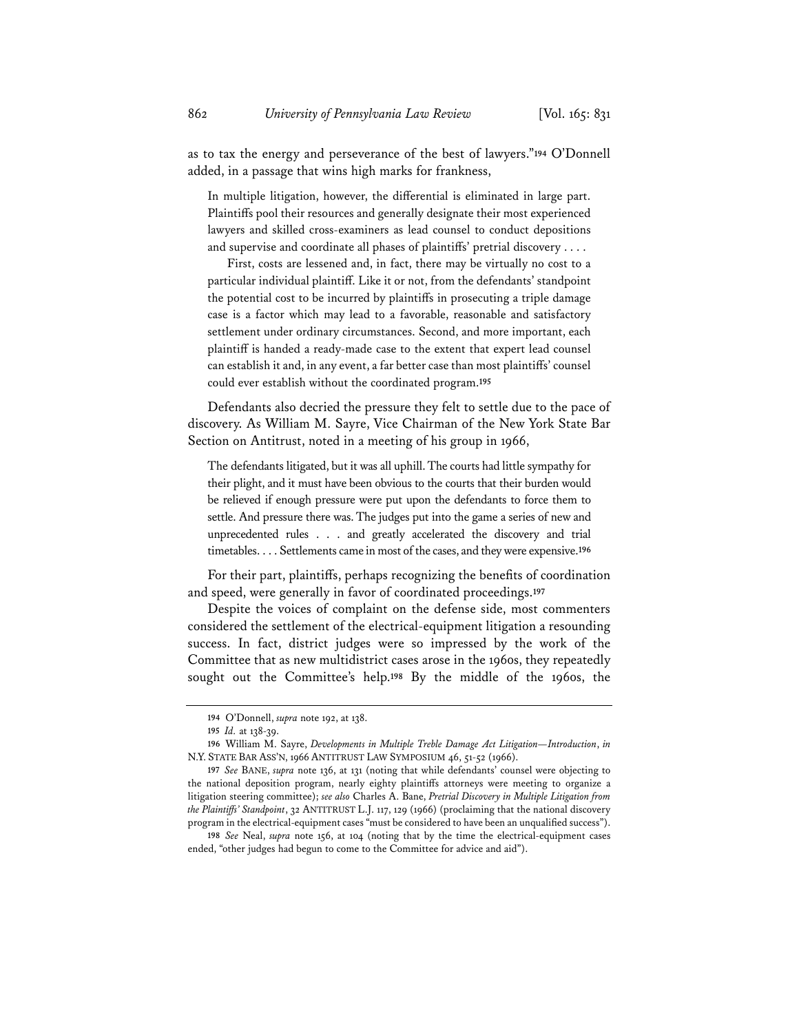as to tax the energy and perseverance of the best of lawyers."[194] O'Donnell added, in a passage that wins high marks for frankness,

> In multiple litigation, however, the differential is eliminated in large part. Plaintiffs pool their resources and generally designate their most experienced lawyers and skilled cross-examiners as lead counsel to conduct depositions and supervise and coordinate all phases of plaintiffs' pretrial discovery . . . .
>
> First, costs are lessened and, in fact, there may be virtually no cost to a particular individual plaintiff. Like it or not, from the defendants' standpoint the potential cost to be incurred by plaintiffs in prosecuting a triple damage case is a factor which may lead to a favorable, reasonable and satisfactory settlement under ordinary circumstances. Second, and more important, each plaintiff is handed a ready-made case to the extent that expert lead counsel can establish it and, in any event, a far better case than most plaintiffs' counsel could ever establish without the coordinated program.[195]

Defendants also decried the pressure they felt to settle due to the pace of discovery. As William M. Sayre, Vice Chairman of the New York State Bar Section on Antitrust, noted in a meeting of his group in 1966,

> The defendants litigated, but it was all uphill. The courts had little sympathy for their plight, and it must have been obvious to the courts that their burden would be relieved if enough pressure were put upon the defendants to force them to settle. And pressure there was. The judges put into the game a series of new and unprecedented rules . . . and greatly accelerated the discovery and trial timetables. . . . Settlements came in most of the cases, and they were expensive.[196]

For their part, plaintiffs, perhaps recognizing the benefits of coordination and speed, were generally in favor of coordinated proceedings.[197]

Despite the voices of complaint on the defense side, most commenters considered the settlement of the electrical-equipment litigation a resounding success. In fact, district judges were so impressed by the work of the Committee that as new multidistrict cases arose in the 1960s, they repeatedly sought out the Committee's help.[198] By the middle of the 1960s, the

---

194 O'Donnell, *supra* note 192, at 138.

195 *Id.* at 138-39.

196 William M. Sayre, *Developments in Multiple Treble Damage Act Litigation—Introduction*, *in* N.Y. STATE BAR ASS'N, 1966 ANTITRUST LAW SYMPOSIUM 46, 51-52 (1966).

197 *See* BANE, *supra* note 136, at 131 (noting that while defendants' counsel were objecting to the national deposition program, nearly eighty plaintiffs attorneys were meeting to organize a litigation steering committee); *see also* Charles A. Bane, *Pretrial Discovery in Multiple Litigation from the Plaintiffs' Standpoint*, 32 ANTITRUST L.J. 117, 129 (1966) (proclaiming that the national discovery program in the electrical-equipment cases "must be considered to have been an unqualified success").

198 *See* Neal, *supra* note 156, at 104 (noting that by the time the electrical-equipment cases ended, "other judges had begun to come to the Committee for advice and aid").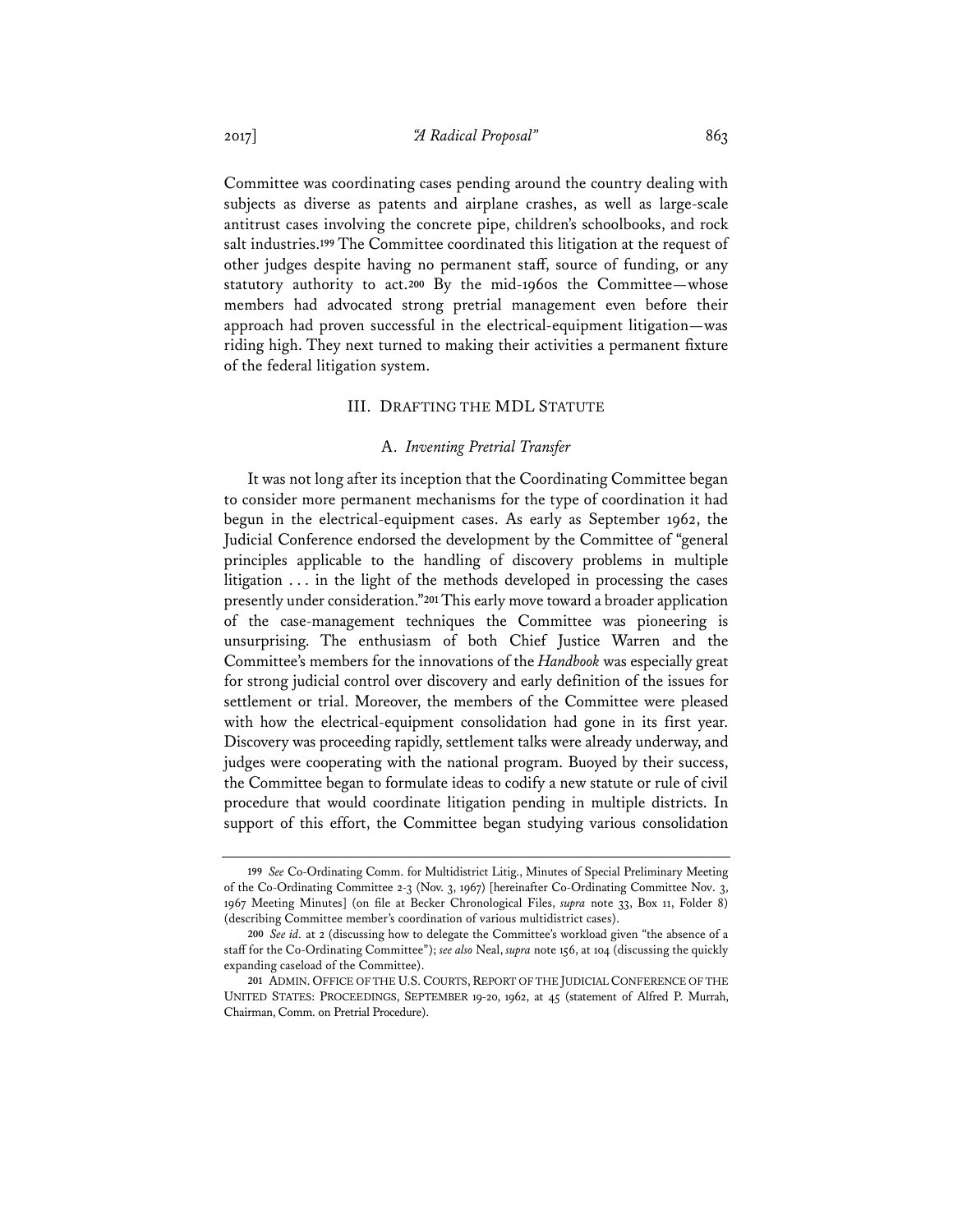Committee was coordinating cases pending around the country dealing with subjects as diverse as patents and airplane crashes, as well as large-scale antitrust cases involving the concrete pipe, children's schoolbooks, and rock salt industries.[199] The Committee coordinated this litigation at the request of other judges despite having no permanent staff, source of funding, or any statutory authority to act.[200] By the mid-1960s the Committee—whose members had advocated strong pretrial management even before their approach had proven successful in the electrical-equipment litigation—was riding high. They next turned to making their activities a permanent fixture of the federal litigation system.

## III. DRAFTING THE MDL STATUTE

### A. *Inventing Pretrial Transfer*

It was not long after its inception that the Coordinating Committee began to consider more permanent mechanisms for the type of coordination it had begun in the electrical-equipment cases. As early as September 1962, the Judicial Conference endorsed the development by the Committee of "general principles applicable to the handling of discovery problems in multiple litigation . . . in the light of the methods developed in processing the cases presently under consideration."[201] This early move toward a broader application of the case-management techniques the Committee was pioneering is unsurprising. The enthusiasm of both Chief Justice Warren and the Committee's members for the innovations of the *Handbook* was especially great for strong judicial control over discovery and early definition of the issues for settlement or trial. Moreover, the members of the Committee were pleased with how the electrical-equipment consolidation had gone in its first year. Discovery was proceeding rapidly, settlement talks were already underway, and judges were cooperating with the national program. Buoyed by their success, the Committee began to formulate ideas to codify a new statute or rule of civil procedure that would coordinate litigation pending in multiple districts. In support of this effort, the Committee began studying various consolidation

---

199 *See* Co-Ordinating Comm. for Multidistrict Litig., Minutes of Special Preliminary Meeting of the Co-Ordinating Committee 2-3 (Nov. 3, 1967) [hereinafter Co-Ordinating Committee Nov. 3, 1967 Meeting Minutes] (on file at Becker Chronological Files, *supra* note 33, Box 11, Folder 8) (describing Committee member's coordination of various multidistrict cases).

200 *See id.* at 2 (discussing how to delegate the Committee's workload given "the absence of a staff for the Co-Ordinating Committee"); *see also* Neal, *supra* note 156, at 104 (discussing the quickly expanding caseload of the Committee).

201 ADMIN. OFFICE OF THE U.S. COURTS, REPORT OF THE JUDICIAL CONFERENCE OF THE UNITED STATES: PROCEEDINGS, SEPTEMBER 19-20, 1962, at 45 (statement of Alfred P. Murrah, Chairman, Comm. on Pretrial Procedure).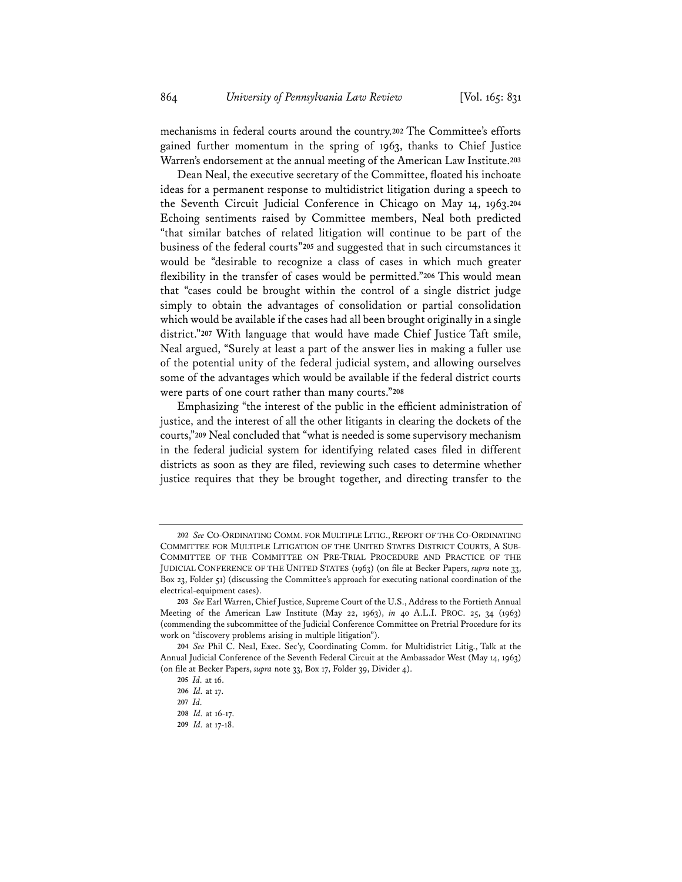mechanisms in federal courts around the country.[202] The Committee's efforts gained further momentum in the spring of 1963, thanks to Chief Justice Warren's endorsement at the annual meeting of the American Law Institute.[203]

Dean Neal, the executive secretary of the Committee, floated his inchoate ideas for a permanent response to multidistrict litigation during a speech to the Seventh Circuit Judicial Conference in Chicago on May 14, 1963.[204] Echoing sentiments raised by Committee members, Neal both predicted "that similar batches of related litigation will continue to be part of the business of the federal courts"[205] and suggested that in such circumstances it would be "desirable to recognize a class of cases in which much greater flexibility in the transfer of cases would be permitted."[206] This would mean that "cases could be brought within the control of a single district judge simply to obtain the advantages of consolidation or partial consolidation which would be available if the cases had all been brought originally in a single district."[207] With language that would have made Chief Justice Taft smile, Neal argued, "Surely at least a part of the answer lies in making a fuller use of the potential unity of the federal judicial system, and allowing ourselves some of the advantages which would be available if the federal district courts were parts of one court rather than many courts."[208]

Emphasizing "the interest of the public in the efficient administration of justice, and the interest of all the other litigants in clearing the dockets of the courts,"[209] Neal concluded that "what is needed is some supervisory mechanism in the federal judicial system for identifying related cases filed in different districts as soon as they are filed, reviewing such cases to determine whether justice requires that they be brought together, and directing transfer to the

---

**202** *See* CO-ORDINATING COMM. FOR MULTIPLE LITIG., REPORT OF THE CO-ORDINATING COMMITTEE FOR MULTIPLE LITIGATION OF THE UNITED STATES DISTRICT COURTS, A SUB-COMMITTEE OF THE COMMITTEE ON PRE-TRIAL PROCEDURE AND PRACTICE OF THE JUDICIAL CONFERENCE OF THE UNITED STATES (1963) (on file at Becker Papers, *supra* note 33, Box 23, Folder 51) (discussing the Committee's approach for executing national coordination of the electrical-equipment cases).

**203** *See* Earl Warren, Chief Justice, Supreme Court of the U.S., Address to the Fortieth Annual Meeting of the American Law Institute (May 22, 1963), *in* 40 A.L.I. PROC. 25, 34 (1963) (commending the subcommittee of the Judicial Conference Committee on Pretrial Procedure for its work on "discovery problems arising in multiple litigation").

**204** *See* Phil C. Neal, Exec. Sec'y, Coordinating Comm. for Multidistrict Litig., Talk at the Annual Judicial Conference of the Seventh Federal Circuit at the Ambassador West (May 14, 1963) (on file at Becker Papers, *supra* note 33, Box 17, Folder 39, Divider 4).

**205** *Id.* at 16.

**206** *Id.* at 17.

**207** *Id.*

**208** *Id.* at 16-17.

**209** *Id.* at 17-18.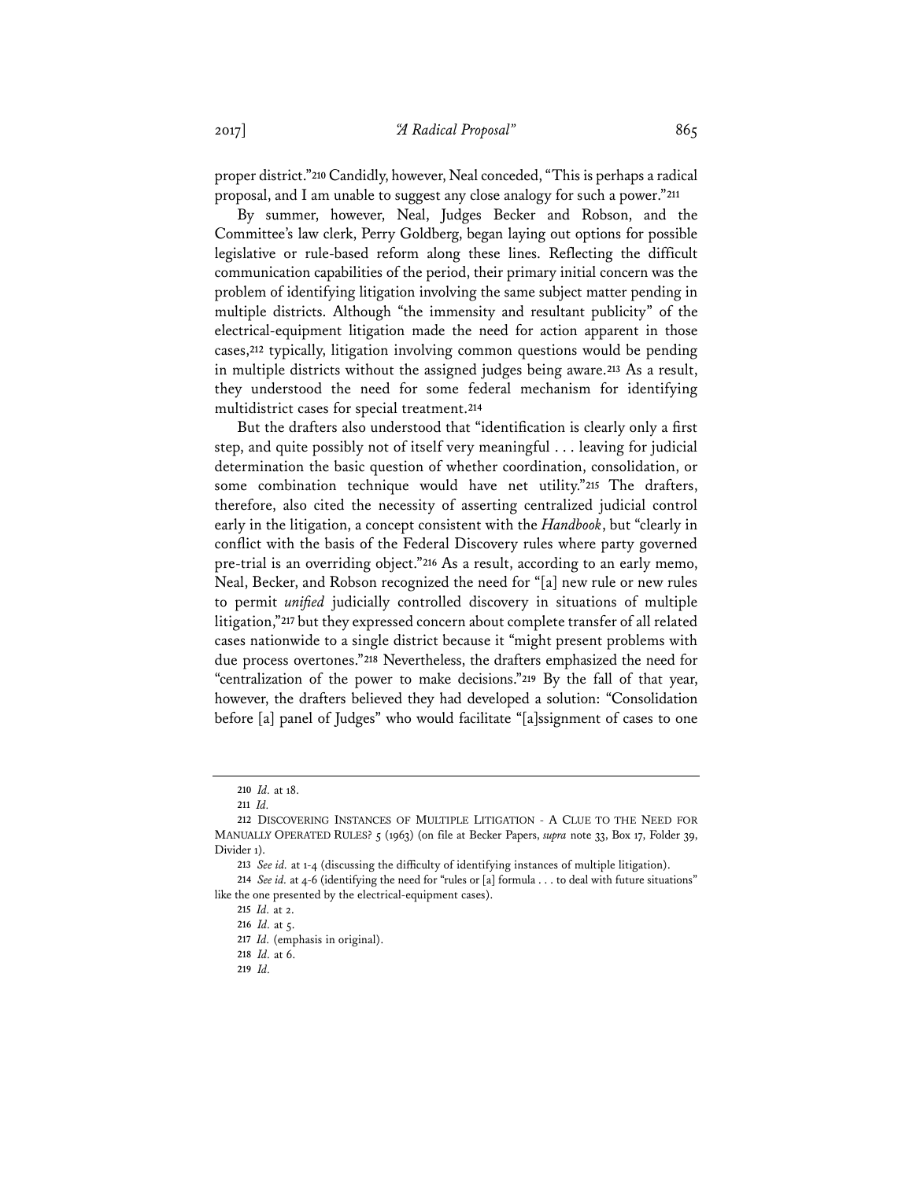proper district."[210] Candidly, however, Neal conceded, "This is perhaps a radical proposal, and I am unable to suggest any close analogy for such a power."[211]

By summer, however, Neal, Judges Becker and Robson, and the Committee's law clerk, Perry Goldberg, began laying out options for possible legislative or rule-based reform along these lines. Reflecting the difficult communication capabilities of the period, their primary initial concern was the problem of identifying litigation involving the same subject matter pending in multiple districts. Although "the immensity and resultant publicity" of the electrical-equipment litigation made the need for action apparent in those cases,[212] typically, litigation involving common questions would be pending in multiple districts without the assigned judges being aware.[213] As a result, they understood the need for some federal mechanism for identifying multidistrict cases for special treatment.[214]

But the drafters also understood that "identification is clearly only a first step, and quite possibly not of itself very meaningful . . . leaving for judicial determination the basic question of whether coordination, consolidation, or some combination technique would have net utility."[215] The drafters, therefore, also cited the necessity of asserting centralized judicial control early in the litigation, a concept consistent with the *Handbook*, but "clearly in conflict with the basis of the Federal Discovery rules where party governed pre-trial is an overriding object."[216] As a result, according to an early memo, Neal, Becker, and Robson recognized the need for "[a] new rule or new rules to permit *unified* judicially controlled discovery in situations of multiple litigation,"[217] but they expressed concern about complete transfer of all related cases nationwide to a single district because it "might present problems with due process overtones."[218] Nevertheless, the drafters emphasized the need for "centralization of the power to make decisions."[219] By the fall of that year, however, the drafters believed they had developed a solution: "Consolidation before [a] panel of Judges" who would facilitate "[a]ssignment of cases to one

---

210 *Id.* at 18.

211 *Id.*

212 DISCOVERING INSTANCES OF MULTIPLE LITIGATION - A CLUE TO THE NEED FOR MANUALLY OPERATED RULES? 5 (1963) (on file at Becker Papers, *supra* note 33, Box 17, Folder 39, Divider 1).

213 *See id.* at 1-4 (discussing the difficulty of identifying instances of multiple litigation).

214 *See id.* at 4-6 (identifying the need for "rules or [a] formula . . . to deal with future situations" like the one presented by the electrical-equipment cases).

215 *Id.* at 2.

216 *Id.* at 5.

217 *Id.* (emphasis in original).

218 *Id.* at 6.

219 *Id.*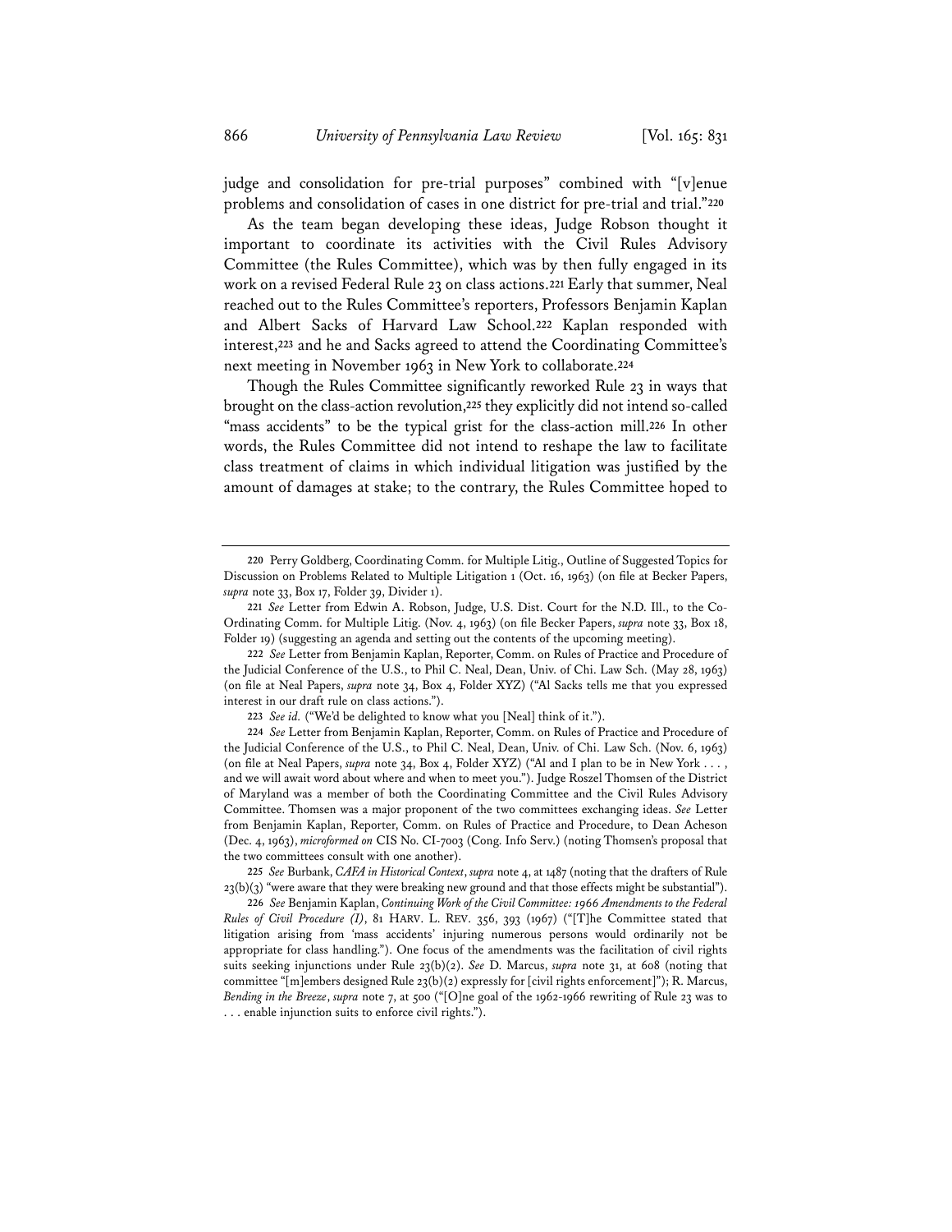judge and consolidation for pre-trial purposes" combined with "[v]enue problems and consolidation of cases in one district for pre-trial and trial."[220]

As the team began developing these ideas, Judge Robson thought it important to coordinate its activities with the Civil Rules Advisory Committee (the Rules Committee), which was by then fully engaged in its work on a revised Federal Rule 23 on class actions.[221] Early that summer, Neal reached out to the Rules Committee's reporters, Professors Benjamin Kaplan and Albert Sacks of Harvard Law School.[222] Kaplan responded with interest,[223] and he and Sacks agreed to attend the Coordinating Committee's next meeting in November 1963 in New York to collaborate.[224]

Though the Rules Committee significantly reworked Rule 23 in ways that brought on the class-action revolution,[225] they explicitly did not intend so-called "mass accidents" to be the typical grist for the class-action mill.[226] In other words, the Rules Committee did not intend to reshape the law to facilitate class treatment of claims in which individual litigation was justified by the amount of damages at stake; to the contrary, the Rules Committee hoped to

---

[220] Perry Goldberg, Coordinating Comm. for Multiple Litig., Outline of Suggested Topics for Discussion on Problems Related to Multiple Litigation 1 (Oct. 16, 1963) (on file at Becker Papers, *supra* note 33, Box 17, Folder 39, Divider 1).

[221] *See* Letter from Edwin A. Robson, Judge, U.S. Dist. Court for the N.D. Ill., to the Co-Ordinating Comm. for Multiple Litig. (Nov. 4, 1963) (on file Becker Papers, *supra* note 33, Box 18, Folder 19) (suggesting an agenda and setting out the contents of the upcoming meeting).

[222] *See* Letter from Benjamin Kaplan, Reporter, Comm. on Rules of Practice and Procedure of the Judicial Conference of the U.S., to Phil C. Neal, Dean, Univ. of Chi. Law Sch. (May 28, 1963) (on file at Neal Papers, *supra* note 34, Box 4, Folder XYZ) ("Al Sacks tells me that you expressed interest in our draft rule on class actions.").

[223] *See id.* ("We'd be delighted to know what you [Neal] think of it.").

[224] *See* Letter from Benjamin Kaplan, Reporter, Comm. on Rules of Practice and Procedure of the Judicial Conference of the U.S., to Phil C. Neal, Dean, Univ. of Chi. Law Sch. (Nov. 6, 1963) (on file at Neal Papers, *supra* note 34, Box 4, Folder XYZ) ("Al and I plan to be in New York . . . , and we will await word about where and when to meet you."). Judge Roszel Thomsen of the District of Maryland was a member of both the Coordinating Committee and the Civil Rules Advisory Committee. Thomsen was a major proponent of the two committees exchanging ideas. *See* Letter from Benjamin Kaplan, Reporter, Comm. on Rules of Practice and Procedure, to Dean Acheson (Dec. 4, 1963), *microformed on* CIS No. CI-7003 (Cong. Info Serv.) (noting Thomsen's proposal that the two committees consult with one another).

[225] *See* Burbank, *CAFA in Historical Context*, *supra* note 4, at 1487 (noting that the drafters of Rule 23(b)(3) "were aware that they were breaking new ground and that those effects might be substantial").

[226] *See* Benjamin Kaplan, *Continuing Work of the Civil Committee: 1966 Amendments to the Federal Rules of Civil Procedure (I)*, 81 HARV. L. REV. 356, 393 (1967) ("[T]he Committee stated that litigation arising from 'mass accidents' injuring numerous persons would ordinarily not be appropriate for class handling."). One focus of the amendments was the facilitation of civil rights suits seeking injunctions under Rule 23(b)(2). *See* D. Marcus, *supra* note 31, at 608 (noting that committee "[m]embers designed Rule 23(b)(2) expressly for [civil rights enforcement]"); R. Marcus, *Bending in the Breeze*, *supra* note 7, at 500 ("[O]ne goal of the 1962-1966 rewriting of Rule 23 was to . . . enable injunction suits to enforce civil rights.").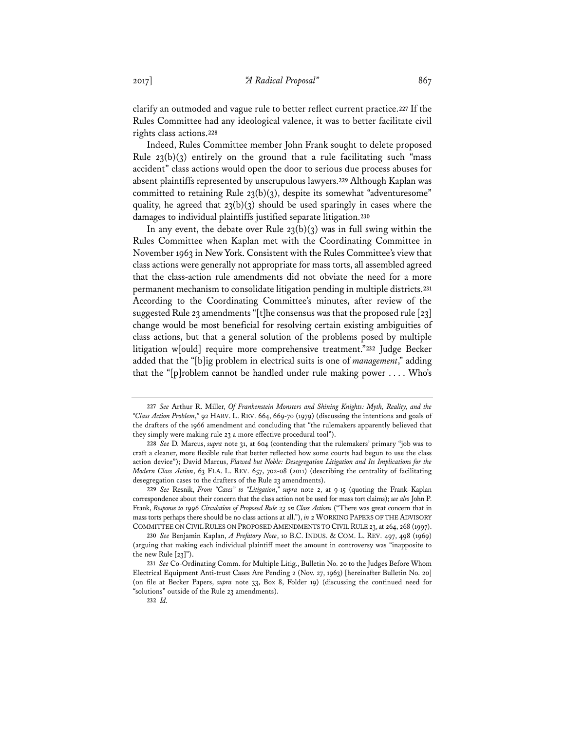clarify an outmoded and vague rule to better reflect current practice.[227] If the Rules Committee had any ideological valence, it was to better facilitate civil rights class actions.[228]

Indeed, Rules Committee member John Frank sought to delete proposed Rule 23(b)(3) entirely on the ground that a rule facilitating such "mass accident" class actions would open the door to serious due process abuses for absent plaintiffs represented by unscrupulous lawyers.[229] Although Kaplan was committed to retaining Rule 23(b)(3), despite its somewhat "adventuresome" quality, he agreed that 23(b)(3) should be used sparingly in cases where the damages to individual plaintiffs justified separate litigation.[230]

In any event, the debate over Rule 23(b)(3) was in full swing within the Rules Committee when Kaplan met with the Coordinating Committee in November 1963 in New York. Consistent with the Rules Committee's view that class actions were generally not appropriate for mass torts, all assembled agreed that the class-action rule amendments did not obviate the need for a more permanent mechanism to consolidate litigation pending in multiple districts.[231] According to the Coordinating Committee's minutes, after review of the suggested Rule 23 amendments "[t]he consensus was that the proposed rule [23] change would be most beneficial for resolving certain existing ambiguities of class actions, but that a general solution of the problems posed by multiple litigation w[ould] require more comprehensive treatment."[232] Judge Becker added that the "[b]ig problem in electrical suits is one of *management*," adding that the "[p]roblem cannot be handled under rule making power . . . . Who's

---

[227] *See* Arthur R. Miller, *Of Frankenstein Monsters and Shining Knights: Myth, Reality, and the "Class Action Problem*,*"* 92 HARV. L. REV. 664, 669-70 (1979) (discussing the intentions and goals of the drafters of the 1966 amendment and concluding that "the rulemakers apparently believed that they simply were making rule 23 a more effective procedural tool").

[228] *See* D. Marcus, *supra* note 31, at 604 (contending that the rulemakers' primary "job was to craft a cleaner, more flexible rule that better reflected how some courts had begun to use the class action device"); David Marcus, *Flawed but Noble: Desegregation Litigation and Its Implications for the Modern Class Action*, 63 FLA. L. REV. 657, 702-08 (2011) (describing the centrality of facilitating desegregation cases to the drafters of the Rule 23 amendments).

[229] *See* Resnik, *From "Cases" to "Litigation*,*" supra* note 2, at 9-15 (quoting the Frank–Kaplan correspondence about their concern that the class action not be used for mass tort claims); *see also* John P. Frank, *Response to 1996 Circulation of Proposed Rule 23 on Class Actions* ("There was great concern that in mass torts perhaps there should be no class actions at all."), *in* 2 WORKING PAPERS OF THE ADVISORY COMMITTEE ON CIVIL RULES ON PROPOSED AMENDMENTS TO CIVIL RULE 23, at 264, 268 (1997).

[230] *See* Benjamin Kaplan, *A Prefatory Note*, 10 B.C. INDUS. & COM. L. REV. 497, 498 (1969) (arguing that making each individual plaintiff meet the amount in controversy was "inapposite to the new Rule [23]").

[231] *See* Co-Ordinating Comm. for Multiple Litig., Bulletin No. 20 to the Judges Before Whom Electrical Equipment Anti-trust Cases Are Pending 2 (Nov. 27, 1963) [hereinafter Bulletin No. 20] (on file at Becker Papers, *supra* note 33, Box 8, Folder 19) (discussing the continued need for "solutions" outside of the Rule 23 amendments).

[232] *Id.*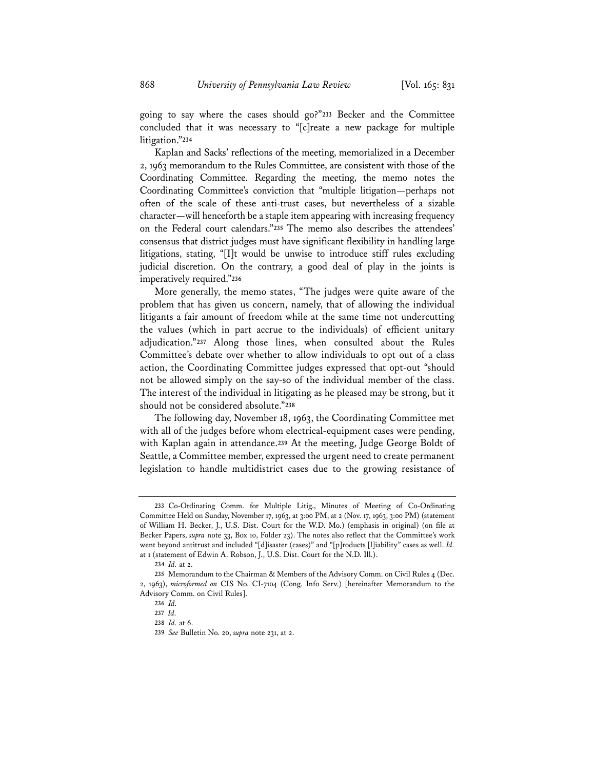going to say where the cases should go?"[233] Becker and the Committee concluded that it was necessary to "[c]reate a new package for multiple litigation."[234]

Kaplan and Sacks' reflections of the meeting, memorialized in a December 2, 1963 memorandum to the Rules Committee, are consistent with those of the Coordinating Committee. Regarding the meeting, the memo notes the Coordinating Committee's conviction that "multiple litigation—perhaps not often of the scale of these anti-trust cases, but nevertheless of a sizable character—will henceforth be a staple item appearing with increasing frequency on the Federal court calendars."[235] The memo also describes the attendees' consensus that district judges must have significant flexibility in handling large litigations, stating, "[I]t would be unwise to introduce stiff rules excluding judicial discretion. On the contrary, a good deal of play in the joints is imperatively required."[236]

More generally, the memo states, "The judges were quite aware of the problem that has given us concern, namely, that of allowing the individual litigants a fair amount of freedom while at the same time not undercutting the values (which in part accrue to the individuals) of efficient unitary adjudication."[237] Along those lines, when consulted about the Rules Committee's debate over whether to allow individuals to opt out of a class action, the Coordinating Committee judges expressed that opt-out "should not be allowed simply on the say-so of the individual member of the class. The interest of the individual in litigating as he pleased may be strong, but it should not be considered absolute."[238]

The following day, November 18, 1963, the Coordinating Committee met with all of the judges before whom electrical-equipment cases were pending, with Kaplan again in attendance.[239] At the meeting, Judge George Boldt of Seattle, a Committee member, expressed the urgent need to create permanent legislation to handle multidistrict cases due to the growing resistance of

---

233 Co-Ordinating Comm. for Multiple Litig., Minutes of Meeting of Co-Ordinating Committee Held on Sunday, November 17, 1963, at 3:00 PM, at 2 (Nov. 17, 1963, 3:00 PM) (statement of William H. Becker, J., U.S. Dist. Court for the W.D. Mo.) (emphasis in original) (on file at Becker Papers, *supra* note 33, Box 10, Folder 23). The notes also reflect that the Committee's work went beyond antitrust and included "[d]isaster (cases)" and "[p]roducts [l]iability" cases as well. *Id.* at 1 (statement of Edwin A. Robson, J., U.S. Dist. Court for the N.D. Ill.).

234 *Id.* at 2.

235 Memorandum to the Chairman & Members of the Advisory Comm. on Civil Rules 4 (Dec. 2, 1963), *microformed on* CIS No. CI-7104 (Cong. Info Serv.) [hereinafter Memorandum to the Advisory Comm. on Civil Rules].

236 *Id.*

237 *Id.*

238 *Id.* at 6.

239 *See* Bulletin No. 20, *supra* note 231, at 2.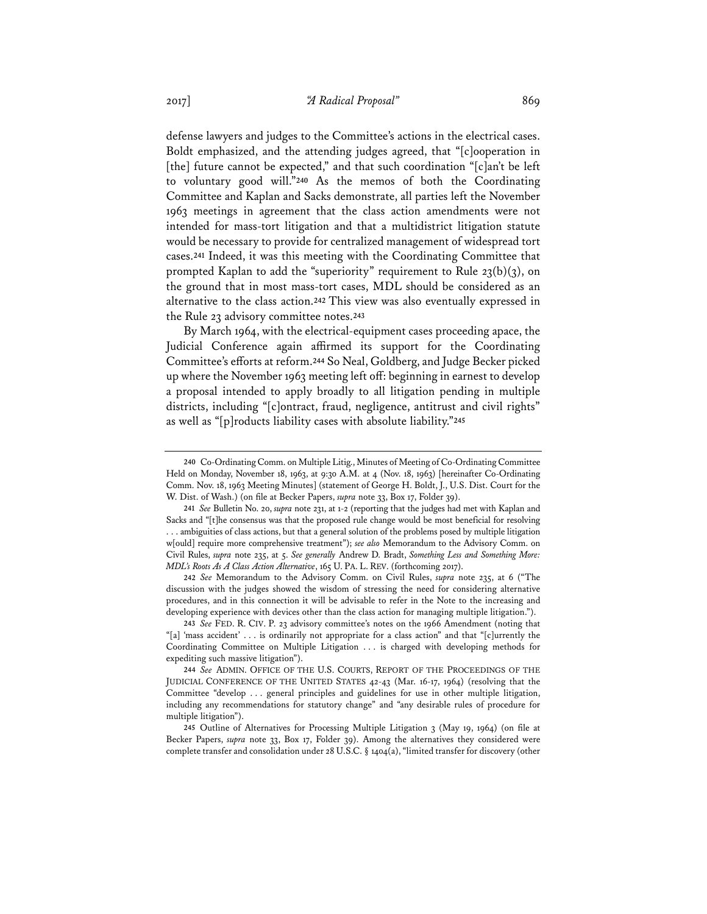defense lawyers and judges to the Committee's actions in the electrical cases. Boldt emphasized, and the attending judges agreed, that "[c]ooperation in [the] future cannot be expected," and that such coordination "[c]an't be left to voluntary good will."[240] As the memos of both the Coordinating Committee and Kaplan and Sacks demonstrate, all parties left the November 1963 meetings in agreement that the class action amendments were not intended for mass-tort litigation and that a multidistrict litigation statute would be necessary to provide for centralized management of widespread tort cases.[241] Indeed, it was this meeting with the Coordinating Committee that prompted Kaplan to add the "superiority" requirement to Rule 23(b)(3), on the ground that in most mass-tort cases, MDL should be considered as an alternative to the class action.[242] This view was also eventually expressed in the Rule 23 advisory committee notes.[243]

By March 1964, with the electrical-equipment cases proceeding apace, the Judicial Conference again affirmed its support for the Coordinating Committee's efforts at reform.[244] So Neal, Goldberg, and Judge Becker picked up where the November 1963 meeting left off: beginning in earnest to develop a proposal intended to apply broadly to all litigation pending in multiple districts, including "[c]ontract, fraud, negligence, antitrust and civil rights" as well as "[p]roducts liability cases with absolute liability."[245]

---

240 Co-Ordinating Comm. on Multiple Litig., Minutes of Meeting of Co-Ordinating Committee Held on Monday, November 18, 1963, at 9:30 A.M. at 4 (Nov. 18, 1963) [hereinafter Co-Ordinating Comm. Nov. 18, 1963 Meeting Minutes] (statement of George H. Boldt, J., U.S. Dist. Court for the W. Dist. of Wash.) (on file at Becker Papers, *supra* note 33, Box 17, Folder 39).

241 *See* Bulletin No. 20, *supra* note 231, at 1-2 (reporting that the judges had met with Kaplan and Sacks and "[t]he consensus was that the proposed rule change would be most beneficial for resolving . . . ambiguities of class actions, but that a general solution of the problems posed by multiple litigation w[ould] require more comprehensive treatment"); *see also* Memorandum to the Advisory Comm. on Civil Rules, *supra* note 235, at 5. *See generally* Andrew D. Bradt, *Something Less and Something More: MDL's Roots As A Class Action Alternative*, 165 U. PA. L. REV. (forthcoming 2017).

242 *See* Memorandum to the Advisory Comm. on Civil Rules, *supra* note 235, at 6 ("The discussion with the judges showed the wisdom of stressing the need for considering alternative procedures, and in this connection it will be advisable to refer in the Note to the increasing and developing experience with devices other than the class action for managing multiple litigation.").

243 *See* FED. R. CIV. P. 23 advisory committee's notes on the 1966 Amendment (noting that "[a] 'mass accident' . . . is ordinarily not appropriate for a class action" and that "[c]urrently the Coordinating Committee on Multiple Litigation . . . is charged with developing methods for expediting such massive litigation").

244 *See* ADMIN. OFFICE OF THE U.S. COURTS, REPORT OF THE PROCEEDINGS OF THE JUDICIAL CONFERENCE OF THE UNITED STATES 42-43 (Mar. 16-17, 1964) (resolving that the Committee "develop . . . general principles and guidelines for use in other multiple litigation, including any recommendations for statutory change" and "any desirable rules of procedure for multiple litigation").

245 Outline of Alternatives for Processing Multiple Litigation 3 (May 19, 1964) (on file at Becker Papers, *supra* note 33, Box 17, Folder 39). Among the alternatives they considered were complete transfer and consolidation under 28 U.S.C. § 1404(a), "limited transfer for discovery (other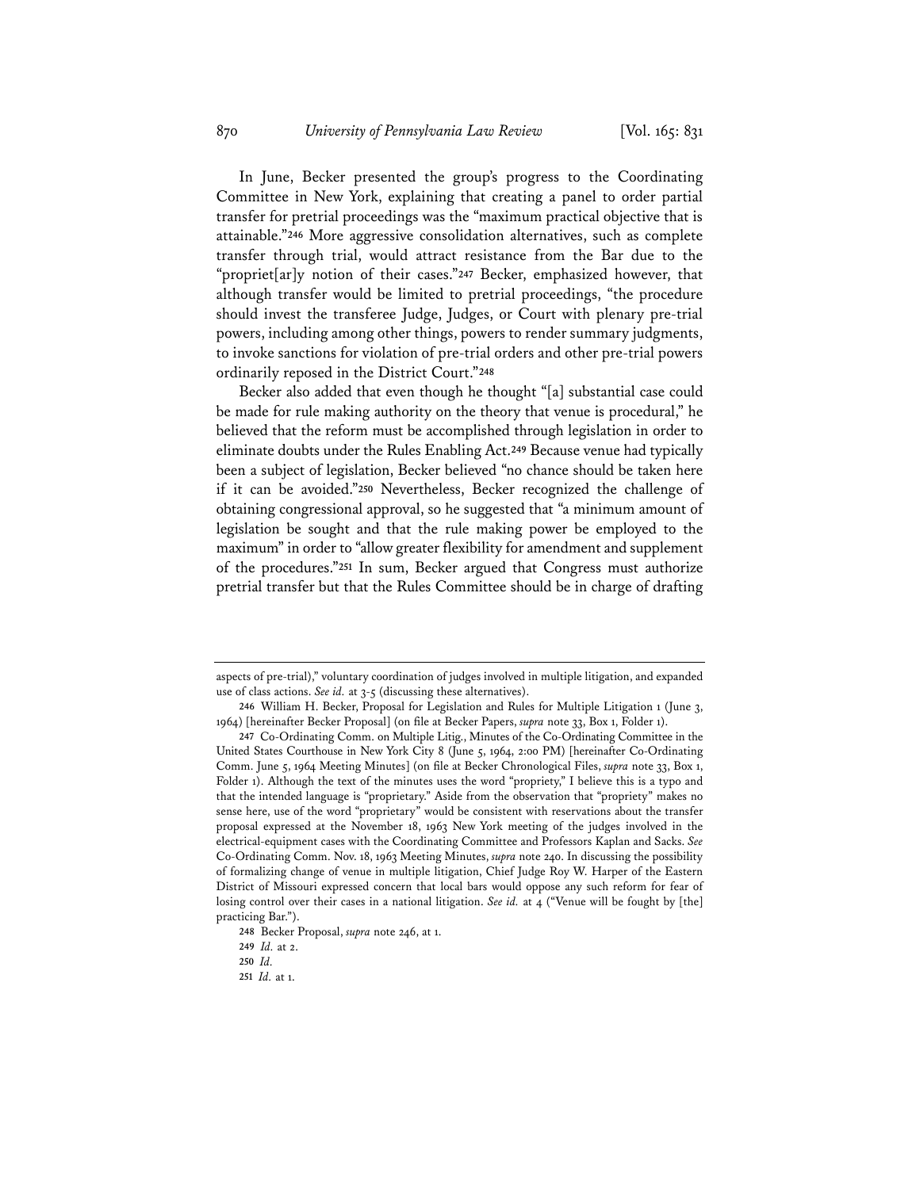In June, Becker presented the group's progress to the Coordinating Committee in New York, explaining that creating a panel to order partial transfer for pretrial proceedings was the "maximum practical objective that is attainable."[246] More aggressive consolidation alternatives, such as complete transfer through trial, would attract resistance from the Bar due to the "propriet[ar]y notion of their cases."[247] Becker, emphasized however, that although transfer would be limited to pretrial proceedings, "the procedure should invest the transferee Judge, Judges, or Court with plenary pre-trial powers, including among other things, powers to render summary judgments, to invoke sanctions for violation of pre-trial orders and other pre-trial powers ordinarily reposed in the District Court."[248]

Becker also added that even though he thought "[a] substantial case could be made for rule making authority on the theory that venue is procedural," he believed that the reform must be accomplished through legislation in order to eliminate doubts under the Rules Enabling Act.[249] Because venue had typically been a subject of legislation, Becker believed "no chance should be taken here if it can be avoided."[250] Nevertheless, Becker recognized the challenge of obtaining congressional approval, so he suggested that "a minimum amount of legislation be sought and that the rule making power be employed to the maximum" in order to "allow greater flexibility for amendment and supplement of the procedures."[251] In sum, Becker argued that Congress must authorize pretrial transfer but that the Rules Committee should be in charge of drafting

---

aspects of pre-trial)," voluntary coordination of judges involved in multiple litigation, and expanded use of class actions. *See id.* at 3-5 (discussing these alternatives).

246 William H. Becker, Proposal for Legislation and Rules for Multiple Litigation 1 (June 3, 1964) [hereinafter Becker Proposal] (on file at Becker Papers, *supra* note 33, Box 1, Folder 1).

247 Co-Ordinating Comm. on Multiple Litig., Minutes of the Co-Ordinating Committee in the United States Courthouse in New York City 8 (June 5, 1964, 2:00 PM) [hereinafter Co-Ordinating Comm. June 5, 1964 Meeting Minutes] (on file at Becker Chronological Files, *supra* note 33, Box 1, Folder 1). Although the text of the minutes uses the word "propriety," I believe this is a typo and that the intended language is "proprietary." Aside from the observation that "propriety" makes no sense here, use of the word "proprietary" would be consistent with reservations about the transfer proposal expressed at the November 18, 1963 New York meeting of the judges involved in the electrical-equipment cases with the Coordinating Committee and Professors Kaplan and Sacks. *See* Co-Ordinating Comm. Nov. 18, 1963 Meeting Minutes, *supra* note 240. In discussing the possibility of formalizing change of venue in multiple litigation, Chief Judge Roy W. Harper of the Eastern District of Missouri expressed concern that local bars would oppose any such reform for fear of losing control over their cases in a national litigation. *See id.* at 4 ("Venue will be fought by [the] practicing Bar.").

248 Becker Proposal, *supra* note 246, at 1.

249 *Id.* at 2.

250 *Id.*

251 *Id.* at 1.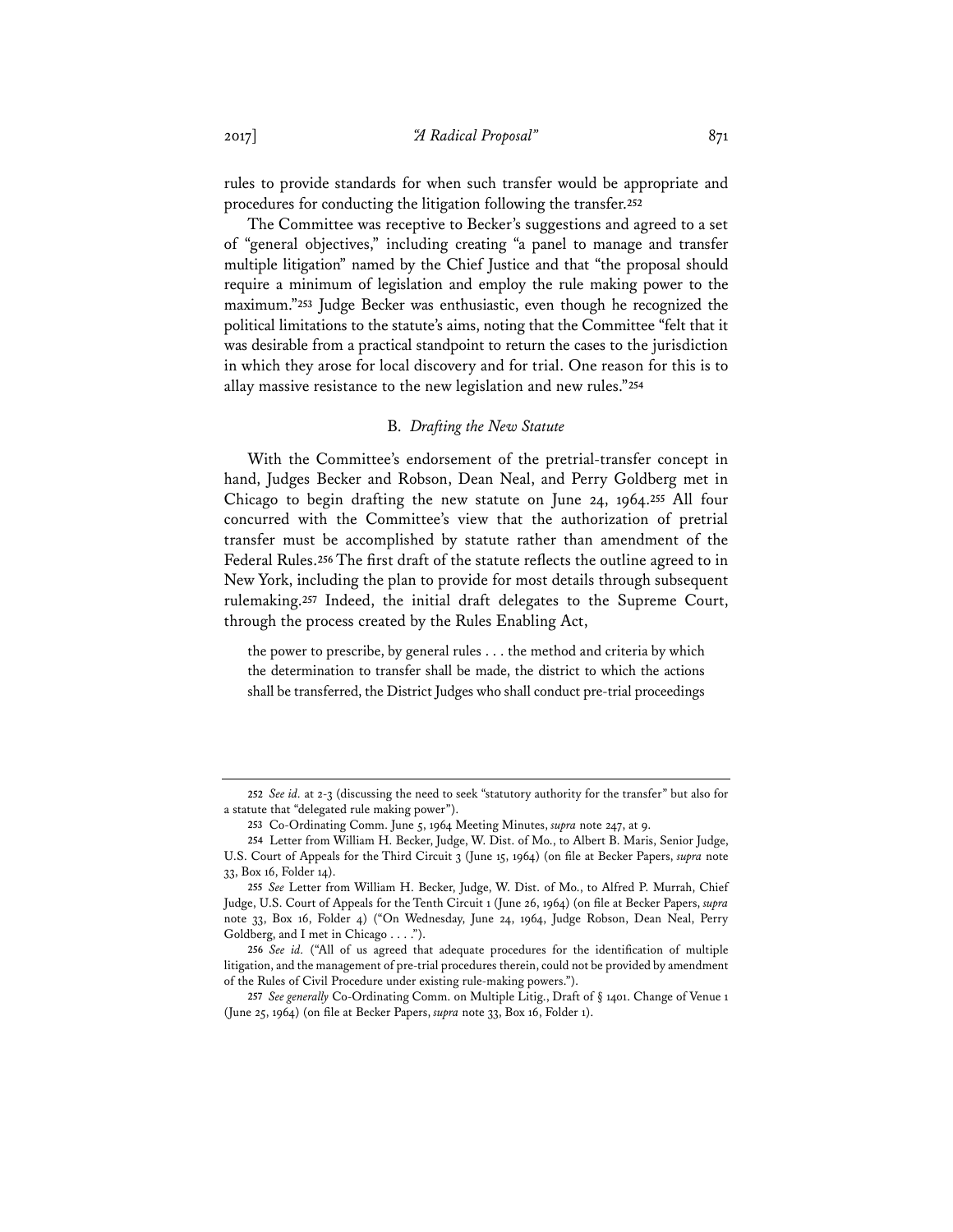rules to provide standards for when such transfer would be appropriate and procedures for conducting the litigation following the transfer.[252]

The Committee was receptive to Becker's suggestions and agreed to a set of "general objectives," including creating "a panel to manage and transfer multiple litigation" named by the Chief Justice and that "the proposal should require a minimum of legislation and employ the rule making power to the maximum."[253] Judge Becker was enthusiastic, even though he recognized the political limitations to the statute's aims, noting that the Committee "felt that it was desirable from a practical standpoint to return the cases to the jurisdiction in which they arose for local discovery and for trial. One reason for this is to allay massive resistance to the new legislation and new rules."[254]

### B. *Drafting the New Statute*

With the Committee's endorsement of the pretrial-transfer concept in hand, Judges Becker and Robson, Dean Neal, and Perry Goldberg met in Chicago to begin drafting the new statute on June 24, 1964.[255] All four concurred with the Committee's view that the authorization of pretrial transfer must be accomplished by statute rather than amendment of the Federal Rules.[256] The first draft of the statute reflects the outline agreed to in New York, including the plan to provide for most details through subsequent rulemaking.[257] Indeed, the initial draft delegates to the Supreme Court, through the process created by the Rules Enabling Act,

> the power to prescribe, by general rules . . . the method and criteria by which the determination to transfer shall be made, the district to which the actions shall be transferred, the District Judges who shall conduct pre-trial proceedings

---

[252] *See id.* at 2-3 (discussing the need to seek "statutory authority for the transfer" but also for a statute that "delegated rule making power").

[253] Co-Ordinating Comm. June 5, 1964 Meeting Minutes, *supra* note 247, at 9.

[254] Letter from William H. Becker, Judge, W. Dist. of Mo., to Albert B. Maris, Senior Judge, U.S. Court of Appeals for the Third Circuit 3 (June 15, 1964) (on file at Becker Papers, *supra* note 33, Box 16, Folder 14).

[255] *See* Letter from William H. Becker, Judge, W. Dist. of Mo., to Alfred P. Murrah, Chief Judge, U.S. Court of Appeals for the Tenth Circuit 1 (June 26, 1964) (on file at Becker Papers, *supra* note 33, Box 16, Folder 4) ("On Wednesday, June 24, 1964, Judge Robson, Dean Neal, Perry Goldberg, and I met in Chicago . . . .").

[256] *See id.* ("All of us agreed that adequate procedures for the identification of multiple litigation, and the management of pre-trial procedures therein, could not be provided by amendment of the Rules of Civil Procedure under existing rule-making powers.").

[257] *See generally* Co-Ordinating Comm. on Multiple Litig., Draft of § 1401. Change of Venue 1 (June 25, 1964) (on file at Becker Papers, *supra* note 33, Box 16, Folder 1).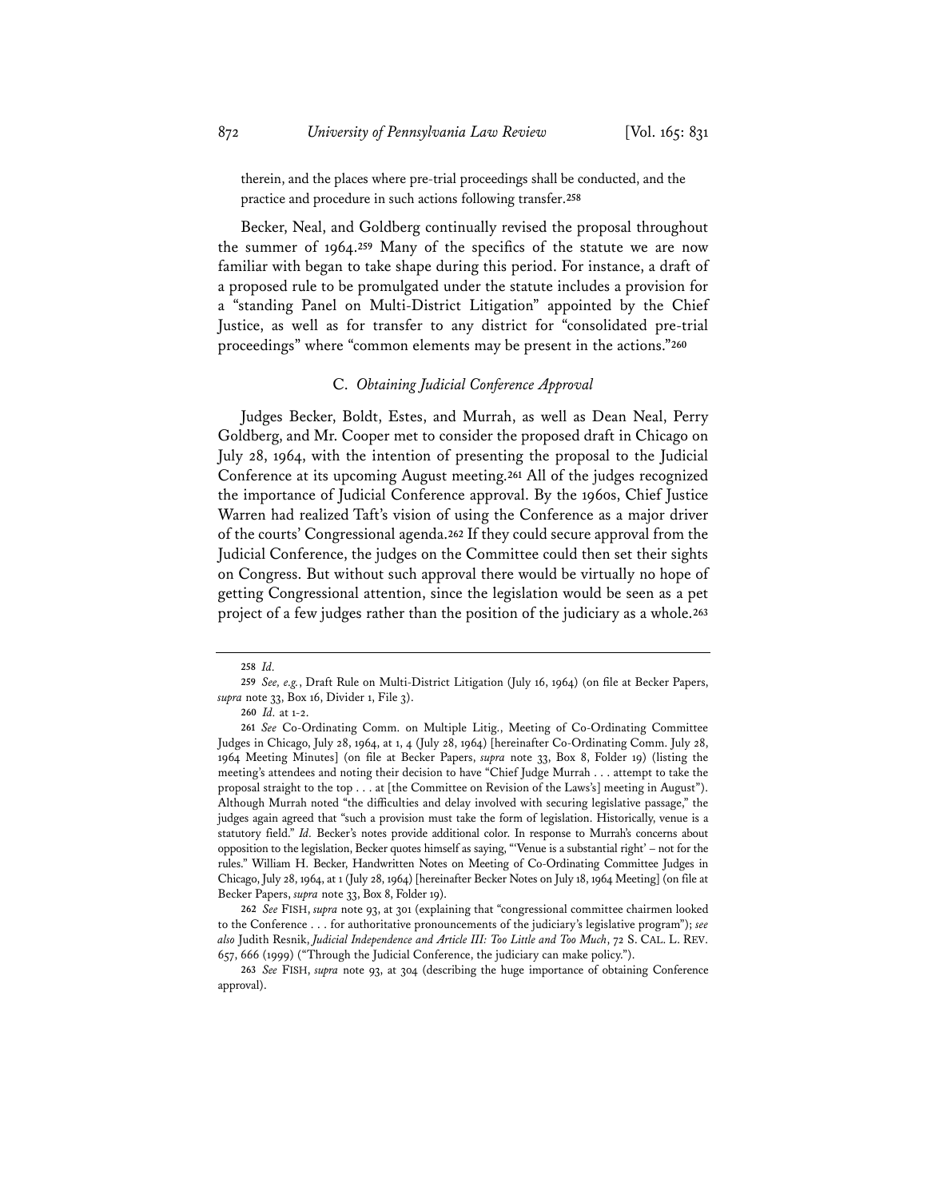therein, and the places where pre-trial proceedings shall be conducted, and the practice and procedure in such actions following transfer.[258]

Becker, Neal, and Goldberg continually revised the proposal throughout the summer of 1964.[259] Many of the specifics of the statute we are now familiar with began to take shape during this period. For instance, a draft of a proposed rule to be promulgated under the statute includes a provision for a "standing Panel on Multi-District Litigation" appointed by the Chief Justice, as well as for transfer to any district for "consolidated pre-trial proceedings" where "common elements may be present in the actions."[260]

### C. *Obtaining Judicial Conference Approval*

Judges Becker, Boldt, Estes, and Murrah, as well as Dean Neal, Perry Goldberg, and Mr. Cooper met to consider the proposed draft in Chicago on July 28, 1964, with the intention of presenting the proposal to the Judicial Conference at its upcoming August meeting.[261] All of the judges recognized the importance of Judicial Conference approval. By the 1960s, Chief Justice Warren had realized Taft's vision of using the Conference as a major driver of the courts' Congressional agenda.[262] If they could secure approval from the Judicial Conference, the judges on the Committee could then set their sights on Congress. But without such approval there would be virtually no hope of getting Congressional attention, since the legislation would be seen as a pet project of a few judges rather than the position of the judiciary as a whole.[263]

---

258 *Id.*

259 *See, e.g.*, Draft Rule on Multi-District Litigation (July 16, 1964) (on file at Becker Papers, *supra* note 33, Box 16, Divider 1, File 3).

260 *Id.* at 1-2.

261 *See* Co-Ordinating Comm. on Multiple Litig., Meeting of Co-Ordinating Committee Judges in Chicago, July 28, 1964, at 1, 4 (July 28, 1964) [hereinafter Co-Ordinating Comm. July 28, 1964 Meeting Minutes] (on file at Becker Papers, *supra* note 33, Box 8, Folder 19) (listing the meeting's attendees and noting their decision to have "Chief Judge Murrah . . . attempt to take the proposal straight to the top . . . at [the Committee on Revision of the Laws's] meeting in August"). Although Murrah noted "the difficulties and delay involved with securing legislative passage," the judges again agreed that "such a provision must take the form of legislation. Historically, venue is a statutory field." *Id.* Becker's notes provide additional color. In response to Murrah's concerns about opposition to the legislation, Becker quotes himself as saying, "'Venue is a substantial right' – not for the rules." William H. Becker, Handwritten Notes on Meeting of Co-Ordinating Committee Judges in Chicago, July 28, 1964, at 1 (July 28, 1964) [hereinafter Becker Notes on July 18, 1964 Meeting] (on file at Becker Papers, *supra* note 33, Box 8, Folder 19).

262 *See* FISH, *supra* note 93, at 301 (explaining that "congressional committee chairmen looked to the Conference . . . for authoritative pronouncements of the judiciary's legislative program"); *see also* Judith Resnik, *Judicial Independence and Article III: Too Little and Too Much*, 72 S. CAL. L. REV. 657, 666 (1999) ("Through the Judicial Conference, the judiciary can make policy.").

263 *See* FISH, *supra* note 93, at 304 (describing the huge importance of obtaining Conference approval).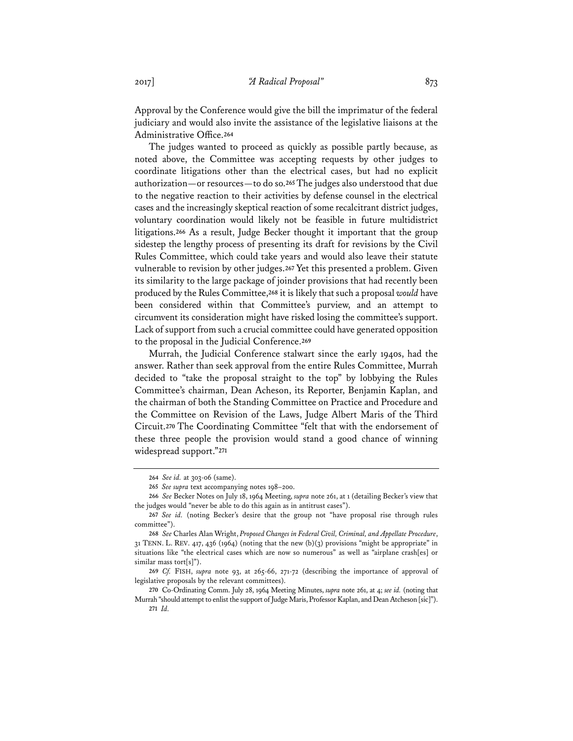Approval by the Conference would give the bill the imprimatur of the federal judiciary and would also invite the assistance of the legislative liaisons at the Administrative Office.[264]

The judges wanted to proceed as quickly as possible partly because, as noted above, the Committee was accepting requests by other judges to coordinate litigations other than the electrical cases, but had no explicit authorization—or resources—to do so.[265] The judges also understood that due to the negative reaction to their activities by defense counsel in the electrical cases and the increasingly skeptical reaction of some recalcitrant district judges, voluntary coordination would likely not be feasible in future multidistrict litigations.[266] As a result, Judge Becker thought it important that the group sidestep the lengthy process of presenting its draft for revisions by the Civil Rules Committee, which could take years and would also leave their statute vulnerable to revision by other judges.[267] Yet this presented a problem. Given its similarity to the large package of joinder provisions that had recently been produced by the Rules Committee,[268] it is likely that such a proposal *would* have been considered within that Committee's purview, and an attempt to circumvent its consideration might have risked losing the committee's support. Lack of support from such a crucial committee could have generated opposition to the proposal in the Judicial Conference.[269]

Murrah, the Judicial Conference stalwart since the early 1940s, had the answer. Rather than seek approval from the entire Rules Committee, Murrah decided to "take the proposal straight to the top" by lobbying the Rules Committee's chairman, Dean Acheson, its Reporter, Benjamin Kaplan, and the chairman of both the Standing Committee on Practice and Procedure and the Committee on Revision of the Laws, Judge Albert Maris of the Third Circuit.[270] The Coordinating Committee "felt that with the endorsement of these three people the provision would stand a good chance of winning widespread support."[271]

---

264 *See id.* at 303-06 (same).

265 *See supra* text accompanying notes 198–200.

266 *See* Becker Notes on July 18, 1964 Meeting, *supra* note 261, at 1 (detailing Becker's view that the judges would "never be able to do this again as in antitrust cases").

267 *See id.* (noting Becker's desire that the group not "have proposal rise through rules committee").

268 *See* Charles Alan Wright, *Proposed Changes in Federal Civil, Criminal, and Appellate Procedure*, 31 TENN. L. REV. 417, 436 (1964) (noting that the new (b)(3) provisions "might be appropriate" in situations like "the electrical cases which are now so numerous" as well as "airplane crash[es] or similar mass tort[s]").

269 *Cf.* FISH, *supra* note 93, at 265-66, 271-72 (describing the importance of approval of legislative proposals by the relevant committees).

270 Co-Ordinating Comm. July 28, 1964 Meeting Minutes, *supra* note 261, at 4; *see id.* (noting that Murrah "should attempt to enlist the support of Judge Maris, Professor Kaplan, and Dean Atcheson [sic]").

271 *Id.*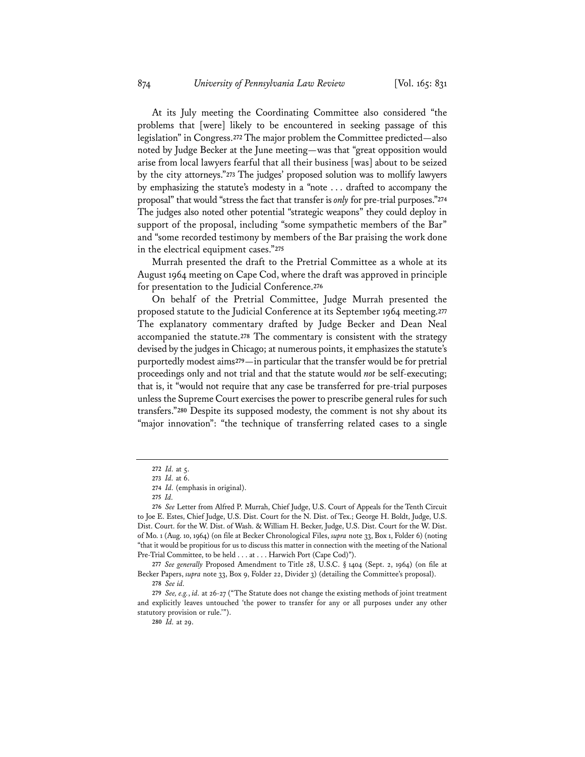At its July meeting the Coordinating Committee also considered "the problems that [were] likely to be encountered in seeking passage of this legislation" in Congress.[272] The major problem the Committee predicted—also noted by Judge Becker at the June meeting—was that "great opposition would arise from local lawyers fearful that all their business [was] about to be seized by the city attorneys."[273] The judges' proposed solution was to mollify lawyers by emphasizing the statute's modesty in a "note . . . drafted to accompany the proposal" that would "stress the fact that transfer is *only* for pre-trial purposes."[274] The judges also noted other potential "strategic weapons" they could deploy in support of the proposal, including "some sympathetic members of the Bar" and "some recorded testimony by members of the Bar praising the work done in the electrical equipment cases."[275]

Murrah presented the draft to the Pretrial Committee as a whole at its August 1964 meeting on Cape Cod, where the draft was approved in principle for presentation to the Judicial Conference.[276]

On behalf of the Pretrial Committee, Judge Murrah presented the proposed statute to the Judicial Conference at its September 1964 meeting.[277] The explanatory commentary drafted by Judge Becker and Dean Neal accompanied the statute.[278] The commentary is consistent with the strategy devised by the judges in Chicago; at numerous points, it emphasizes the statute's purportedly modest aims[279]—in particular that the transfer would be for pretrial proceedings only and not trial and that the statute would *not* be self-executing; that is, it "would not require that any case be transferred for pre-trial purposes unless the Supreme Court exercises the power to prescribe general rules for such transfers."[280] Despite its supposed modesty, the comment is not shy about its "major innovation": "the technique of transferring related cases to a single

---

272 *Id.* at 5.

273 *Id.* at 6.

274 *Id.* (emphasis in original).

275 *Id.*

276 *See* Letter from Alfred P. Murrah, Chief Judge, U.S. Court of Appeals for the Tenth Circuit to Joe E. Estes, Chief Judge, U.S. Dist. Court for the N. Dist. of Tex.; George H. Boldt, Judge, U.S. Dist. Court. for the W. Dist. of Wash. & William H. Becker, Judge, U.S. Dist. Court for the W. Dist. of Mo. 1 (Aug. 10, 1964) (on file at Becker Chronological Files, *supra* note 33, Box 1, Folder 6) (noting "that it would be propitious for us to discuss this matter in connection with the meeting of the National Pre-Trial Committee, to be held . . . at . . . Harwich Port (Cape Cod)").

277 *See generally* Proposed Amendment to Title 28, U.S.C. § 1404 (Sept. 2, 1964) (on file at Becker Papers, *supra* note 33, Box 9, Folder 22, Divider 3) (detailing the Committee's proposal).

278 *See id.*

279 *See, e.g.*, *id.* at 26-27 ("The Statute does not change the existing methods of joint treatment and explicitly leaves untouched 'the power to transfer for any or all purposes under any other statutory provision or rule.'").

280 *Id.* at 29.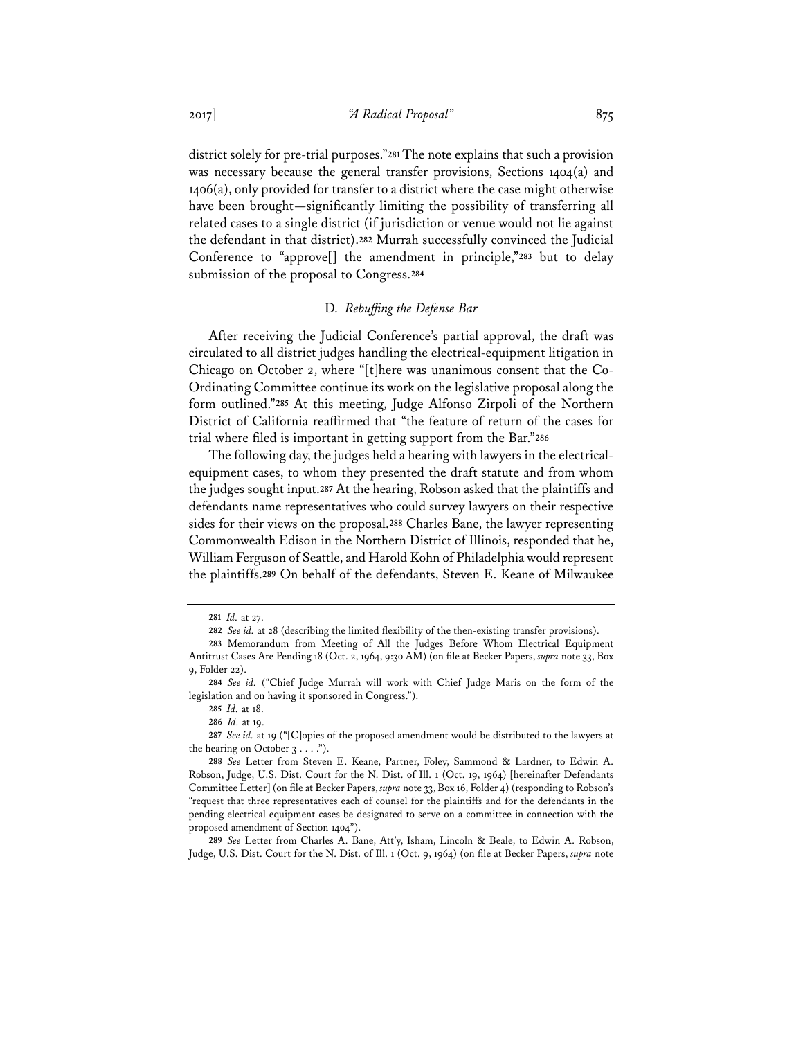district solely for pre-trial purposes."[281] The note explains that such a provision was necessary because the general transfer provisions, Sections 1404(a) and 1406(a), only provided for transfer to a district where the case might otherwise have been brought—significantly limiting the possibility of transferring all related cases to a single district (if jurisdiction or venue would not lie against the defendant in that district).[282] Murrah successfully convinced the Judicial Conference to "approve[] the amendment in principle,"[283] but to delay submission of the proposal to Congress.[284]

### D. *Rebuffing the Defense Bar*

After receiving the Judicial Conference's partial approval, the draft was circulated to all district judges handling the electrical-equipment litigation in Chicago on October 2, where "[t]here was unanimous consent that the Co-Ordinating Committee continue its work on the legislative proposal along the form outlined."[285] At this meeting, Judge Alfonso Zirpoli of the Northern District of California reaffirmed that "the feature of return of the cases for trial where filed is important in getting support from the Bar."[286]

The following day, the judges held a hearing with lawyers in the electrical-equipment cases, to whom they presented the draft statute and from whom the judges sought input.[287] At the hearing, Robson asked that the plaintiffs and defendants name representatives who could survey lawyers on their respective sides for their views on the proposal.[288] Charles Bane, the lawyer representing Commonwealth Edison in the Northern District of Illinois, responded that he, William Ferguson of Seattle, and Harold Kohn of Philadelphia would represent the plaintiffs.[289] On behalf of the defendants, Steven E. Keane of Milwaukee

---

281 *Id.* at 27.

282 *See id.* at 28 (describing the limited flexibility of the then-existing transfer provisions).

283 Memorandum from Meeting of All the Judges Before Whom Electrical Equipment Antitrust Cases Are Pending 18 (Oct. 2, 1964, 9:30 AM) (on file at Becker Papers, *supra* note 33, Box 9, Folder 22).

284 *See id.* ("Chief Judge Murrah will work with Chief Judge Maris on the form of the legislation and on having it sponsored in Congress.").

285 *Id.* at 18.

286 *Id.* at 19.

287 *See id.* at 19 ("[C]opies of the proposed amendment would be distributed to the lawyers at the hearing on October 3 . . . .").

288 *See* Letter from Steven E. Keane, Partner, Foley, Sammond & Lardner, to Edwin A. Robson, Judge, U.S. Dist. Court for the N. Dist. of Ill. 1 (Oct. 19, 1964) [hereinafter Defendants Committee Letter] (on file at Becker Papers, *supra* note 33, Box 16, Folder 4) (responding to Robson's "request that three representatives each of counsel for the plaintiffs and for the defendants in the pending electrical equipment cases be designated to serve on a committee in connection with the proposed amendment of Section 1404").

289 *See* Letter from Charles A. Bane, Att'y, Isham, Lincoln & Beale, to Edwin A. Robson, Judge, U.S. Dist. Court for the N. Dist. of Ill. 1 (Oct. 9, 1964) (on file at Becker Papers, *supra* note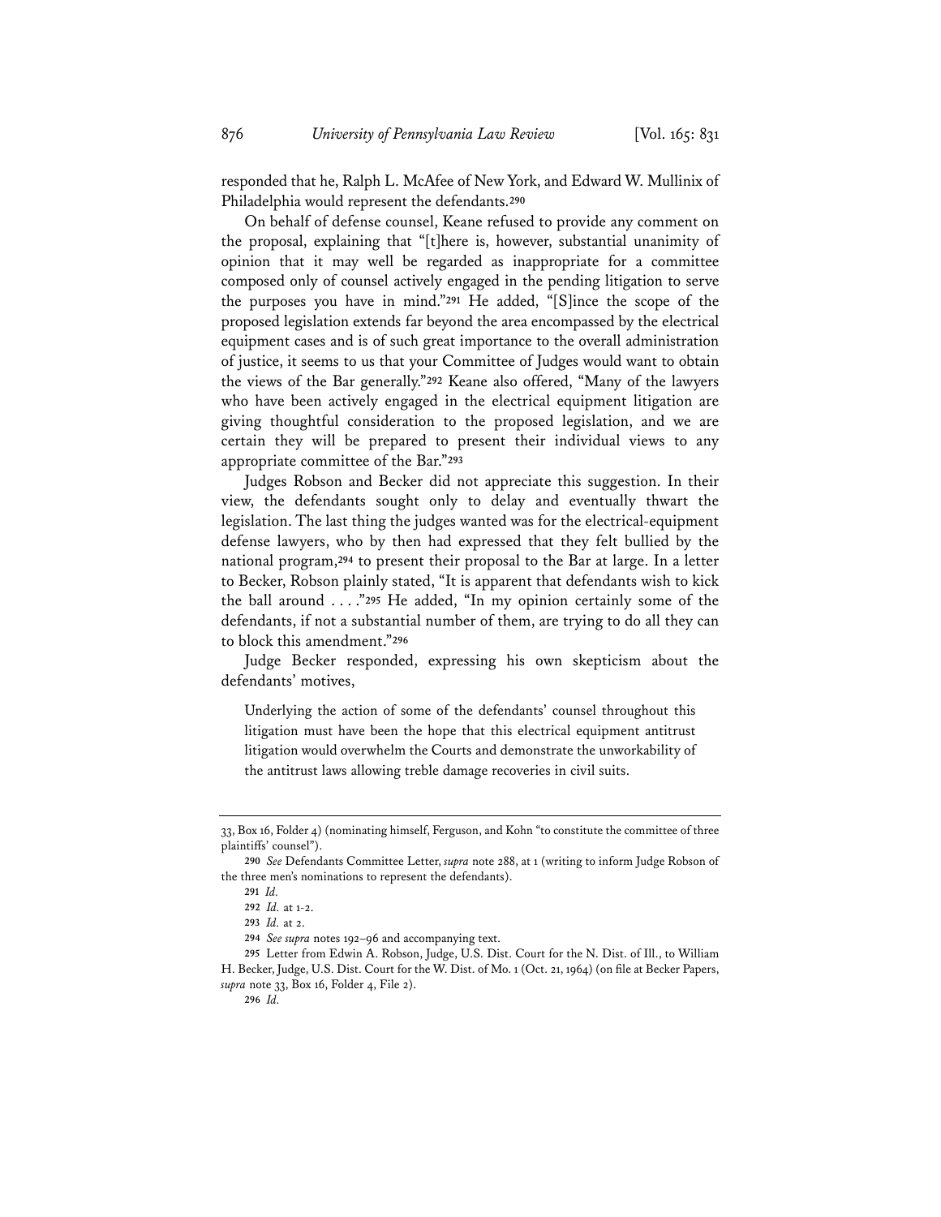responded that he, Ralph L. McAfee of New York, and Edward W. Mullinix of Philadelphia would represent the defendants.[290]

On behalf of defense counsel, Keane refused to provide any comment on the proposal, explaining that "[t]here is, however, substantial unanimity of opinion that it may well be regarded as inappropriate for a committee composed only of counsel actively engaged in the pending litigation to serve the purposes you have in mind."[291] He added, "[S]ince the scope of the proposed legislation extends far beyond the area encompassed by the electrical equipment cases and is of such great importance to the overall administration of justice, it seems to us that your Committee of Judges would want to obtain the views of the Bar generally."[292] Keane also offered, "Many of the lawyers who have been actively engaged in the electrical equipment litigation are giving thoughtful consideration to the proposed legislation, and we are certain they will be prepared to present their individual views to any appropriate committee of the Bar."[293]

Judges Robson and Becker did not appreciate this suggestion. In their view, the defendants sought only to delay and eventually thwart the legislation. The last thing the judges wanted was for the electrical-equipment defense lawyers, who by then had expressed that they felt bullied by the national program,[294] to present their proposal to the Bar at large. In a letter to Becker, Robson plainly stated, "It is apparent that defendants wish to kick the ball around . . . ."[295] He added, "In my opinion certainly some of the defendants, if not a substantial number of them, are trying to do all they can to block this amendment."[296]

Judge Becker responded, expressing his own skepticism about the defendants' motives,

> Underlying the action of some of the defendants' counsel throughout this litigation must have been the hope that this electrical equipment antitrust litigation would overwhelm the Courts and demonstrate the unworkability of the antitrust laws allowing treble damage recoveries in civil suits.

---

33, Box 16, Folder 4) (nominating himself, Ferguson, and Kohn "to constitute the committee of three plaintiffs' counsel").

290 *See* Defendants Committee Letter, *supra* note 288, at 1 (writing to inform Judge Robson of the three men's nominations to represent the defendants).

291 *Id.*

292 *Id.* at 1-2.

293 *Id.* at 2.

294 *See supra* notes 192–96 and accompanying text.

295 Letter from Edwin A. Robson, Judge, U.S. Dist. Court for the N. Dist. of Ill., to William H. Becker, Judge, U.S. Dist. Court for the W. Dist. of Mo. 1 (Oct. 21, 1964) (on file at Becker Papers, *supra* note 33, Box 16, Folder 4, File 2).

296 *Id.*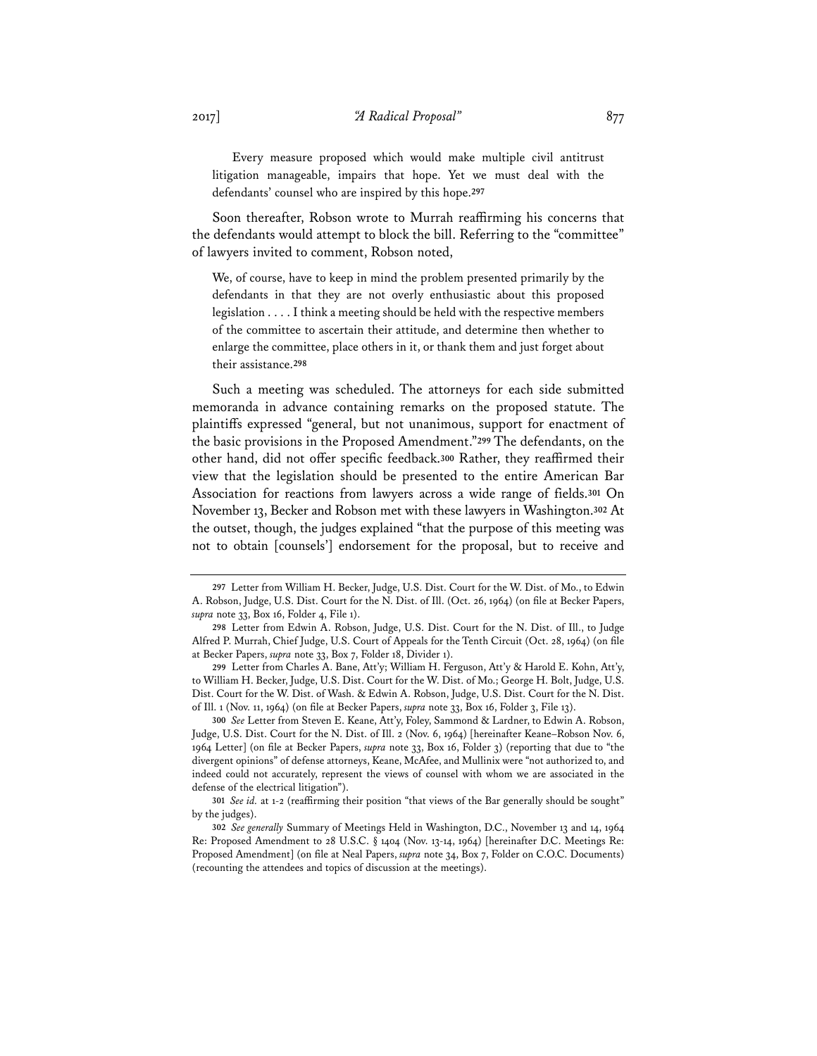> Every measure proposed which would make multiple civil antitrust litigation manageable, impairs that hope. Yet we must deal with the defendants' counsel who are inspired by this hope.[297]

Soon thereafter, Robson wrote to Murrah reaffirming his concerns that the defendants would attempt to block the bill. Referring to the "committee" of lawyers invited to comment, Robson noted,

> We, of course, have to keep in mind the problem presented primarily by the defendants in that they are not overly enthusiastic about this proposed legislation . . . . I think a meeting should be held with the respective members of the committee to ascertain their attitude, and determine then whether to enlarge the committee, place others in it, or thank them and just forget about their assistance.[298]

Such a meeting was scheduled. The attorneys for each side submitted memoranda in advance containing remarks on the proposed statute. The plaintiffs expressed "general, but not unanimous, support for enactment of the basic provisions in the Proposed Amendment."[299] The defendants, on the other hand, did not offer specific feedback.[300] Rather, they reaffirmed their view that the legislation should be presented to the entire American Bar Association for reactions from lawyers across a wide range of fields.[301] On November 13, Becker and Robson met with these lawyers in Washington.[302] At the outset, though, the judges explained "that the purpose of this meeting was not to obtain [counsels'] endorsement for the proposal, but to receive and

---

[297] Letter from William H. Becker, Judge, U.S. Dist. Court for the W. Dist. of Mo., to Edwin A. Robson, Judge, U.S. Dist. Court for the N. Dist. of Ill. (Oct. 26, 1964) (on file at Becker Papers, *supra* note 33, Box 16, Folder 4, File 1).

[298] Letter from Edwin A. Robson, Judge, U.S. Dist. Court for the N. Dist. of Ill., to Judge Alfred P. Murrah, Chief Judge, U.S. Court of Appeals for the Tenth Circuit (Oct. 28, 1964) (on file at Becker Papers, *supra* note 33, Box 7, Folder 18, Divider 1).

[299] Letter from Charles A. Bane, Att'y; William H. Ferguson, Att'y & Harold E. Kohn, Att'y, to William H. Becker, Judge, U.S. Dist. Court for the W. Dist. of Mo.; George H. Bolt, Judge, U.S. Dist. Court for the W. Dist. of Wash. & Edwin A. Robson, Judge, U.S. Dist. Court for the N. Dist. of Ill. 1 (Nov. 11, 1964) (on file at Becker Papers, *supra* note 33, Box 16, Folder 3, File 13).

[300] *See* Letter from Steven E. Keane, Att'y, Foley, Sammond & Lardner, to Edwin A. Robson, Judge, U.S. Dist. Court for the N. Dist. of Ill. 2 (Nov. 6, 1964) [hereinafter Keane–Robson Nov. 6, 1964 Letter] (on file at Becker Papers, *supra* note 33, Box 16, Folder 3) (reporting that due to "the divergent opinions" of defense attorneys, Keane, McAfee, and Mullinix were "not authorized to, and indeed could not accurately, represent the views of counsel with whom we are associated in the defense of the electrical litigation").

[301] *See id.* at 1-2 (reaffirming their position "that views of the Bar generally should be sought" by the judges).

[302] *See generally* Summary of Meetings Held in Washington, D.C., November 13 and 14, 1964 Re: Proposed Amendment to 28 U.S.C. § 1404 (Nov. 13-14, 1964) [hereinafter D.C. Meetings Re: Proposed Amendment] (on file at Neal Papers, *supra* note 34, Box 7, Folder on C.O.C. Documents) (recounting the attendees and topics of discussion at the meetings).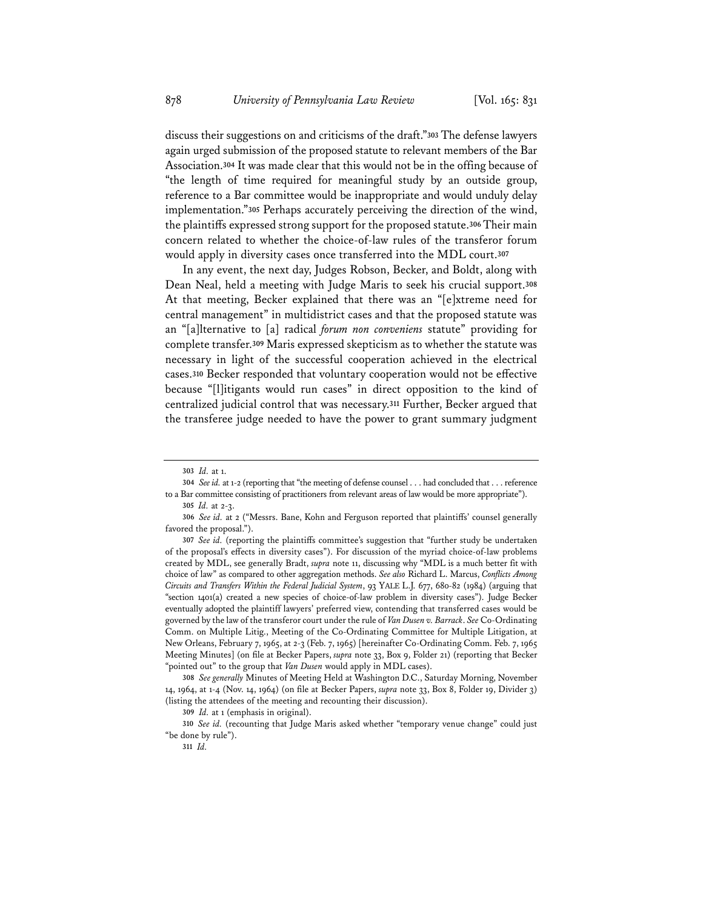discuss their suggestions on and criticisms of the draft."[303] The defense lawyers again urged submission of the proposed statute to relevant members of the Bar Association.[304] It was made clear that this would not be in the offing because of "the length of time required for meaningful study by an outside group, reference to a Bar committee would be inappropriate and would unduly delay implementation."[305] Perhaps accurately perceiving the direction of the wind, the plaintiffs expressed strong support for the proposed statute.[306] Their main concern related to whether the choice-of-law rules of the transferor forum would apply in diversity cases once transferred into the MDL court.[307]

In any event, the next day, Judges Robson, Becker, and Boldt, along with Dean Neal, held a meeting with Judge Maris to seek his crucial support.[308] At that meeting, Becker explained that there was an "[e]xtreme need for central management" in multidistrict cases and that the proposed statute was an "[a]lternative to [a] radical *forum non conveniens* statute" providing for complete transfer.[309] Maris expressed skepticism as to whether the statute was necessary in light of the successful cooperation achieved in the electrical cases.[310] Becker responded that voluntary cooperation would not be effective because "[l]itigants would run cases" in direct opposition to the kind of centralized judicial control that was necessary.[311] Further, Becker argued that the transferee judge needed to have the power to grant summary judgment

---

303 *Id.* at 1.

304 *See id.* at 1-2 (reporting that "the meeting of defense counsel . . . had concluded that . . . reference to a Bar committee consisting of practitioners from relevant areas of law would be more appropriate").

305 *Id.* at 2-3.

306 *See id.* at 2 ("Messrs. Bane, Kohn and Ferguson reported that plaintiffs' counsel generally favored the proposal.").

307 *See id.* (reporting the plaintiffs committee's suggestion that "further study be undertaken of the proposal's effects in diversity cases"). For discussion of the myriad choice-of-law problems created by MDL, see generally Bradt, *supra* note 11, discussing why "MDL is a much better fit with choice of law" as compared to other aggregation methods. *See also* Richard L. Marcus, *Conflicts Among Circuits and Transfers Within the Federal Judicial System*, 93 YALE L.J. 677, 680-82 (1984) (arguing that "section 1401(a) created a new species of choice-of-law problem in diversity cases"). Judge Becker eventually adopted the plaintiff lawyers' preferred view, contending that transferred cases would be governed by the law of the transferor court under the rule of *Van Dusen v. Barrack*. *See* Co-Ordinating Comm. on Multiple Litig., Meeting of the Co-Ordinating Committee for Multiple Litigation, at New Orleans, February 7, 1965, at 2-3 (Feb. 7, 1965) [hereinafter Co-Ordinating Comm. Feb. 7, 1965 Meeting Minutes] (on file at Becker Papers, *supra* note 33, Box 9, Folder 21) (reporting that Becker "pointed out" to the group that *Van Dusen* would apply in MDL cases).

308 *See generally* Minutes of Meeting Held at Washington D.C., Saturday Morning, November 14, 1964, at 1-4 (Nov. 14, 1964) (on file at Becker Papers, *supra* note 33, Box 8, Folder 19, Divider 3) (listing the attendees of the meeting and recounting their discussion).

309 *Id.* at 1 (emphasis in original).

310 *See id.* (recounting that Judge Maris asked whether "temporary venue change" could just "be done by rule").

311 *Id.*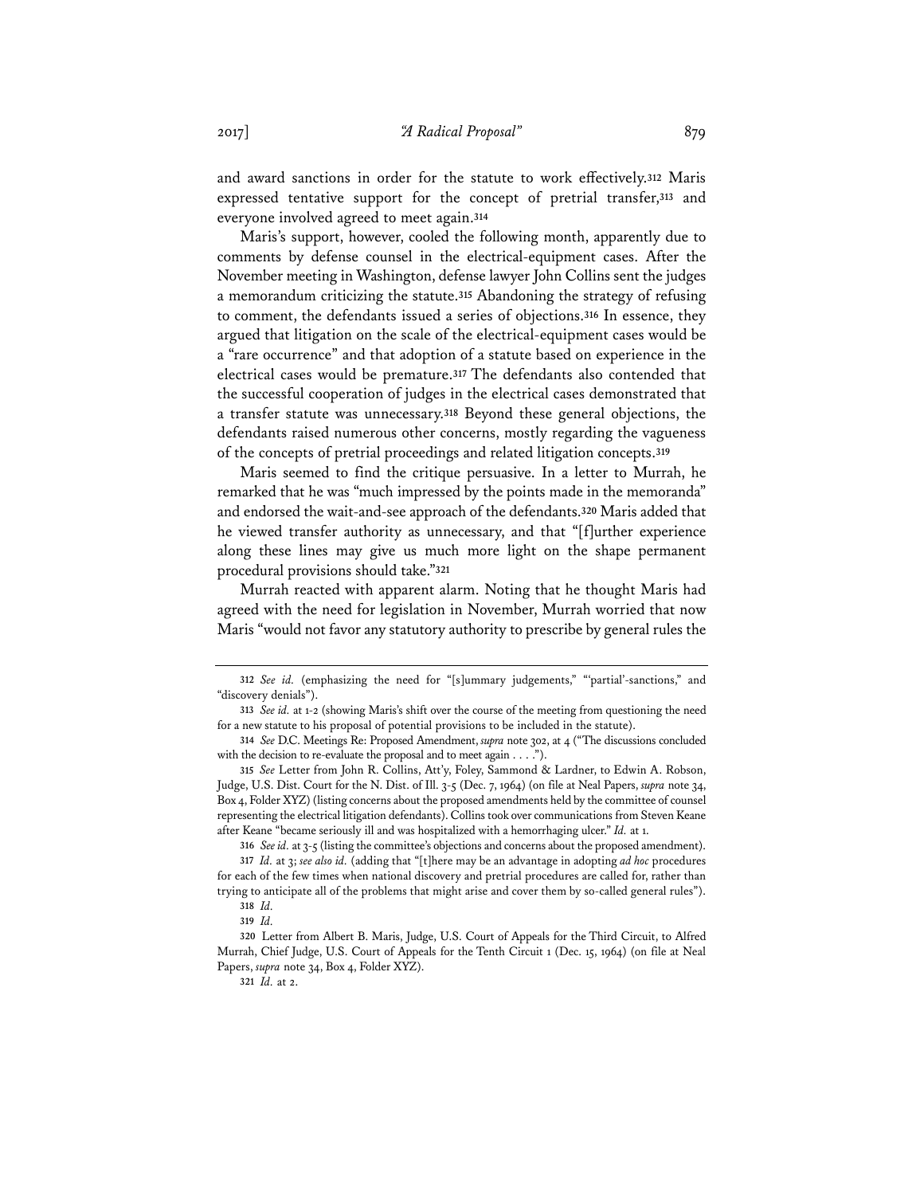and award sanctions in order for the statute to work effectively.[312] Maris expressed tentative support for the concept of pretrial transfer,[313] and everyone involved agreed to meet again.[314]

Maris's support, however, cooled the following month, apparently due to comments by defense counsel in the electrical-equipment cases. After the November meeting in Washington, defense lawyer John Collins sent the judges a memorandum criticizing the statute.[315] Abandoning the strategy of refusing to comment, the defendants issued a series of objections.[316] In essence, they argued that litigation on the scale of the electrical-equipment cases would be a "rare occurrence" and that adoption of a statute based on experience in the electrical cases would be premature.[317] The defendants also contended that the successful cooperation of judges in the electrical cases demonstrated that a transfer statute was unnecessary.[318] Beyond these general objections, the defendants raised numerous other concerns, mostly regarding the vagueness of the concepts of pretrial proceedings and related litigation concepts.[319]

Maris seemed to find the critique persuasive. In a letter to Murrah, he remarked that he was "much impressed by the points made in the memoranda" and endorsed the wait-and-see approach of the defendants.[320] Maris added that he viewed transfer authority as unnecessary, and that "[f]urther experience along these lines may give us much more light on the shape permanent procedural provisions should take."[321]

Murrah reacted with apparent alarm. Noting that he thought Maris had agreed with the need for legislation in November, Murrah worried that now Maris "would not favor any statutory authority to prescribe by general rules the

---

312 *See id.* (emphasizing the need for "[s]ummary judgements," "'partial'-sanctions," and "discovery denials").

313 *See id.* at 1-2 (showing Maris's shift over the course of the meeting from questioning the need for a new statute to his proposal of potential provisions to be included in the statute).

314 *See* D.C. Meetings Re: Proposed Amendment, *supra* note 302, at 4 ("The discussions concluded with the decision to re-evaluate the proposal and to meet again . . . .").

315 *See* Letter from John R. Collins, Att'y, Foley, Sammond & Lardner, to Edwin A. Robson, Judge, U.S. Dist. Court for the N. Dist. of Ill. 3-5 (Dec. 7, 1964) (on file at Neal Papers, *supra* note 34, Box 4, Folder XYZ) (listing concerns about the proposed amendments held by the committee of counsel representing the electrical litigation defendants). Collins took over communications from Steven Keane after Keane "became seriously ill and was hospitalized with a hemorrhaging ulcer." *Id.* at 1.

316 *See id.* at 3-5 (listing the committee's objections and concerns about the proposed amendment).

317 *Id.* at 3; *see also id.* (adding that "[t]here may be an advantage in adopting *ad hoc* procedures for each of the few times when national discovery and pretrial procedures are called for, rather than trying to anticipate all of the problems that might arise and cover them by so-called general rules").

318 *Id.*

319 *Id.*

320 Letter from Albert B. Maris, Judge, U.S. Court of Appeals for the Third Circuit, to Alfred Murrah, Chief Judge, U.S. Court of Appeals for the Tenth Circuit 1 (Dec. 15, 1964) (on file at Neal Papers, *supra* note 34, Box 4, Folder XYZ).

321 *Id.* at 2.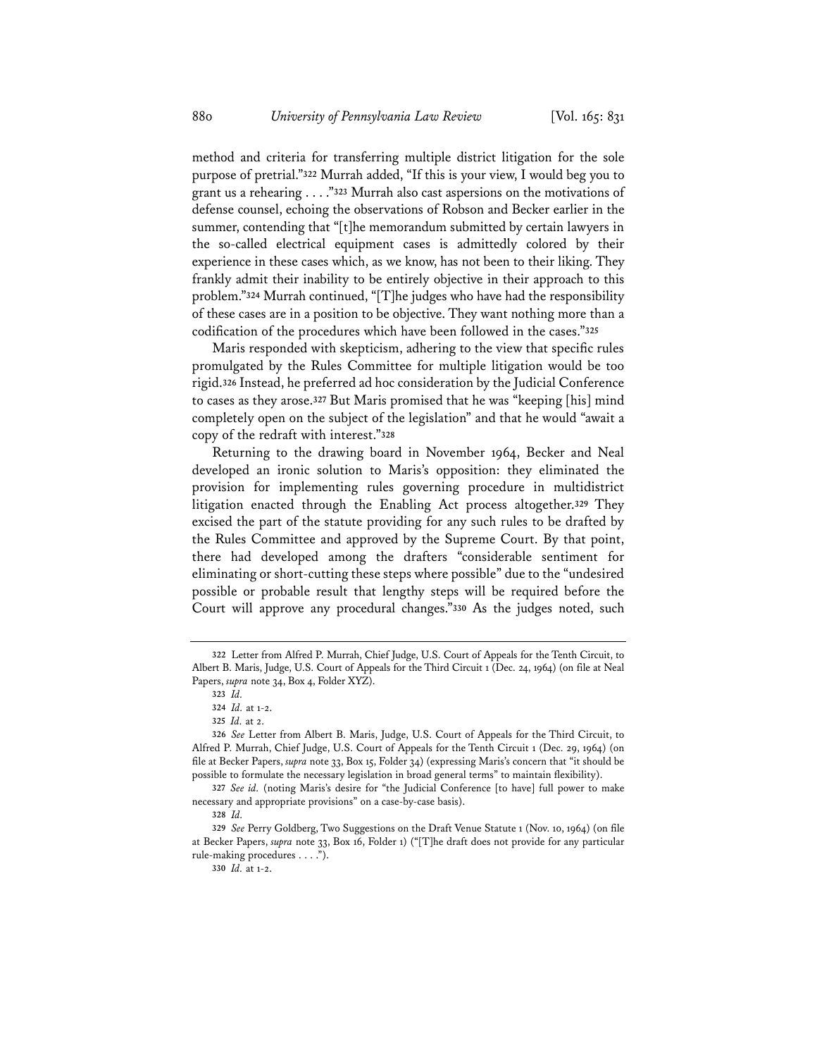method and criteria for transferring multiple district litigation for the sole purpose of pretrial."[322] Murrah added, "If this is your view, I would beg you to grant us a rehearing . . . ."[323] Murrah also cast aspersions on the motivations of defense counsel, echoing the observations of Robson and Becker earlier in the summer, contending that "[t]he memorandum submitted by certain lawyers in the so-called electrical equipment cases is admittedly colored by their experience in these cases which, as we know, has not been to their liking. They frankly admit their inability to be entirely objective in their approach to this problem."[324] Murrah continued, "[T]he judges who have had the responsibility of these cases are in a position to be objective. They want nothing more than a codification of the procedures which have been followed in the cases."[325]

Maris responded with skepticism, adhering to the view that specific rules promulgated by the Rules Committee for multiple litigation would be too rigid.[326] Instead, he preferred ad hoc consideration by the Judicial Conference to cases as they arose.[327] But Maris promised that he was "keeping [his] mind completely open on the subject of the legislation" and that he would "await a copy of the redraft with interest."[328]

Returning to the drawing board in November 1964, Becker and Neal developed an ironic solution to Maris's opposition: they eliminated the provision for implementing rules governing procedure in multidistrict litigation enacted through the Enabling Act process altogether.[329] They excised the part of the statute providing for any such rules to be drafted by the Rules Committee and approved by the Supreme Court. By that point, there had developed among the drafters "considerable sentiment for eliminating or short-cutting these steps where possible" due to the "undesired possible or probable result that lengthy steps will be required before the Court will approve any procedural changes."[330] As the judges noted, such

---

322 Letter from Alfred P. Murrah, Chief Judge, U.S. Court of Appeals for the Tenth Circuit, to Albert B. Maris, Judge, U.S. Court of Appeals for the Third Circuit 1 (Dec. 24, 1964) (on file at Neal Papers, *supra* note 34, Box 4, Folder XYZ).

323 *Id.*

324 *Id.* at 1-2.

325 *Id.* at 2.

326 *See* Letter from Albert B. Maris, Judge, U.S. Court of Appeals for the Third Circuit, to Alfred P. Murrah, Chief Judge, U.S. Court of Appeals for the Tenth Circuit 1 (Dec. 29, 1964) (on file at Becker Papers, *supra* note 33, Box 15, Folder 34) (expressing Maris's concern that "it should be possible to formulate the necessary legislation in broad general terms" to maintain flexibility).

327 *See id.* (noting Maris's desire for "the Judicial Conference [to have] full power to make necessary and appropriate provisions" on a case-by-case basis).

328 *Id.*

329 *See* Perry Goldberg, Two Suggestions on the Draft Venue Statute 1 (Nov. 10, 1964) (on file at Becker Papers, *supra* note 33, Box 16, Folder 1) ("[T]he draft does not provide for any particular rule-making procedures . . . .").

330 *Id.* at 1-2.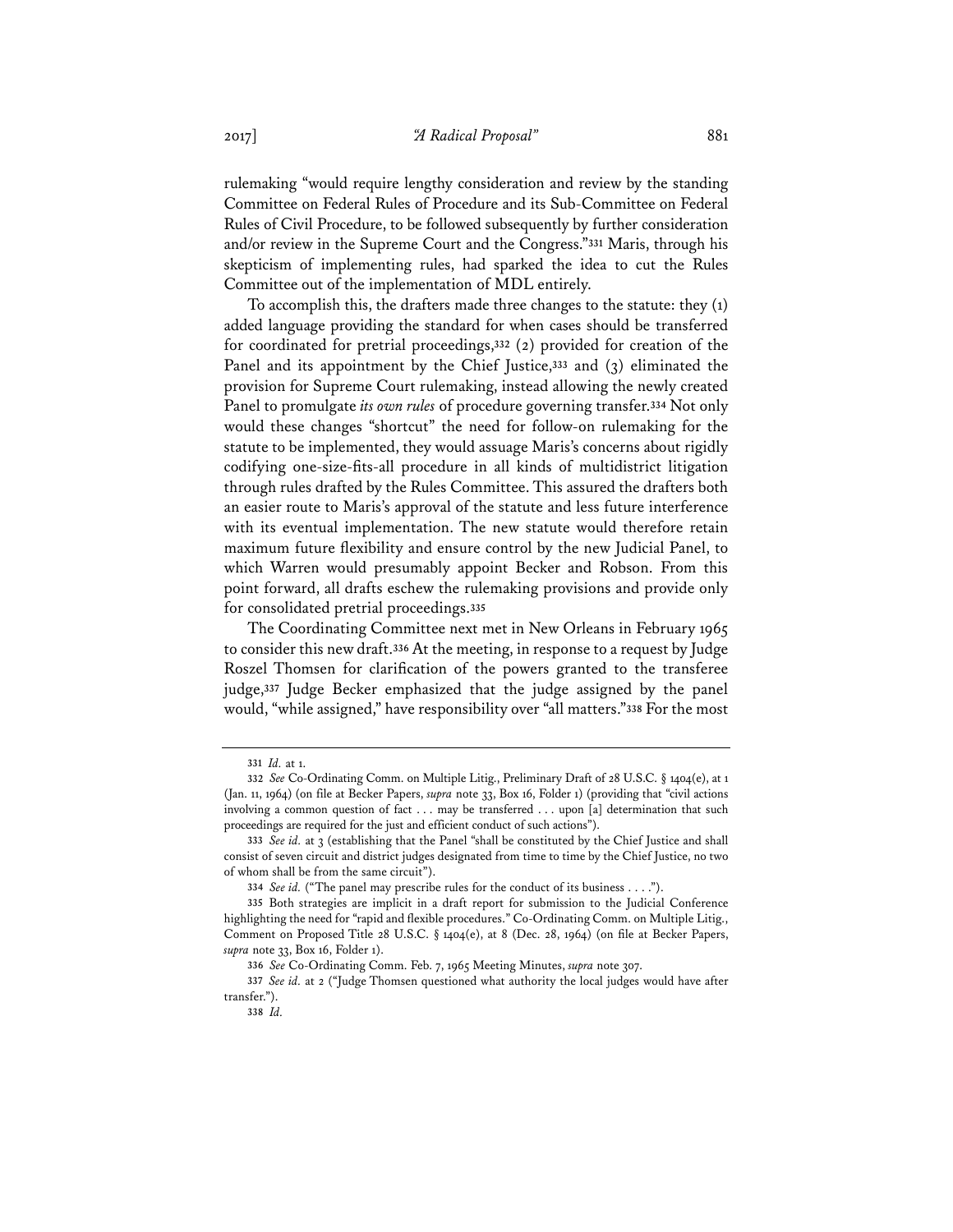rulemaking "would require lengthy consideration and review by the standing Committee on Federal Rules of Procedure and its Sub-Committee on Federal Rules of Civil Procedure, to be followed subsequently by further consideration and/or review in the Supreme Court and the Congress."[331] Maris, through his skepticism of implementing rules, had sparked the idea to cut the Rules Committee out of the implementation of MDL entirely.

To accomplish this, the drafters made three changes to the statute: they (1) added language providing the standard for when cases should be transferred for coordinated for pretrial proceedings,[332] (2) provided for creation of the Panel and its appointment by the Chief Justice,[333] and (3) eliminated the provision for Supreme Court rulemaking, instead allowing the newly created Panel to promulgate *its own rules* of procedure governing transfer.[334] Not only would these changes "shortcut" the need for follow-on rulemaking for the statute to be implemented, they would assuage Maris's concerns about rigidly codifying one-size-fits-all procedure in all kinds of multidistrict litigation through rules drafted by the Rules Committee. This assured the drafters both an easier route to Maris's approval of the statute and less future interference with its eventual implementation. The new statute would therefore retain maximum future flexibility and ensure control by the new Judicial Panel, to which Warren would presumably appoint Becker and Robson. From this point forward, all drafts eschew the rulemaking provisions and provide only for consolidated pretrial proceedings.[335]

The Coordinating Committee next met in New Orleans in February 1965 to consider this new draft.[336] At the meeting, in response to a request by Judge Roszel Thomsen for clarification of the powers granted to the transferee judge,[337] Judge Becker emphasized that the judge assigned by the panel would, "while assigned," have responsibility over "all matters."[338] For the most

---

331 *Id.* at 1.

332 *See* Co-Ordinating Comm. on Multiple Litig., Preliminary Draft of 28 U.S.C. § 1404(e), at 1 (Jan. 11, 1964) (on file at Becker Papers, *supra* note 33, Box 16, Folder 1) (providing that "civil actions involving a common question of fact . . . may be transferred . . . upon [a] determination that such proceedings are required for the just and efficient conduct of such actions").

333 *See id.* at 3 (establishing that the Panel "shall be constituted by the Chief Justice and shall consist of seven circuit and district judges designated from time to time by the Chief Justice, no two of whom shall be from the same circuit").

334 *See id.* ("The panel may prescribe rules for the conduct of its business . . . .").

335 Both strategies are implicit in a draft report for submission to the Judicial Conference highlighting the need for "rapid and flexible procedures." Co-Ordinating Comm. on Multiple Litig., Comment on Proposed Title 28 U.S.C. § 1404(e), at 8 (Dec. 28, 1964) (on file at Becker Papers, *supra* note 33, Box 16, Folder 1).

336 *See* Co-Ordinating Comm. Feb. 7, 1965 Meeting Minutes, *supra* note 307.

337 *See id.* at 2 ("Judge Thomsen questioned what authority the local judges would have after transfer.").

338 *Id.*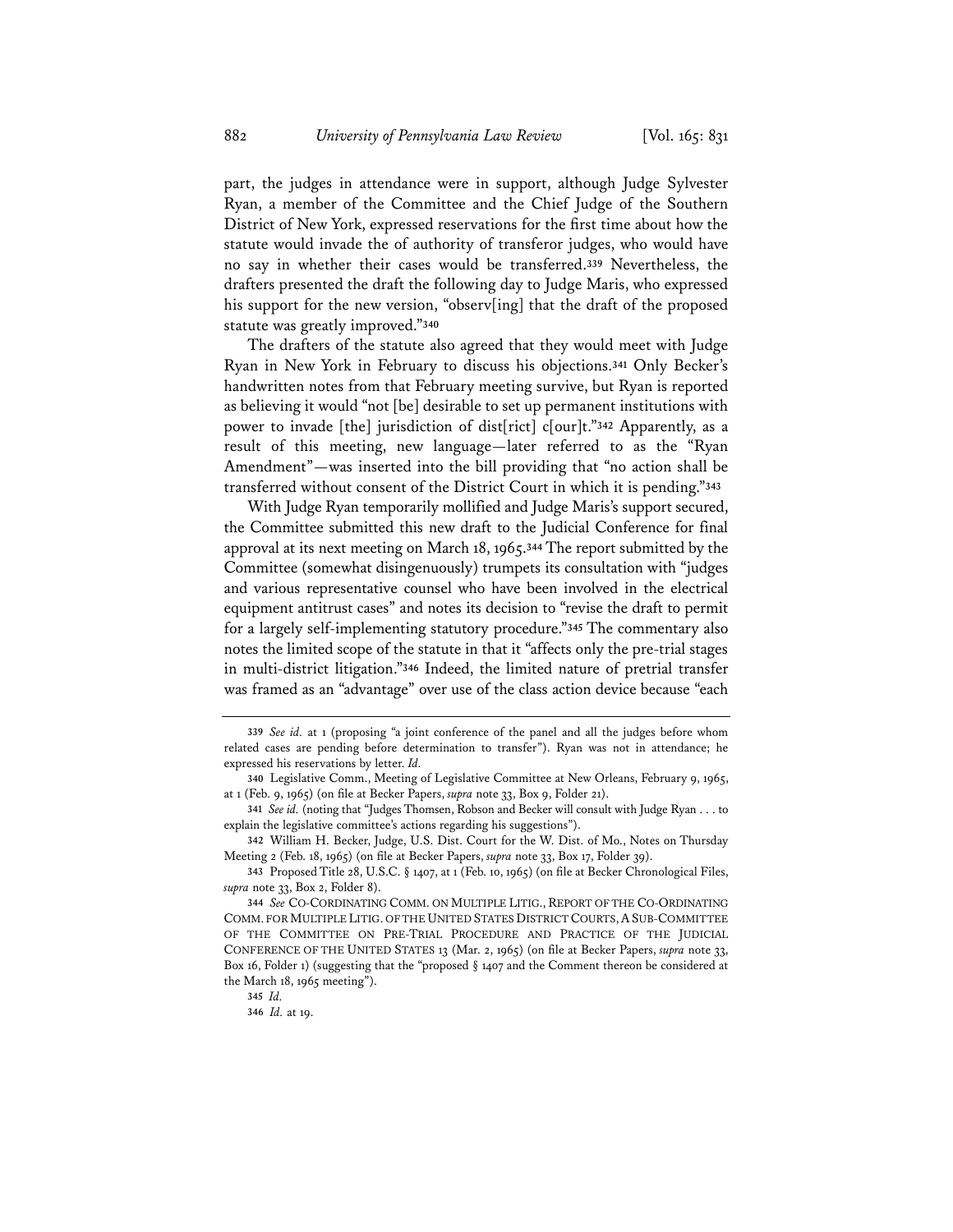part, the judges in attendance were in support, although Judge Sylvester Ryan, a member of the Committee and the Chief Judge of the Southern District of New York, expressed reservations for the first time about how the statute would invade the of authority of transferor judges, who would have no say in whether their cases would be transferred.[339] Nevertheless, the drafters presented the draft the following day to Judge Maris, who expressed his support for the new version, "observ[ing] that the draft of the proposed statute was greatly improved."[340]

The drafters of the statute also agreed that they would meet with Judge Ryan in New York in February to discuss his objections.[341] Only Becker's handwritten notes from that February meeting survive, but Ryan is reported as believing it would "not [be] desirable to set up permanent institutions with power to invade [the] jurisdiction of dist[rict] c[our]t."[342] Apparently, as a result of this meeting, new language—later referred to as the "Ryan Amendment"—was inserted into the bill providing that "no action shall be transferred without consent of the District Court in which it is pending."[343]

With Judge Ryan temporarily mollified and Judge Maris's support secured, the Committee submitted this new draft to the Judicial Conference for final approval at its next meeting on March 18, 1965.[344] The report submitted by the Committee (somewhat disingenuously) trumpets its consultation with "judges and various representative counsel who have been involved in the electrical equipment antitrust cases" and notes its decision to "revise the draft to permit for a largely self-implementing statutory procedure."[345] The commentary also notes the limited scope of the statute in that it "affects only the pre-trial stages in multi-district litigation."[346] Indeed, the limited nature of pretrial transfer was framed as an "advantage" over use of the class action device because "each

---

339 *See id.* at 1 (proposing "a joint conference of the panel and all the judges before whom related cases are pending before determination to transfer"). Ryan was not in attendance; he expressed his reservations by letter. *Id.*

340 Legislative Comm., Meeting of Legislative Committee at New Orleans, February 9, 1965, at 1 (Feb. 9, 1965) (on file at Becker Papers, *supra* note 33, Box 9, Folder 21).

341 *See id.* (noting that "Judges Thomsen, Robson and Becker will consult with Judge Ryan . . . to explain the legislative committee's actions regarding his suggestions").

342 William H. Becker, Judge, U.S. Dist. Court for the W. Dist. of Mo., Notes on Thursday Meeting 2 (Feb. 18, 1965) (on file at Becker Papers, *supra* note 33, Box 17, Folder 39).

343 Proposed Title 28, U.S.C. § 1407, at 1 (Feb. 10, 1965) (on file at Becker Chronological Files, *supra* note 33, Box 2, Folder 8).

344 *See* CO-CORDINATING COMM. ON MULTIPLE LITIG., REPORT OF THE CO-ORDINATING COMM. FOR MULTIPLE LITIG. OF THE UNITED STATES DISTRICT COURTS, A SUB-COMMITTEE OF THE COMMITTEE ON PRE-TRIAL PROCEDURE AND PRACTICE OF THE JUDICIAL CONFERENCE OF THE UNITED STATES 13 (Mar. 2, 1965) (on file at Becker Papers, *supra* note 33, Box 16, Folder 1) (suggesting that the "proposed § 1407 and the Comment thereon be considered at the March 18, 1965 meeting").

345 *Id.*

346 *Id.* at 19.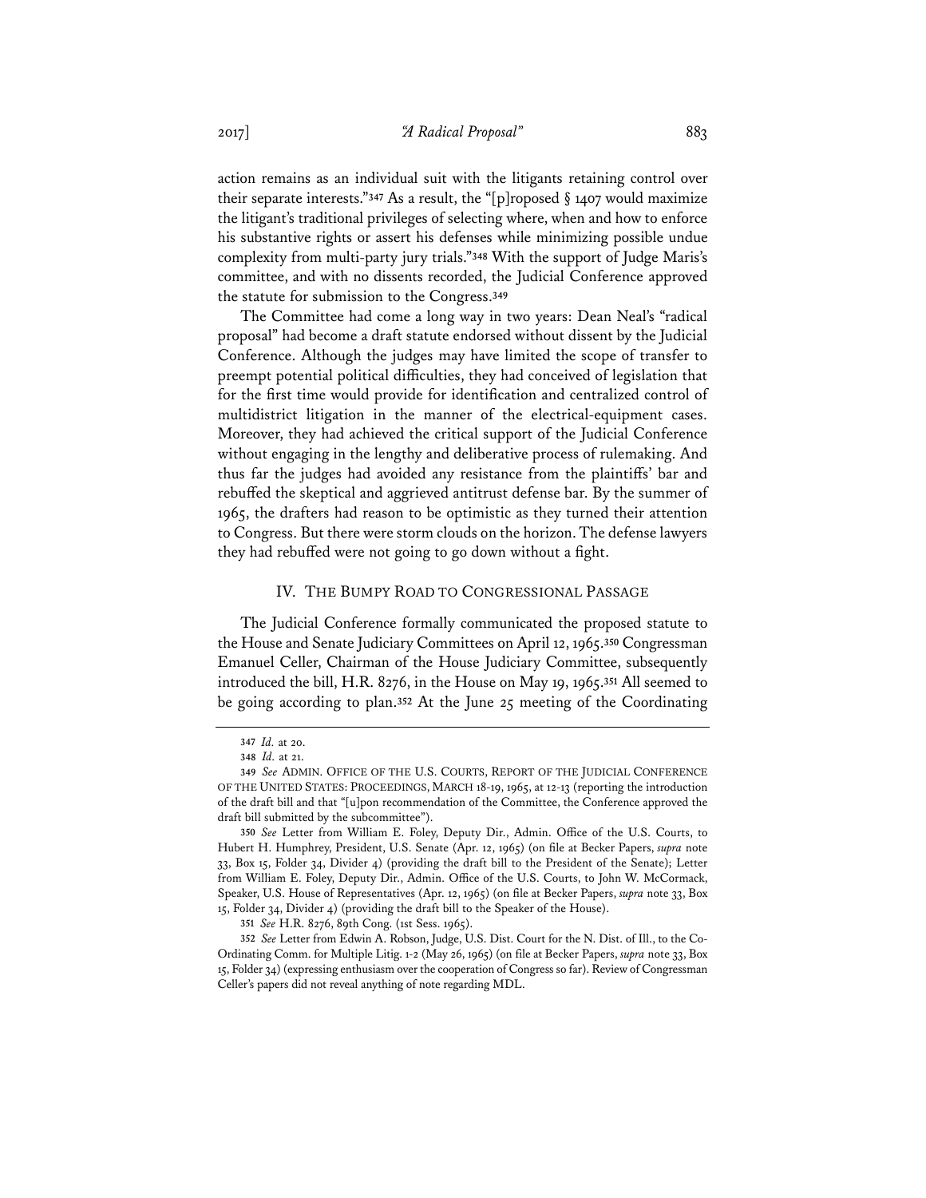action remains as an individual suit with the litigants retaining control over their separate interests."[347] As a result, the "[p]roposed § 1407 would maximize the litigant's traditional privileges of selecting where, when and how to enforce his substantive rights or assert his defenses while minimizing possible undue complexity from multi-party jury trials."[348] With the support of Judge Maris's committee, and with no dissents recorded, the Judicial Conference approved the statute for submission to the Congress.[349]

The Committee had come a long way in two years: Dean Neal's "radical proposal" had become a draft statute endorsed without dissent by the Judicial Conference. Although the judges may have limited the scope of transfer to preempt potential political difficulties, they had conceived of legislation that for the first time would provide for identification and centralized control of multidistrict litigation in the manner of the electrical-equipment cases. Moreover, they had achieved the critical support of the Judicial Conference without engaging in the lengthy and deliberative process of rulemaking. And thus far the judges had avoided any resistance from the plaintiffs' bar and rebuffed the skeptical and aggrieved antitrust defense bar. By the summer of 1965, the drafters had reason to be optimistic as they turned their attention to Congress. But there were storm clouds on the horizon. The defense lawyers they had rebuffed were not going to go down without a fight.

## IV. The Bumpy Road to Congressional Passage

The Judicial Conference formally communicated the proposed statute to the House and Senate Judiciary Committees on April 12, 1965.[350] Congressman Emanuel Celler, Chairman of the House Judiciary Committee, subsequently introduced the bill, H.R. 8276, in the House on May 19, 1965.[351] All seemed to be going according to plan.[352] At the June 25 meeting of the Coordinating

---

347 *Id.* at 20.

348 *Id.* at 21.

349 *See* Admin. Office of the U.S. Courts, Report of the Judicial Conference of the United States: Proceedings, March 18-19, 1965, at 12-13 (reporting the introduction of the draft bill and that "[u]pon recommendation of the Committee, the Conference approved the draft bill submitted by the subcommittee").

350 *See* Letter from William E. Foley, Deputy Dir., Admin. Office of the U.S. Courts, to Hubert H. Humphrey, President, U.S. Senate (Apr. 12, 1965) (on file at Becker Papers, *supra* note 33, Box 15, Folder 34, Divider 4) (providing the draft bill to the President of the Senate); Letter from William E. Foley, Deputy Dir., Admin. Office of the U.S. Courts, to John W. McCormack, Speaker, U.S. House of Representatives (Apr. 12, 1965) (on file at Becker Papers, *supra* note 33, Box 15, Folder 34, Divider 4) (providing the draft bill to the Speaker of the House).

351 *See* H.R. 8276, 89th Cong. (1st Sess. 1965).

352 *See* Letter from Edwin A. Robson, Judge, U.S. Dist. Court for the N. Dist. of Ill., to the Co-Ordinating Comm. for Multiple Litig. 1-2 (May 26, 1965) (on file at Becker Papers, *supra* note 33, Box 15, Folder 34) (expressing enthusiasm over the cooperation of Congress so far). Review of Congressman Celler's papers did not reveal anything of note regarding MDL.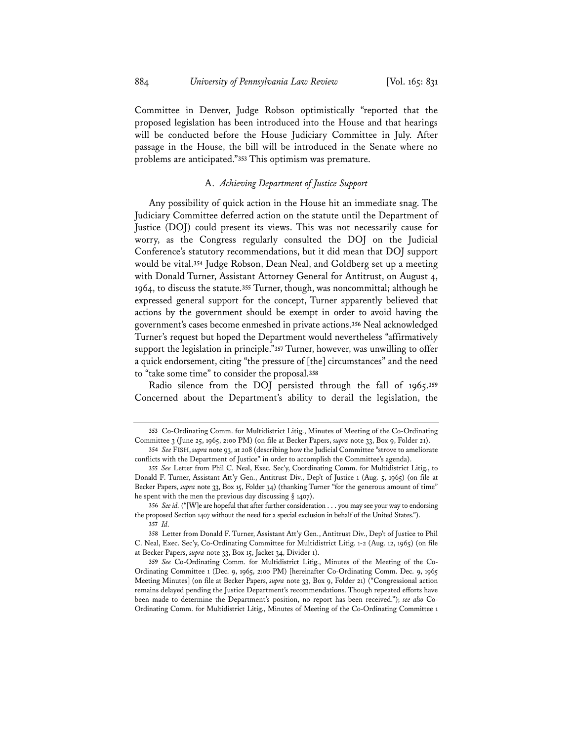Committee in Denver, Judge Robson optimistically "reported that the proposed legislation has been introduced into the House and that hearings will be conducted before the House Judiciary Committee in July. After passage in the House, the bill will be introduced in the Senate where no problems are anticipated."[353] This optimism was premature.

### A. *Achieving Department of Justice Support*

Any possibility of quick action in the House hit an immediate snag. The Judiciary Committee deferred action on the statute until the Department of Justice (DOJ) could present its views. This was not necessarily cause for worry, as the Congress regularly consulted the DOJ on the Judicial Conference's statutory recommendations, but it did mean that DOJ support would be vital.[354] Judge Robson, Dean Neal, and Goldberg set up a meeting with Donald Turner, Assistant Attorney General for Antitrust, on August 4, 1964, to discuss the statute.[355] Turner, though, was noncommittal; although he expressed general support for the concept, Turner apparently believed that actions by the government should be exempt in order to avoid having the government's cases become enmeshed in private actions.[356] Neal acknowledged Turner's request but hoped the Department would nevertheless "affirmatively support the legislation in principle."[357] Turner, however, was unwilling to offer a quick endorsement, citing "the pressure of [the] circumstances" and the need to "take some time" to consider the proposal.[358]

Radio silence from the DOJ persisted through the fall of 1965.[359] Concerned about the Department's ability to derail the legislation, the

---

353 Co-Ordinating Comm. for Multidistrict Litig., Minutes of Meeting of the Co-Ordinating Committee 3 (June 25, 1965, 2:00 PM) (on file at Becker Papers, *supra* note 33, Box 9, Folder 21).

354 *See* FISH, *supra* note 93, at 208 (describing how the Judicial Committee "strove to ameliorate conflicts with the Department of Justice" in order to accomplish the Committee's agenda).

355 *See* Letter from Phil C. Neal, Exec. Sec'y, Coordinating Comm. for Multidistrict Litig., to Donald F. Turner, Assistant Att'y Gen., Antitrust Div., Dep't of Justice 1 (Aug. 5, 1965) (on file at Becker Papers, *supra* note 33, Box 15, Folder 34) (thanking Turner "for the generous amount of time" he spent with the men the previous day discussing § 1407).

356 *See id.* ("[W]e are hopeful that after further consideration . . . you may see your way to endorsing the proposed Section 1407 without the need for a special exclusion in behalf of the United States.").

357 *Id.*

358 Letter from Donald F. Turner, Assistant Att'y Gen., Antitrust Div., Dep't of Justice to Phil C. Neal, Exec. Sec'y, Co-Ordinating Committee for Multidistrict Litig. 1-2 (Aug. 12, 1965) (on file at Becker Papers, *supra* note 33, Box 15, Jacket 34, Divider 1).

359 *See* Co-Ordinating Comm. for Multidistrict Litig., Minutes of the Meeting of the Co-Ordinating Committee 1 (Dec. 9, 1965, 2:00 PM) [hereinafter Co-Ordinating Comm. Dec. 9, 1965 Meeting Minutes] (on file at Becker Papers, *supra* note 33, Box 9, Folder 21) ("Congressional action remains delayed pending the Justice Department's recommendations. Though repeated efforts have been made to determine the Department's position, no report has been received."); *see also* Co-Ordinating Comm. for Multidistrict Litig., Minutes of Meeting of the Co-Ordinating Committee 1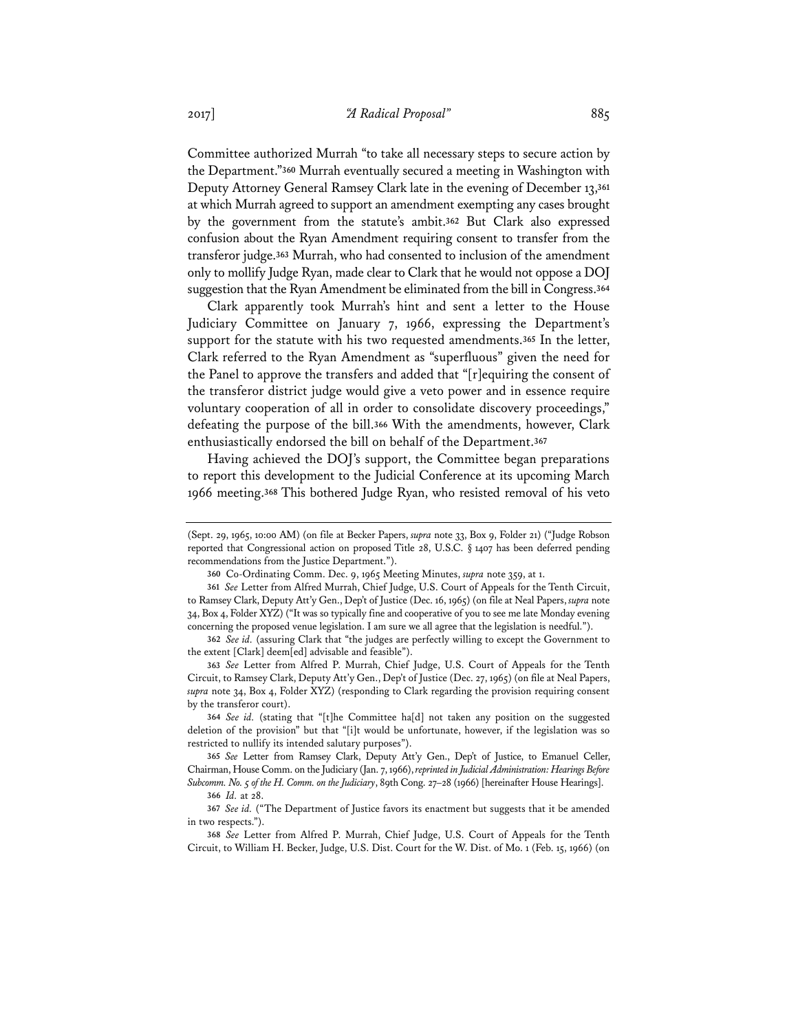Committee authorized Murrah "to take all necessary steps to secure action by the Department."[360] Murrah eventually secured a meeting in Washington with Deputy Attorney General Ramsey Clark late in the evening of December 13,[361] at which Murrah agreed to support an amendment exempting any cases brought by the government from the statute's ambit.[362] But Clark also expressed confusion about the Ryan Amendment requiring consent to transfer from the transferor judge.[363] Murrah, who had consented to inclusion of the amendment only to mollify Judge Ryan, made clear to Clark that he would not oppose a DOJ suggestion that the Ryan Amendment be eliminated from the bill in Congress.[364]

Clark apparently took Murrah's hint and sent a letter to the House Judiciary Committee on January 7, 1966, expressing the Department's support for the statute with his two requested amendments.[365] In the letter, Clark referred to the Ryan Amendment as "superfluous" given the need for the Panel to approve the transfers and added that "[r]equiring the consent of the transferor district judge would give a veto power and in essence require voluntary cooperation of all in order to consolidate discovery proceedings," defeating the purpose of the bill.[366] With the amendments, however, Clark enthusiastically endorsed the bill on behalf of the Department.[367]

Having achieved the DOJ's support, the Committee began preparations to report this development to the Judicial Conference at its upcoming March 1966 meeting.[368] This bothered Judge Ryan, who resisted removal of his veto

---

(Sept. 29, 1965, 10:00 AM) (on file at Becker Papers, *supra* note 33, Box 9, Folder 21) ("Judge Robson reported that Congressional action on proposed Title 28, U.S.C. § 1407 has been deferred pending recommendations from the Justice Department.").

360 Co-Ordinating Comm. Dec. 9, 1965 Meeting Minutes, *supra* note 359, at 1.

361 *See* Letter from Alfred Murrah, Chief Judge, U.S. Court of Appeals for the Tenth Circuit, to Ramsey Clark, Deputy Att'y Gen., Dep't of Justice (Dec. 16, 1965) (on file at Neal Papers, *supra* note 34, Box 4, Folder XYZ) ("It was so typically fine and cooperative of you to see me late Monday evening concerning the proposed venue legislation. I am sure we all agree that the legislation is needful.").

362 *See id.* (assuring Clark that "the judges are perfectly willing to except the Government to the extent [Clark] deem[ed] advisable and feasible").

363 *See* Letter from Alfred P. Murrah, Chief Judge, U.S. Court of Appeals for the Tenth Circuit, to Ramsey Clark, Deputy Att'y Gen., Dep't of Justice (Dec. 27, 1965) (on file at Neal Papers, *supra* note 34, Box 4, Folder XYZ) (responding to Clark regarding the provision requiring consent by the transferor court).

364 *See id.* (stating that "[t]he Committee ha[d] not taken any position on the suggested deletion of the provision" but that "[i]t would be unfortunate, however, if the legislation was so restricted to nullify its intended salutary purposes").

365 *See* Letter from Ramsey Clark, Deputy Att'y Gen., Dep't of Justice, to Emanuel Celler, Chairman, House Comm. on the Judiciary (Jan. 7, 1966), *reprinted in Judicial Administration: Hearings Before Subcomm. No. 5 of the H. Comm. on the Judiciary*, 89th Cong. 27–28 (1966) [hereinafter House Hearings].

366 *Id.* at 28.

367 *See id.* ("The Department of Justice favors its enactment but suggests that it be amended in two respects.").

368 *See* Letter from Alfred P. Murrah, Chief Judge, U.S. Court of Appeals for the Tenth Circuit, to William H. Becker, Judge, U.S. Dist. Court for the W. Dist. of Mo. 1 (Feb. 15, 1966) (on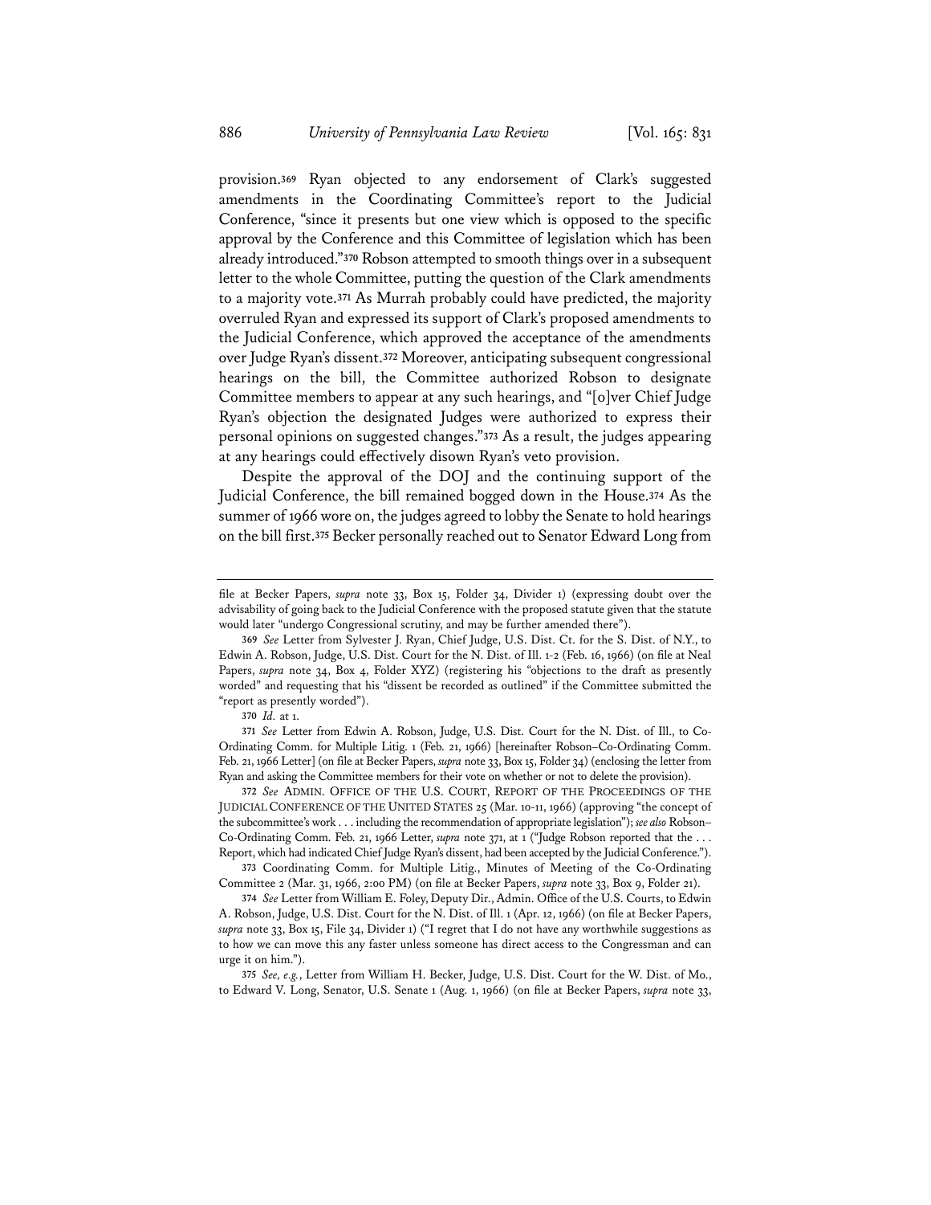provision.[369] Ryan objected to any endorsement of Clark's suggested amendments in the Coordinating Committee's report to the Judicial Conference, "since it presents but one view which is opposed to the specific approval by the Conference and this Committee of legislation which has been already introduced."[370] Robson attempted to smooth things over in a subsequent letter to the whole Committee, putting the question of the Clark amendments to a majority vote.[371] As Murrah probably could have predicted, the majority overruled Ryan and expressed its support of Clark's proposed amendments to the Judicial Conference, which approved the acceptance of the amendments over Judge Ryan's dissent.[372] Moreover, anticipating subsequent congressional hearings on the bill, the Committee authorized Robson to designate Committee members to appear at any such hearings, and "[o]ver Chief Judge Ryan's objection the designated Judges were authorized to express their personal opinions on suggested changes."[373] As a result, the judges appearing at any hearings could effectively disown Ryan's veto provision.

Despite the approval of the DOJ and the continuing support of the Judicial Conference, the bill remained bogged down in the House.[374] As the summer of 1966 wore on, the judges agreed to lobby the Senate to hold hearings on the bill first.[375] Becker personally reached out to Senator Edward Long from

---

file at Becker Papers, *supra* note 33, Box 15, Folder 34, Divider 1) (expressing doubt over the advisability of going back to the Judicial Conference with the proposed statute given that the statute would later "undergo Congressional scrutiny, and may be further amended there").

369 *See* Letter from Sylvester J. Ryan, Chief Judge, U.S. Dist. Ct. for the S. Dist. of N.Y., to Edwin A. Robson, Judge, U.S. Dist. Court for the N. Dist. of Ill. 1-2 (Feb. 16, 1966) (on file at Neal Papers, *supra* note 34, Box 4, Folder XYZ) (registering his "objections to the draft as presently worded" and requesting that his "dissent be recorded as outlined" if the Committee submitted the "report as presently worded").

370 *Id.* at 1.

371 *See* Letter from Edwin A. Robson, Judge, U.S. Dist. Court for the N. Dist. of Ill., to Co-Ordinating Comm. for Multiple Litig. 1 (Feb. 21, 1966) [hereinafter Robson–Co-Ordinating Comm. Feb. 21, 1966 Letter] (on file at Becker Papers, *supra* note 33, Box 15, Folder 34) (enclosing the letter from Ryan and asking the Committee members for their vote on whether or not to delete the provision).

372 *See* ADMIN. OFFICE OF THE U.S. COURT, REPORT OF THE PROCEEDINGS OF THE JUDICIAL CONFERENCE OF THE UNITED STATES 25 (Mar. 10-11, 1966) (approving "the concept of the subcommittee's work . . . including the recommendation of appropriate legislation"); *see also* Robson–Co-Ordinating Comm. Feb. 21, 1966 Letter, *supra* note 371, at 1 ("Judge Robson reported that the . . . Report, which had indicated Chief Judge Ryan's dissent, had been accepted by the Judicial Conference.").

373 Coordinating Comm. for Multiple Litig., Minutes of Meeting of the Co-Ordinating Committee 2 (Mar. 31, 1966, 2:00 PM) (on file at Becker Papers, *supra* note 33, Box 9, Folder 21).

374 *See* Letter from William E. Foley, Deputy Dir., Admin. Office of the U.S. Courts, to Edwin A. Robson, Judge, U.S. Dist. Court for the N. Dist. of Ill. 1 (Apr. 12, 1966) (on file at Becker Papers, *supra* note 33, Box 15, File 34, Divider 1) ("I regret that I do not have any worthwhile suggestions as to how we can move this any faster unless someone has direct access to the Congressman and can urge it on him.").

375 *See, e.g.*, Letter from William H. Becker, Judge, U.S. Dist. Court for the W. Dist. of Mo., to Edward V. Long, Senator, U.S. Senate 1 (Aug. 1, 1966) (on file at Becker Papers, *supra* note 33,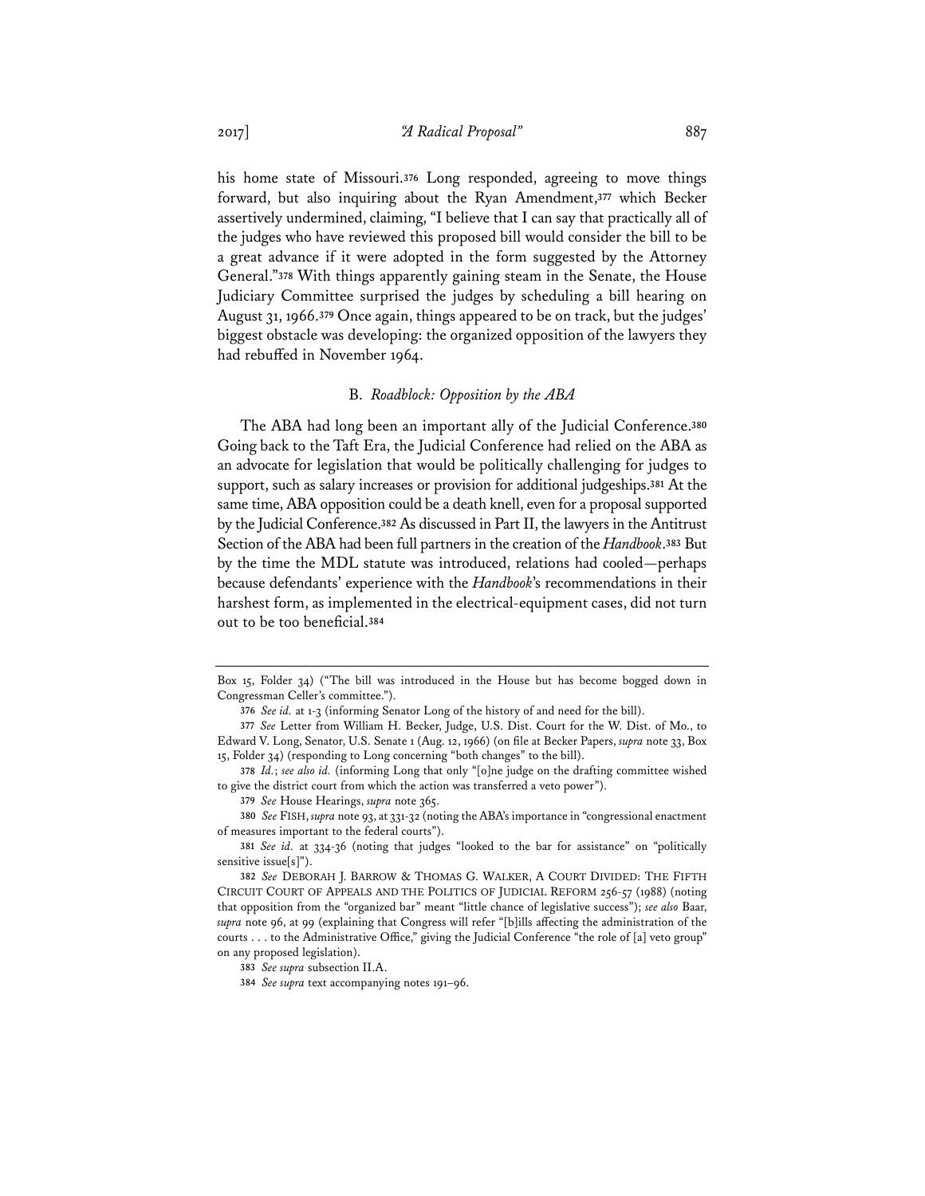his home state of Missouri.[376] Long responded, agreeing to move things forward, but also inquiring about the Ryan Amendment,[377] which Becker assertively undermined, claiming, "I believe that I can say that practically all of the judges who have reviewed this proposed bill would consider the bill to be a great advance if it were adopted in the form suggested by the Attorney General."[378] With things apparently gaining steam in the Senate, the House Judiciary Committee surprised the judges by scheduling a bill hearing on August 31, 1966.[379] Once again, things appeared to be on track, but the judges' biggest obstacle was developing: the organized opposition of the lawyers they had rebuffed in November 1964.

### B. *Roadblock: Opposition by the ABA*

The ABA had long been an important ally of the Judicial Conference.[380] Going back to the Taft Era, the Judicial Conference had relied on the ABA as an advocate for legislation that would be politically challenging for judges to support, such as salary increases or provision for additional judgeships.[381] At the same time, ABA opposition could be a death knell, even for a proposal supported by the Judicial Conference.[382] As discussed in Part II, the lawyers in the Antitrust Section of the ABA had been full partners in the creation of the *Handbook*.[383] But by the time the MDL statute was introduced, relations had cooled—perhaps because defendants' experience with the *Handbook*'s recommendations in their harshest form, as implemented in the electrical-equipment cases, did not turn out to be too beneficial.[384]

---

Box 15, Folder 34) ("The bill was introduced in the House but has become bogged down in Congressman Celler's committee.").

376 *See id.* at 1-3 (informing Senator Long of the history of and need for the bill).

377 *See* Letter from William H. Becker, Judge, U.S. Dist. Court for the W. Dist. of Mo., to Edward V. Long, Senator, U.S. Senate 1 (Aug. 12, 1966) (on file at Becker Papers, *supra* note 33, Box 15, Folder 34) (responding to Long concerning "both changes" to the bill).

378 *Id.*; *see also id.* (informing Long that only "[o]ne judge on the drafting committee wished to give the district court from which the action was transferred a veto power").

379 *See* House Hearings, *supra* note 365.

380 *See* FISH, *supra* note 93, at 331-32 (noting the ABA's importance in "congressional enactment of measures important to the federal courts").

381 *See id.* at 334-36 (noting that judges "looked to the bar for assistance" on "politically sensitive issue[s]").

382 *See* DEBORAH J. BARROW & THOMAS G. WALKER, A COURT DIVIDED: THE FIFTH CIRCUIT COURT OF APPEALS AND THE POLITICS OF JUDICIAL REFORM 256-57 (1988) (noting that opposition from the "organized bar" meant "little chance of legislative success"); *see also* Baar, *supra* note 96, at 99 (explaining that Congress will refer "[b]ills affecting the administration of the courts . . . to the Administrative Office," giving the Judicial Conference "the role of [a] veto group" on any proposed legislation).

383 *See supra* subsection II.A.

384 *See supra* text accompanying notes 191–96.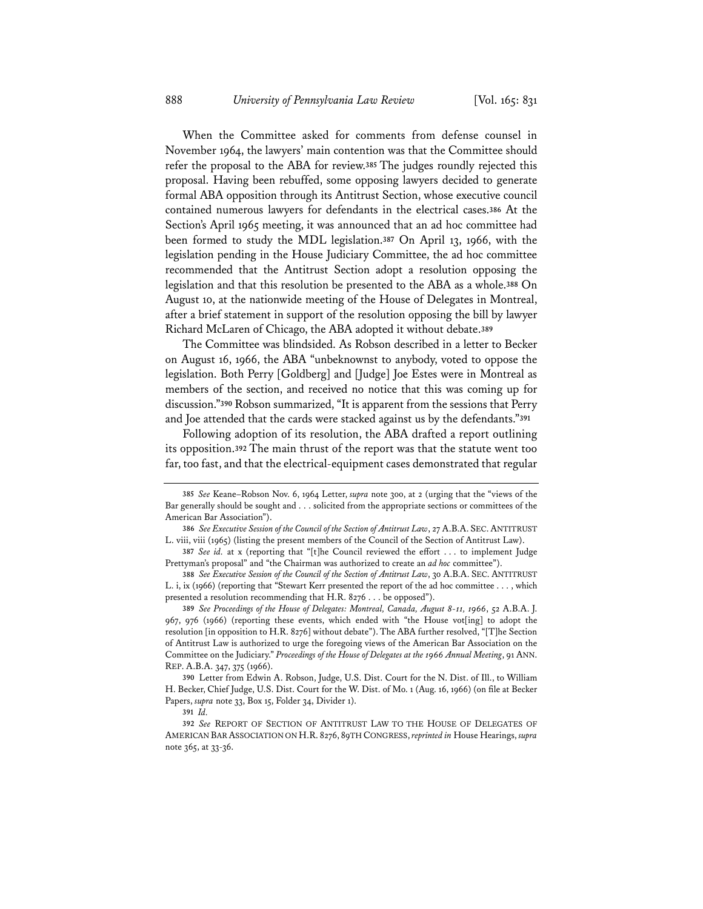When the Committee asked for comments from defense counsel in November 1964, the lawyers' main contention was that the Committee should refer the proposal to the ABA for review.[385] The judges roundly rejected this proposal. Having been rebuffed, some opposing lawyers decided to generate formal ABA opposition through its Antitrust Section, whose executive council contained numerous lawyers for defendants in the electrical cases.[386] At the Section's April 1965 meeting, it was announced that an ad hoc committee had been formed to study the MDL legislation.[387] On April 13, 1966, with the legislation pending in the House Judiciary Committee, the ad hoc committee recommended that the Antitrust Section adopt a resolution opposing the legislation and that this resolution be presented to the ABA as a whole.[388] On August 10, at the nationwide meeting of the House of Delegates in Montreal, after a brief statement in support of the resolution opposing the bill by lawyer Richard McLaren of Chicago, the ABA adopted it without debate.[389]

The Committee was blindsided. As Robson described in a letter to Becker on August 16, 1966, the ABA "unbeknownst to anybody, voted to oppose the legislation. Both Perry [Goldberg] and [Judge] Joe Estes were in Montreal as members of the section, and received no notice that this was coming up for discussion."[390] Robson summarized, "It is apparent from the sessions that Perry and Joe attended that the cards were stacked against us by the defendants."[391]

Following adoption of its resolution, the ABA drafted a report outlining its opposition.[392] The main thrust of the report was that the statute went too far, too fast, and that the electrical-equipment cases demonstrated that regular

---

385 *See* Keane–Robson Nov. 6, 1964 Letter, *supra* note 300, at 2 (urging that the "views of the Bar generally should be sought and . . . solicited from the appropriate sections or committees of the American Bar Association").

386 *See Executive Session of the Council of the Section of Antitrust Law*, 27 A.B.A. SEC. ANTITRUST L. viii, viii (1965) (listing the present members of the Council of the Section of Antitrust Law).

387 *See id.* at x (reporting that "[t]he Council reviewed the effort . . . to implement Judge Prettyman's proposal" and "the Chairman was authorized to create an *ad hoc* committee").

388 *See Executive Session of the Council of the Section of Antitrust Law*, 30 A.B.A. SEC. ANTITRUST L. i, ix (1966) (reporting that "Stewart Kerr presented the report of the ad hoc committee . . . , which presented a resolution recommending that H.R. 8276 . . . be opposed").

389 *See Proceedings of the House of Delegates: Montreal, Canada, August 8-11, 1966*, 52 A.B.A. J. 967, 976 (1966) (reporting these events, which ended with "the House vot[ing] to adopt the resolution [in opposition to H.R. 8276] without debate"). The ABA further resolved, "[T]he Section of Antitrust Law is authorized to urge the foregoing views of the American Bar Association on the Committee on the Judiciary." *Proceedings of the House of Delegates at the 1966 Annual Meeting*, 91 ANN. REP. A.B.A. 347, 375 (1966).

390 Letter from Edwin A. Robson, Judge, U.S. Dist. Court for the N. Dist. of Ill., to William H. Becker, Chief Judge, U.S. Dist. Court for the W. Dist. of Mo. 1 (Aug. 16, 1966) (on file at Becker Papers, *supra* note 33, Box 15, Folder 34, Divider 1).

391 *Id.*

392 *See* REPORT OF SECTION OF ANTITRUST LAW TO THE HOUSE OF DELEGATES OF AMERICAN BAR ASSOCIATION ON H.R. 8276, 89TH CONGRESS, *reprinted in* House Hearings, *supra* note 365, at 33-36.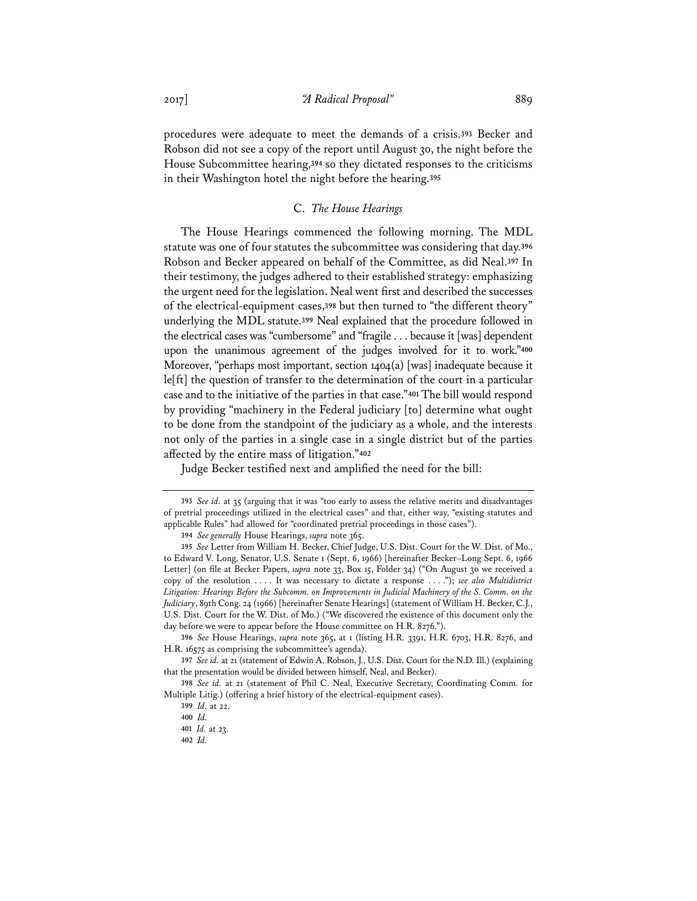procedures were adequate to meet the demands of a crisis.[393] Becker and Robson did not see a copy of the report until August 30, the night before the House Subcommittee hearing,[394] so they dictated responses to the criticisms in their Washington hotel the night before the hearing.[395]

### C. *The House Hearings*

The House Hearings commenced the following morning. The MDL statute was one of four statutes the subcommittee was considering that day.[396] Robson and Becker appeared on behalf of the Committee, as did Neal.[397] In their testimony, the judges adhered to their established strategy: emphasizing the urgent need for the legislation. Neal went first and described the successes of the electrical-equipment cases,[398] but then turned to "the different theory" underlying the MDL statute.[399] Neal explained that the procedure followed in the electrical cases was "cumbersome" and "fragile . . . because it [was] dependent upon the unanimous agreement of the judges involved for it to work."[400] Moreover, "perhaps most important, section 1404(a) [was] inadequate because it le[ft] the question of transfer to the determination of the court in a particular case and to the initiative of the parties in that case."[401] The bill would respond by providing "machinery in the Federal judiciary [to] determine what ought to be done from the standpoint of the judiciary as a whole, and the interests not only of the parties in a single case in a single district but of the parties affected by the entire mass of litigation."[402]

Judge Becker testified next and amplified the need for the bill:

---

393 *See id.* at 35 (arguing that it was "too early to assess the relative merits and disadvantages of pretrial proceedings utilized in the electrical cases" and that, either way, "existing statutes and applicable Rules" had allowed for "coordinated pretrial proceedings in those cases").

394 *See generally* House Hearings, *supra* note 365.

395 *See* Letter from William H. Becker, Chief Judge, U.S. Dist. Court for the W. Dist. of Mo., to Edward V. Long, Senator, U.S. Senate 1 (Sept. 6, 1966) [hereinafter Becker–Long Sept. 6, 1966 Letter] (on file at Becker Papers, *supra* note 33, Box 15, Folder 34) ("On August 30 we received a copy of the resolution . . . . It was necessary to dictate a response . . . ."); *see also Multidistrict Litigation: Hearings Before the Subcomm. on Improvements in Judicial Machinery of the S. Comm. on the Judiciary*, 89th Cong. 24 (1966) [hereinafter Senate Hearings] (statement of William H. Becker, C.J., U.S. Dist. Court for the W. Dist. of Mo.) ("We discovered the existence of this document only the day before we were to appear before the House committee on H.R. 8276.").

396 *See* House Hearings, *supra* note 365, at 1 (listing H.R. 3391, H.R. 6703, H.R. 8276, and H.R. 16575 as comprising the subcommittee's agenda).

397 *See id.* at 21 (statement of Edwin A. Robson, J., U.S. Dist. Court for the N.D. Ill.) (explaining that the presentation would be divided between himself, Neal, and Becker).

398 *See id.* at 21 (statement of Phil C. Neal, Executive Secretary, Coordinating Comm. for Multiple Litig.) (offering a brief history of the electrical-equipment cases).

399 *Id.* at 22.

400 *Id.*

401 *Id.* at 23.

402 *Id.*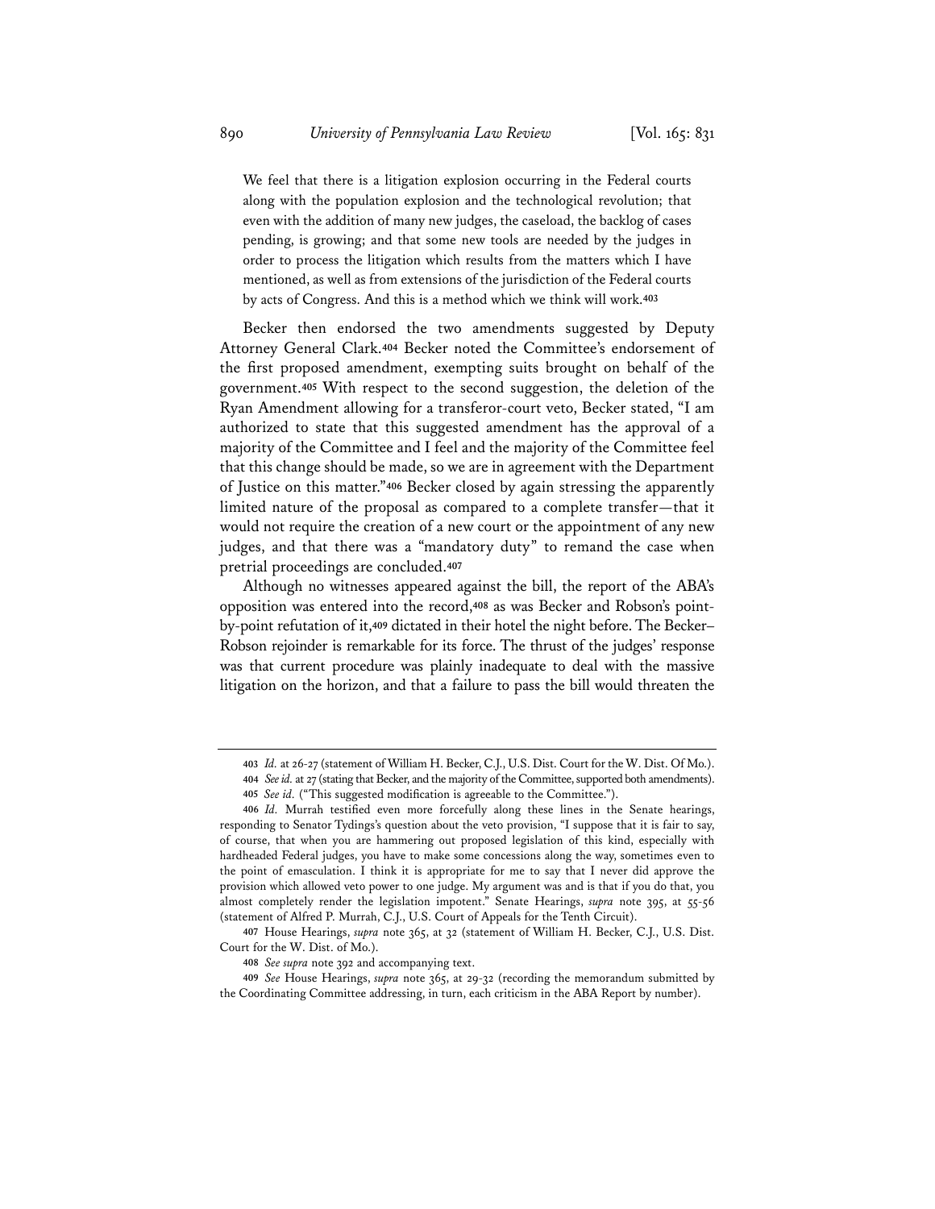> We feel that there is a litigation explosion occurring in the Federal courts along with the population explosion and the technological revolution; that even with the addition of many new judges, the caseload, the backlog of cases pending, is growing; and that some new tools are needed by the judges in order to process the litigation which results from the matters which I have mentioned, as well as from extensions of the jurisdiction of the Federal courts by acts of Congress. And this is a method which we think will work.[403]

Becker then endorsed the two amendments suggested by Deputy Attorney General Clark.[404] Becker noted the Committee's endorsement of the first proposed amendment, exempting suits brought on behalf of the government.[405] With respect to the second suggestion, the deletion of the Ryan Amendment allowing for a transferor-court veto, Becker stated, "I am authorized to state that this suggested amendment has the approval of a majority of the Committee and I feel and the majority of the Committee feel that this change should be made, so we are in agreement with the Department of Justice on this matter."[406] Becker closed by again stressing the apparently limited nature of the proposal as compared to a complete transfer—that it would not require the creation of a new court or the appointment of any new judges, and that there was a "mandatory duty" to remand the case when pretrial proceedings are concluded.[407]

Although no witnesses appeared against the bill, the report of the ABA's opposition was entered into the record,[408] as was Becker and Robson's point-by-point refutation of it,[409] dictated in their hotel the night before. The Becker–Robson rejoinder is remarkable for its force. The thrust of the judges' response was that current procedure was plainly inadequate to deal with the massive litigation on the horizon, and that a failure to pass the bill would threaten the

---

403 *Id.* at 26-27 (statement of William H. Becker, C.J., U.S. Dist. Court for the W. Dist. Of Mo.).

404 *See id.* at 27 (stating that Becker, and the majority of the Committee, supported both amendments).

405 *See id.* ("This suggested modification is agreeable to the Committee.").

406 *Id.* Murrah testified even more forcefully along these lines in the Senate hearings, responding to Senator Tydings's question about the veto provision, "I suppose that it is fair to say, of course, that when you are hammering out proposed legislation of this kind, especially with hardheaded Federal judges, you have to make some concessions along the way, sometimes even to the point of emasculation. I think it is appropriate for me to say that I never did approve the provision which allowed veto power to one judge. My argument was and is that if you do that, you almost completely render the legislation impotent." Senate Hearings, *supra* note 395, at 55-56 (statement of Alfred P. Murrah, C.J., U.S. Court of Appeals for the Tenth Circuit).

407 House Hearings, *supra* note 365, at 32 (statement of William H. Becker, C.J., U.S. Dist. Court for the W. Dist. of Mo.).

408 *See supra* note 392 and accompanying text.

409 *See* House Hearings, *supra* note 365, at 29-32 (recording the memorandum submitted by the Coordinating Committee addressing, in turn, each criticism in the ABA Report by number).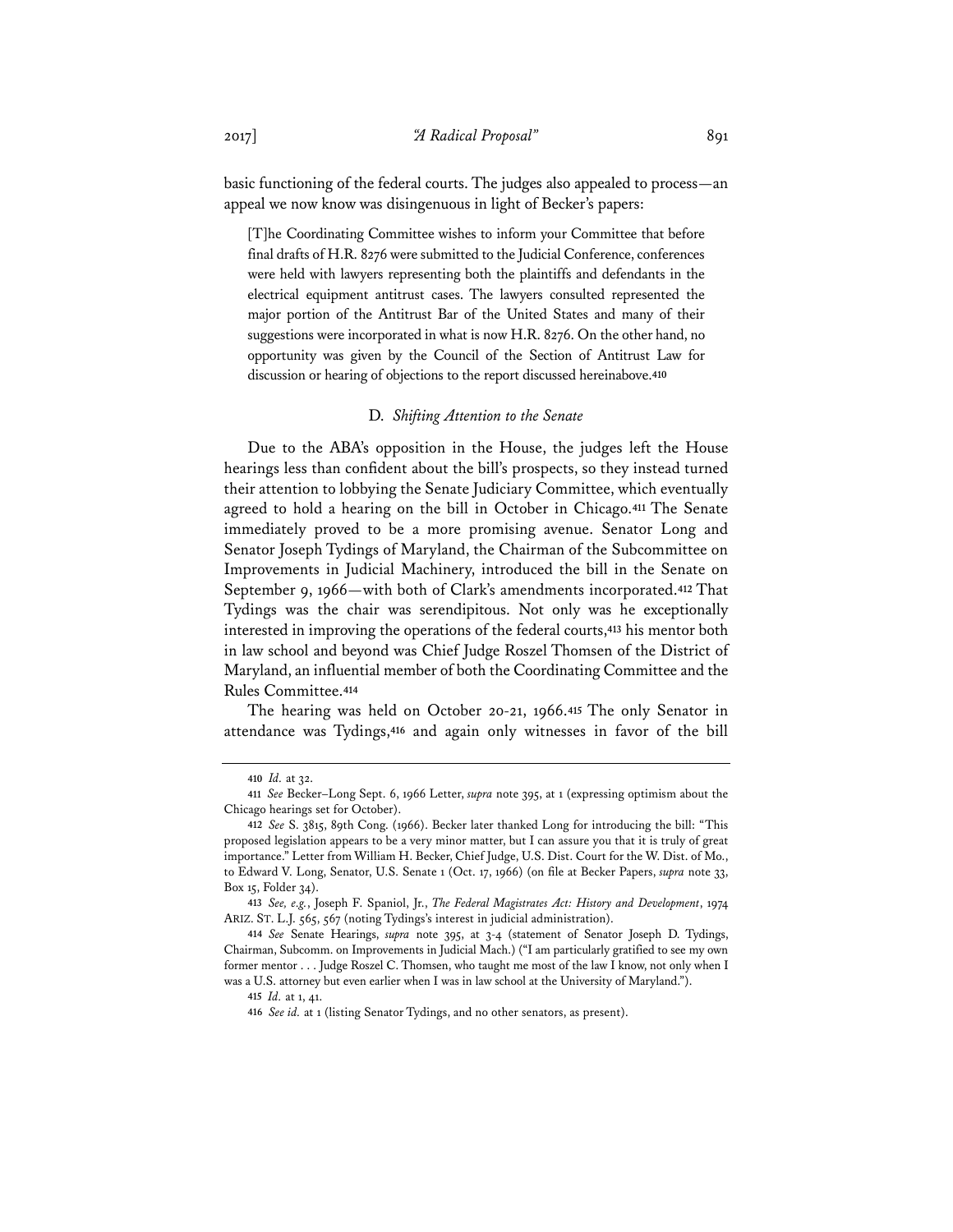basic functioning of the federal courts. The judges also appealed to process—an appeal we now know was disingenuous in light of Becker's papers:

> [T]he Coordinating Committee wishes to inform your Committee that before final drafts of H.R. 8276 were submitted to the Judicial Conference, conferences were held with lawyers representing both the plaintiffs and defendants in the electrical equipment antitrust cases. The lawyers consulted represented the major portion of the Antitrust Bar of the United States and many of their suggestions were incorporated in what is now H.R. 8276. On the other hand, no opportunity was given by the Council of the Section of Antitrust Law for discussion or hearing of objections to the report discussed hereinabove.[410]

### D. *Shifting Attention to the Senate*

Due to the ABA's opposition in the House, the judges left the House hearings less than confident about the bill's prospects, so they instead turned their attention to lobbying the Senate Judiciary Committee, which eventually agreed to hold a hearing on the bill in October in Chicago.[411] The Senate immediately proved to be a more promising avenue. Senator Long and Senator Joseph Tydings of Maryland, the Chairman of the Subcommittee on Improvements in Judicial Machinery, introduced the bill in the Senate on September 9, 1966—with both of Clark's amendments incorporated.[412] That Tydings was the chair was serendipitous. Not only was he exceptionally interested in improving the operations of the federal courts,[413] his mentor both in law school and beyond was Chief Judge Roszel Thomsen of the District of Maryland, an influential member of both the Coordinating Committee and the Rules Committee.[414]

The hearing was held on October 20-21, 1966.[415] The only Senator in attendance was Tydings,[416] and again only witnesses in favor of the bill

---

410 *Id.* at 32.

411 *See* Becker–Long Sept. 6, 1966 Letter, *supra* note 395, at 1 (expressing optimism about the Chicago hearings set for October).

412 *See* S. 3815, 89th Cong. (1966). Becker later thanked Long for introducing the bill: "This proposed legislation appears to be a very minor matter, but I can assure you that it is truly of great importance." Letter from William H. Becker, Chief Judge, U.S. Dist. Court for the W. Dist. of Mo., to Edward V. Long, Senator, U.S. Senate 1 (Oct. 17, 1966) (on file at Becker Papers, *supra* note 33, Box 15, Folder 34).

413 *See, e.g.*, Joseph F. Spaniol, Jr., *The Federal Magistrates Act: History and Development*, 1974 ARIZ. ST. L.J. 565, 567 (noting Tydings's interest in judicial administration).

414 *See* Senate Hearings, *supra* note 395, at 3-4 (statement of Senator Joseph D. Tydings, Chairman, Subcomm. on Improvements in Judicial Mach.) ("I am particularly gratified to see my own former mentor . . . Judge Roszel C. Thomsen, who taught me most of the law I know, not only when I was a U.S. attorney but even earlier when I was in law school at the University of Maryland.").

415 *Id.* at 1, 41.

416 *See id.* at 1 (listing Senator Tydings, and no other senators, as present).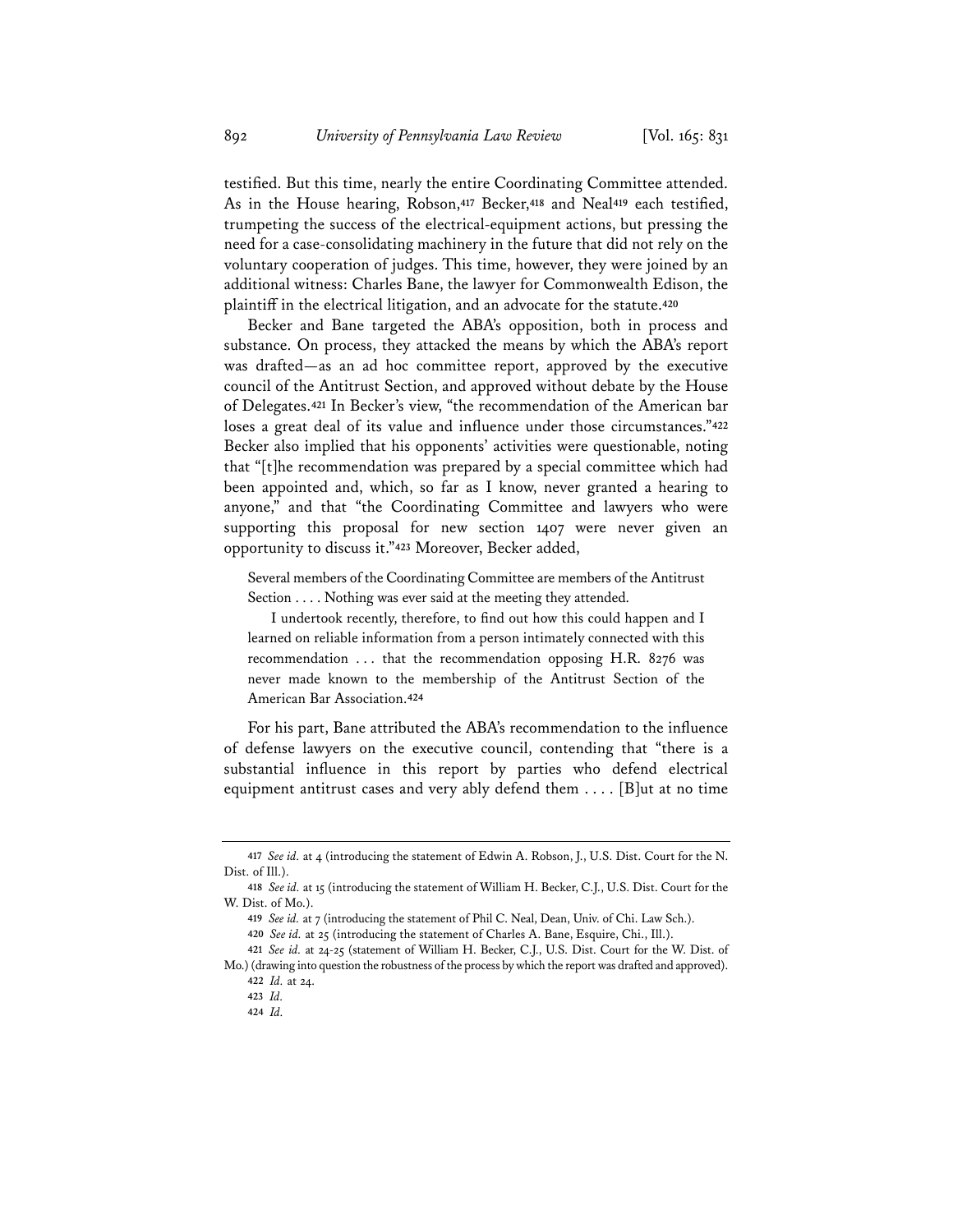testified. But this time, nearly the entire Coordinating Committee attended. As in the House hearing, Robson,[417] Becker,[418] and Neal[419] each testified, trumpeting the success of the electrical-equipment actions, but pressing the need for a case-consolidating machinery in the future that did not rely on the voluntary cooperation of judges. This time, however, they were joined by an additional witness: Charles Bane, the lawyer for Commonwealth Edison, the plaintiff in the electrical litigation, and an advocate for the statute.[420]

Becker and Bane targeted the ABA's opposition, both in process and substance. On process, they attacked the means by which the ABA's report was drafted—as an ad hoc committee report, approved by the executive council of the Antitrust Section, and approved without debate by the House of Delegates.[421] In Becker's view, "the recommendation of the American bar loses a great deal of its value and influence under those circumstances."[422] Becker also implied that his opponents' activities were questionable, noting that "[t]he recommendation was prepared by a special committee which had been appointed and, which, so far as I know, never granted a hearing to anyone," and that "the Coordinating Committee and lawyers who were supporting this proposal for new section 1407 were never given an opportunity to discuss it."[423] Moreover, Becker added,

> Several members of the Coordinating Committee are members of the Antitrust Section . . . . Nothing was ever said at the meeting they attended.
>
> I undertook recently, therefore, to find out how this could happen and I learned on reliable information from a person intimately connected with this recommendation . . . that the recommendation opposing H.R. 8276 was never made known to the membership of the Antitrust Section of the American Bar Association.[424]

For his part, Bane attributed the ABA's recommendation to the influence of defense lawyers on the executive council, contending that "there is a substantial influence in this report by parties who defend electrical equipment antitrust cases and very ably defend them . . . . [B]ut at no time

---

417 *See id.* at 4 (introducing the statement of Edwin A. Robson, J., U.S. Dist. Court for the N. Dist. of Ill.).

418 *See id.* at 15 (introducing the statement of William H. Becker, C.J., U.S. Dist. Court for the W. Dist. of Mo.).

419 *See id.* at 7 (introducing the statement of Phil C. Neal, Dean, Univ. of Chi. Law Sch.).

420 *See id.* at 25 (introducing the statement of Charles A. Bane, Esquire, Chi., Ill.).

421 *See id.* at 24-25 (statement of William H. Becker, C.J., U.S. Dist. Court for the W. Dist. of Mo.) (drawing into question the robustness of the process by which the report was drafted and approved).

422 *Id.* at 24.

423 *Id.*

424 *Id.*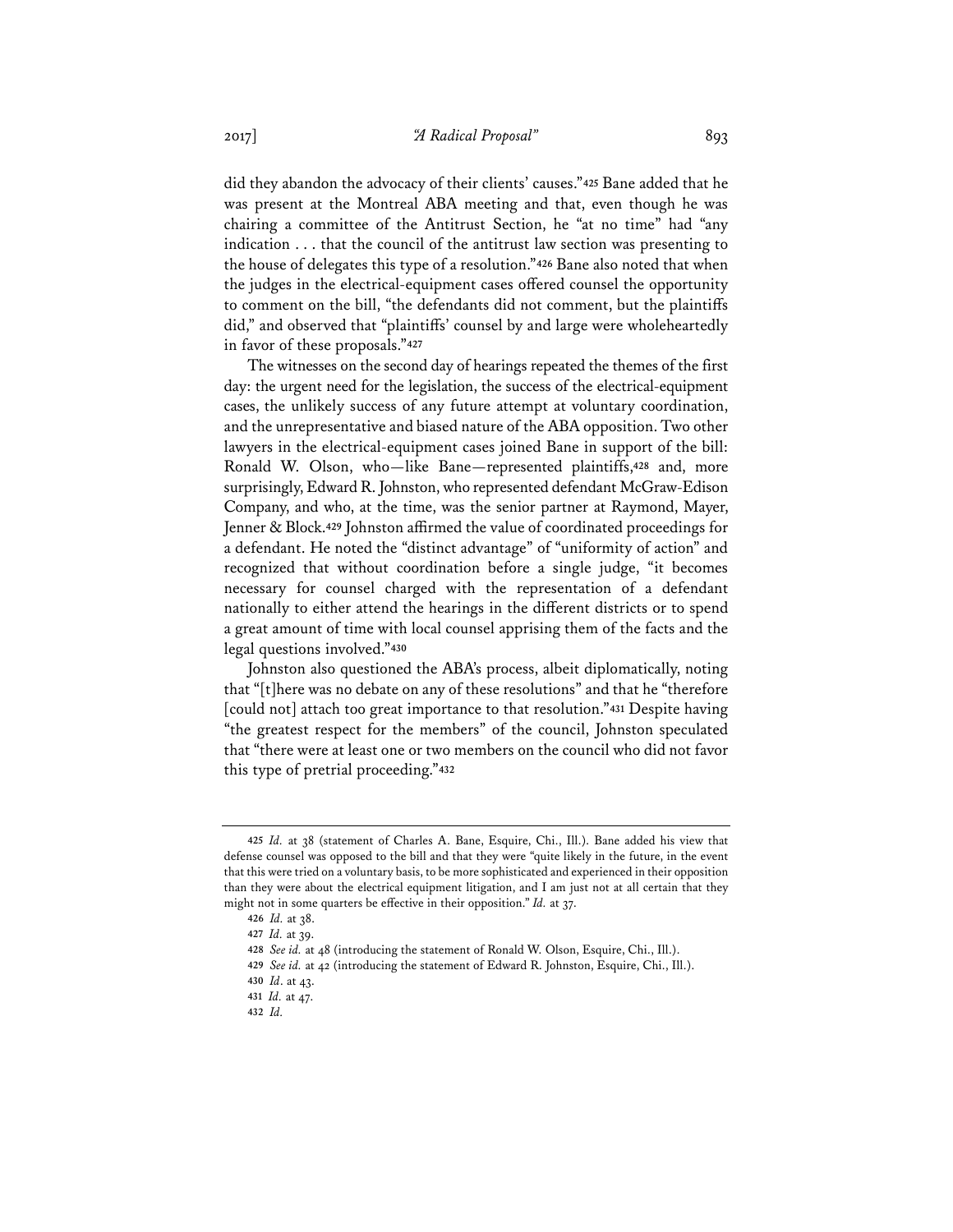did they abandon the advocacy of their clients' causes."[425] Bane added that he was present at the Montreal ABA meeting and that, even though he was chairing a committee of the Antitrust Section, he "at no time" had "any indication . . . that the council of the antitrust law section was presenting to the house of delegates this type of a resolution."[426] Bane also noted that when the judges in the electrical-equipment cases offered counsel the opportunity to comment on the bill, "the defendants did not comment, but the plaintiffs did," and observed that "plaintiffs' counsel by and large were wholeheartedly in favor of these proposals."[427]

The witnesses on the second day of hearings repeated the themes of the first day: the urgent need for the legislation, the success of the electrical-equipment cases, the unlikely success of any future attempt at voluntary coordination, and the unrepresentative and biased nature of the ABA opposition. Two other lawyers in the electrical-equipment cases joined Bane in support of the bill: Ronald W. Olson, who—like Bane—represented plaintiffs,[428] and, more surprisingly, Edward R. Johnston, who represented defendant McGraw-Edison Company, and who, at the time, was the senior partner at Raymond, Mayer, Jenner & Block.[429] Johnston affirmed the value of coordinated proceedings for a defendant. He noted the "distinct advantage" of "uniformity of action" and recognized that without coordination before a single judge, "it becomes necessary for counsel charged with the representation of a defendant nationally to either attend the hearings in the different districts or to spend a great amount of time with local counsel apprising them of the facts and the legal questions involved."[430]

Johnston also questioned the ABA's process, albeit diplomatically, noting that "[t]here was no debate on any of these resolutions" and that he "therefore [could not] attach too great importance to that resolution."[431] Despite having "the greatest respect for the members" of the council, Johnston speculated that "there were at least one or two members on the council who did not favor this type of pretrial proceeding."[432]

---

425 *Id.* at 38 (statement of Charles A. Bane, Esquire, Chi., Ill.). Bane added his view that defense counsel was opposed to the bill and that they were "quite likely in the future, in the event that this were tried on a voluntary basis, to be more sophisticated and experienced in their opposition than they were about the electrical equipment litigation, and I am just not at all certain that they might not in some quarters be effective in their opposition." *Id.* at 37.

426 *Id.* at 38.

427 *Id.* at 39.

428 *See id.* at 48 (introducing the statement of Ronald W. Olson, Esquire, Chi., Ill.).

429 *See id.* at 42 (introducing the statement of Edward R. Johnston, Esquire, Chi., Ill.).

430 *Id*. at 43.

431 *Id.* at 47.

432 *Id.*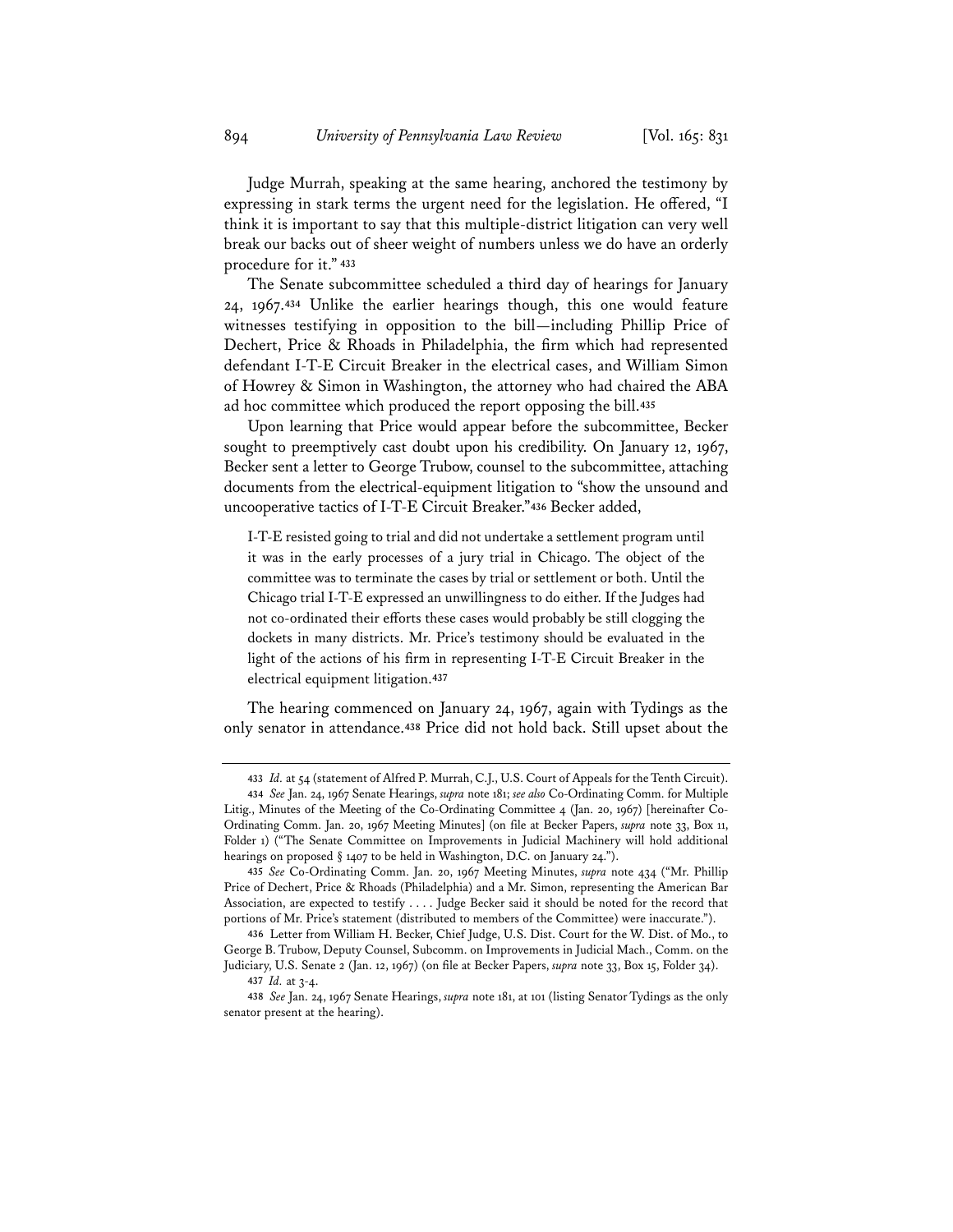Judge Murrah, speaking at the same hearing, anchored the testimony by expressing in stark terms the urgent need for the legislation. He offered, "I think it is important to say that this multiple-district litigation can very well break our backs out of sheer weight of numbers unless we do have an orderly procedure for it." [433]

The Senate subcommittee scheduled a third day of hearings for January 24, 1967.[434] Unlike the earlier hearings though, this one would feature witnesses testifying in opposition to the bill—including Phillip Price of Dechert, Price & Rhoads in Philadelphia, the firm which had represented defendant I-T-E Circuit Breaker in the electrical cases, and William Simon of Howrey & Simon in Washington, the attorney who had chaired the ABA ad hoc committee which produced the report opposing the bill.[435]

Upon learning that Price would appear before the subcommittee, Becker sought to preemptively cast doubt upon his credibility. On January 12, 1967, Becker sent a letter to George Trubow, counsel to the subcommittee, attaching documents from the electrical-equipment litigation to "show the unsound and uncooperative tactics of I-T-E Circuit Breaker."[436] Becker added,

> I-T-E resisted going to trial and did not undertake a settlement program until it was in the early processes of a jury trial in Chicago. The object of the committee was to terminate the cases by trial or settlement or both. Until the Chicago trial I-T-E expressed an unwillingness to do either. If the Judges had not co-ordinated their efforts these cases would probably be still clogging the dockets in many districts. Mr. Price's testimony should be evaluated in the light of the actions of his firm in representing I-T-E Circuit Breaker in the electrical equipment litigation.[437]

The hearing commenced on January 24, 1967, again with Tydings as the only senator in attendance.[438] Price did not hold back. Still upset about the

---

433 *Id.* at 54 (statement of Alfred P. Murrah, C.J., U.S. Court of Appeals for the Tenth Circuit).

434 *See* Jan. 24, 1967 Senate Hearings, *supra* note 181; *see also* Co-Ordinating Comm. for Multiple Litig., Minutes of the Meeting of the Co-Ordinating Committee 4 (Jan. 20, 1967) [hereinafter Co-Ordinating Comm. Jan. 20, 1967 Meeting Minutes] (on file at Becker Papers, *supra* note 33, Box 11, Folder 1) ("The Senate Committee on Improvements in Judicial Machinery will hold additional hearings on proposed § 1407 to be held in Washington, D.C. on January 24.").

435 *See* Co-Ordinating Comm. Jan. 20, 1967 Meeting Minutes, *supra* note 434 ("Mr. Phillip Price of Dechert, Price & Rhoads (Philadelphia) and a Mr. Simon, representing the American Bar Association, are expected to testify . . . . Judge Becker said it should be noted for the record that portions of Mr. Price's statement (distributed to members of the Committee) were inaccurate.").

436 Letter from William H. Becker, Chief Judge, U.S. Dist. Court for the W. Dist. of Mo., to George B. Trubow, Deputy Counsel, Subcomm. on Improvements in Judicial Mach., Comm. on the Judiciary, U.S. Senate 2 (Jan. 12, 1967) (on file at Becker Papers, *supra* note 33, Box 15, Folder 34).

437 *Id.* at 3-4.

438 *See* Jan. 24, 1967 Senate Hearings, *supra* note 181, at 101 (listing Senator Tydings as the only senator present at the hearing).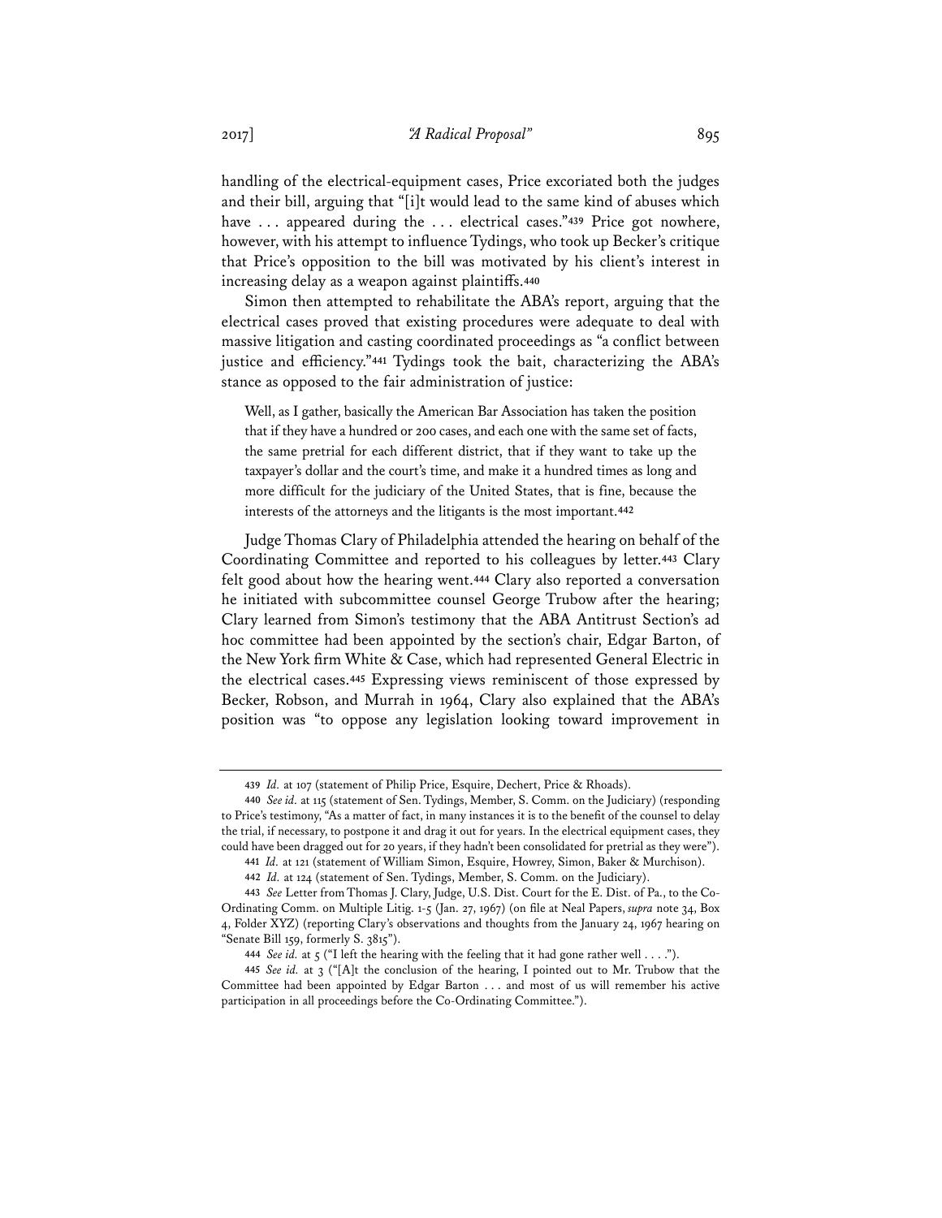handling of the electrical-equipment cases, Price excoriated both the judges and their bill, arguing that "[i]t would lead to the same kind of abuses which have . . . appeared during the . . . electrical cases."[439] Price got nowhere, however, with his attempt to influence Tydings, who took up Becker's critique that Price's opposition to the bill was motivated by his client's interest in increasing delay as a weapon against plaintiffs.[440]

Simon then attempted to rehabilitate the ABA's report, arguing that the electrical cases proved that existing procedures were adequate to deal with massive litigation and casting coordinated proceedings as "a conflict between justice and efficiency."[441] Tydings took the bait, characterizing the ABA's stance as opposed to the fair administration of justice:

> Well, as I gather, basically the American Bar Association has taken the position that if they have a hundred or 200 cases, and each one with the same set of facts, the same pretrial for each different district, that if they want to take up the taxpayer's dollar and the court's time, and make it a hundred times as long and more difficult for the judiciary of the United States, that is fine, because the interests of the attorneys and the litigants is the most important.[442]

Judge Thomas Clary of Philadelphia attended the hearing on behalf of the Coordinating Committee and reported to his colleagues by letter.[443] Clary felt good about how the hearing went.[444] Clary also reported a conversation he initiated with subcommittee counsel George Trubow after the hearing; Clary learned from Simon's testimony that the ABA Antitrust Section's ad hoc committee had been appointed by the section's chair, Edgar Barton, of the New York firm White & Case, which had represented General Electric in the electrical cases.[445] Expressing views reminiscent of those expressed by Becker, Robson, and Murrah in 1964, Clary also explained that the ABA's position was "to oppose any legislation looking toward improvement in

---

439 *Id.* at 107 (statement of Philip Price, Esquire, Dechert, Price & Rhoads).

440 *See id.* at 115 (statement of Sen. Tydings, Member, S. Comm. on the Judiciary) (responding to Price's testimony, "As a matter of fact, in many instances it is to the benefit of the counsel to delay the trial, if necessary, to postpone it and drag it out for years. In the electrical equipment cases, they could have been dragged out for 20 years, if they hadn't been consolidated for pretrial as they were").

441 *Id.* at 121 (statement of William Simon, Esquire, Howrey, Simon, Baker & Murchison).

442 *Id.* at 124 (statement of Sen. Tydings, Member, S. Comm. on the Judiciary).

443 *See* Letter from Thomas J. Clary, Judge, U.S. Dist. Court for the E. Dist. of Pa., to the Co-Ordinating Comm. on Multiple Litig. 1-5 (Jan. 27, 1967) (on file at Neal Papers, *supra* note 34, Box 4, Folder XYZ) (reporting Clary's observations and thoughts from the January 24, 1967 hearing on "Senate Bill 159, formerly S. 3815").

444 *See id.* at 5 ("I left the hearing with the feeling that it had gone rather well . . . .").

445 *See id.* at 3 ("[A]t the conclusion of the hearing, I pointed out to Mr. Trubow that the Committee had been appointed by Edgar Barton . . . and most of us will remember his active participation in all proceedings before the Co-Ordinating Committee.").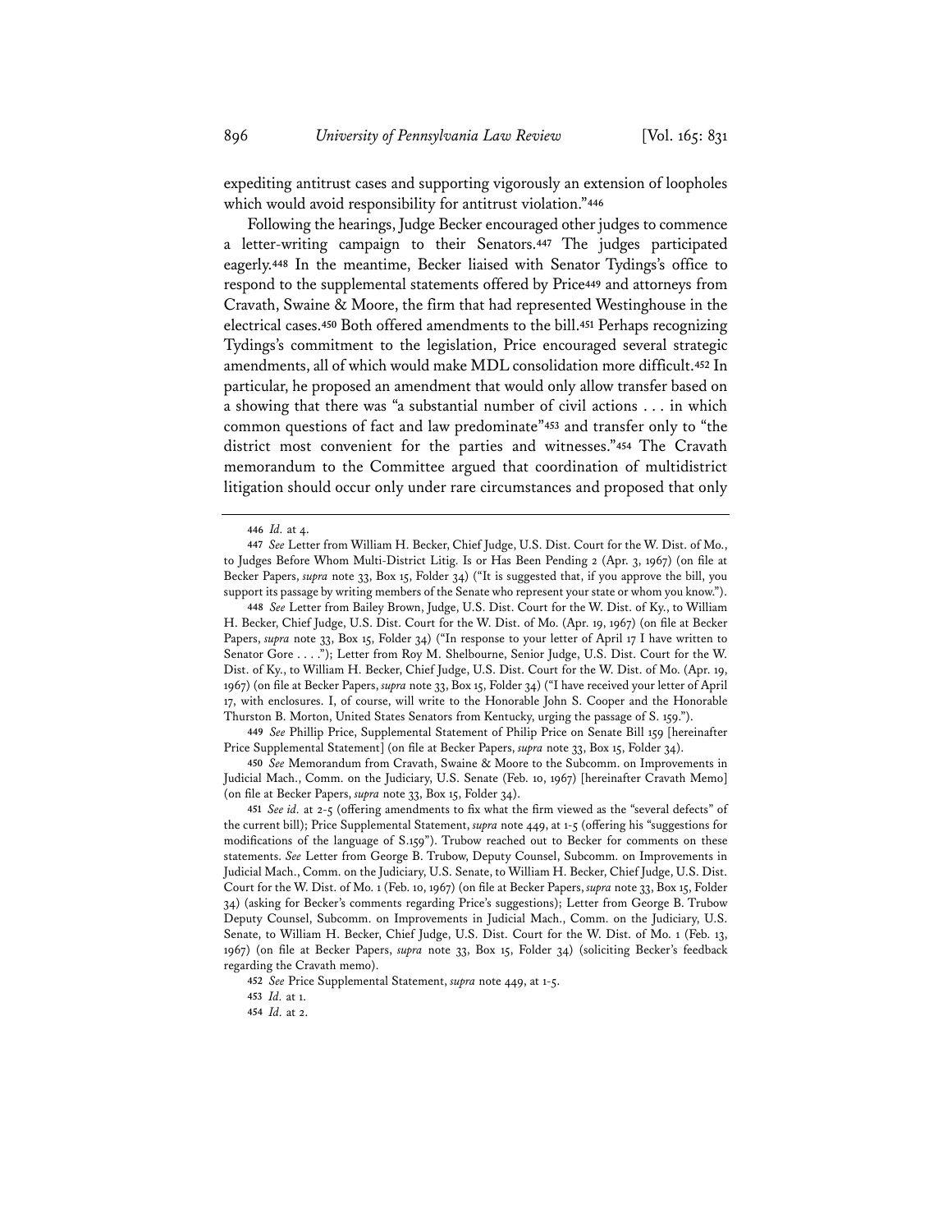expediting antitrust cases and supporting vigorously an extension of loopholes which would avoid responsibility for antitrust violation."[446]

Following the hearings, Judge Becker encouraged other judges to commence a letter-writing campaign to their Senators.[447] The judges participated eagerly.[448] In the meantime, Becker liaised with Senator Tydings's office to respond to the supplemental statements offered by Price[449] and attorneys from Cravath, Swaine & Moore, the firm that had represented Westinghouse in the electrical cases.[450] Both offered amendments to the bill.[451] Perhaps recognizing Tydings's commitment to the legislation, Price encouraged several strategic amendments, all of which would make MDL consolidation more difficult.[452] In particular, he proposed an amendment that would only allow transfer based on a showing that there was "a substantial number of civil actions . . . in which common questions of fact and law predominate"[453] and transfer only to "the district most convenient for the parties and witnesses."[454] The Cravath memorandum to the Committee argued that coordination of multidistrict litigation should occur only under rare circumstances and proposed that only

---

446 *Id.* at 4.

447 *See* Letter from William H. Becker, Chief Judge, U.S. Dist. Court for the W. Dist. of Mo., to Judges Before Whom Multi-District Litig. Is or Has Been Pending 2 (Apr. 3, 1967) (on file at Becker Papers, *supra* note 33, Box 15, Folder 34) ("It is suggested that, if you approve the bill, you support its passage by writing members of the Senate who represent your state or whom you know.").

448 *See* Letter from Bailey Brown, Judge, U.S. Dist. Court for the W. Dist. of Ky., to William H. Becker, Chief Judge, U.S. Dist. Court for the W. Dist. of Mo. (Apr. 19, 1967) (on file at Becker Papers, *supra* note 33, Box 15, Folder 34) ("In response to your letter of April 17 I have written to Senator Gore . . . ."); Letter from Roy M. Shelbourne, Senior Judge, U.S. Dist. Court for the W. Dist. of Ky., to William H. Becker, Chief Judge, U.S. Dist. Court for the W. Dist. of Mo. (Apr. 19, 1967) (on file at Becker Papers, *supra* note 33, Box 15, Folder 34) ("I have received your letter of April 17, with enclosures. I, of course, will write to the Honorable John S. Cooper and the Honorable Thurston B. Morton, United States Senators from Kentucky, urging the passage of S. 159.").

449 *See* Phillip Price, Supplemental Statement of Philip Price on Senate Bill 159 [hereinafter Price Supplemental Statement] (on file at Becker Papers, *supra* note 33, Box 15, Folder 34).

450 *See* Memorandum from Cravath, Swaine & Moore to the Subcomm. on Improvements in Judicial Mach., Comm. on the Judiciary, U.S. Senate (Feb. 10, 1967) [hereinafter Cravath Memo] (on file at Becker Papers, *supra* note 33, Box 15, Folder 34).

451 *See id.* at 2-5 (offering amendments to fix what the firm viewed as the "several defects" of the current bill); Price Supplemental Statement, *supra* note 449, at 1-5 (offering his "suggestions for modifications of the language of S.159"). Trubow reached out to Becker for comments on these statements. *See* Letter from George B. Trubow, Deputy Counsel, Subcomm. on Improvements in Judicial Mach., Comm. on the Judiciary, U.S. Senate, to William H. Becker, Chief Judge, U.S. Dist. Court for the W. Dist. of Mo. 1 (Feb. 10, 1967) (on file at Becker Papers, *supra* note 33, Box 15, Folder 34) (asking for Becker's comments regarding Price's suggestions); Letter from George B. Trubow Deputy Counsel, Subcomm. on Improvements in Judicial Mach., Comm. on the Judiciary, U.S. Senate, to William H. Becker, Chief Judge, U.S. Dist. Court for the W. Dist. of Mo. 1 (Feb. 13, 1967) (on file at Becker Papers, *supra* note 33, Box 15, Folder 34) (soliciting Becker's feedback regarding the Cravath memo).

452 *See* Price Supplemental Statement, *supra* note 449, at 1-5.

453 *Id.* at 1.

454 *Id.* at 2.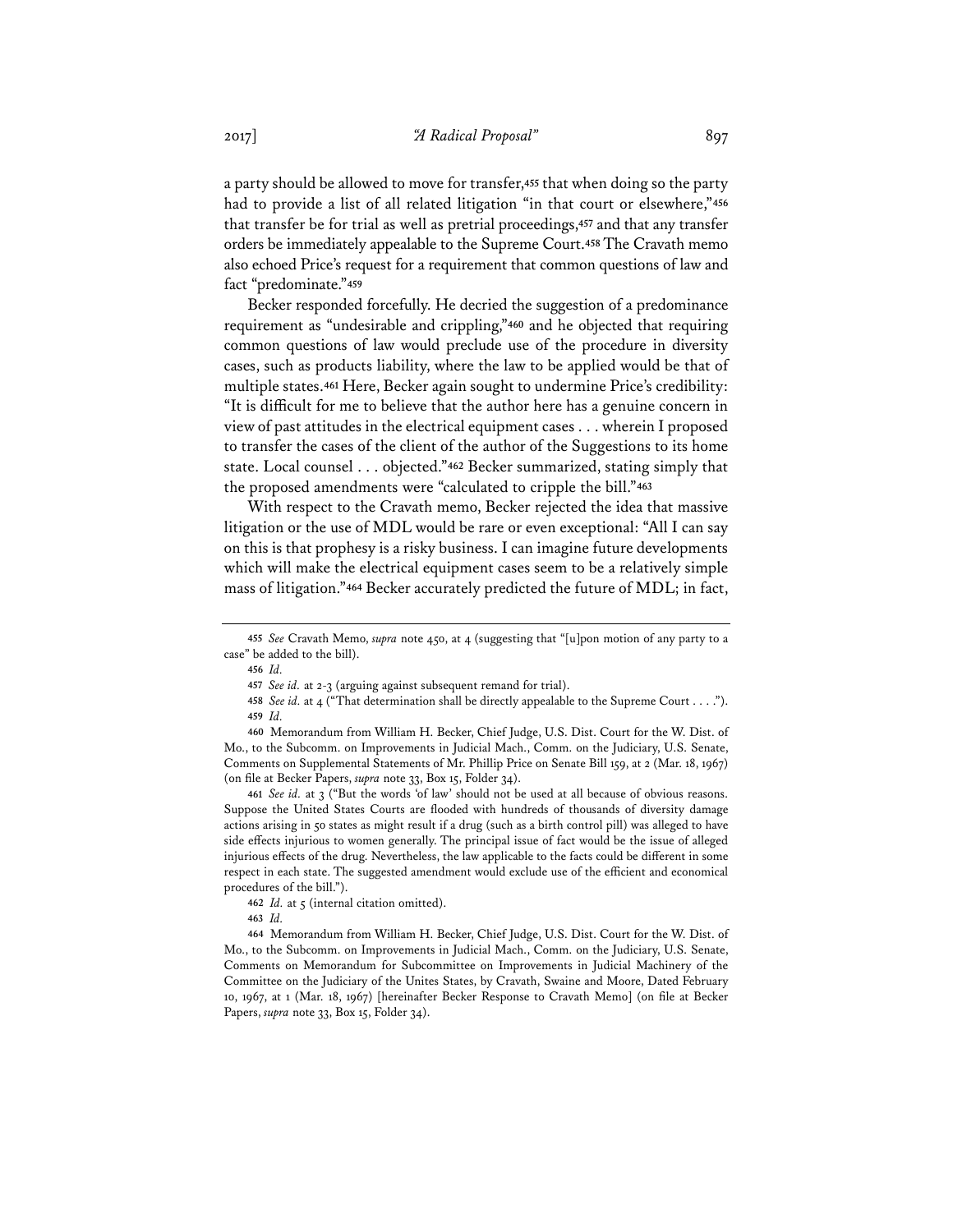a party should be allowed to move for transfer,[455] that when doing so the party had to provide a list of all related litigation "in that court or elsewhere,"[456] that transfer be for trial as well as pretrial proceedings,[457] and that any transfer orders be immediately appealable to the Supreme Court.[458] The Cravath memo also echoed Price's request for a requirement that common questions of law and fact "predominate."[459]

Becker responded forcefully. He decried the suggestion of a predominance requirement as "undesirable and crippling,"[460] and he objected that requiring common questions of law would preclude use of the procedure in diversity cases, such as products liability, where the law to be applied would be that of multiple states.[461] Here, Becker again sought to undermine Price's credibility: "It is difficult for me to believe that the author here has a genuine concern in view of past attitudes in the electrical equipment cases . . . wherein I proposed to transfer the cases of the client of the author of the Suggestions to its home state. Local counsel . . . objected."[462] Becker summarized, stating simply that the proposed amendments were "calculated to cripple the bill."[463]

With respect to the Cravath memo, Becker rejected the idea that massive litigation or the use of MDL would be rare or even exceptional: "All I can say on this is that prophesy is a risky business. I can imagine future developments which will make the electrical equipment cases seem to be a relatively simple mass of litigation."[464] Becker accurately predicted the future of MDL; in fact,

---

455 *See* Cravath Memo, *supra* note 450, at 4 (suggesting that "[u]pon motion of any party to a case" be added to the bill).

456 *Id.*

457 *See id.* at 2-3 (arguing against subsequent remand for trial).

458 *See id.* at 4 ("That determination shall be directly appealable to the Supreme Court . . . .").

459 *Id.*

460 Memorandum from William H. Becker, Chief Judge, U.S. Dist. Court for the W. Dist. of Mo., to the Subcomm. on Improvements in Judicial Mach., Comm. on the Judiciary, U.S. Senate, Comments on Supplemental Statements of Mr. Phillip Price on Senate Bill 159, at 2 (Mar. 18, 1967) (on file at Becker Papers, *supra* note 33, Box 15, Folder 34).

461 *See id.* at 3 ("But the words 'of law' should not be used at all because of obvious reasons. Suppose the United States Courts are flooded with hundreds of thousands of diversity damage actions arising in 50 states as might result if a drug (such as a birth control pill) was alleged to have side effects injurious to women generally. The principal issue of fact would be the issue of alleged injurious effects of the drug. Nevertheless, the law applicable to the facts could be different in some respect in each state. The suggested amendment would exclude use of the efficient and economical procedures of the bill.").

462 *Id.* at 5 (internal citation omitted).

463 *Id.*

464 Memorandum from William H. Becker, Chief Judge, U.S. Dist. Court for the W. Dist. of Mo., to the Subcomm. on Improvements in Judicial Mach., Comm. on the Judiciary, U.S. Senate, Comments on Memorandum for Subcommittee on Improvements in Judicial Machinery of the Committee on the Judiciary of the Unites States, by Cravath, Swaine and Moore, Dated February 10, 1967, at 1 (Mar. 18, 1967) [hereinafter Becker Response to Cravath Memo] (on file at Becker Papers, *supra* note 33, Box 15, Folder 34).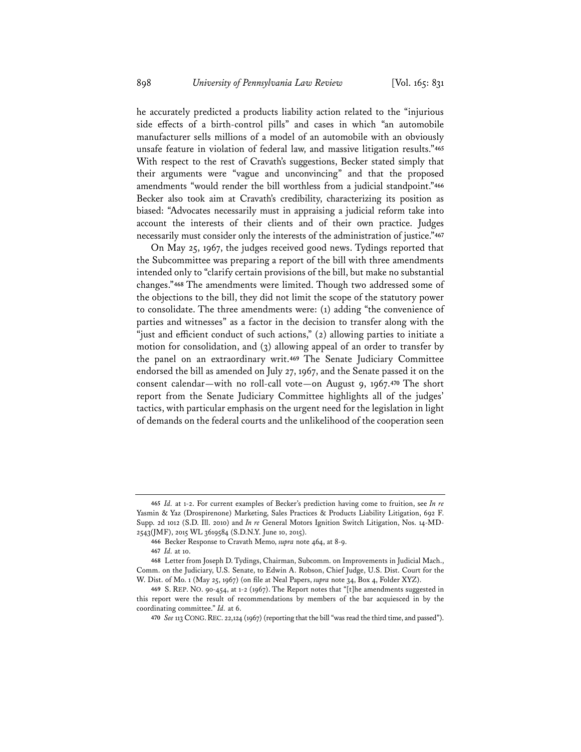he accurately predicted a products liability action related to the "injurious side effects of a birth-control pills" and cases in which "an automobile manufacturer sells millions of a model of an automobile with an obviously unsafe feature in violation of federal law, and massive litigation results."[465] With respect to the rest of Cravath's suggestions, Becker stated simply that their arguments were "vague and unconvincing" and that the proposed amendments "would render the bill worthless from a judicial standpoint."[466] Becker also took aim at Cravath's credibility, characterizing its position as biased: "Advocates necessarily must in appraising a judicial reform take into account the interests of their clients and of their own practice. Judges necessarily must consider only the interests of the administration of justice."[467]

On May 25, 1967, the judges received good news. Tydings reported that the Subcommittee was preparing a report of the bill with three amendments intended only to "clarify certain provisions of the bill, but make no substantial changes."[468] The amendments were limited. Though two addressed some of the objections to the bill, they did not limit the scope of the statutory power to consolidate. The three amendments were: (1) adding "the convenience of parties and witnesses" as a factor in the decision to transfer along with the "just and efficient conduct of such actions," (2) allowing parties to initiate a motion for consolidation, and (3) allowing appeal of an order to transfer by the panel on an extraordinary writ.[469] The Senate Judiciary Committee endorsed the bill as amended on July 27, 1967, and the Senate passed it on the consent calendar—with no roll-call vote—on August 9, 1967.[470] The short report from the Senate Judiciary Committee highlights all of the judges' tactics, with particular emphasis on the urgent need for the legislation in light of demands on the federal courts and the unlikelihood of the cooperation seen

---

465 *Id.* at 1-2. For current examples of Becker's prediction having come to fruition, see *In re* Yasmin & Yaz (Drospirenone) Marketing, Sales Practices & Products Liability Litigation, 692 F. Supp. 2d 1012 (S.D. Ill. 2010) and *In re* General Motors Ignition Switch Litigation, Nos. 14-MD-2543(JMF), 2015 WL 3619584 (S.D.N.Y. June 10, 2015).

466 Becker Response to Cravath Memo, *supra* note 464, at 8-9.

467 *Id.* at 10.

468 Letter from Joseph D. Tydings, Chairman, Subcomm. on Improvements in Judicial Mach., Comm. on the Judiciary, U.S. Senate, to Edwin A. Robson, Chief Judge, U.S. Dist. Court for the W. Dist. of Mo. 1 (May 25, 1967) (on file at Neal Papers, *supra* note 34, Box 4, Folder XYZ).

469 S. REP. NO. 90-454, at 1-2 (1967). The Report notes that "[t]he amendments suggested in this report were the result of recommendations by members of the bar acquiesced in by the coordinating committee." *Id.* at 6.

470 *See* 113 CONG. REC. 22,124 (1967) (reporting that the bill "was read the third time, and passed").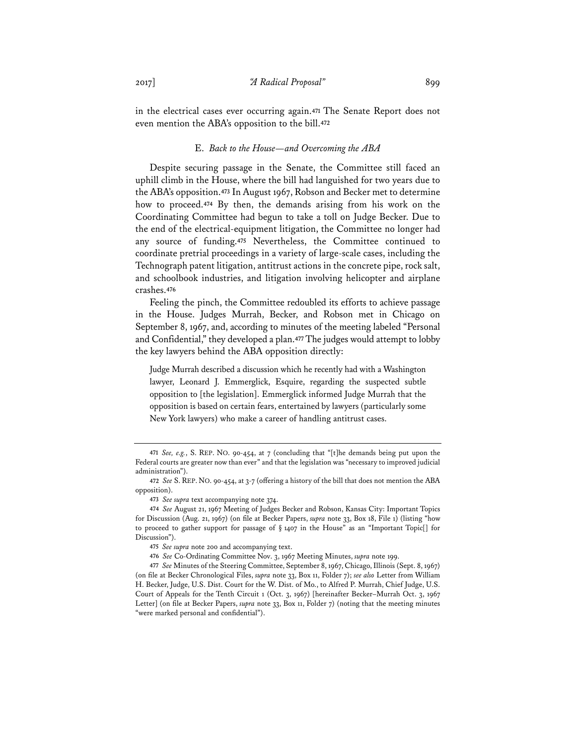in the electrical cases ever occurring again.[471] The Senate Report does not even mention the ABA's opposition to the bill.[472]

### E. *Back to the House—and Overcoming the ABA*

Despite securing passage in the Senate, the Committee still faced an uphill climb in the House, where the bill had languished for two years due to the ABA's opposition.[473] In August 1967, Robson and Becker met to determine how to proceed.[474] By then, the demands arising from his work on the Coordinating Committee had begun to take a toll on Judge Becker. Due to the end of the electrical-equipment litigation, the Committee no longer had any source of funding.[475] Nevertheless, the Committee continued to coordinate pretrial proceedings in a variety of large-scale cases, including the Technograph patent litigation, antitrust actions in the concrete pipe, rock salt, and schoolbook industries, and litigation involving helicopter and airplane crashes.[476]

Feeling the pinch, the Committee redoubled its efforts to achieve passage in the House. Judges Murrah, Becker, and Robson met in Chicago on September 8, 1967, and, according to minutes of the meeting labeled "Personal and Confidential," they developed a plan.[477] The judges would attempt to lobby the key lawyers behind the ABA opposition directly:

> Judge Murrah described a discussion which he recently had with a Washington lawyer, Leonard J. Emmerglick, Esquire, regarding the suspected subtle opposition to [the legislation]. Emmerglick informed Judge Murrah that the opposition is based on certain fears, entertained by lawyers (particularly some New York lawyers) who make a career of handling antitrust cases.

---

471 *See, e.g.*, S. REP. NO. 90-454, at 7 (concluding that "[t]he demands being put upon the Federal courts are greater now than ever" and that the legislation was "necessary to improved judicial administration").

472 *See* S. REP. NO. 90-454, at 3-7 (offering a history of the bill that does not mention the ABA opposition).

473 *See supra* text accompanying note 374.

474 *See* August 21, 1967 Meeting of Judges Becker and Robson, Kansas City: Important Topics for Discussion (Aug. 21, 1967) (on file at Becker Papers, *supra* note 33, Box 18, File 1) (listing "how to proceed to gather support for passage of § 1407 in the House" as an "Important Topic[] for Discussion").

475 *See supra* note 200 and accompanying text.

476 *See* Co-Ordinating Committee Nov. 3, 1967 Meeting Minutes, *supra* note 199.

477 *See* Minutes of the Steering Committee, September 8, 1967, Chicago, Illinois (Sept. 8, 1967) (on file at Becker Chronological Files, *supra* note 33, Box 11, Folder 7); *see also* Letter from William H. Becker, Judge, U.S. Dist. Court for the W. Dist. of Mo., to Alfred P. Murrah, Chief Judge, U.S. Court of Appeals for the Tenth Circuit 1 (Oct. 3, 1967) [hereinafter Becker–Murrah Oct. 3, 1967 Letter] (on file at Becker Papers, *supra* note 33, Box 11, Folder 7) (noting that the meeting minutes "were marked personal and confidential").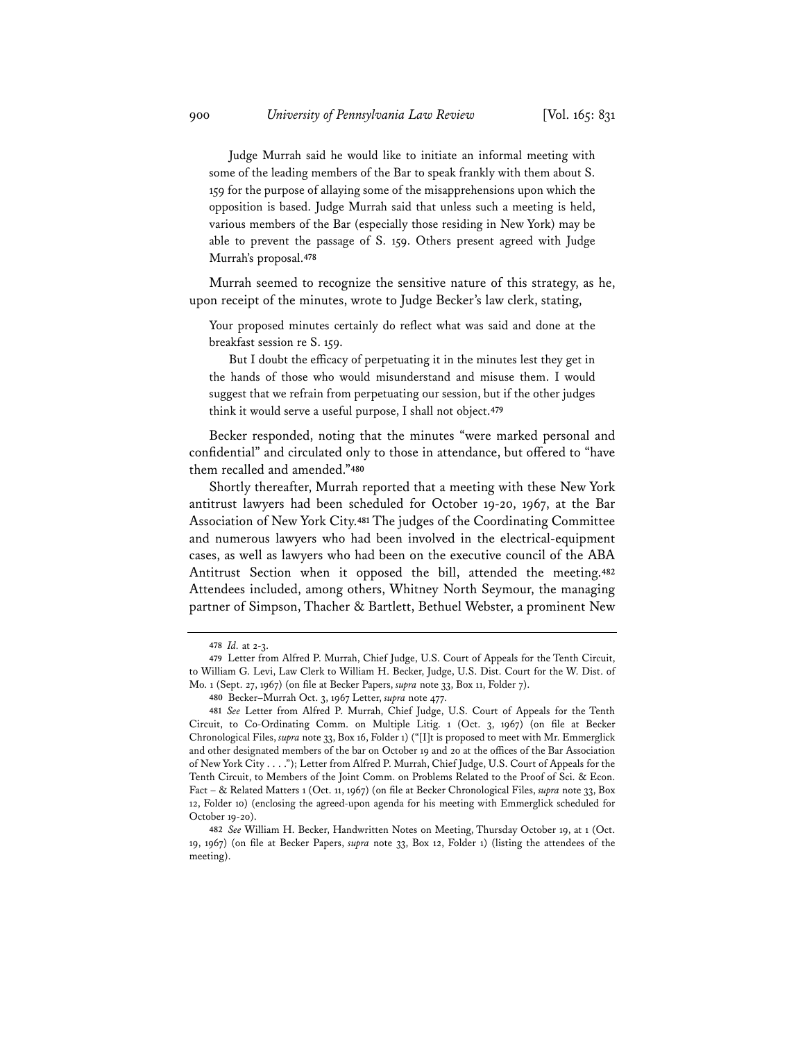> Judge Murrah said he would like to initiate an informal meeting with some of the leading members of the Bar to speak frankly with them about S. 159 for the purpose of allaying some of the misapprehensions upon which the opposition is based. Judge Murrah said that unless such a meeting is held, various members of the Bar (especially those residing in New York) may be able to prevent the passage of S. 159. Others present agreed with Judge Murrah's proposal.[478]

Murrah seemed to recognize the sensitive nature of this strategy, as he, upon receipt of the minutes, wrote to Judge Becker's law clerk, stating,

> Your proposed minutes certainly do reflect what was said and done at the breakfast session re S. 159.
>
> But I doubt the efficacy of perpetuating it in the minutes lest they get in the hands of those who would misunderstand and misuse them. I would suggest that we refrain from perpetuating our session, but if the other judges think it would serve a useful purpose, I shall not object.[479]

Becker responded, noting that the minutes "were marked personal and confidential" and circulated only to those in attendance, but offered to "have them recalled and amended."[480]

Shortly thereafter, Murrah reported that a meeting with these New York antitrust lawyers had been scheduled for October 19-20, 1967, at the Bar Association of New York City.[481] The judges of the Coordinating Committee and numerous lawyers who had been involved in the electrical-equipment cases, as well as lawyers who had been on the executive council of the ABA Antitrust Section when it opposed the bill, attended the meeting.[482] Attendees included, among others, Whitney North Seymour, the managing partner of Simpson, Thacher & Bartlett, Bethuel Webster, a prominent New

---

478 *Id.* at 2-3.

479 Letter from Alfred P. Murrah, Chief Judge, U.S. Court of Appeals for the Tenth Circuit, to William G. Levi, Law Clerk to William H. Becker, Judge, U.S. Dist. Court for the W. Dist. of Mo. 1 (Sept. 27, 1967) (on file at Becker Papers, *supra* note 33, Box 11, Folder 7).

480 Becker–Murrah Oct. 3, 1967 Letter, *supra* note 477.

481 *See* Letter from Alfred P. Murrah, Chief Judge, U.S. Court of Appeals for the Tenth Circuit, to Co-Ordinating Comm. on Multiple Litig. 1 (Oct. 3, 1967) (on file at Becker Chronological Files, *supra* note 33, Box 16, Folder 1) ("[I]t is proposed to meet with Mr. Emmerglick and other designated members of the bar on October 19 and 20 at the offices of the Bar Association of New York City . . . ."); Letter from Alfred P. Murrah, Chief Judge, U.S. Court of Appeals for the Tenth Circuit, to Members of the Joint Comm. on Problems Related to the Proof of Sci. & Econ. Fact – & Related Matters 1 (Oct. 11, 1967) (on file at Becker Chronological Files, *supra* note 33, Box 12, Folder 10) (enclosing the agreed-upon agenda for his meeting with Emmerglick scheduled for October 19-20).

482 *See* William H. Becker, Handwritten Notes on Meeting, Thursday October 19, at 1 (Oct. 19, 1967) (on file at Becker Papers, *supra* note 33, Box 12, Folder 1) (listing the attendees of the meeting).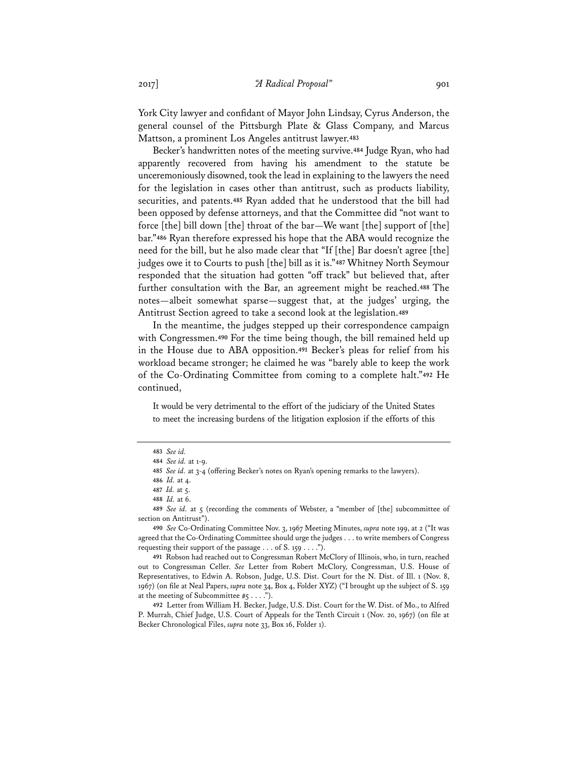York City lawyer and confidant of Mayor John Lindsay, Cyrus Anderson, the general counsel of the Pittsburgh Plate & Glass Company, and Marcus Mattson, a prominent Los Angeles antitrust lawyer.[483]

Becker's handwritten notes of the meeting survive.[484] Judge Ryan, who had apparently recovered from having his amendment to the statute be unceremoniously disowned, took the lead in explaining to the lawyers the need for the legislation in cases other than antitrust, such as products liability, securities, and patents.[485] Ryan added that he understood that the bill had been opposed by defense attorneys, and that the Committee did "not want to force [the] bill down [the] throat of the bar—We want [the] support of [the] bar."[486] Ryan therefore expressed his hope that the ABA would recognize the need for the bill, but he also made clear that "If [the] Bar doesn't agree [the] judges owe it to Courts to push [the] bill as it is."[487] Whitney North Seymour responded that the situation had gotten "off track" but believed that, after further consultation with the Bar, an agreement might be reached.[488] The notes—albeit somewhat sparse—suggest that, at the judges' urging, the Antitrust Section agreed to take a second look at the legislation.[489]

In the meantime, the judges stepped up their correspondence campaign with Congressmen.[490] For the time being though, the bill remained held up in the House due to ABA opposition.[491] Becker's pleas for relief from his workload became stronger; he claimed he was "barely able to keep the work of the Co-Ordinating Committee from coming to a complete halt."[492] He continued,

> It would be very detrimental to the effort of the judiciary of the United States to meet the increasing burdens of the litigation explosion if the efforts of this

---

483 *See id.*

484 *See id.* at 1-9.

485 *See id.* at 3-4 (offering Becker's notes on Ryan's opening remarks to the lawyers).

486 *Id.* at 4.

487 *Id.* at 5.

488 *Id.* at 6.

489 *See id.* at 5 (recording the comments of Webster, a "member of [the] subcommittee of section on Antitrust").

490 *See* Co-Ordinating Committee Nov. 3, 1967 Meeting Minutes, *supra* note 199, at 2 ("It was agreed that the Co-Ordinating Committee should urge the judges . . . to write members of Congress requesting their support of the passage . . . of S. 159 . . . .").

491 Robson had reached out to Congressman Robert McClory of Illinois, who, in turn, reached out to Congressman Celler. *See* Letter from Robert McClory, Congressman, U.S. House of Representatives, to Edwin A. Robson, Judge, U.S. Dist. Court for the N. Dist. of Ill. 1 (Nov. 8, 1967) (on file at Neal Papers, *supra* note 34, Box 4, Folder XYZ) ("I brought up the subject of S. 159 at the meeting of Subcommittee #5 . . . .").

492 Letter from William H. Becker, Judge, U.S. Dist. Court for the W. Dist. of Mo., to Alfred P. Murrah, Chief Judge, U.S. Court of Appeals for the Tenth Circuit 1 (Nov. 20, 1967) (on file at Becker Chronological Files, *supra* note 33, Box 16, Folder 1).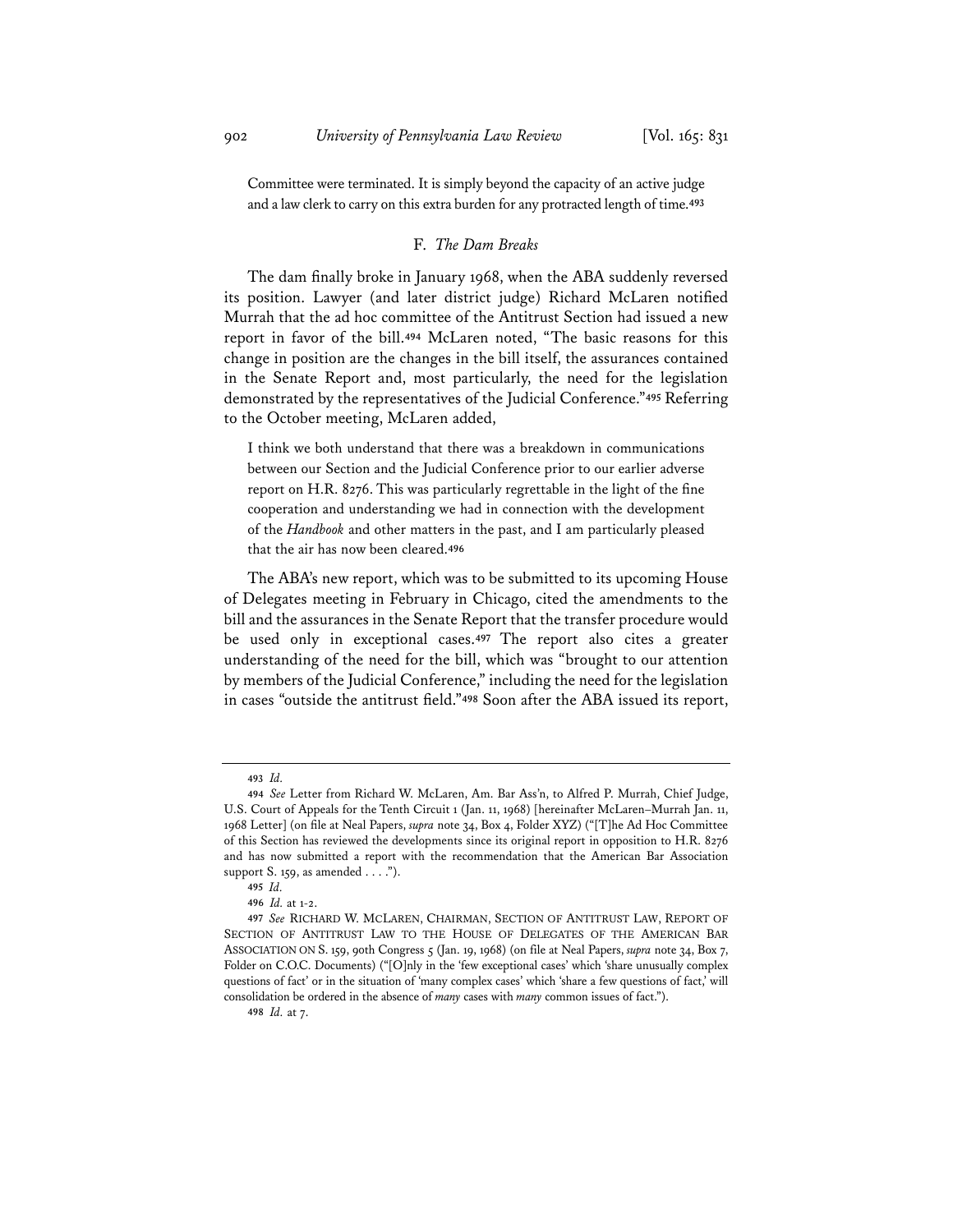Committee were terminated. It is simply beyond the capacity of an active judge and a law clerk to carry on this extra burden for any protracted length of time.[493]

### F. *The Dam Breaks*

The dam finally broke in January 1968, when the ABA suddenly reversed its position. Lawyer (and later district judge) Richard McLaren notified Murrah that the ad hoc committee of the Antitrust Section had issued a new report in favor of the bill.[494] McLaren noted, "The basic reasons for this change in position are the changes in the bill itself, the assurances contained in the Senate Report and, most particularly, the need for the legislation demonstrated by the representatives of the Judicial Conference."[495] Referring to the October meeting, McLaren added,

> I think we both understand that there was a breakdown in communications between our Section and the Judicial Conference prior to our earlier adverse report on H.R. 8276. This was particularly regrettable in the light of the fine cooperation and understanding we had in connection with the development of the *Handbook* and other matters in the past, and I am particularly pleased that the air has now been cleared.[496]

The ABA's new report, which was to be submitted to its upcoming House of Delegates meeting in February in Chicago, cited the amendments to the bill and the assurances in the Senate Report that the transfer procedure would be used only in exceptional cases.[497] The report also cites a greater understanding of the need for the bill, which was "brought to our attention by members of the Judicial Conference," including the need for the legislation in cases "outside the antitrust field."[498] Soon after the ABA issued its report,

---

493 *Id.*

494 *See* Letter from Richard W. McLaren, Am. Bar Ass'n, to Alfred P. Murrah, Chief Judge, U.S. Court of Appeals for the Tenth Circuit 1 (Jan. 11, 1968) [hereinafter McLaren–Murrah Jan. 11, 1968 Letter] (on file at Neal Papers, *supra* note 34, Box 4, Folder XYZ) ("[T]he Ad Hoc Committee of this Section has reviewed the developments since its original report in opposition to H.R. 8276 and has now submitted a report with the recommendation that the American Bar Association support S. 159, as amended . . . .").

495 *Id.*

496 *Id.* at 1-2.

497 *See* RICHARD W. MCLAREN, CHAIRMAN, SECTION OF ANTITRUST LAW, REPORT OF SECTION OF ANTITRUST LAW TO THE HOUSE OF DELEGATES OF THE AMERICAN BAR ASSOCIATION ON S. 159, 90th Congress 5 (Jan. 19, 1968) (on file at Neal Papers, *supra* note 34, Box 7, Folder on C.O.C. Documents) ("[O]nly in the 'few exceptional cases' which 'share unusually complex questions of fact' or in the situation of 'many complex cases' which 'share a few questions of fact,' will consolidation be ordered in the absence of *many* cases with *many* common issues of fact.").

498 *Id.* at 7.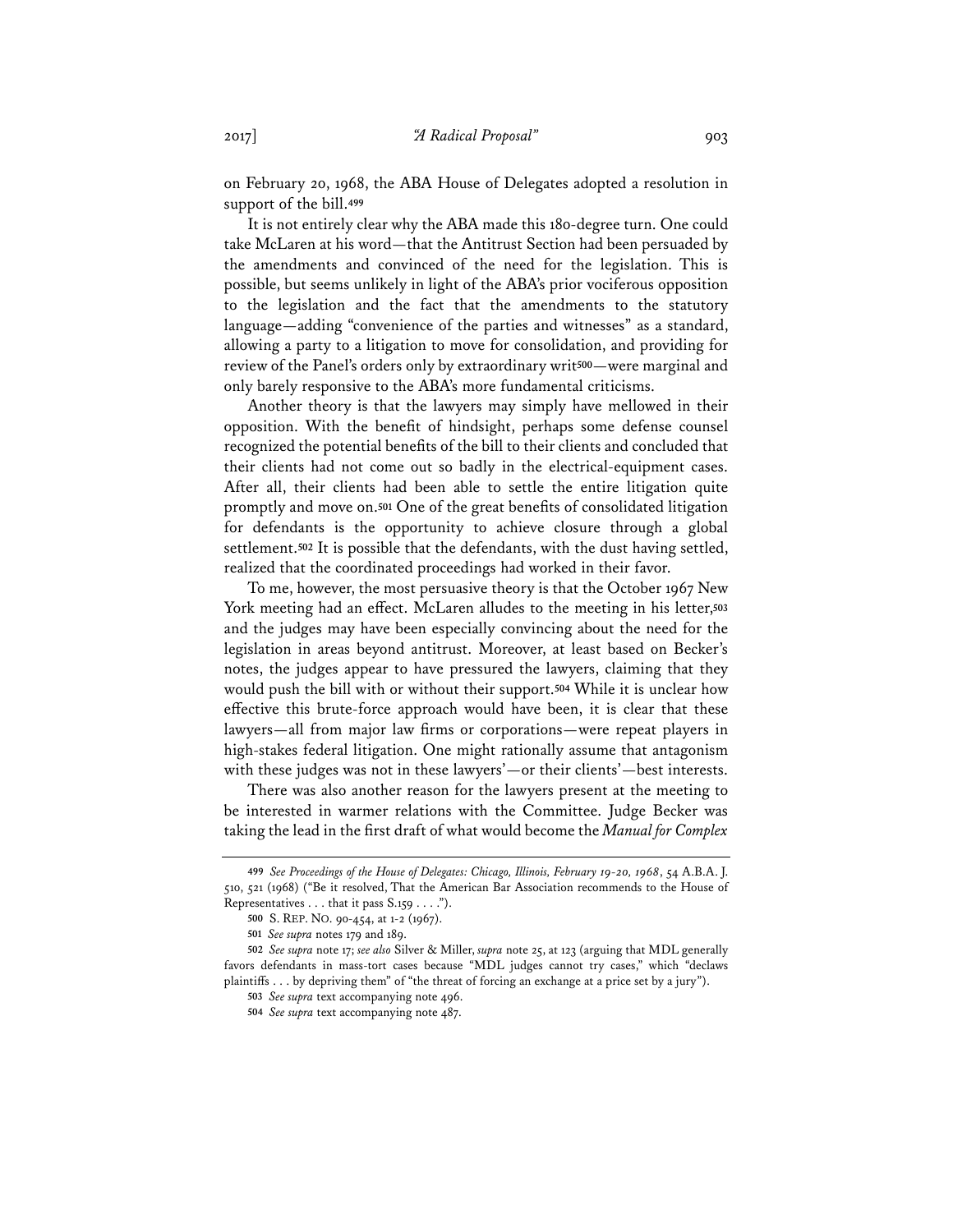on February 20, 1968, the ABA House of Delegates adopted a resolution in support of the bill.[499]

It is not entirely clear why the ABA made this 180-degree turn. One could take McLaren at his word—that the Antitrust Section had been persuaded by the amendments and convinced of the need for the legislation. This is possible, but seems unlikely in light of the ABA's prior vociferous opposition to the legislation and the fact that the amendments to the statutory language—adding "convenience of the parties and witnesses" as a standard, allowing a party to a litigation to move for consolidation, and providing for review of the Panel's orders only by extraordinary writ[500]—were marginal and only barely responsive to the ABA's more fundamental criticisms.

Another theory is that the lawyers may simply have mellowed in their opposition. With the benefit of hindsight, perhaps some defense counsel recognized the potential benefits of the bill to their clients and concluded that their clients had not come out so badly in the electrical-equipment cases. After all, their clients had been able to settle the entire litigation quite promptly and move on.[501] One of the great benefits of consolidated litigation for defendants is the opportunity to achieve closure through a global settlement.[502] It is possible that the defendants, with the dust having settled, realized that the coordinated proceedings had worked in their favor.

To me, however, the most persuasive theory is that the October 1967 New York meeting had an effect. McLaren alludes to the meeting in his letter,[503] and the judges may have been especially convincing about the need for the legislation in areas beyond antitrust. Moreover, at least based on Becker's notes, the judges appear to have pressured the lawyers, claiming that they would push the bill with or without their support.[504] While it is unclear how effective this brute-force approach would have been, it is clear that these lawyers—all from major law firms or corporations—were repeat players in high-stakes federal litigation. One might rationally assume that antagonism with these judges was not in these lawyers'—or their clients'—best interests.

There was also another reason for the lawyers present at the meeting to be interested in warmer relations with the Committee. Judge Becker was taking the lead in the first draft of what would become the *Manual for Complex*

---

499 *See Proceedings of the House of Delegates: Chicago, Illinois, February 19-20, 1968*, 54 A.B.A. J. 510, 521 (1968) ("Be it resolved, That the American Bar Association recommends to the House of Representatives . . . that it pass S.159 . . . .").

500 S. REP. NO. 90-454, at 1-2 (1967).

501 *See supra* notes 179 and 189.

502 *See supra* note 17; *see also* Silver & Miller, *supra* note 25, at 123 (arguing that MDL generally favors defendants in mass-tort cases because "MDL judges cannot try cases," which "declaws plaintiffs . . . by depriving them" of "the threat of forcing an exchange at a price set by a jury").

503 *See supra* text accompanying note 496.

504 *See supra* text accompanying note 487.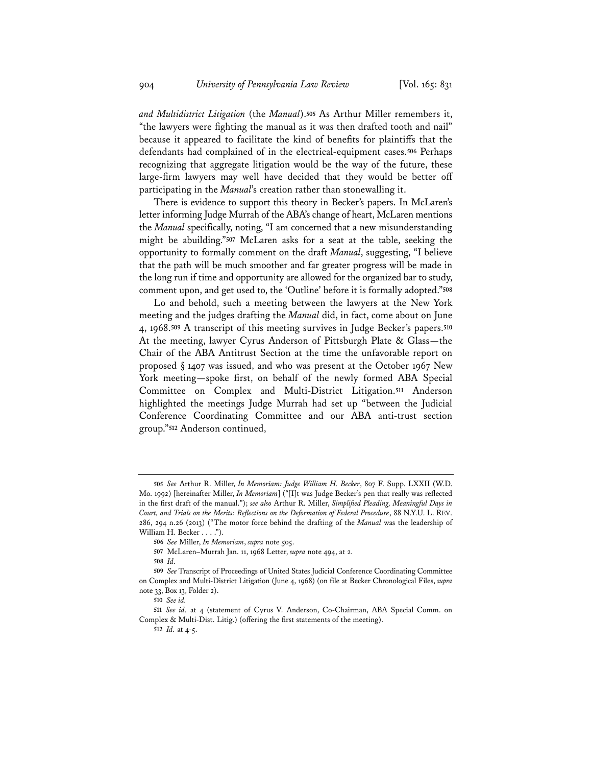*and Multidistrict Litigation* (the *Manual*).[505] As Arthur Miller remembers it, "the lawyers were fighting the manual as it was then drafted tooth and nail" because it appeared to facilitate the kind of benefits for plaintiffs that the defendants had complained of in the electrical-equipment cases.[506] Perhaps recognizing that aggregate litigation would be the way of the future, these large-firm lawyers may well have decided that they would be better off participating in the *Manual*'s creation rather than stonewalling it.

There is evidence to support this theory in Becker's papers. In McLaren's letter informing Judge Murrah of the ABA's change of heart, McLaren mentions the *Manual* specifically, noting, "I am concerned that a new misunderstanding might be abuilding."[507] McLaren asks for a seat at the table, seeking the opportunity to formally comment on the draft *Manual*, suggesting, "I believe that the path will be much smoother and far greater progress will be made in the long run if time and opportunity are allowed for the organized bar to study, comment upon, and get used to, the 'Outline' before it is formally adopted."[508]

Lo and behold, such a meeting between the lawyers at the New York meeting and the judges drafting the *Manual* did, in fact, come about on June 4, 1968.[509] A transcript of this meeting survives in Judge Becker's papers.[510] At the meeting, lawyer Cyrus Anderson of Pittsburgh Plate & Glass—the Chair of the ABA Antitrust Section at the time the unfavorable report on proposed § 1407 was issued, and who was present at the October 1967 New York meeting—spoke first, on behalf of the newly formed ABA Special Committee on Complex and Multi-District Litigation.[511] Anderson highlighted the meetings Judge Murrah had set up "between the Judicial Conference Coordinating Committee and our ABA anti-trust section group."[512] Anderson continued,

---

[505] *See* Arthur R. Miller, *In Memoriam: Judge William H. Becker*, 807 F. Supp. LXXII (W.D. Mo. 1992) [hereinafter Miller, *In Memoriam*] ("[I]t was Judge Becker's pen that really was reflected in the first draft of the manual."); *see also* Arthur R. Miller, *Simplified Pleading, Meaningful Days in Court, and Trials on the Merits: Reflections on the Deformation of Federal Procedure*, 88 N.Y.U. L. REV. 286, 294 n.26 (2013) ("The motor force behind the drafting of the *Manual* was the leadership of William H. Becker . . . .").

[506] *See* Miller, *In Memoriam*, *supra* note 505.

[507] McLaren–Murrah Jan. 11, 1968 Letter, *supra* note 494, at 2.

[508] *Id.*

[509] *See* Transcript of Proceedings of United States Judicial Conference Coordinating Committee on Complex and Multi-District Litigation (June 4, 1968) (on file at Becker Chronological Files, *supra* note 33, Box 13, Folder 2).

[510] *See id.*

[511] *See id.* at 4 (statement of Cyrus V. Anderson, Co-Chairman, ABA Special Comm. on Complex & Multi-Dist. Litig.) (offering the first statements of the meeting).

[512] *Id.* at 4-5.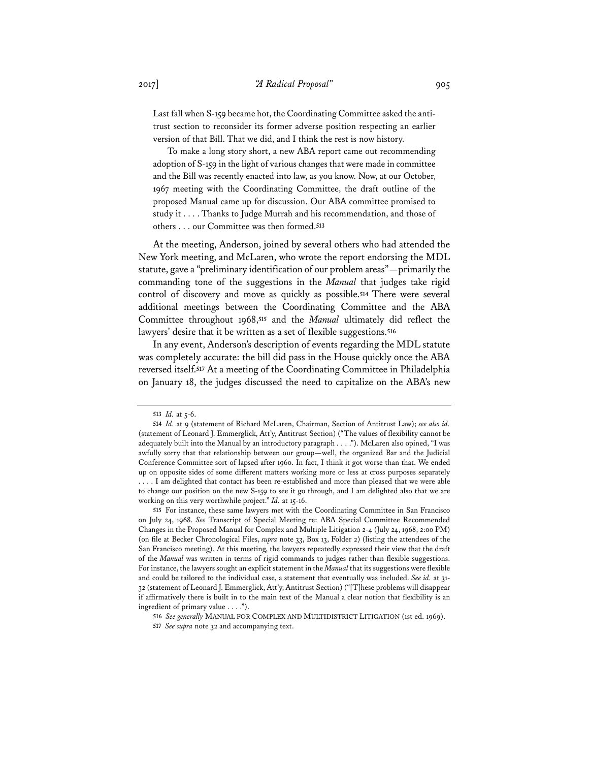> Last fall when S-159 became hot, the Coordinating Committee asked the antitrust section to reconsider its former adverse position respecting an earlier version of that Bill. That we did, and I think the rest is now history.
>
> To make a long story short, a new ABA report came out recommending adoption of S-159 in the light of various changes that were made in committee and the Bill was recently enacted into law, as you know. Now, at our October, 1967 meeting with the Coordinating Committee, the draft outline of the proposed Manual came up for discussion. Our ABA committee promised to study it . . . . Thanks to Judge Murrah and his recommendation, and those of others . . . our Committee was then formed.[513]

At the meeting, Anderson, joined by several others who had attended the New York meeting, and McLaren, who wrote the report endorsing the MDL statute, gave a "preliminary identification of our problem areas"—primarily the commanding tone of the suggestions in the *Manual* that judges take rigid control of discovery and move as quickly as possible.[514] There were several additional meetings between the Coordinating Committee and the ABA Committee throughout 1968,[515] and the *Manual* ultimately did reflect the lawyers' desire that it be written as a set of flexible suggestions.[516]

In any event, Anderson's description of events regarding the MDL statute was completely accurate: the bill did pass in the House quickly once the ABA reversed itself.[517] At a meeting of the Coordinating Committee in Philadelphia on January 18, the judges discussed the need to capitalize on the ABA's new

---

513 *Id.* at 5-6.

514 *Id.* at 9 (statement of Richard McLaren, Chairman, Section of Antitrust Law); *see also id.* (statement of Leonard J. Emmerglick, Att'y, Antitrust Section) ("The values of flexibility cannot be adequately built into the Manual by an introductory paragraph . . . ."). McLaren also opined, "I was awfully sorry that that relationship between our group—well, the organized Bar and the Judicial Conference Committee sort of lapsed after 1960. In fact, I think it got worse than that. We ended up on opposite sides of some different matters working more or less at cross purposes separately . . . . I am delighted that contact has been re-established and more than pleased that we were able to change our position on the new S-159 to see it go through, and I am delighted also that we are working on this very worthwhile project." *Id.* at 15-16.

515 For instance, these same lawyers met with the Coordinating Committee in San Francisco on July 24, 1968. *See* Transcript of Special Meeting re: ABA Special Committee Recommended Changes in the Proposed Manual for Complex and Multiple Litigation 2-4 (July 24, 1968, 2:00 PM) (on file at Becker Chronological Files, *supra* note 33, Box 13, Folder 2) (listing the attendees of the San Francisco meeting). At this meeting, the lawyers repeatedly expressed their view that the draft of the *Manual* was written in terms of rigid commands to judges rather than flexible suggestions. For instance, the lawyers sought an explicit statement in the *Manual* that its suggestions were flexible and could be tailored to the individual case, a statement that eventually was included. *See id.* at 31-32 (statement of Leonard J. Emmerglick, Att'y, Antitrust Section) ("[T]hese problems will disappear if affirmatively there is built in to the main text of the Manual a clear notion that flexibility is an ingredient of primary value . . . .").

516 *See generally* MANUAL FOR COMPLEX AND MULTIDISTRICT LITIGATION (1st ed. 1969).

517 *See supra* note 32 and accompanying text.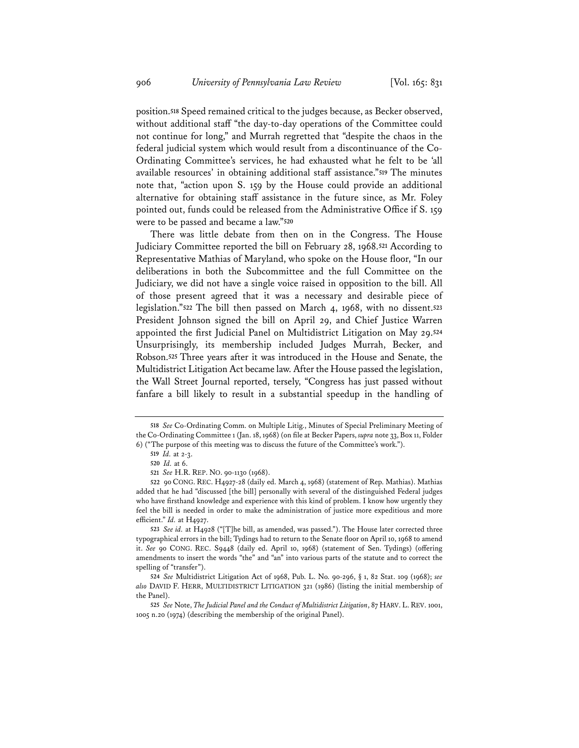position.[518] Speed remained critical to the judges because, as Becker observed, without additional staff "the day-to-day operations of the Committee could not continue for long," and Murrah regretted that "despite the chaos in the federal judicial system which would result from a discontinuance of the Co-Ordinating Committee's services, he had exhausted what he felt to be 'all available resources' in obtaining additional staff assistance."[519] The minutes note that, "action upon S. 159 by the House could provide an additional alternative for obtaining staff assistance in the future since, as Mr. Foley pointed out, funds could be released from the Administrative Office if S. 159 were to be passed and became a law."[520]

There was little debate from then on in the Congress. The House Judiciary Committee reported the bill on February 28, 1968.[521] According to Representative Mathias of Maryland, who spoke on the House floor, "In our deliberations in both the Subcommittee and the full Committee on the Judiciary, we did not have a single voice raised in opposition to the bill. All of those present agreed that it was a necessary and desirable piece of legislation."[522] The bill then passed on March 4, 1968, with no dissent.[523] President Johnson signed the bill on April 29, and Chief Justice Warren appointed the first Judicial Panel on Multidistrict Litigation on May 29.[524] Unsurprisingly, its membership included Judges Murrah, Becker, and Robson.[525] Three years after it was introduced in the House and Senate, the Multidistrict Litigation Act became law. After the House passed the legislation, the Wall Street Journal reported, tersely, "Congress has just passed without fanfare a bill likely to result in a substantial speedup in the handling of

---

[518] *See* Co-Ordinating Comm. on Multiple Litig., Minutes of Special Preliminary Meeting of the Co-Ordinating Committee 1 (Jan. 18, 1968) (on file at Becker Papers, *supra* note 33, Box 11, Folder 6) ("The purpose of this meeting was to discuss the future of the Committee's work.").

[519] *Id.* at 2-3.

[520] *Id.* at 6.

[521] *See* H.R. REP. NO. 90-1130 (1968).

[522] 90 CONG. REC. H4927-28 (daily ed. March 4, 1968) (statement of Rep. Mathias). Mathias added that he had "discussed [the bill] personally with several of the distinguished Federal judges who have firsthand knowledge and experience with this kind of problem. I know how urgently they feel the bill is needed in order to make the administration of justice more expeditious and more efficient." *Id.* at H4927.

[523] *See id.* at H4928 ("[T]he bill, as amended, was passed."). The House later corrected three typographical errors in the bill; Tydings had to return to the Senate floor on April 10, 1968 to amend it. *See* 90 CONG. REC. S9448 (daily ed. April 10, 1968) (statement of Sen. Tydings) (offering amendments to insert the words "the" and "an" into various parts of the statute and to correct the spelling of "transfer").

[524] *See* Multidistrict Litigation Act of 1968, Pub. L. No. 90-296, § 1, 82 Stat. 109 (1968); *see also* DAVID F. HERR, MULTIDISTRICT LITIGATION 321 (1986) (listing the initial membership of the Panel).

[525] *See* Note, *The Judicial Panel and the Conduct of Multidistrict Litigation*, 87 HARV. L. REV. 1001, 1005 n.20 (1974) (describing the membership of the original Panel).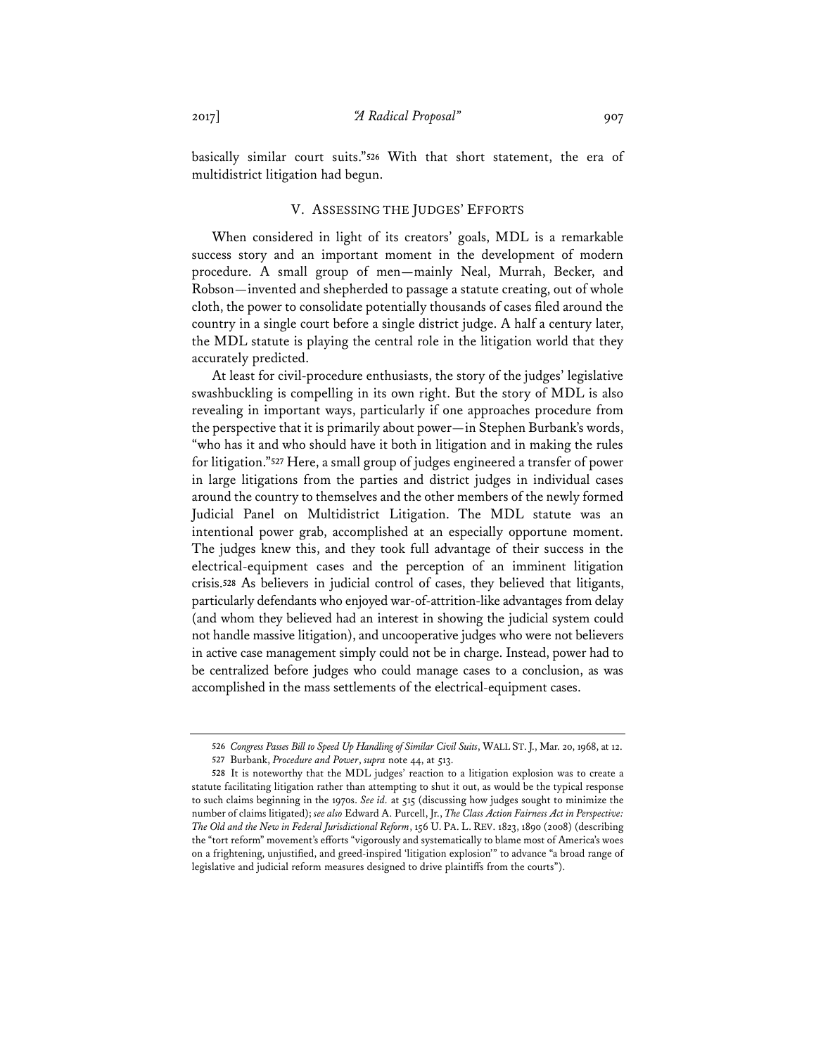basically similar court suits."[526] With that short statement, the era of multidistrict litigation had begun.

## V. ASSESSING THE JUDGES' EFFORTS

When considered in light of its creators' goals, MDL is a remarkable success story and an important moment in the development of modern procedure. A small group of men—mainly Neal, Murrah, Becker, and Robson—invented and shepherded to passage a statute creating, out of whole cloth, the power to consolidate potentially thousands of cases filed around the country in a single court before a single district judge. A half a century later, the MDL statute is playing the central role in the litigation world that they accurately predicted.

At least for civil-procedure enthusiasts, the story of the judges' legislative swashbuckling is compelling in its own right. But the story of MDL is also revealing in important ways, particularly if one approaches procedure from the perspective that it is primarily about power—in Stephen Burbank's words, "who has it and who should have it both in litigation and in making the rules for litigation."[527] Here, a small group of judges engineered a transfer of power in large litigations from the parties and district judges in individual cases around the country to themselves and the other members of the newly formed Judicial Panel on Multidistrict Litigation. The MDL statute was an intentional power grab, accomplished at an especially opportune moment. The judges knew this, and they took full advantage of their success in the electrical-equipment cases and the perception of an imminent litigation crisis.[528] As believers in judicial control of cases, they believed that litigants, particularly defendants who enjoyed war-of-attrition-like advantages from delay (and whom they believed had an interest in showing the judicial system could not handle massive litigation), and uncooperative judges who were not believers in active case management simply could not be in charge. Instead, power had to be centralized before judges who could manage cases to a conclusion, as was accomplished in the mass settlements of the electrical-equipment cases.

---

526 *Congress Passes Bill to Speed Up Handling of Similar Civil Suits*, WALL ST. J., Mar. 20, 1968, at 12.

527 Burbank, *Procedure and Power*, *supra* note 44, at 513.

528 It is noteworthy that the MDL judges' reaction to a litigation explosion was to create a statute facilitating litigation rather than attempting to shut it out, as would be the typical response to such claims beginning in the 1970s. *See id.* at 515 (discussing how judges sought to minimize the number of claims litigated); *see also* Edward A. Purcell, Jr., *The Class Action Fairness Act in Perspective: The Old and the New in Federal Jurisdictional Reform*, 156 U. PA. L. REV. 1823, 1890 (2008) (describing the "tort reform" movement's efforts "vigorously and systematically to blame most of America's woes on a frightening, unjustified, and greed-inspired 'litigation explosion'" to advance "a broad range of legislative and judicial reform measures designed to drive plaintiffs from the courts").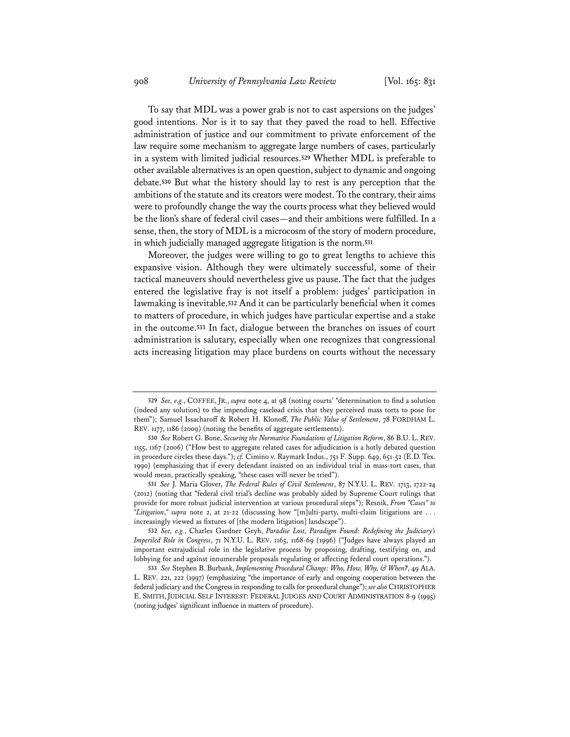To say that MDL was a power grab is not to cast aspersions on the judges' good intentions. Nor is it to say that they paved the road to hell. Effective administration of justice and our commitment to private enforcement of the law require some mechanism to aggregate large numbers of cases, particularly in a system with limited judicial resources.[529] Whether MDL is preferable to other available alternatives is an open question, subject to dynamic and ongoing debate.[530] But what the history should lay to rest is any perception that the ambitions of the statute and its creators were modest. To the contrary, their aims were to profoundly change the way the courts process what they believed would be the lion's share of federal civil cases—and their ambitions were fulfilled. In a sense, then, the story of MDL is a microcosm of the story of modern procedure, in which judicially managed aggregate litigation is the norm.[531]

Moreover, the judges were willing to go to great lengths to achieve this expansive vision. Although they were ultimately successful, some of their tactical maneuvers should nevertheless give us pause. The fact that the judges entered the legislative fray is not itself a problem: judges' participation in lawmaking is inevitable.[532] And it can be particularly beneficial when it comes to matters of procedure, in which judges have particular expertise and a stake in the outcome.[533] In fact, dialogue between the branches on issues of court administration is salutary, especially when one recognizes that congressional acts increasing litigation may place burdens on courts without the necessary

---

529 *See, e.g.*, COFFEE, JR., *supra* note 4, at 98 (noting courts' "determination to find a solution (indeed any solution) to the impending caseload crisis that they perceived mass torts to pose for them"); Samuel Issacharoff & Robert H. Klonoff, *The Public Value of Settlement*, 78 FORDHAM L. REV. 1177, 1186 (2009) (noting the benefits of aggregate settlements).

530 *See* Robert G. Bone, *Securing the Normative Foundations of Litigation Reform*, 86 B.U. L. REV. 1155, 1167 (2006) ("How best to aggregate related cases for adjudication is a hotly debated question in procedure circles these days."); *cf.* Cimino v. Raymark Indus., 751 F. Supp. 649, 651-52 (E.D. Tex. 1990) (emphasizing that if every defendant insisted on an individual trial in mass-tort cases, that would mean, practically speaking, "these cases will never be tried").

531 *See* J. Maria Glover, *The Federal Rules of Civil Settlement*, 87 N.Y.U. L. REV. 1713, 1722-24 (2012) (noting that "federal civil trial's decline was probably aided by Supreme Court rulings that provide for more robust judicial intervention at various procedural steps"); Resnik, *From "Cases" to "Litigation*," *supra* note 2, at 21-22 (discussing how "[m]ulti-party, multi-claim litigations are . . . increasingly viewed as fixtures of [the modern litigation] landscape").

532 *See, e.g.*, Charles Gardner Geyh, *Paradise Lost, Paradigm Found: Redefining the Judiciary's Imperiled Role in Congress*, 71 N.Y.U. L. REV. 1165, 1168-69 (1996) ("Judges have always played an important extrajudicial role in the legislative process by proposing, drafting, testifying on, and lobbying for and against innumerable proposals regulating or affecting federal court operations.").

533 *See* Stephen B. Burbank, *Implementing Procedural Change: Who, How, Why, & When?*, 49 ALA. L. REV. 221, 222 (1997) (emphasizing "the importance of early and ongoing cooperation between the federal judiciary and the Congress in responding to calls for procedural change"); *see also* CHRISTOPHER E. SMITH, JUDICIAL SELF INTEREST: FEDERAL JUDGES AND COURT ADMINISTRATION 8-9 (1995) (noting judges' significant influence in matters of procedure).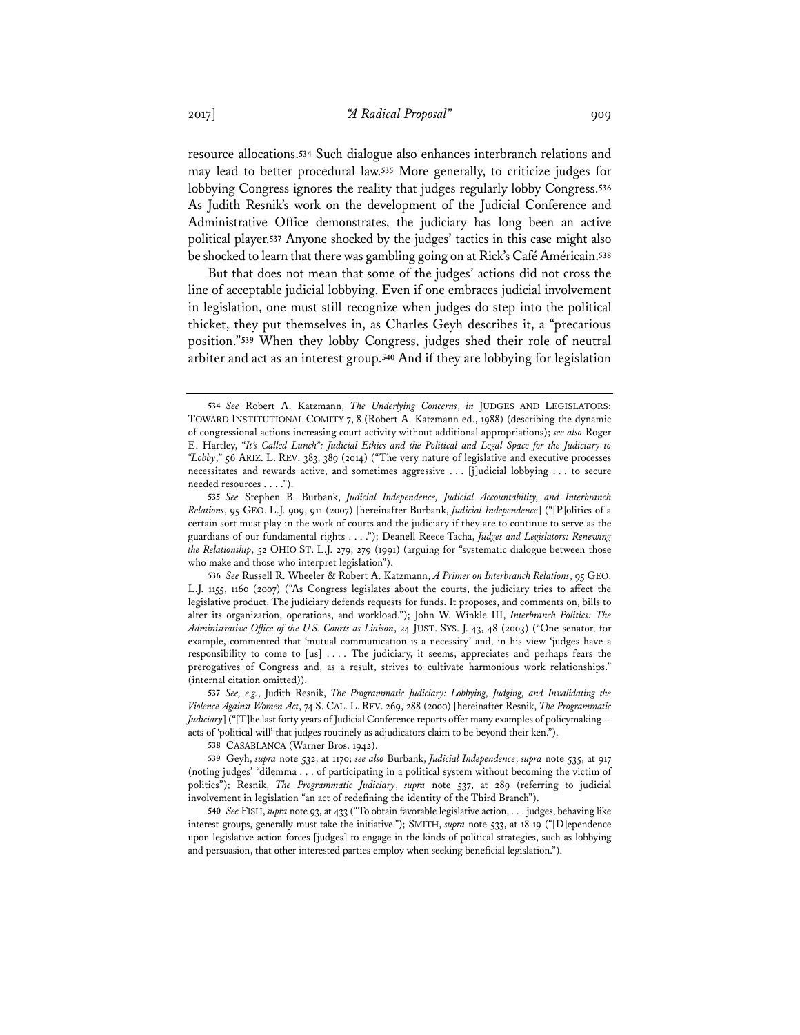resource allocations.[534] Such dialogue also enhances interbranch relations and may lead to better procedural law.[535] More generally, to criticize judges for lobbying Congress ignores the reality that judges regularly lobby Congress.[536] As Judith Resnik's work on the development of the Judicial Conference and Administrative Office demonstrates, the judiciary has long been an active political player.[537] Anyone shocked by the judges' tactics in this case might also be shocked to learn that there was gambling going on at Rick's Café Américain.[538]

But that does not mean that some of the judges' actions did not cross the line of acceptable judicial lobbying. Even if one embraces judicial involvement in legislation, one must still recognize when judges do step into the political thicket, they put themselves in, as Charles Geyh describes it, a "precarious position."[539] When they lobby Congress, judges shed their role of neutral arbiter and act as an interest group.[540] And if they are lobbying for legislation

---

534 *See* Robert A. Katzmann, *The Underlying Concerns*, *in* JUDGES AND LEGISLATORS: TOWARD INSTITUTIONAL COMITY 7, 8 (Robert A. Katzmann ed., 1988) (describing the dynamic of congressional actions increasing court activity without additional appropriations); *see also* Roger E. Hartley, *"It's Called Lunch": Judicial Ethics and the Political and Legal Space for the Judiciary to "Lobby*,*"* 56 ARIZ. L. REV. 383, 389 (2014) ("The very nature of legislative and executive processes necessitates and rewards active, and sometimes aggressive . . . [j]udicial lobbying . . . to secure needed resources . . . .").

535 *See* Stephen B. Burbank, *Judicial Independence, Judicial Accountability, and Interbranch Relations*, 95 GEO. L.J. 909, 911 (2007) [hereinafter Burbank, *Judicial Independence*] ("[P]olitics of a certain sort must play in the work of courts and the judiciary if they are to continue to serve as the guardians of our fundamental rights . . . ."); Deanell Reece Tacha, *Judges and Legislators: Renewing the Relationship*, 52 OHIO ST. L.J. 279, 279 (1991) (arguing for "systematic dialogue between those who make and those who interpret legislation").

536 *See* Russell R. Wheeler & Robert A. Katzmann, *A Primer on Interbranch Relations*, 95 GEO. L.J. 1155, 1160 (2007) ("As Congress legislates about the courts, the judiciary tries to affect the legislative product. The judiciary defends requests for funds. It proposes, and comments on, bills to alter its organization, operations, and workload."); John W. Winkle III, *Interbranch Politics: The Administrative Office of the U.S. Courts as Liaison*, 24 JUST. SYS. J. 43, 48 (2003) ("One senator, for example, commented that 'mutual communication is a necessity' and, in his view 'judges have a responsibility to come to [us] . . . . The judiciary, it seems, appreciates and perhaps fears the prerogatives of Congress and, as a result, strives to cultivate harmonious work relationships." (internal citation omitted)).

537 *See, e.g.*, Judith Resnik, *The Programmatic Judiciary: Lobbying, Judging, and Invalidating the Violence Against Women Act*, 74 S. CAL. L. REV. 269, 288 (2000) [hereinafter Resnik, *The Programmatic Judiciary*] ("[T]he last forty years of Judicial Conference reports offer many examples of policymaking—acts of 'political will' that judges routinely as adjudicators claim to be beyond their ken.").

538 CASABLANCA (Warner Bros. 1942).

539 Geyh, *supra* note 532, at 1170; *see also* Burbank, *Judicial Independence*, *supra* note 535, at 917 (noting judges' "dilemma . . . of participating in a political system without becoming the victim of politics"); Resnik, *The Programmatic Judiciary*, *supra* note 537, at 289 (referring to judicial involvement in legislation "an act of redefining the identity of the Third Branch").

540 *See* FISH, *supra* note 93, at 433 ("To obtain favorable legislative action, . . . judges, behaving like interest groups, generally must take the initiative."); SMITH, *supra* note 533, at 18-19 ("[D]ependence upon legislative action forces [judges] to engage in the kinds of political strategies, such as lobbying and persuasion, that other interested parties employ when seeking beneficial legislation.").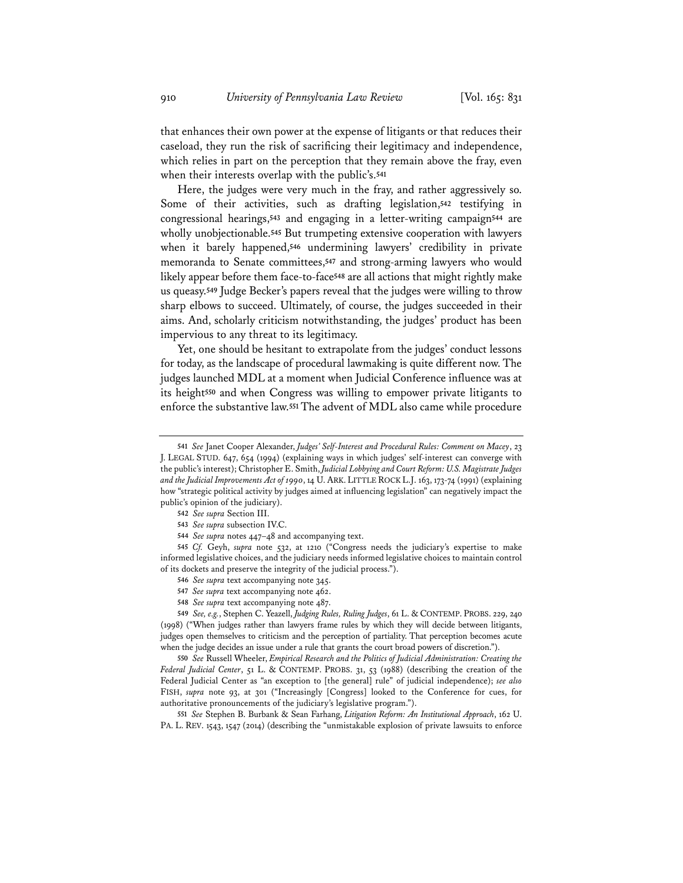that enhances their own power at the expense of litigants or that reduces their caseload, they run the risk of sacrificing their legitimacy and independence, which relies in part on the perception that they remain above the fray, even when their interests overlap with the public's.[541]

Here, the judges were very much in the fray, and rather aggressively so. Some of their activities, such as drafting legislation,[542] testifying in congressional hearings,[543] and engaging in a letter-writing campaign[544] are wholly unobjectionable.[545] But trumpeting extensive cooperation with lawyers when it barely happened,[546] undermining lawyers' credibility in private memoranda to Senate committees,[547] and strong-arming lawyers who would likely appear before them face-to-face[548] are all actions that might rightly make us queasy.[549] Judge Becker's papers reveal that the judges were willing to throw sharp elbows to succeed. Ultimately, of course, the judges succeeded in their aims. And, scholarly criticism notwithstanding, the judges' product has been impervious to any threat to its legitimacy.

Yet, one should be hesitant to extrapolate from the judges' conduct lessons for today, as the landscape of procedural lawmaking is quite different now. The judges launched MDL at a moment when Judicial Conference influence was at its height[550] and when Congress was willing to empower private litigants to enforce the substantive law.[551] The advent of MDL also came while procedure

---

541 *See* Janet Cooper Alexander, *Judges' Self-Interest and Procedural Rules: Comment on Macey*, 23 J. LEGAL STUD. 647, 654 (1994) (explaining ways in which judges' self-interest can converge with the public's interest); Christopher E. Smith, *Judicial Lobbying and Court Reform: U.S. Magistrate Judges and the Judicial Improvements Act of 1990*, 14 U. ARK. LITTLE ROCK L.J. 163, 173-74 (1991) (explaining how "strategic political activity by judges aimed at influencing legislation" can negatively impact the public's opinion of the judiciary).

542 *See supra* Section III.

543 *See supra* subsection IV.C.

544 *See supra* notes 447–48 and accompanying text.

545 *Cf.* Geyh, *supra* note 532, at 1210 ("Congress needs the judiciary's expertise to make informed legislative choices, and the judiciary needs informed legislative choices to maintain control of its dockets and preserve the integrity of the judicial process.").

546 *See supra* text accompanying note 345.

547 *See supra* text accompanying note 462.

548 *See supra* text accompanying note 487.

549 *See, e.g.*, Stephen C. Yeazell, *Judging Rules, Ruling Judges*, 61 L. & CONTEMP. PROBS. 229, 240 (1998) ("When judges rather than lawyers frame rules by which they will decide between litigants, judges open themselves to criticism and the perception of partiality. That perception becomes acute when the judge decides an issue under a rule that grants the court broad powers of discretion.").

550 *See* Russell Wheeler, *Empirical Research and the Politics of Judicial Administration: Creating the Federal Judicial Center*, 51 L. & CONTEMP. PROBS. 31, 53 (1988) (describing the creation of the Federal Judicial Center as "an exception to [the general] rule" of judicial independence); *see also* FISH, *supra* note 93, at 301 ("Increasingly [Congress] looked to the Conference for cues, for authoritative pronouncements of the judiciary's legislative program.").

551 *See* Stephen B. Burbank & Sean Farhang, *Litigation Reform: An Institutional Approach*, 162 U. PA. L. REV. 1543, 1547 (2014) (describing the "unmistakable explosion of private lawsuits to enforce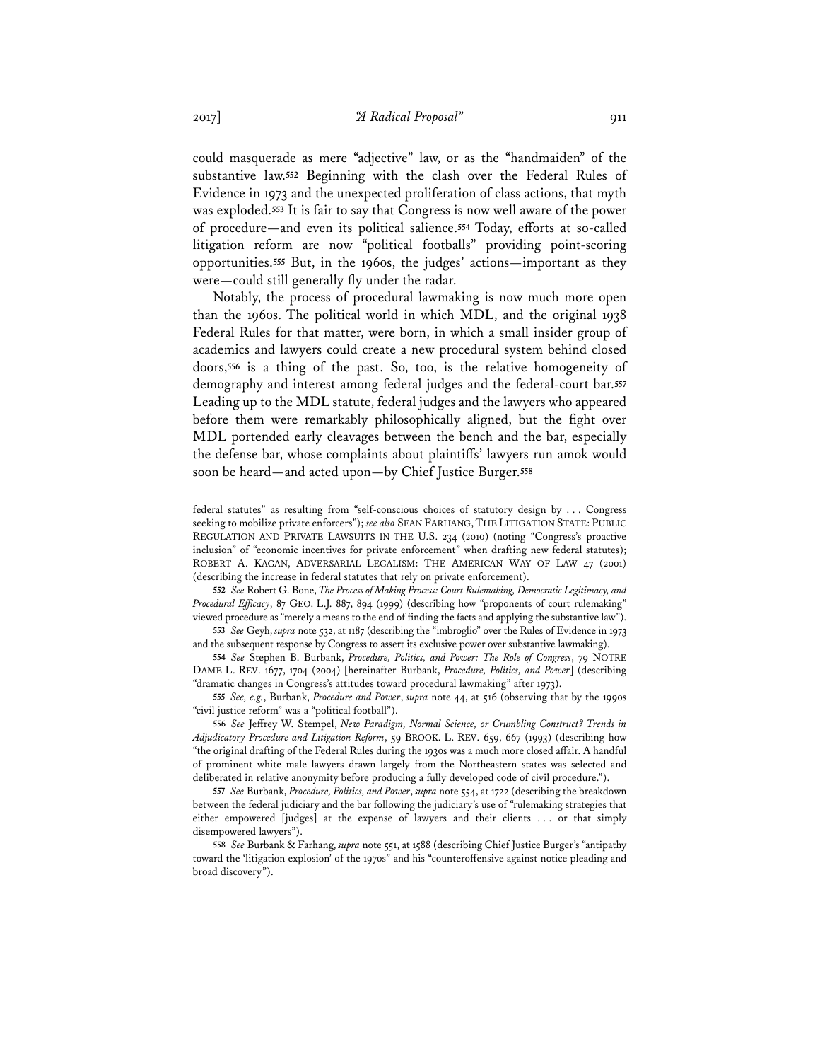could masquerade as mere "adjective" law, or as the "handmaiden" of the substantive law.[552] Beginning with the clash over the Federal Rules of Evidence in 1973 and the unexpected proliferation of class actions, that myth was exploded.[553] It is fair to say that Congress is now well aware of the power of procedure—and even its political salience.[554] Today, efforts at so-called litigation reform are now "political footballs" providing point-scoring opportunities.[555] But, in the 1960s, the judges' actions—important as they were—could still generally fly under the radar.

Notably, the process of procedural lawmaking is now much more open than the 1960s. The political world in which MDL, and the original 1938 Federal Rules for that matter, were born, in which a small insider group of academics and lawyers could create a new procedural system behind closed doors,[556] is a thing of the past. So, too, is the relative homogeneity of demography and interest among federal judges and the federal-court bar.[557] Leading up to the MDL statute, federal judges and the lawyers who appeared before them were remarkably philosophically aligned, but the fight over MDL portended early cleavages between the bench and the bar, especially the defense bar, whose complaints about plaintiffs' lawyers run amok would soon be heard—and acted upon—by Chief Justice Burger.[558]

---

federal statutes" as resulting from "self-conscious choices of statutory design by . . . Congress seeking to mobilize private enforcers"); *see also* SEAN FARHANG, THE LITIGATION STATE: PUBLIC REGULATION AND PRIVATE LAWSUITS IN THE U.S. 234 (2010) (noting "Congress's proactive inclusion" of "economic incentives for private enforcement" when drafting new federal statutes); ROBERT A. KAGAN, ADVERSARIAL LEGALISM: THE AMERICAN WAY OF LAW 47 (2001) (describing the increase in federal statutes that rely on private enforcement).

552 *See* Robert G. Bone, *The Process of Making Process: Court Rulemaking, Democratic Legitimacy, and Procedural Efficacy*, 87 GEO. L.J. 887, 894 (1999) (describing how "proponents of court rulemaking" viewed procedure as "merely a means to the end of finding the facts and applying the substantive law").

553 *See* Geyh, *supra* note 532, at 1187 (describing the "imbroglio" over the Rules of Evidence in 1973 and the subsequent response by Congress to assert its exclusive power over substantive lawmaking).

554 *See* Stephen B. Burbank, *Procedure, Politics, and Power: The Role of Congress*, 79 NOTRE DAME L. REV. 1677, 1704 (2004) [hereinafter Burbank, *Procedure, Politics, and Power*] (describing "dramatic changes in Congress's attitudes toward procedural lawmaking" after 1973).

555 *See, e.g.*, Burbank, *Procedure and Power*, *supra* note 44, at 516 (observing that by the 1990s "civil justice reform" was a "political football").

556 *See* Jeffrey W. Stempel, *New Paradigm, Normal Science, or Crumbling Construct? Trends in Adjudicatory Procedure and Litigation Reform*, 59 BROOK. L. REV. 659, 667 (1993) (describing how "the original drafting of the Federal Rules during the 1930s was a much more closed affair. A handful of prominent white male lawyers drawn largely from the Northeastern states was selected and deliberated in relative anonymity before producing a fully developed code of civil procedure.").

557 *See* Burbank, *Procedure, Politics, and Power*, *supra* note 554, at 1722 (describing the breakdown between the federal judiciary and the bar following the judiciary's use of "rulemaking strategies that either empowered [judges] at the expense of lawyers and their clients . . . or that simply disempowered lawyers").

558 *See* Burbank & Farhang, *supra* note 551, at 1588 (describing Chief Justice Burger's "antipathy toward the 'litigation explosion' of the 1970s" and his "counteroffensive against notice pleading and broad discovery").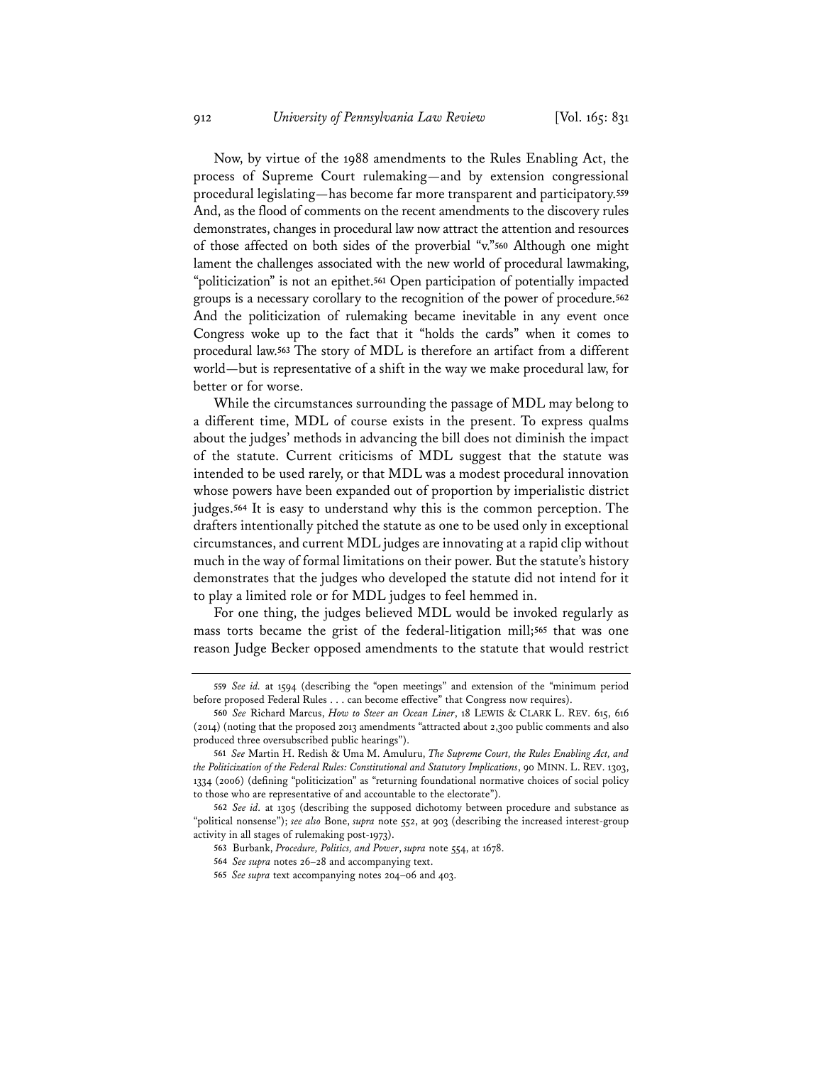Now, by virtue of the 1988 amendments to the Rules Enabling Act, the process of Supreme Court rulemaking—and by extension congressional procedural legislating—has become far more transparent and participatory.[559] And, as the flood of comments on the recent amendments to the discovery rules demonstrates, changes in procedural law now attract the attention and resources of those affected on both sides of the proverbial "v."[560] Although one might lament the challenges associated with the new world of procedural lawmaking, "politicization" is not an epithet.[561] Open participation of potentially impacted groups is a necessary corollary to the recognition of the power of procedure.[562] And the politicization of rulemaking became inevitable in any event once Congress woke up to the fact that it "holds the cards" when it comes to procedural law.[563] The story of MDL is therefore an artifact from a different world—but is representative of a shift in the way we make procedural law, for better or for worse.

While the circumstances surrounding the passage of MDL may belong to a different time, MDL of course exists in the present. To express qualms about the judges' methods in advancing the bill does not diminish the impact of the statute. Current criticisms of MDL suggest that the statute was intended to be used rarely, or that MDL was a modest procedural innovation whose powers have been expanded out of proportion by imperialistic district judges.[564] It is easy to understand why this is the common perception. The drafters intentionally pitched the statute as one to be used only in exceptional circumstances, and current MDL judges are innovating at a rapid clip without much in the way of formal limitations on their power. But the statute's history demonstrates that the judges who developed the statute did not intend for it to play a limited role or for MDL judges to feel hemmed in.

For one thing, the judges believed MDL would be invoked regularly as mass torts became the grist of the federal-litigation mill;[565] that was one reason Judge Becker opposed amendments to the statute that would restrict

---

559 *See id.* at 1594 (describing the "open meetings" and extension of the "minimum period before proposed Federal Rules . . . can become effective" that Congress now requires).

560 *See* Richard Marcus, *How to Steer an Ocean Liner*, 18 LEWIS & CLARK L. REV. 615, 616 (2014) (noting that the proposed 2013 amendments "attracted about 2,300 public comments and also produced three oversubscribed public hearings").

561 *See* Martin H. Redish & Uma M. Amuluru, *The Supreme Court, the Rules Enabling Act, and the Politicization of the Federal Rules: Constitutional and Statutory Implications*, 90 MINN. L. REV. 1303, 1334 (2006) (defining "politicization" as "returning foundational normative choices of social policy to those who are representative of and accountable to the electorate").

562 *See id.* at 1305 (describing the supposed dichotomy between procedure and substance as "political nonsense"); *see also* Bone, *supra* note 552, at 903 (describing the increased interest-group activity in all stages of rulemaking post-1973).

563 Burbank, *Procedure, Politics, and Power*, *supra* note 554, at 1678.

564 *See supra* notes 26–28 and accompanying text.

565 *See supra* text accompanying notes 204–06 and 403.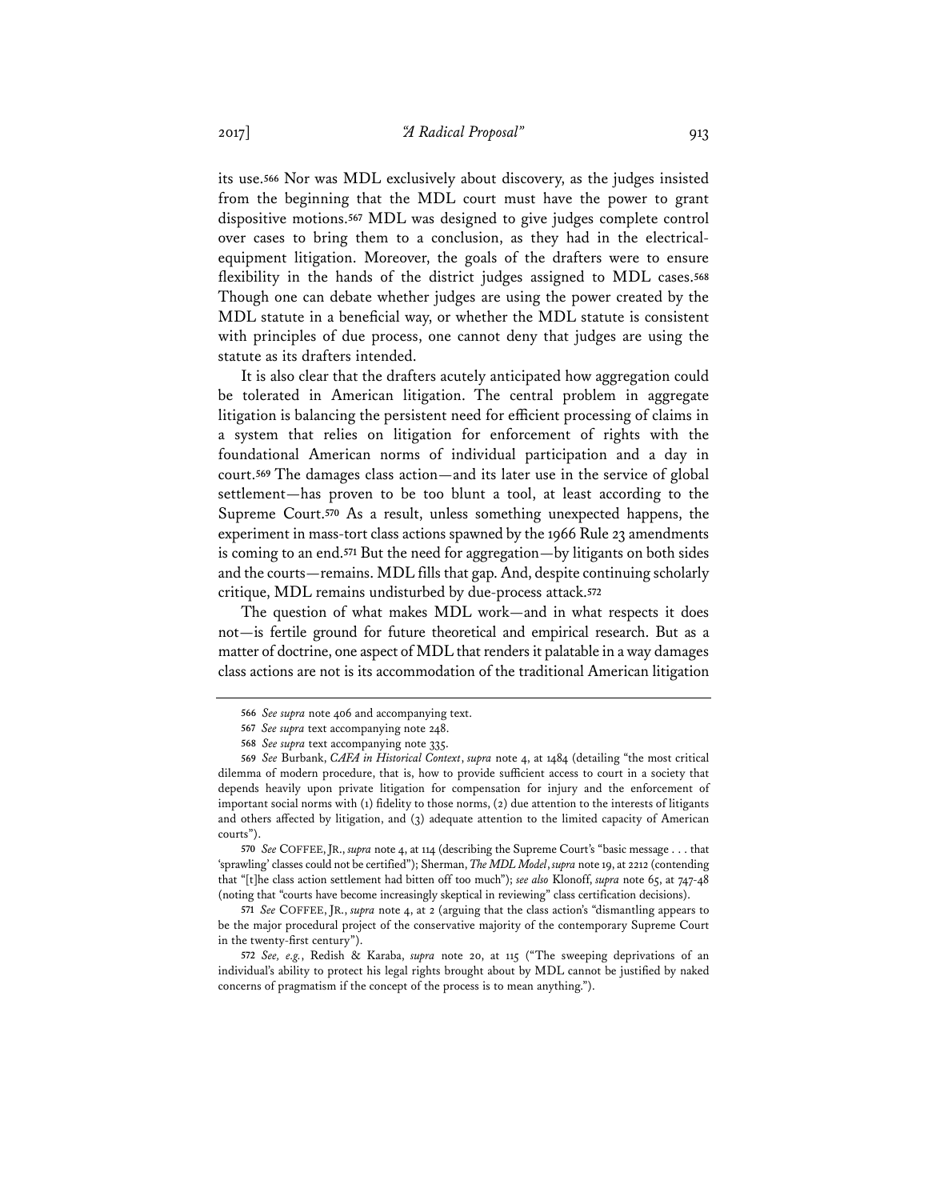its use.[566] Nor was MDL exclusively about discovery, as the judges insisted from the beginning that the MDL court must have the power to grant dispositive motions.[567] MDL was designed to give judges complete control over cases to bring them to a conclusion, as they had in the electrical-equipment litigation. Moreover, the goals of the drafters were to ensure flexibility in the hands of the district judges assigned to MDL cases.[568] Though one can debate whether judges are using the power created by the MDL statute in a beneficial way, or whether the MDL statute is consistent with principles of due process, one cannot deny that judges are using the statute as its drafters intended.

It is also clear that the drafters acutely anticipated how aggregation could be tolerated in American litigation. The central problem in aggregate litigation is balancing the persistent need for efficient processing of claims in a system that relies on litigation for enforcement of rights with the foundational American norms of individual participation and a day in court.[569] The damages class action—and its later use in the service of global settlement—has proven to be too blunt a tool, at least according to the Supreme Court.[570] As a result, unless something unexpected happens, the experiment in mass-tort class actions spawned by the 1966 Rule 23 amendments is coming to an end.[571] But the need for aggregation—by litigants on both sides and the courts—remains. MDL fills that gap. And, despite continuing scholarly critique, MDL remains undisturbed by due-process attack.[572]

The question of what makes MDL work—and in what respects it does not—is fertile ground for future theoretical and empirical research. But as a matter of doctrine, one aspect of MDL that renders it palatable in a way damages class actions are not is its accommodation of the traditional American litigation

---

566 *See supra* note 406 and accompanying text.

567 *See supra* text accompanying note 248.

568 *See supra* text accompanying note 335.

569 *See* Burbank, *CAFA in Historical Context*, *supra* note 4, at 1484 (detailing "the most critical dilemma of modern procedure, that is, how to provide sufficient access to court in a society that depends heavily upon private litigation for compensation for injury and the enforcement of important social norms with (1) fidelity to those norms, (2) due attention to the interests of litigants and others affected by litigation, and (3) adequate attention to the limited capacity of American courts").

570 *See* COFFEE, JR., *supra* note 4, at 114 (describing the Supreme Court's "basic message . . . that 'sprawling' classes could not be certified"); Sherman, *The MDL Model*, *supra* note 19, at 2212 (contending that "[t]he class action settlement had bitten off too much"); *see also* Klonoff, *supra* note 65, at 747-48 (noting that "courts have become increasingly skeptical in reviewing" class certification decisions).

571 *See* COFFEE, JR., *supra* note 4, at 2 (arguing that the class action's "dismantling appears to be the major procedural project of the conservative majority of the contemporary Supreme Court in the twenty-first century").

572 *See, e.g.*, Redish & Karaba, *supra* note 20, at 115 ("The sweeping deprivations of an individual's ability to protect his legal rights brought about by MDL cannot be justified by naked concerns of pragmatism if the concept of the process is to mean anything.").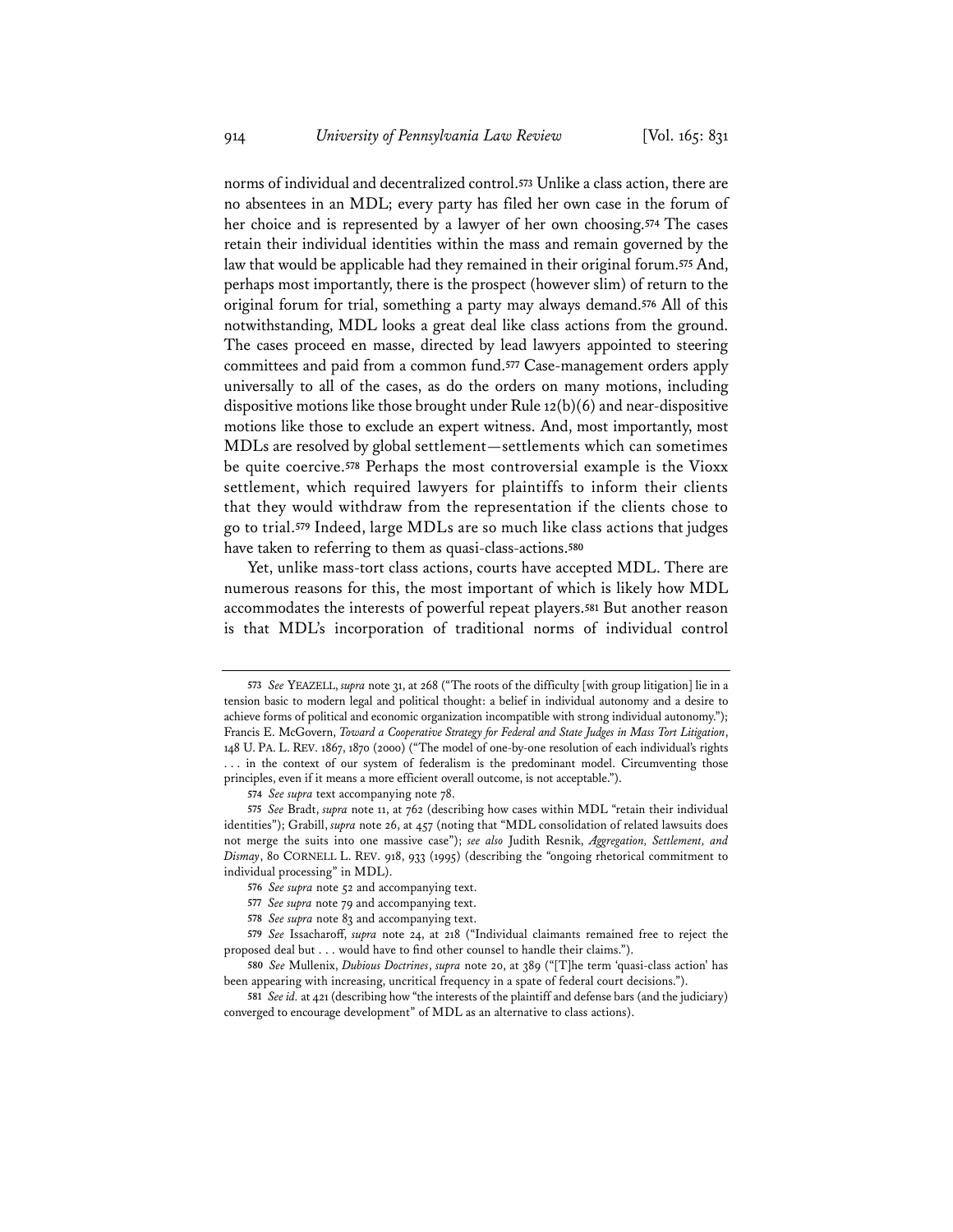norms of individual and decentralized control.[573] Unlike a class action, there are no absentees in an MDL; every party has filed her own case in the forum of her choice and is represented by a lawyer of her own choosing.[574] The cases retain their individual identities within the mass and remain governed by the law that would be applicable had they remained in their original forum.[575] And, perhaps most importantly, there is the prospect (however slim) of return to the original forum for trial, something a party may always demand.[576] All of this notwithstanding, MDL looks a great deal like class actions from the ground. The cases proceed en masse, directed by lead lawyers appointed to steering committees and paid from a common fund.[577] Case-management orders apply universally to all of the cases, as do the orders on many motions, including dispositive motions like those brought under Rule 12(b)(6) and near-dispositive motions like those to exclude an expert witness. And, most importantly, most MDLs are resolved by global settlement—settlements which can sometimes be quite coercive.[578] Perhaps the most controversial example is the Vioxx settlement, which required lawyers for plaintiffs to inform their clients that they would withdraw from the representation if the clients chose to go to trial.[579] Indeed, large MDLs are so much like class actions that judges have taken to referring to them as quasi-class-actions.[580]

Yet, unlike mass-tort class actions, courts have accepted MDL. There are numerous reasons for this, the most important of which is likely how MDL accommodates the interests of powerful repeat players.[581] But another reason is that MDL's incorporation of traditional norms of individual control

---

573 *See* YEAZELL, *supra* note 31, at 268 ("The roots of the difficulty [with group litigation] lie in a tension basic to modern legal and political thought: a belief in individual autonomy and a desire to achieve forms of political and economic organization incompatible with strong individual autonomy."); Francis E. McGovern, *Toward a Cooperative Strategy for Federal and State Judges in Mass Tort Litigation*, 148 U. PA. L. REV. 1867, 1870 (2000) ("The model of one-by-one resolution of each individual's rights . . . in the context of our system of federalism is the predominant model. Circumventing those principles, even if it means a more efficient overall outcome, is not acceptable.").

574 *See supra* text accompanying note 78.

575 *See* Bradt, *supra* note 11, at 762 (describing how cases within MDL "retain their individual identities"); Grabill, *supra* note 26, at 457 (noting that "MDL consolidation of related lawsuits does not merge the suits into one massive case"); *see also* Judith Resnik, *Aggregation, Settlement, and Dismay*, 80 CORNELL L. REV. 918, 933 (1995) (describing the "ongoing rhetorical commitment to individual processing" in MDL).

576 *See supra* note 52 and accompanying text.

577 *See supra* note 79 and accompanying text.

578 *See supra* note 83 and accompanying text.

579 *See* Issacharoff, *supra* note 24, at 218 ("Individual claimants remained free to reject the proposed deal but . . . would have to find other counsel to handle their claims.").

580 *See* Mullenix, *Dubious Doctrines*, *supra* note 20, at 389 ("[T]he term 'quasi-class action' has been appearing with increasing, uncritical frequency in a spate of federal court decisions.").

581 *See id.* at 421 (describing how "the interests of the plaintiff and defense bars (and the judiciary) converged to encourage development" of MDL as an alternative to class actions).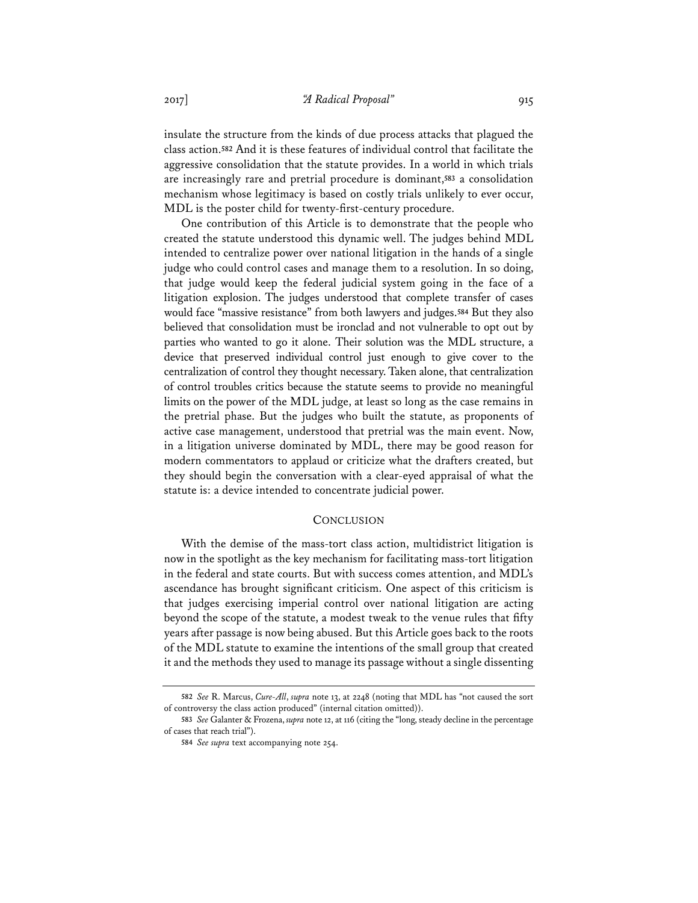insulate the structure from the kinds of due process attacks that plagued the class action.[582] And it is these features of individual control that facilitate the aggressive consolidation that the statute provides. In a world in which trials are increasingly rare and pretrial procedure is dominant,[583] a consolidation mechanism whose legitimacy is based on costly trials unlikely to ever occur, MDL is the poster child for twenty-first-century procedure.

One contribution of this Article is to demonstrate that the people who created the statute understood this dynamic well. The judges behind MDL intended to centralize power over national litigation in the hands of a single judge who could control cases and manage them to a resolution. In so doing, that judge would keep the federal judicial system going in the face of a litigation explosion. The judges understood that complete transfer of cases would face "massive resistance" from both lawyers and judges.[584] But they also believed that consolidation must be ironclad and not vulnerable to opt out by parties who wanted to go it alone. Their solution was the MDL structure, a device that preserved individual control just enough to give cover to the centralization of control they thought necessary. Taken alone, that centralization of control troubles critics because the statute seems to provide no meaningful limits on the power of the MDL judge, at least so long as the case remains in the pretrial phase. But the judges who built the statute, as proponents of active case management, understood that pretrial was the main event. Now, in a litigation universe dominated by MDL, there may be good reason for modern commentators to applaud or criticize what the drafters created, but they should begin the conversation with a clear-eyed appraisal of what the statute is: a device intended to concentrate judicial power.

## CONCLUSION

With the demise of the mass-tort class action, multidistrict litigation is now in the spotlight as the key mechanism for facilitating mass-tort litigation in the federal and state courts. But with success comes attention, and MDL's ascendance has brought significant criticism. One aspect of this criticism is that judges exercising imperial control over national litigation are acting beyond the scope of the statute, a modest tweak to the venue rules that fifty years after passage is now being abused. But this Article goes back to the roots of the MDL statute to examine the intentions of the small group that created it and the methods they used to manage its passage without a single dissenting

---

582 *See* R. Marcus, *Cure-All*, *supra* note 13, at 2248 (noting that MDL has "not caused the sort of controversy the class action produced" (internal citation omitted)).

583 *See* Galanter & Frozena, *supra* note 12, at 116 (citing the "long, steady decline in the percentage of cases that reach trial").

584 *See supra* text accompanying note 254.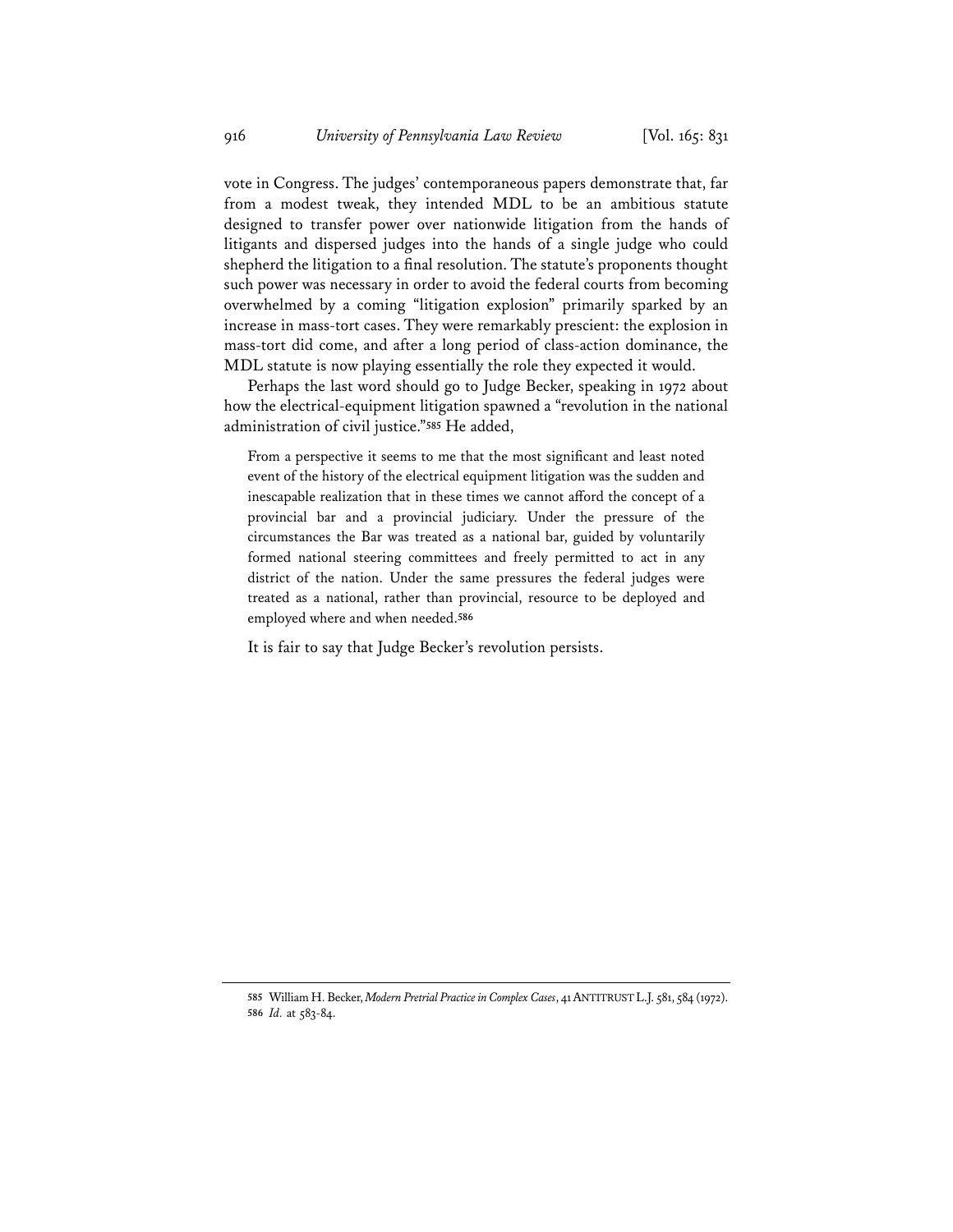vote in Congress. The judges' contemporaneous papers demonstrate that, far from a modest tweak, they intended MDL to be an ambitious statute designed to transfer power over nationwide litigation from the hands of litigants and dispersed judges into the hands of a single judge who could shepherd the litigation to a final resolution. The statute's proponents thought such power was necessary in order to avoid the federal courts from becoming overwhelmed by a coming "litigation explosion" primarily sparked by an increase in mass-tort cases. They were remarkably prescient: the explosion in mass-tort did come, and after a long period of class-action dominance, the MDL statute is now playing essentially the role they expected it would.

Perhaps the last word should go to Judge Becker, speaking in 1972 about how the electrical-equipment litigation spawned a "revolution in the national administration of civil justice."[585] He added,

> From a perspective it seems to me that the most significant and least noted event of the history of the electrical equipment litigation was the sudden and inescapable realization that in these times we cannot afford the concept of a provincial bar and a provincial judiciary. Under the pressure of the circumstances the Bar was treated as a national bar, guided by voluntarily formed national steering committees and freely permitted to act in any district of the nation. Under the same pressures the federal judges were treated as a national, rather than provincial, resource to be deployed and employed where and when needed.[586]

It is fair to say that Judge Becker's revolution persists.

---

585 William H. Becker, *Modern Pretrial Practice in Complex Cases*, 41 ANTITRUST L.J. 581, 584 (1972).

586 *Id.* at 583-84.